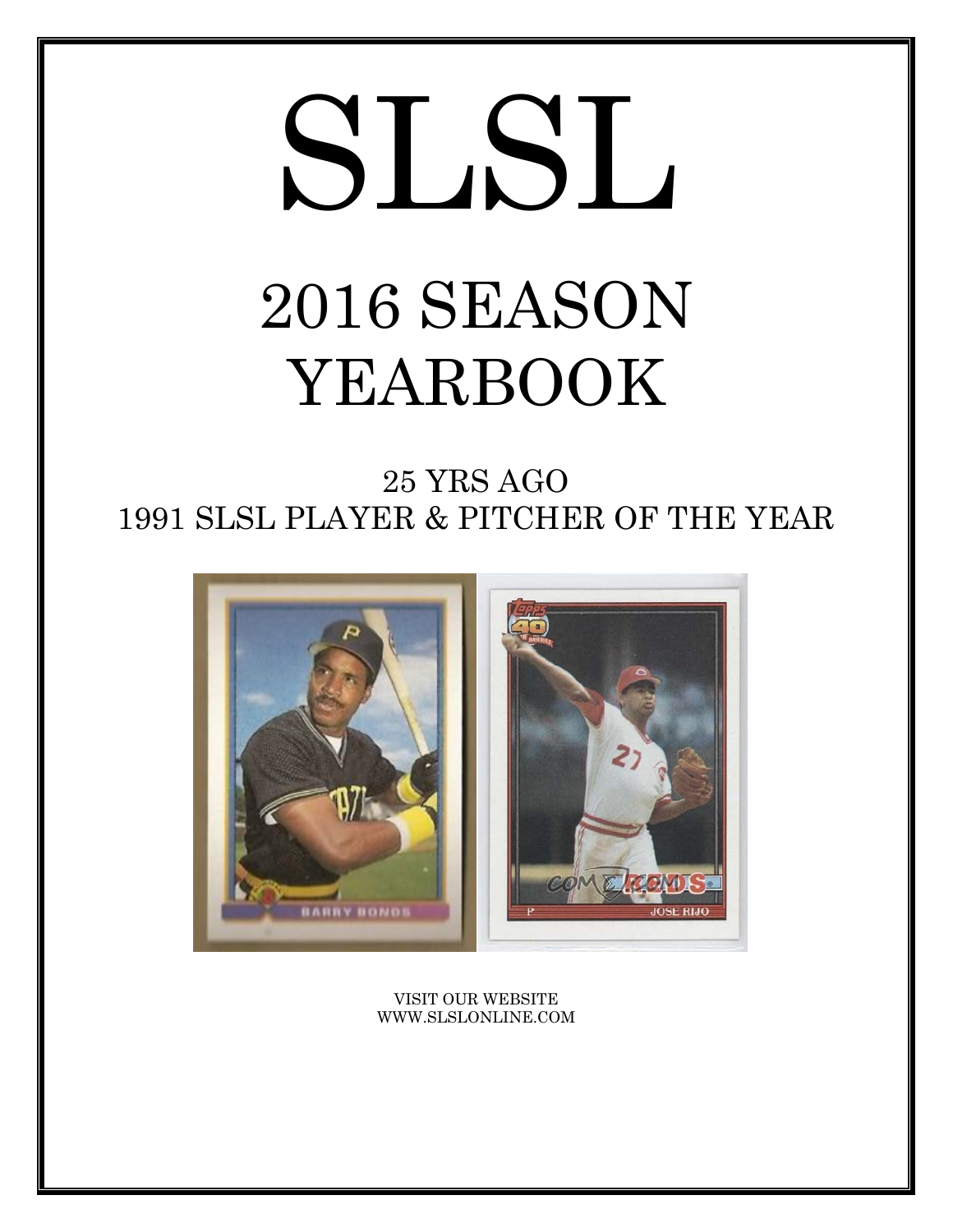# SLSL

## 2016 SEASON YEARBOOK

25 YRS AGO
1991 SLSL PLAYER & PITCHER OF THE YEAR

VISIT OUR WEBSITE
WWW.SLSLONLINE.COM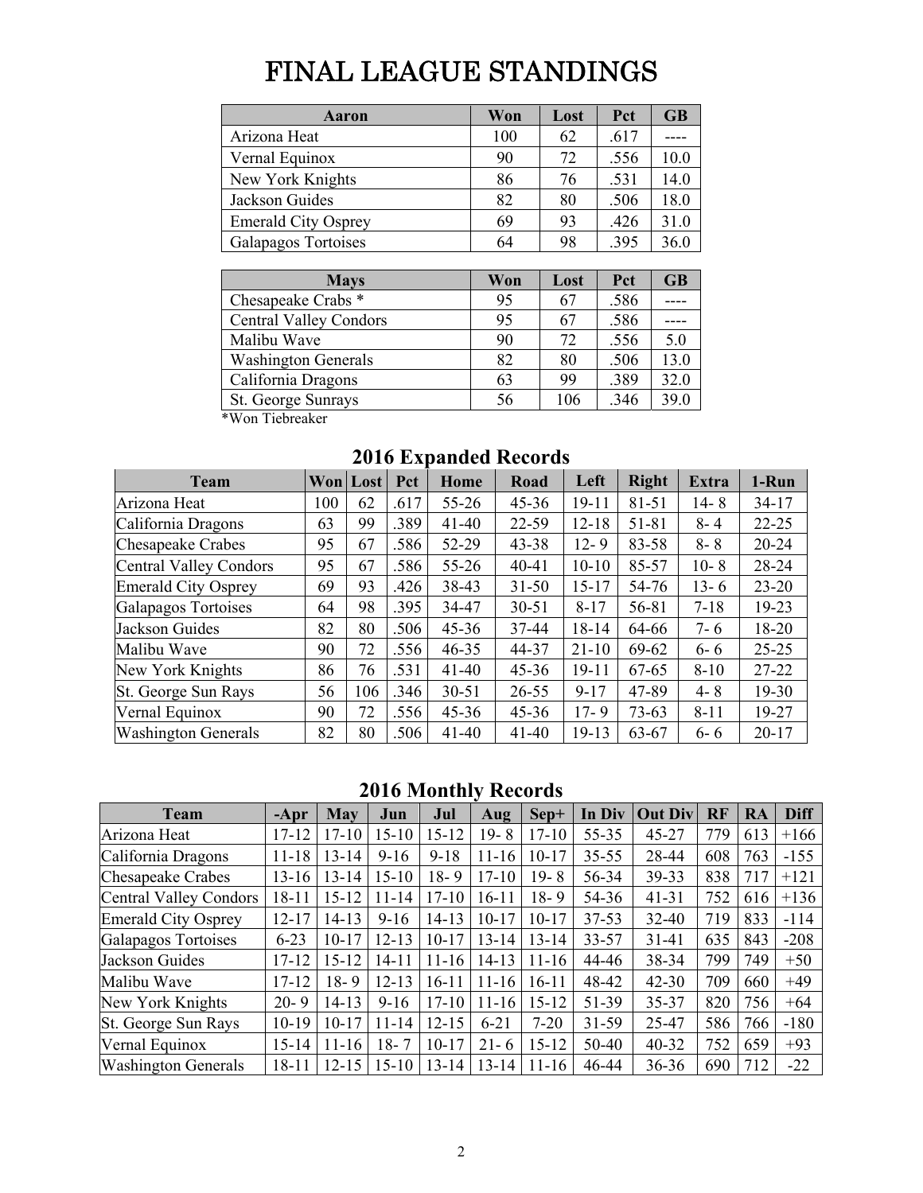# FINAL LEAGUE STANDINGS

| Aaron | Won | Lost | Pct | GB |
|---|---|---|---|---|
| Arizona Heat | 100 | 62 | .617 | ---- |
| Vernal Equinox | 90 | 72 | .556 | 10.0 |
| New York Knights | 86 | 76 | .531 | 14.0 |
| Jackson Guides | 82 | 80 | .506 | 18.0 |
| Emerald City Osprey | 69 | 93 | .426 | 31.0 |
| Galapagos Tortoises | 64 | 98 | .395 | 36.0 |

| Mays | Won | Lost | Pct | GB |
|---|---|---|---|---|
| Chesapeake Crabs * | 95 | 67 | .586 | ---- |
| Central Valley Condors | 95 | 67 | .586 | ---- |
| Malibu Wave | 90 | 72 | .556 | 5.0 |
| Washington Generals | 82 | 80 | .506 | 13.0 |
| California Dragons | 63 | 99 | .389 | 32.0 |
| St. George Sunrays | 56 | 106 | .346 | 39.0 |

*Won Tiebreaker

## 2016 Expanded Records

| Team | Won | Lost | Pct | Home | Road | Left | Right | Extra | 1-Run |
|---|---|---|---|---|---|---|---|---|---|
| Arizona Heat | 100 | 62 | .617 | 55-26 | 45-36 | 19-11 | 81-51 | 14- 8 | 34-17 |
| California Dragons | 63 | 99 | .389 | 41-40 | 22-59 | 12-18 | 51-81 | 8- 4 | 22-25 |
| Chesapeake Crabes | 95 | 67 | .586 | 52-29 | 43-38 | 12- 9 | 83-58 | 8- 8 | 20-24 |
| Central Valley Condors | 95 | 67 | .586 | 55-26 | 40-41 | 10-10 | 85-57 | 10- 8 | 28-24 |
| Emerald City Osprey | 69 | 93 | .426 | 38-43 | 31-50 | 15-17 | 54-76 | 13- 6 | 23-20 |
| Galapagos Tortoises | 64 | 98 | .395 | 34-47 | 30-51 | 8-17 | 56-81 | 7-18 | 19-23 |
| Jackson Guides | 82 | 80 | .506 | 45-36 | 37-44 | 18-14 | 64-66 | 7- 6 | 18-20 |
| Malibu Wave | 90 | 72 | .556 | 46-35 | 44-37 | 21-10 | 69-62 | 6- 6 | 25-25 |
| New York Knights | 86 | 76 | .531 | 41-40 | 45-36 | 19-11 | 67-65 | 8-10 | 27-22 |
| St. George Sun Rays | 56 | 106 | .346 | 30-51 | 26-55 | 9-17 | 47-89 | 4- 8 | 19-30 |
| Vernal Equinox | 90 | 72 | .556 | 45-36 | 45-36 | 17- 9 | 73-63 | 8-11 | 19-27 |
| Washington Generals | 82 | 80 | .506 | 41-40 | 41-40 | 19-13 | 63-67 | 6- 6 | 20-17 |

## 2016 Monthly Records

| Team | -Apr | May | Jun | Jul | Aug | Sep+ | In Div | Out Div | RF | RA | Diff |
|---|---|---|---|---|---|---|---|---|---|---|---|
| Arizona Heat | 17-12 | 17-10 | 15-10 | 15-12 | 19- 8 | 17-10 | 55-35 | 45-27 | 779 | 613 | +166 |
| California Dragons | 11-18 | 13-14 | 9-16 | 9-18 | 11-16 | 10-17 | 35-55 | 28-44 | 608 | 763 | -155 |
| Chesapeake Crabes | 13-16 | 13-14 | 15-10 | 18- 9 | 17-10 | 19- 8 | 56-34 | 39-33 | 838 | 717 | +121 |
| Central Valley Condors | 18-11 | 15-12 | 11-14 | 17-10 | 16-11 | 18- 9 | 54-36 | 41-31 | 752 | 616 | +136 |
| Emerald City Osprey | 12-17 | 14-13 | 9-16 | 14-13 | 10-17 | 10-17 | 37-53 | 32-40 | 719 | 833 | -114 |
| Galapagos Tortoises | 6-23 | 10-17 | 12-13 | 10-17 | 13-14 | 13-14 | 33-57 | 31-41 | 635 | 843 | -208 |
| Jackson Guides | 17-12 | 15-12 | 14-11 | 11-16 | 14-13 | 11-16 | 44-46 | 38-34 | 799 | 749 | +50 |
| Malibu Wave | 17-12 | 18- 9 | 12-13 | 16-11 | 11-16 | 16-11 | 48-42 | 42-30 | 709 | 660 | +49 |
| New York Knights | 20- 9 | 14-13 | 9-16 | 17-10 | 11-16 | 15-12 | 51-39 | 35-37 | 820 | 756 | +64 |
| St. George Sun Rays | 10-19 | 10-17 | 11-14 | 12-15 | 6-21 | 7-20 | 31-59 | 25-47 | 586 | 766 | -180 |
| Vernal Equinox | 15-14 | 11-16 | 18- 7 | 10-17 | 21- 6 | 15-12 | 50-40 | 40-32 | 752 | 659 | +93 |
| Washington Generals | 18-11 | 12-15 | 15-10 | 13-14 | 13-14 | 11-16 | 46-44 | 36-36 | 690 | 712 | -22 |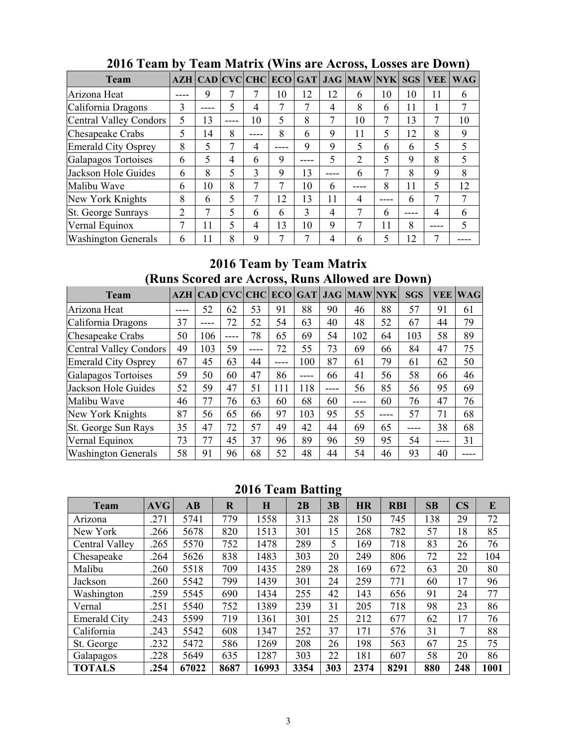## 2016 Team by Team Matrix (Wins are Across, Losses are Down)

| Team | AZH | CAD | CVC | CHC | ECO | GAT | JAG | MAW | NYK | SGS | VEE | WAG |
|---|---|---|---|---|---|---|---|---|---|---|---|---|
| Arizona Heat | ---- | 9 | 7 | 7 | 10 | 12 | 12 | 6 | 10 | 10 | 11 | 6 |
| California Dragons | 3 | ---- | 5 | 4 | 7 | 7 | 4 | 8 | 6 | 11 | 1 | 7 |
| Central Valley Condors | 5 | 13 | ---- | 10 | 5 | 8 | 7 | 10 | 7 | 13 | 7 | 10 |
| Chesapeake Crabs | 5 | 14 | 8 | ---- | 8 | 6 | 9 | 11 | 5 | 12 | 8 | 9 |
| Emerald City Osprey | 8 | 5 | 7 | 4 | ---- | 9 | 9 | 5 | 6 | 6 | 5 | 5 |
| Galapagos Tortoises | 6 | 5 | 4 | 6 | 9 | ---- | 5 | 2 | 5 | 9 | 8 | 5 |
| Jackson Hole Guides | 6 | 8 | 5 | 3 | 9 | 13 | ---- | 6 | 7 | 8 | 9 | 8 |
| Malibu Wave | 6 | 10 | 8 | 7 | 7 | 10 | 6 | ---- | 8 | 11 | 5 | 12 |
| New York Knights | 8 | 6 | 5 | 7 | 12 | 13 | 11 | 4 | ---- | 6 | 7 | 7 |
| St. George Sunrays | 2 | 7 | 5 | 6 | 6 | 3 | 4 | 7 | 6 | ---- | 4 | 6 |
| Vernal Equinox | 7 | 11 | 5 | 4 | 13 | 10 | 9 | 7 | 11 | 8 | ---- | 5 |
| Washington Generals | 6 | 11 | 8 | 9 | 7 | 7 | 4 | 6 | 5 | 12 | 7 | ---- |

## 2016 Team by Team Matrix (Runs Scored are Across, Runs Allowed are Down)

| Team | AZH | CAD | CVC | CHC | ECO | GAT | JAG | MAW | NYK | SGS | VEE | WAG |
|---|---|---|---|---|---|---|---|---|---|---|---|---|
| Arizona Heat | ---- | 52 | 62 | 53 | 91 | 88 | 90 | 46 | 88 | 57 | 91 | 61 |
| California Dragons | 37 | ---- | 72 | 52 | 54 | 63 | 40 | 48 | 52 | 67 | 44 | 79 |
| Chesapeake Crabs | 50 | 106 | ---- | 78 | 65 | 69 | 54 | 102 | 64 | 103 | 58 | 89 |
| Central Valley Condors | 49 | 103 | 59 | ---- | 72 | 55 | 73 | 69 | 66 | 84 | 47 | 75 |
| Emerald City Osprey | 67 | 45 | 63 | 44 | ---- | 100 | 87 | 61 | 79 | 61 | 62 | 50 |
| Galapagos Tortoises | 59 | 50 | 60 | 47 | 86 | ---- | 66 | 41 | 56 | 58 | 66 | 46 |
| Jackson Hole Guides | 52 | 59 | 47 | 51 | 111 | 118 | ---- | 56 | 85 | 56 | 95 | 69 |
| Malibu Wave | 46 | 77 | 76 | 63 | 60 | 68 | 60 | ---- | 60 | 76 | 47 | 76 |
| New York Knights | 87 | 56 | 65 | 66 | 97 | 103 | 95 | 55 | ---- | 57 | 71 | 68 |
| St. George Sun Rays | 35 | 47 | 72 | 57 | 49 | 42 | 44 | 69 | 65 | ---- | 38 | 68 |
| Vernal Equinox | 73 | 77 | 45 | 37 | 96 | 89 | 96 | 59 | 95 | 54 | ---- | 31 |
| Washington Generals | 58 | 91 | 96 | 68 | 52 | 48 | 44 | 54 | 46 | 93 | 40 | ---- |

## 2016 Team Batting

| Team | AVG | AB | R | H | 2B | 3B | HR | RBI | SB | CS | E |
|---|---|---|---|---|---|---|---|---|---|---|---|
| Arizona | .271 | 5741 | 779 | 1558 | 313 | 28 | 150 | 745 | 138 | 29 | 72 |
| New York | .266 | 5678 | 820 | 1513 | 301 | 15 | 268 | 782 | 57 | 18 | 85 |
| Central Valley | .265 | 5570 | 752 | 1478 | 289 | 5 | 169 | 718 | 83 | 26 | 76 |
| Chesapeake | .264 | 5626 | 838 | 1483 | 303 | 20 | 249 | 806 | 72 | 22 | 104 |
| Malibu | .260 | 5518 | 709 | 1435 | 289 | 28 | 169 | 672 | 63 | 20 | 80 |
| Jackson | .260 | 5542 | 799 | 1439 | 301 | 24 | 259 | 771 | 60 | 17 | 96 |
| Washington | .259 | 5545 | 690 | 1434 | 255 | 42 | 143 | 656 | 91 | 24 | 77 |
| Vernal | .251 | 5540 | 752 | 1389 | 239 | 31 | 205 | 718 | 98 | 23 | 86 |
| Emerald City | .243 | 5599 | 719 | 1361 | 301 | 25 | 212 | 677 | 62 | 17 | 76 |
| California | .243 | 5542 | 608 | 1347 | 252 | 37 | 171 | 576 | 31 | 7 | 88 |
| St. George | .232 | 5472 | 586 | 1269 | 208 | 26 | 198 | 563 | 67 | 25 | 75 |
| Galapagos | .228 | 5649 | 635 | 1287 | 303 | 22 | 181 | 607 | 58 | 20 | 86 |
| **TOTALS** | **.254** | **67022** | **8687** | **16993** | **3354** | **303** | **2374** | **8291** | **880** | **248** | **1001** |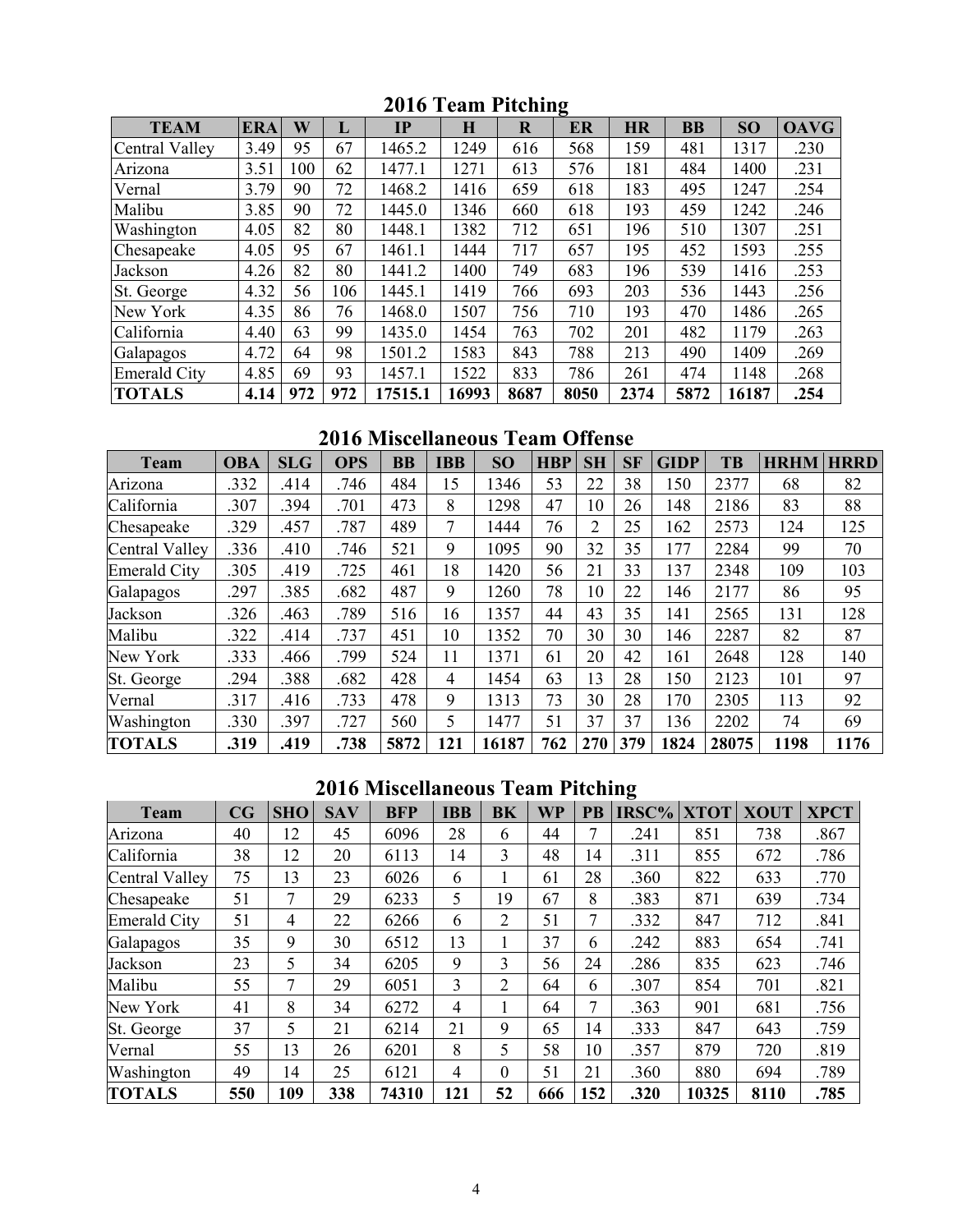## 2016 Team Pitching

| TEAM | ERA | W | L | IP | H | R | ER | HR | BB | SO | OAVG |
|---|---|---|---|---|---|---|---|---|---|---|---|
| Central Valley | 3.49 | 95 | 67 | 1465.2 | 1249 | 616 | 568 | 159 | 481 | 1317 | .230 |
| Arizona | 3.51 | 100 | 62 | 1477.1 | 1271 | 613 | 576 | 181 | 484 | 1400 | .231 |
| Vernal | 3.79 | 90 | 72 | 1468.2 | 1416 | 659 | 618 | 183 | 495 | 1247 | .254 |
| Malibu | 3.85 | 90 | 72 | 1445.0 | 1346 | 660 | 618 | 193 | 459 | 1242 | .246 |
| Washington | 4.05 | 82 | 80 | 1448.1 | 1382 | 712 | 651 | 196 | 510 | 1307 | .251 |
| Chesapeake | 4.05 | 95 | 67 | 1461.1 | 1444 | 717 | 657 | 195 | 452 | 1593 | .255 |
| Jackson | 4.26 | 82 | 80 | 1441.2 | 1400 | 749 | 683 | 196 | 539 | 1416 | .253 |
| St. George | 4.32 | 56 | 106 | 1445.1 | 1419 | 766 | 693 | 203 | 536 | 1443 | .256 |
| New York | 4.35 | 86 | 76 | 1468.0 | 1507 | 756 | 710 | 193 | 470 | 1486 | .265 |
| California | 4.40 | 63 | 99 | 1435.0 | 1454 | 763 | 702 | 201 | 482 | 1179 | .263 |
| Galapagos | 4.72 | 64 | 98 | 1501.2 | 1583 | 843 | 788 | 213 | 490 | 1409 | .269 |
| Emerald City | 4.85 | 69 | 93 | 1457.1 | 1522 | 833 | 786 | 261 | 474 | 1148 | .268 |
| **TOTALS** | **4.14** | **972** | **972** | **17515.1** | **16993** | **8687** | **8050** | **2374** | **5872** | **16187** | **.254** |

## 2016 Miscellaneous Team Offense

| Team | OBA | SLG | OPS | BB | IBB | SO | HBP | SH | SF | GIDP | TB | HRHM | HRRD |
|---|---|---|---|---|---|---|---|---|---|---|---|---|---|
| Arizona | .332 | .414 | .746 | 484 | 15 | 1346 | 53 | 22 | 38 | 150 | 2377 | 68 | 82 |
| California | .307 | .394 | .701 | 473 | 8 | 1298 | 47 | 10 | 26 | 148 | 2186 | 83 | 88 |
| Chesapeake | .329 | .457 | .787 | 489 | 7 | 1444 | 76 | 2 | 25 | 162 | 2573 | 124 | 125 |
| Central Valley | .336 | .410 | .746 | 521 | 9 | 1095 | 90 | 32 | 35 | 177 | 2284 | 99 | 70 |
| Emerald City | .305 | .419 | .725 | 461 | 18 | 1420 | 56 | 21 | 33 | 137 | 2348 | 109 | 103 |
| Galapagos | .297 | .385 | .682 | 487 | 9 | 1260 | 78 | 10 | 22 | 146 | 2177 | 86 | 95 |
| Jackson | .326 | .463 | .789 | 516 | 16 | 1357 | 44 | 43 | 35 | 141 | 2565 | 131 | 128 |
| Malibu | .322 | .414 | .737 | 451 | 10 | 1352 | 70 | 30 | 30 | 146 | 2287 | 82 | 87 |
| New York | .333 | .466 | .799 | 524 | 11 | 1371 | 61 | 20 | 42 | 161 | 2648 | 128 | 140 |
| St. George | .294 | .388 | .682 | 428 | 4 | 1454 | 63 | 13 | 28 | 150 | 2123 | 101 | 97 |
| Vernal | .317 | .416 | .733 | 478 | 9 | 1313 | 73 | 30 | 28 | 170 | 2305 | 113 | 92 |
| Washington | .330 | .397 | .727 | 560 | 5 | 1477 | 51 | 37 | 37 | 136 | 2202 | 74 | 69 |
| **TOTALS** | **.319** | **.419** | **.738** | **5872** | **121** | **16187** | **762** | **270** | **379** | **1824** | **28075** | **1198** | **1176** |

## 2016 Miscellaneous Team Pitching

| Team | CG | SHO | SAV | BFP | IBB | BK | WP | PB | IRSC% | XTOT | XOUT | XPCT |
|---|---|---|---|---|---|---|---|---|---|---|---|---|
| Arizona | 40 | 12 | 45 | 6096 | 28 | 6 | 44 | 7 | .241 | 851 | 738 | .867 |
| California | 38 | 12 | 20 | 6113 | 14 | 3 | 48 | 14 | .311 | 855 | 672 | .786 |
| Central Valley | 75 | 13 | 23 | 6026 | 6 | 1 | 61 | 28 | .360 | 822 | 633 | .770 |
| Chesapeake | 51 | 7 | 29 | 6233 | 5 | 19 | 67 | 8 | .383 | 871 | 639 | .734 |
| Emerald City | 51 | 4 | 22 | 6266 | 6 | 2 | 51 | 7 | .332 | 847 | 712 | .841 |
| Galapagos | 35 | 9 | 30 | 6512 | 13 | 1 | 37 | 6 | .242 | 883 | 654 | .741 |
| Jackson | 23 | 5 | 34 | 6205 | 9 | 3 | 56 | 24 | .286 | 835 | 623 | .746 |
| Malibu | 55 | 7 | 29 | 6051 | 3 | 2 | 64 | 6 | .307 | 854 | 701 | .821 |
| New York | 41 | 8 | 34 | 6272 | 4 | 1 | 64 | 7 | .363 | 901 | 681 | .756 |
| St. George | 37 | 5 | 21 | 6214 | 21 | 9 | 65 | 14 | .333 | 847 | 643 | .759 |
| Vernal | 55 | 13 | 26 | 6201 | 8 | 5 | 58 | 10 | .357 | 879 | 720 | .819 |
| Washington | 49 | 14 | 25 | 6121 | 4 | 0 | 51 | 21 | .360 | 880 | 694 | .789 |
| **TOTALS** | **550** | **109** | **338** | **74310** | **121** | **52** | **666** | **152** | **.320** | **10325** | **8110** | **.785** |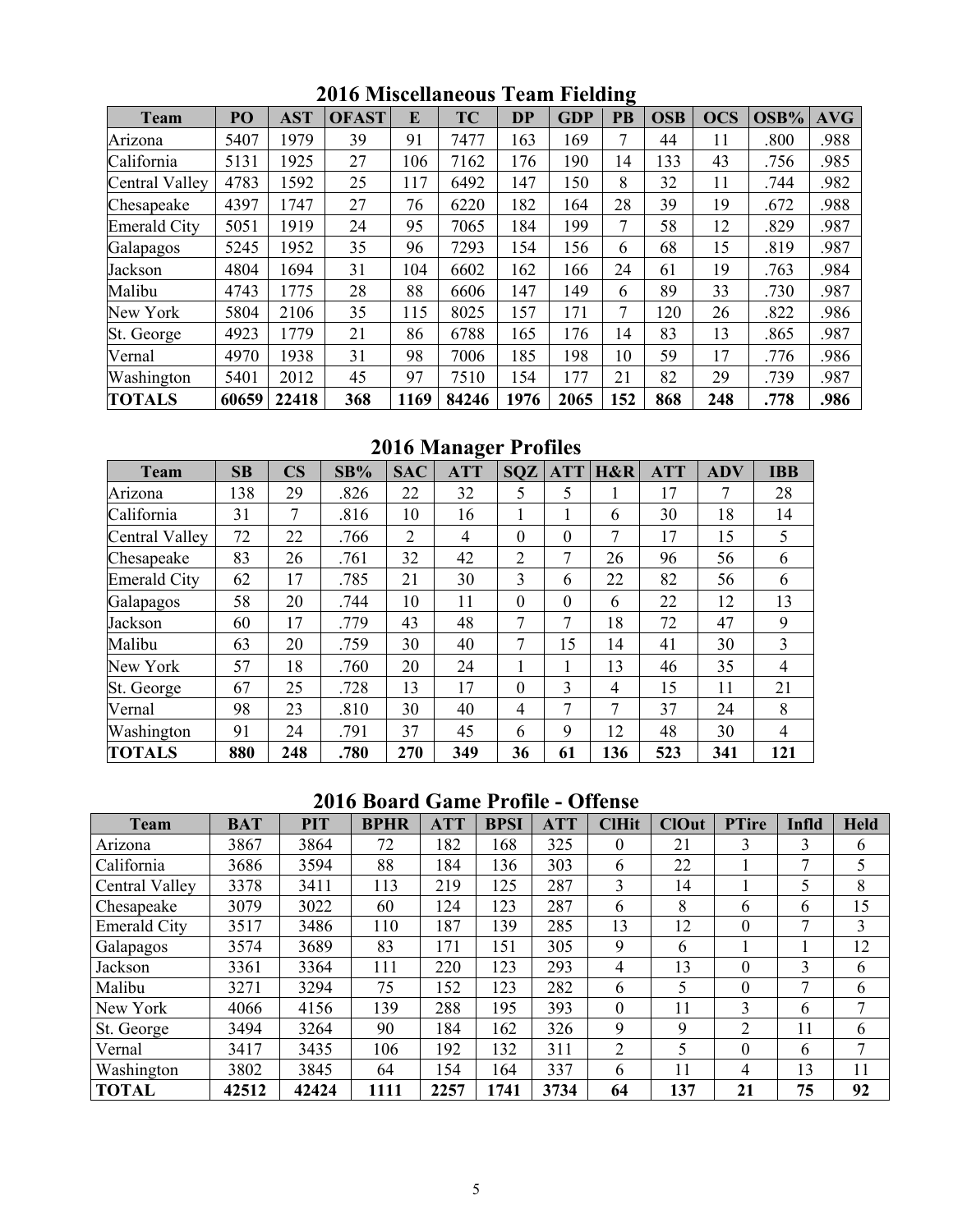## 2016 Miscellaneous Team Fielding

| Team | PO | AST | OFAST | E | TC | DP | GDP | PB | OSB | OCS | OSB% | AVG |
|---|---|---|---|---|---|---|---|---|---|---|---|---|
| Arizona | 5407 | 1979 | 39 | 91 | 7477 | 163 | 169 | 7 | 44 | 11 | .800 | .988 |
| California | 5131 | 1925 | 27 | 106 | 7162 | 176 | 190 | 14 | 133 | 43 | .756 | .985 |
| Central Valley | 4783 | 1592 | 25 | 117 | 6492 | 147 | 150 | 8 | 32 | 11 | .744 | .982 |
| Chesapeake | 4397 | 1747 | 27 | 76 | 6220 | 182 | 164 | 28 | 39 | 19 | .672 | .988 |
| Emerald City | 5051 | 1919 | 24 | 95 | 7065 | 184 | 199 | 7 | 58 | 12 | .829 | .987 |
| Galapagos | 5245 | 1952 | 35 | 96 | 7293 | 154 | 156 | 6 | 68 | 15 | .819 | .987 |
| Jackson | 4804 | 1694 | 31 | 104 | 6602 | 162 | 166 | 24 | 61 | 19 | .763 | .984 |
| Malibu | 4743 | 1775 | 28 | 88 | 6606 | 147 | 149 | 6 | 89 | 33 | .730 | .987 |
| New York | 5804 | 2106 | 35 | 115 | 8025 | 157 | 171 | 7 | 120 | 26 | .822 | .986 |
| St. George | 4923 | 1779 | 21 | 86 | 6788 | 165 | 176 | 14 | 83 | 13 | .865 | .987 |
| Vernal | 4970 | 1938 | 31 | 98 | 7006 | 185 | 198 | 10 | 59 | 17 | .776 | .986 |
| Washington | 5401 | 2012 | 45 | 97 | 7510 | 154 | 177 | 21 | 82 | 29 | .739 | .987 |
| **TOTALS** | **60659** | **22418** | **368** | **1169** | **84246** | **1976** | **2065** | **152** | **868** | **248** | **.778** | **.986** |

## 2016 Manager Profiles

| Team | SB | CS | SB% | SAC | ATT | SQZ | ATT | H&R | ATT | ADV | IBB |
|---|---|---|---|---|---|---|---|---|---|---|---|
| Arizona | 138 | 29 | .826 | 22 | 32 | 5 | 5 | 1 | 17 | 7 | 28 |
| California | 31 | 7 | .816 | 10 | 16 | 1 | 1 | 6 | 30 | 18 | 14 |
| Central Valley | 72 | 22 | .766 | 2 | 4 | 0 | 0 | 7 | 17 | 15 | 5 |
| Chesapeake | 83 | 26 | .761 | 32 | 42 | 2 | 7 | 26 | 96 | 56 | 6 |
| Emerald City | 62 | 17 | .785 | 21 | 30 | 3 | 6 | 22 | 82 | 56 | 6 |
| Galapagos | 58 | 20 | .744 | 10 | 11 | 0 | 0 | 6 | 22 | 12 | 13 |
| Jackson | 60 | 17 | .779 | 43 | 48 | 7 | 7 | 18 | 72 | 47 | 9 |
| Malibu | 63 | 20 | .759 | 30 | 40 | 7 | 15 | 14 | 41 | 30 | 3 |
| New York | 57 | 18 | .760 | 20 | 24 | 1 | 1 | 13 | 46 | 35 | 4 |
| St. George | 67 | 25 | .728 | 13 | 17 | 0 | 3 | 4 | 15 | 11 | 21 |
| Vernal | 98 | 23 | .810 | 30 | 40 | 4 | 7 | 7 | 37 | 24 | 8 |
| Washington | 91 | 24 | .791 | 37 | 45 | 6 | 9 | 12 | 48 | 30 | 4 |
| **TOTALS** | **880** | **248** | **.780** | **270** | **349** | **36** | **61** | **136** | **523** | **341** | **121** |

## 2016 Board Game Profile - Offense

| Team | BAT | PIT | BPHR | ATT | BPSI | ATT | ClHit | ClOut | PTire | Infld | Held |
|---|---|---|---|---|---|---|---|---|---|---|---|
| Arizona | 3867 | 3864 | 72 | 182 | 168 | 325 | 0 | 21 | 3 | 3 | 6 |
| California | 3686 | 3594 | 88 | 184 | 136 | 303 | 6 | 22 | 1 | 7 | 5 |
| Central Valley | 3378 | 3411 | 113 | 219 | 125 | 287 | 3 | 14 | 1 | 5 | 8 |
| Chesapeake | 3079 | 3022 | 60 | 124 | 123 | 287 | 6 | 8 | 6 | 6 | 15 |
| Emerald City | 3517 | 3486 | 110 | 187 | 139 | 285 | 13 | 12 | 0 | 7 | 3 |
| Galapagos | 3574 | 3689 | 83 | 171 | 151 | 305 | 9 | 6 | 1 | 1 | 12 |
| Jackson | 3361 | 3364 | 111 | 220 | 123 | 293 | 4 | 13 | 0 | 3 | 6 |
| Malibu | 3271 | 3294 | 75 | 152 | 123 | 282 | 6 | 5 | 0 | 7 | 6 |
| New York | 4066 | 4156 | 139 | 288 | 195 | 393 | 0 | 11 | 3 | 6 | 7 |
| St. George | 3494 | 3264 | 90 | 184 | 162 | 326 | 9 | 9 | 2 | 11 | 6 |
| Vernal | 3417 | 3435 | 106 | 192 | 132 | 311 | 2 | 5 | 0 | 6 | 7 |
| Washington | 3802 | 3845 | 64 | 154 | 164 | 337 | 6 | 11 | 4 | 13 | 11 |
| **TOTAL** | **42512** | **42424** | **1111** | **2257** | **1741** | **3734** | **64** | **137** | **21** | **75** | **92** |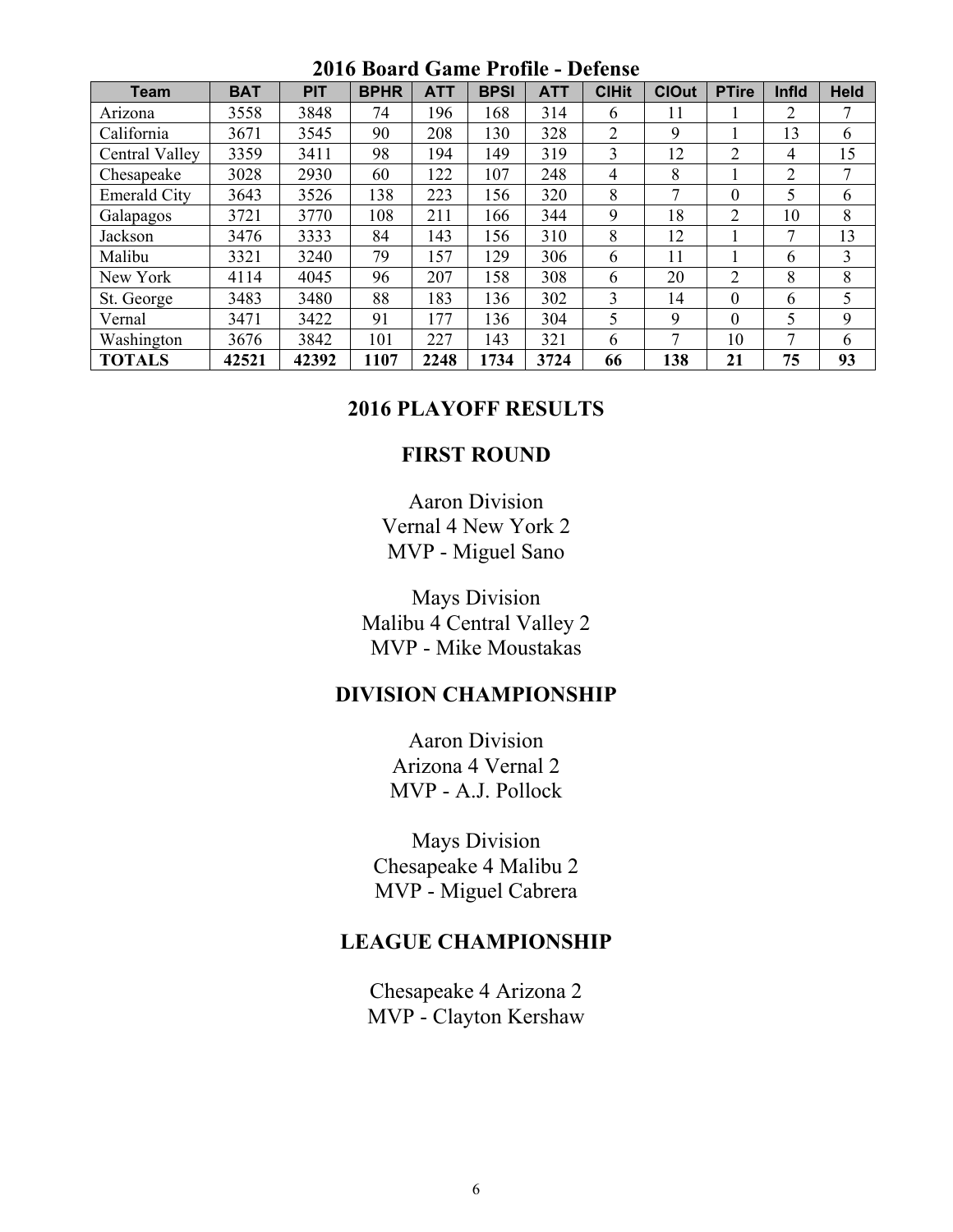## 2016 Board Game Profile - Defense

| Team | BAT | PIT | BPHR | ATT | BPSI | ATT | ClHit | ClOut | PTire | Infld | Held |
|---|---|---|---|---|---|---|---|---|---|---|---|
| Arizona | 3558 | 3848 | 74 | 196 | 168 | 314 | 6 | 11 | 1 | 2 | 7 |
| California | 3671 | 3545 | 90 | 208 | 130 | 328 | 2 | 9 | 1 | 13 | 6 |
| Central Valley | 3359 | 3411 | 98 | 194 | 149 | 319 | 3 | 12 | 2 | 4 | 15 |
| Chesapeake | 3028 | 2930 | 60 | 122 | 107 | 248 | 4 | 8 | 1 | 2 | 7 |
| Emerald City | 3643 | 3526 | 138 | 223 | 156 | 320 | 8 | 7 | 0 | 5 | 6 |
| Galapagos | 3721 | 3770 | 108 | 211 | 166 | 344 | 9 | 18 | 2 | 10 | 8 |
| Jackson | 3476 | 3333 | 84 | 143 | 156 | 310 | 8 | 12 | 1 | 7 | 13 |
| Malibu | 3321 | 3240 | 79 | 157 | 129 | 306 | 6 | 11 | 1 | 6 | 3 |
| New York | 4114 | 4045 | 96 | 207 | 158 | 308 | 6 | 20 | 2 | 8 | 8 |
| St. George | 3483 | 3480 | 88 | 183 | 136 | 302 | 3 | 14 | 0 | 6 | 5 |
| Vernal | 3471 | 3422 | 91 | 177 | 136 | 304 | 5 | 9 | 0 | 5 | 9 |
| Washington | 3676 | 3842 | 101 | 227 | 143 | 321 | 6 | 7 | 10 | 7 | 6 |
| **TOTALS** | **42521** | **42392** | **1107** | **2248** | **1734** | **3724** | **66** | **138** | **21** | **75** | **93** |

## 2016 PLAYOFF RESULTS

### FIRST ROUND

Aaron Division
Vernal 4 New York 2
MVP - Miguel Sano

Mays Division
Malibu 4 Central Valley 2
MVP - Mike Moustakas

### DIVISION CHAMPIONSHIP

Aaron Division
Arizona 4 Vernal 2
MVP - A.J. Pollock

Mays Division
Chesapeake 4 Malibu 2
MVP - Miguel Cabrera

### LEAGUE CHAMPIONSHIP

Chesapeake 4 Arizona 2
MVP - Clayton Kershaw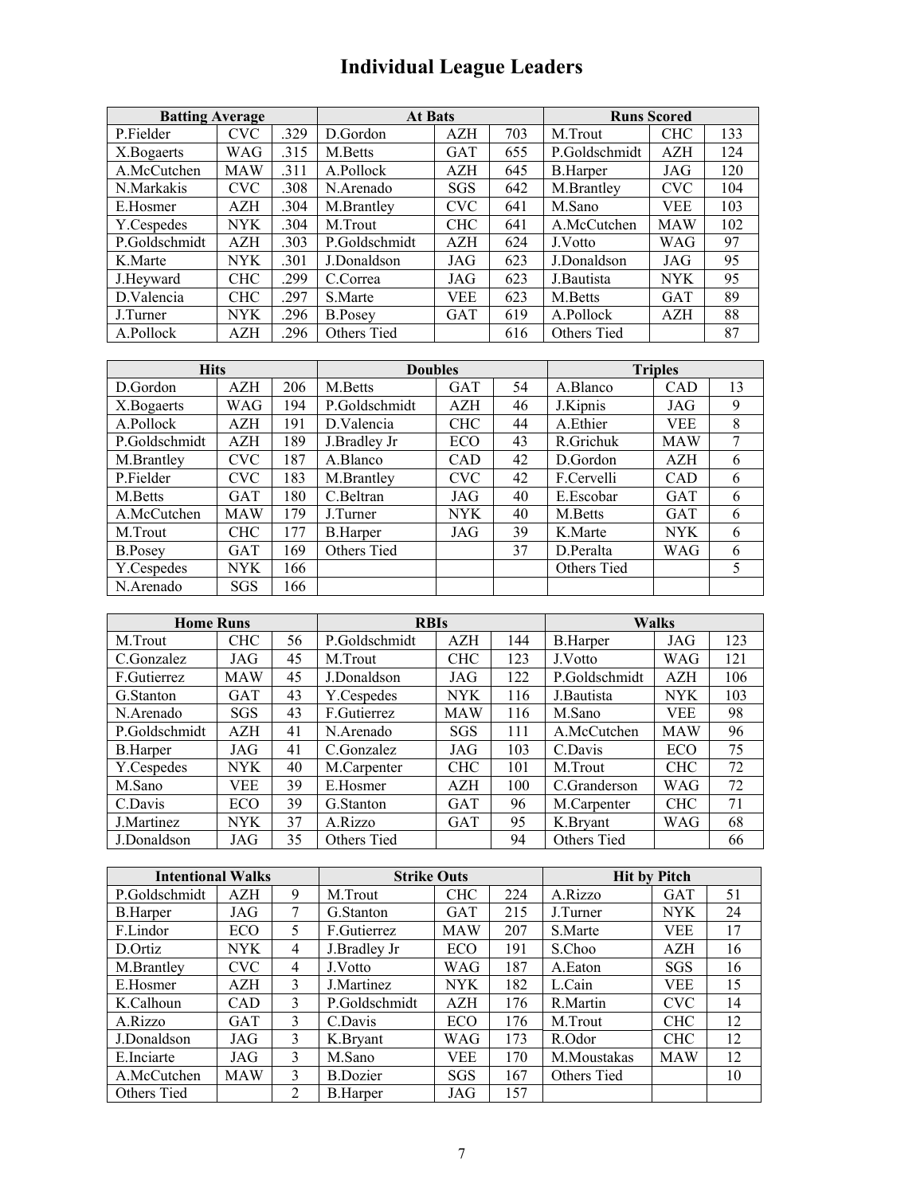# Individual League Leaders

| Batting Average | | | At Bats | | | Runs Scored | | |
|---|---|---|---|---|---|---|---|---|
| P.Fielder | CVC | .329 | D.Gordon | AZH | 703 | M.Trout | CHC | 133 |
| X.Bogaerts | WAG | .315 | M.Betts | GAT | 655 | P.Goldschmidt | AZH | 124 |
| A.McCutchen | MAW | .311 | A.Pollock | AZH | 645 | B.Harper | JAG | 120 |
| N.Markakis | CVC | .308 | N.Arenado | SGS | 642 | M.Brantley | CVC | 104 |
| E.Hosmer | AZH | .304 | M.Brantley | CVC | 641 | M.Sano | VEE | 103 |
| Y.Cespedes | NYK | .304 | M.Trout | CHC | 641 | A.McCutchen | MAW | 102 |
| P.Goldschmidt | AZH | .303 | P.Goldschmidt | AZH | 624 | J.Votto | WAG | 97 |
| K.Marte | NYK | .301 | J.Donaldson | JAG | 623 | J.Donaldson | JAG | 95 |
| J.Heyward | CHC | .299 | C.Correa | JAG | 623 | J.Bautista | NYK | 95 |
| D.Valencia | CHC | .297 | S.Marte | VEE | 623 | M.Betts | GAT | 89 |
| J.Turner | NYK | .296 | B.Posey | GAT | 619 | A.Pollock | AZH | 88 |
| A.Pollock | AZH | .296 | Others Tied | | 616 | Others Tied | | 87 |

| Hits | | | Doubles | | | Triples | | |
|---|---|---|---|---|---|---|---|---|
| D.Gordon | AZH | 206 | M.Betts | GAT | 54 | A.Blanco | CAD | 13 |
| X.Bogaerts | WAG | 194 | P.Goldschmidt | AZH | 46 | J.Kipnis | JAG | 9 |
| A.Pollock | AZH | 191 | D.Valencia | CHC | 44 | A.Ethier | VEE | 8 |
| P.Goldschmidt | AZH | 189 | J.Bradley Jr | ECO | 43 | R.Grichuk | MAW | 7 |
| M.Brantley | CVC | 187 | A.Blanco | CAD | 42 | D.Gordon | AZH | 6 |
| P.Fielder | CVC | 183 | M.Brantley | CVC | 42 | F.Cervelli | CAD | 6 |
| M.Betts | GAT | 180 | C.Beltran | JAG | 40 | E.Escobar | GAT | 6 |
| A.McCutchen | MAW | 179 | J.Turner | NYK | 40 | M.Betts | GAT | 6 |
| M.Trout | CHC | 177 | B.Harper | JAG | 39 | K.Marte | NYK | 6 |
| B.Posey | GAT | 169 | Others Tied | | 37 | D.Peralta | WAG | 6 |
| Y.Cespedes | NYK | 166 | | | | Others Tied | | 5 |
| N.Arenado | SGS | 166 | | | | | | |

| Home Runs | | | RBIs | | | Walks | | |
|---|---|---|---|---|---|---|---|---|
| M.Trout | CHC | 56 | P.Goldschmidt | AZH | 144 | B.Harper | JAG | 123 |
| C.Gonzalez | JAG | 45 | M.Trout | CHC | 123 | J.Votto | WAG | 121 |
| F.Gutierrez | MAW | 45 | J.Donaldson | JAG | 122 | P.Goldschmidt | AZH | 106 |
| G.Stanton | GAT | 43 | Y.Cespedes | NYK | 116 | J.Bautista | NYK | 103 |
| N.Arenado | SGS | 43 | F.Gutierrez | MAW | 116 | M.Sano | VEE | 98 |
| P.Goldschmidt | AZH | 41 | N.Arenado | SGS | 111 | A.McCutchen | MAW | 96 |
| B.Harper | JAG | 41 | C.Gonzalez | JAG | 103 | C.Davis | ECO | 75 |
| Y.Cespedes | NYK | 40 | M.Carpenter | CHC | 101 | M.Trout | CHC | 72 |
| M.Sano | VEE | 39 | E.Hosmer | AZH | 100 | C.Granderson | WAG | 72 |
| C.Davis | ECO | 39 | G.Stanton | GAT | 96 | M.Carpenter | CHC | 71 |
| J.Martinez | NYK | 37 | A.Rizzo | GAT | 95 | K.Bryant | WAG | 68 |
| J.Donaldson | JAG | 35 | Others Tied | | 94 | Others Tied | | 66 |

| Intentional Walks | | | Strike Outs | | | Hit by Pitch | | |
|---|---|---|---|---|---|---|---|---|
| P.Goldschmidt | AZH | 9 | M.Trout | CHC | 224 | A.Rizzo | GAT | 51 |
| B.Harper | JAG | 7 | G.Stanton | GAT | 215 | J.Turner | NYK | 24 |
| F.Lindor | ECO | 5 | F.Gutierrez | MAW | 207 | S.Marte | VEE | 17 |
| D.Ortiz | NYK | 4 | J.Bradley Jr | ECO | 191 | S.Choo | AZH | 16 |
| M.Brantley | CVC | 4 | J.Votto | WAG | 187 | A.Eaton | SGS | 16 |
| E.Hosmer | AZH | 3 | J.Martinez | NYK | 182 | L.Cain | VEE | 15 |
| K.Calhoun | CAD | 3 | P.Goldschmidt | AZH | 176 | R.Martin | CVC | 14 |
| A.Rizzo | GAT | 3 | C.Davis | ECO | 176 | M.Trout | CHC | 12 |
| J.Donaldson | JAG | 3 | K.Bryant | WAG | 173 | R.Odor | CHC | 12 |
| E.Inciarte | JAG | 3 | M.Sano | VEE | 170 | M.Moustakas | MAW | 12 |
| A.McCutchen | MAW | 3 | B.Dozier | SGS | 167 | Others Tied | | 10 |
| Others Tied | | 2 | B.Harper | JAG | 157 | | | |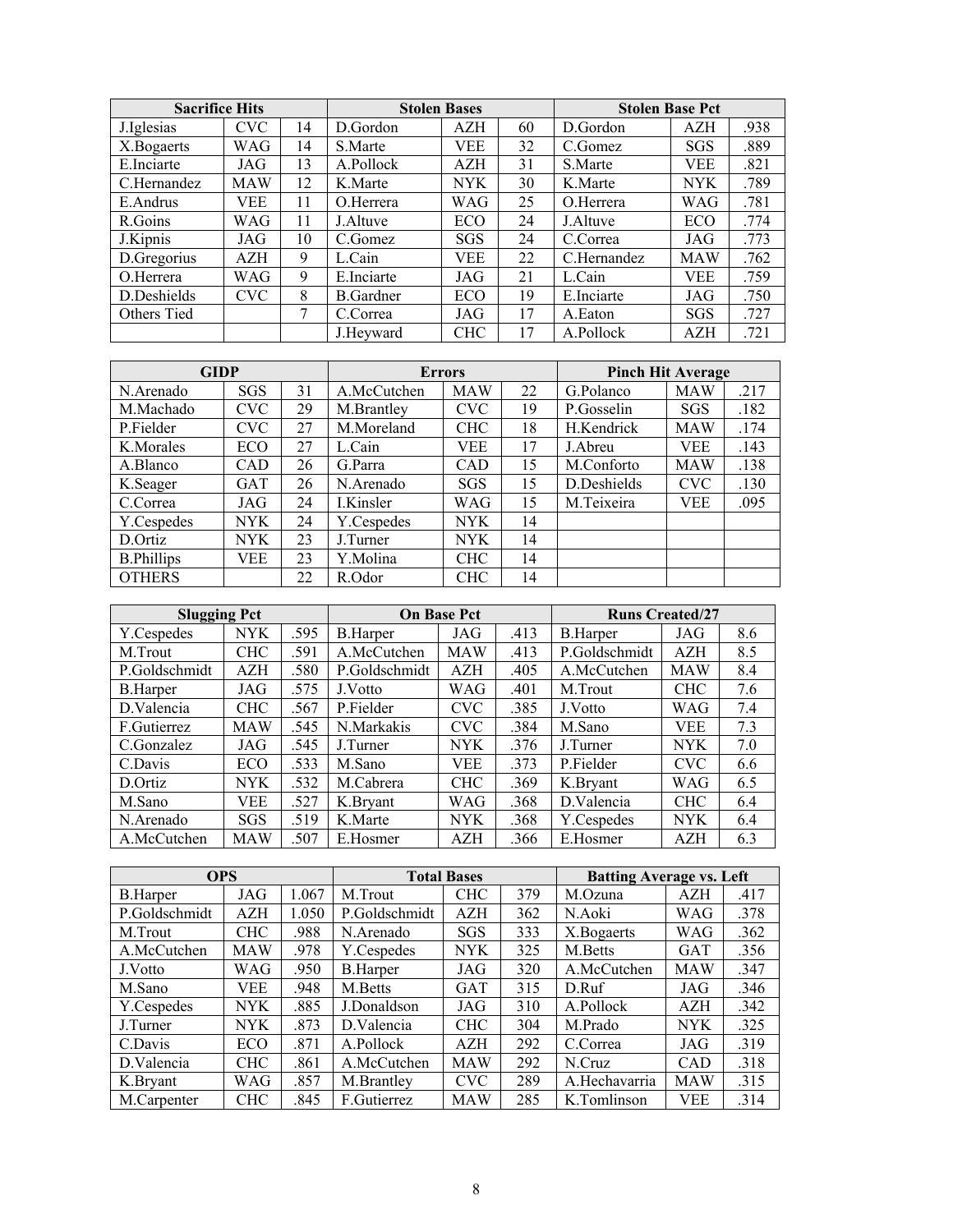| Sacrifice Hits | | | Stolen Bases | | | Stolen Base Pct | | |
|---|---|---|---|---|---|---|---|---|
| J.Iglesias | CVC | 14 | D.Gordon | AZH | 60 | D.Gordon | AZH | .938 |
| X.Bogaerts | WAG | 14 | S.Marte | VEE | 32 | C.Gomez | SGS | .889 |
| E.Inciarte | JAG | 13 | A.Pollock | AZH | 31 | S.Marte | VEE | .821 |
| C.Hernandez | MAW | 12 | K.Marte | NYK | 30 | K.Marte | NYK | .789 |
| E.Andrus | VEE | 11 | O.Herrera | WAG | 25 | O.Herrera | WAG | .781 |
| R.Goins | WAG | 11 | J.Altuve | ECO | 24 | J.Altuve | ECO | .774 |
| J.Kipnis | JAG | 10 | C.Gomez | SGS | 24 | C.Correa | JAG | .773 |
| D.Gregorius | AZH | 9 | L.Cain | VEE | 22 | C.Hernandez | MAW | .762 |
| O.Herrera | WAG | 9 | E.Inciarte | JAG | 21 | L.Cain | VEE | .759 |
| D.Deshields | CVC | 8 | B.Gardner | ECO | 19 | E.Inciarte | JAG | .750 |
| Others Tied | | 7 | C.Correa | JAG | 17 | A.Eaton | SGS | .727 |
| | | | J.Heyward | CHC | 17 | A.Pollock | AZH | .721 |

| GIDP | | | Errors | | | Pinch Hit Average | | |
|---|---|---|---|---|---|---|---|---|
| N.Arenado | SGS | 31 | A.McCutchen | MAW | 22 | G.Polanco | MAW | .217 |
| M.Machado | CVC | 29 | M.Brantley | CVC | 19 | P.Gosselin | SGS | .182 |
| P.Fielder | CVC | 27 | M.Moreland | CHC | 18 | H.Kendrick | MAW | .174 |
| K.Morales | ECO | 27 | L.Cain | VEE | 17 | J.Abreu | VEE | .143 |
| A.Blanco | CAD | 26 | G.Parra | CAD | 15 | M.Conforto | MAW | .138 |
| K.Seager | GAT | 26 | N.Arenado | SGS | 15 | D.Deshields | CVC | .130 |
| C.Correa | JAG | 24 | I.Kinsler | WAG | 15 | M.Teixeira | VEE | .095 |
| Y.Cespedes | NYK | 24 | Y.Cespedes | NYK | 14 | | | |
| D.Ortiz | NYK | 23 | J.Turner | NYK | 14 | | | |
| B.Phillips | VEE | 23 | Y.Molina | CHC | 14 | | | |
| OTHERS | | 22 | R.Odor | CHC | 14 | | | |

| Slugging Pct | | | On Base Pct | | | Runs Created/27 | | |
|---|---|---|---|---|---|---|---|---|
| Y.Cespedes | NYK | .595 | B.Harper | JAG | .413 | B.Harper | JAG | 8.6 |
| M.Trout | CHC | .591 | A.McCutchen | MAW | .413 | P.Goldschmidt | AZH | 8.5 |
| P.Goldschmidt | AZH | .580 | P.Goldschmidt | AZH | .405 | A.McCutchen | MAW | 8.4 |
| B.Harper | JAG | .575 | J.Votto | WAG | .401 | M.Trout | CHC | 7.6 |
| D.Valencia | CHC | .567 | P.Fielder | CVC | .385 | J.Votto | WAG | 7.4 |
| F.Gutierrez | MAW | .545 | N.Markakis | CVC | .384 | M.Sano | VEE | 7.3 |
| C.Gonzalez | JAG | .545 | J.Turner | NYK | .376 | J.Turner | NYK | 7.0 |
| C.Davis | ECO | .533 | M.Sano | VEE | .373 | P.Fielder | CVC | 6.6 |
| D.Ortiz | NYK | .532 | M.Cabrera | CHC | .369 | K.Bryant | WAG | 6.5 |
| M.Sano | VEE | .527 | K.Bryant | WAG | .368 | D.Valencia | CHC | 6.4 |
| N.Arenado | SGS | .519 | K.Marte | NYK | .368 | Y.Cespedes | NYK | 6.4 |
| A.McCutchen | MAW | .507 | E.Hosmer | AZH | .366 | E.Hosmer | AZH | 6.3 |

| OPS | | | Total Bases | | | Batting Average vs. Left | | |
|---|---|---|---|---|---|---|---|---|
| B.Harper | JAG | 1.067 | M.Trout | CHC | 379 | M.Ozuna | AZH | .417 |
| P.Goldschmidt | AZH | 1.050 | P.Goldschmidt | AZH | 362 | N.Aoki | WAG | .378 |
| M.Trout | CHC | .988 | N.Arenado | SGS | 333 | X.Bogaerts | WAG | .362 |
| A.McCutchen | MAW | .978 | Y.Cespedes | NYK | 325 | M.Betts | GAT | .356 |
| J.Votto | WAG | .950 | B.Harper | JAG | 320 | A.McCutchen | MAW | .347 |
| M.Sano | VEE | .948 | M.Betts | GAT | 315 | D.Ruf | JAG | .346 |
| Y.Cespedes | NYK | .885 | J.Donaldson | JAG | 310 | A.Pollock | AZH | .342 |
| J.Turner | NYK | .873 | D.Valencia | CHC | 304 | M.Prado | NYK | .325 |
| C.Davis | ECO | .871 | A.Pollock | AZH | 292 | C.Correa | JAG | .319 |
| D.Valencia | CHC | .861 | A.McCutchen | MAW | 292 | N.Cruz | CAD | .318 |
| K.Bryant | WAG | .857 | M.Brantley | CVC | 289 | A.Hechavarria | MAW | .315 |
| M.Carpenter | CHC | .845 | F.Gutierrez | MAW | 285 | K.Tomlinson | VEE | .314 |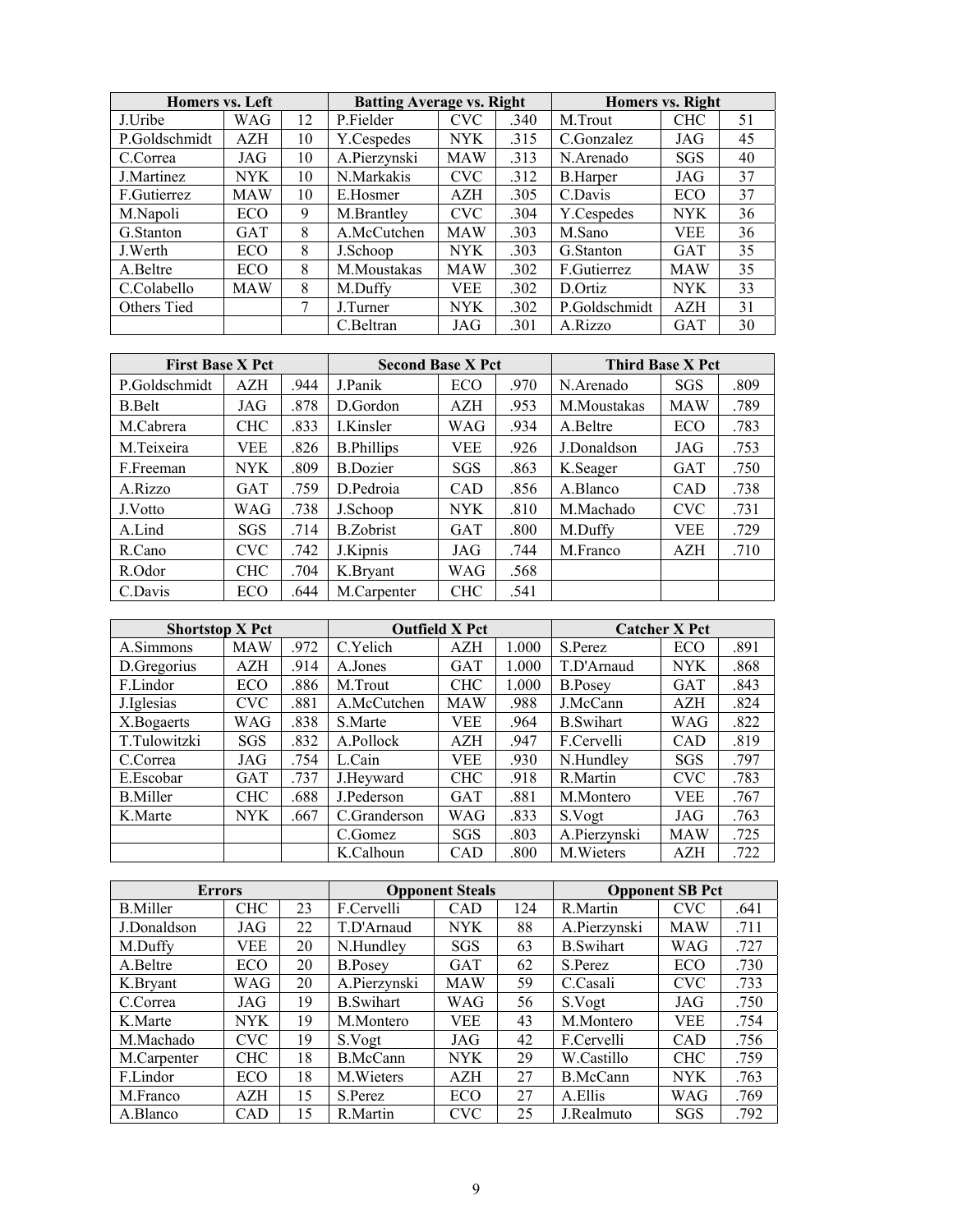| Homers vs. Left | | | Batting Average vs. Right | | | Homers vs. Right | | |
|---|---|---|---|---|---|---|---|---|
| J.Uribe | WAG | 12 | P.Fielder | CVC | .340 | M.Trout | CHC | 51 |
| P.Goldschmidt | AZH | 10 | Y.Cespedes | NYK | .315 | C.Gonzalez | JAG | 45 |
| C.Correa | JAG | 10 | A.Pierzynski | MAW | .313 | N.Arenado | SGS | 40 |
| J.Martinez | NYK | 10 | N.Markakis | CVC | .312 | B.Harper | JAG | 37 |
| F.Gutierrez | MAW | 10 | E.Hosmer | AZH | .305 | C.Davis | ECO | 37 |
| M.Napoli | ECO | 9 | M.Brantley | CVC | .304 | Y.Cespedes | NYK | 36 |
| G.Stanton | GAT | 8 | A.McCutchen | MAW | .303 | M.Sano | VEE | 36 |
| J.Werth | ECO | 8 | J.Schoop | NYK | .303 | G.Stanton | GAT | 35 |
| A.Beltre | ECO | 8 | M.Moustakas | MAW | .302 | F.Gutierrez | MAW | 35 |
| C.Colabello | MAW | 8 | M.Duffy | VEE | .302 | D.Ortiz | NYK | 33 |
| Others Tied | | 7 | J.Turner | NYK | .302 | P.Goldschmidt | AZH | 31 |
| | | | C.Beltran | JAG | .301 | A.Rizzo | GAT | 30 |

| First Base X Pct | | | Second Base X Pct | | | Third Base X Pct | | |
|---|---|---|---|---|---|---|---|---|
| P.Goldschmidt | AZH | .944 | J.Panik | ECO | .970 | N.Arenado | SGS | .809 |
| B.Belt | JAG | .878 | D.Gordon | AZH | .953 | M.Moustakas | MAW | .789 |
| M.Cabrera | CHC | .833 | I.Kinsler | WAG | .934 | A.Beltre | ECO | .783 |
| M.Teixeira | VEE | .826 | B.Phillips | VEE | .926 | J.Donaldson | JAG | .753 |
| F.Freeman | NYK | .809 | B.Dozier | SGS | .863 | K.Seager | GAT | .750 |
| A.Rizzo | GAT | .759 | D.Pedroia | CAD | .856 | A.Blanco | CAD | .738 |
| J.Votto | WAG | .738 | J.Schoop | NYK | .810 | M.Machado | CVC | .731 |
| A.Lind | SGS | .714 | B.Zobrist | GAT | .800 | M.Duffy | VEE | .729 |
| R.Cano | CVC | .742 | J.Kipnis | JAG | .744 | M.Franco | AZH | .710 |
| R.Odor | CHC | .704 | K.Bryant | WAG | .568 | | | |
| C.Davis | ECO | .644 | M.Carpenter | CHC | .541 | | | |

| Shortstop X Pct | | | Outfield X Pct | | | Catcher X Pct | | |
|---|---|---|---|---|---|---|---|---|
| A.Simmons | MAW | .972 | C.Yelich | AZH | 1.000 | S.Perez | ECO | .891 |
| D.Gregorius | AZH | .914 | A.Jones | GAT | 1.000 | T.D'Arnaud | NYK | .868 |
| F.Lindor | ECO | .886 | M.Trout | CHC | 1.000 | B.Posey | GAT | .843 |
| J.Iglesias | CVC | .881 | A.McCutchen | MAW | .988 | J.McCann | AZH | .824 |
| X.Bogaerts | WAG | .838 | S.Marte | VEE | .964 | B.Swihart | WAG | .822 |
| T.Tulowitzki | SGS | .832 | A.Pollock | AZH | .947 | F.Cervelli | CAD | .819 |
| C.Correa | JAG | .754 | L.Cain | VEE | .930 | N.Hundley | SGS | .797 |
| E.Escobar | GAT | .737 | J.Heyward | CHC | .918 | R.Martin | CVC | .783 |
| B.Miller | CHC | .688 | J.Pederson | GAT | .881 | M.Montero | VEE | .767 |
| K.Marte | NYK | .667 | C.Granderson | WAG | .833 | S.Vogt | JAG | .763 |
| | | | C.Gomez | SGS | .803 | A.Pierzynski | MAW | .725 |
| | | | K.Calhoun | CAD | .800 | M.Wieters | AZH | .722 |

| Errors | | | Opponent Steals | | | Opponent SB Pct | | |
|---|---|---|---|---|---|---|---|---|
| B.Miller | CHC | 23 | F.Cervelli | CAD | 124 | R.Martin | CVC | .641 |
| J.Donaldson | JAG | 22 | T.D'Arnaud | NYK | 88 | A.Pierzynski | MAW | .711 |
| M.Duffy | VEE | 20 | N.Hundley | SGS | 63 | B.Swihart | WAG | .727 |
| A.Beltre | ECO | 20 | B.Posey | GAT | 62 | S.Perez | ECO | .730 |
| K.Bryant | WAG | 20 | A.Pierzynski | MAW | 59 | C.Casali | CVC | .733 |
| C.Correa | JAG | 19 | B.Swihart | WAG | 56 | S.Vogt | JAG | .750 |
| K.Marte | NYK | 19 | M.Montero | VEE | 43 | M.Montero | VEE | .754 |
| M.Machado | CVC | 19 | S.Vogt | JAG | 42 | F.Cervelli | CAD | .756 |
| M.Carpenter | CHC | 18 | B.McCann | NYK | 29 | W.Castillo | CHC | .759 |
| F.Lindor | ECO | 18 | M.Wieters | AZH | 27 | B.McCann | NYK | .763 |
| M.Franco | AZH | 15 | S.Perez | ECO | 27 | A.Ellis | WAG | .769 |
| A.Blanco | CAD | 15 | R.Martin | CVC | 25 | J.Realmuto | SGS | .792 |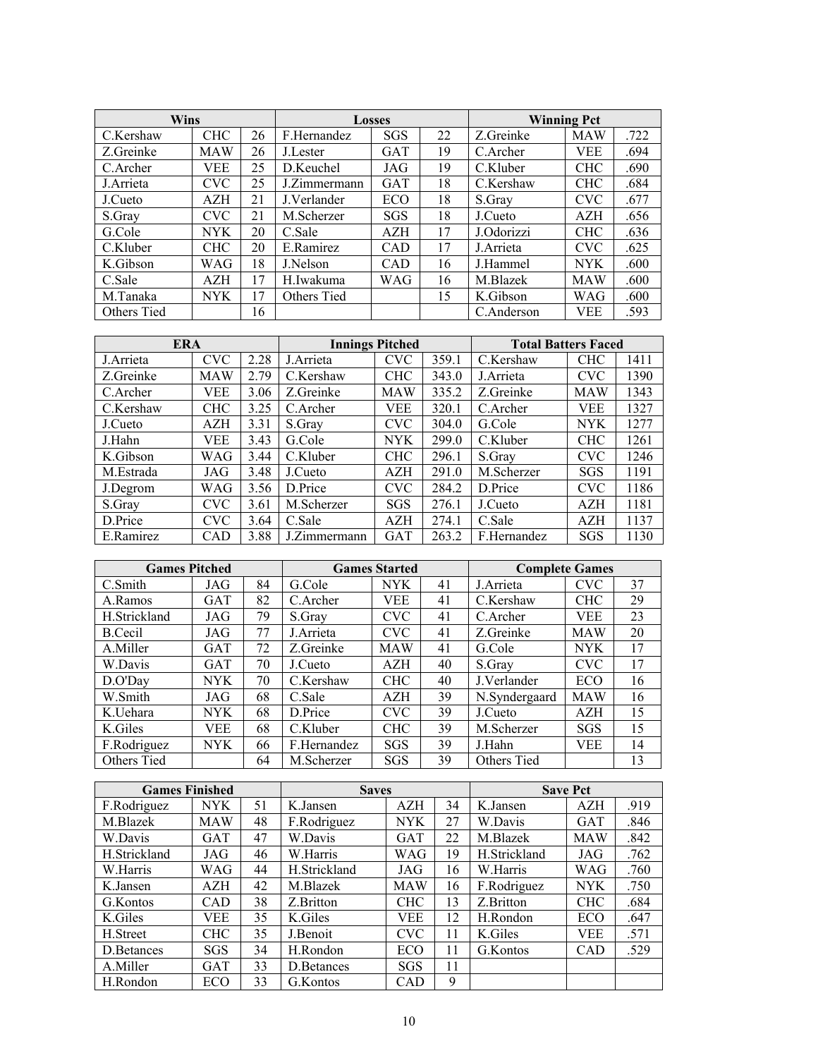| Wins | | | Losses | | | Winning Pct | | |
|---|---|---|---|---|---|---|---|---|
| C.Kershaw | CHC | 26 | F.Hernandez | SGS | 22 | Z.Greinke | MAW | .722 |
| Z.Greinke | MAW | 26 | J.Lester | GAT | 19 | C.Archer | VEE | .694 |
| C.Archer | VEE | 25 | D.Keuchel | JAG | 19 | C.Kluber | CHC | .690 |
| J.Arrieta | CVC | 25 | J.Zimmermann | GAT | 18 | C.Kershaw | CHC | .684 |
| J.Cueto | AZH | 21 | J.Verlander | ECO | 18 | S.Gray | CVC | .677 |
| S.Gray | CVC | 21 | M.Scherzer | SGS | 18 | J.Cueto | AZH | .656 |
| G.Cole | NYK | 20 | C.Sale | AZH | 17 | J.Odorizzi | CHC | .636 |
| C.Kluber | CHC | 20 | E.Ramirez | CAD | 17 | J.Arrieta | CVC | .625 |
| K.Gibson | WAG | 18 | J.Nelson | CAD | 16 | J.Hammel | NYK | .600 |
| C.Sale | AZH | 17 | H.Iwakuma | WAG | 16 | M.Blazek | MAW | .600 |
| M.Tanaka | NYK | 17 | Others Tied | | 15 | K.Gibson | WAG | .600 |
| Others Tied | | 16 | | | | C.Anderson | VEE | .593 |

| ERA | | | Innings Pitched | | | Total Batters Faced | | |
|---|---|---|---|---|---|---|---|---|
| J.Arrieta | CVC | 2.28 | J.Arrieta | CVC | 359.1 | C.Kershaw | CHC | 1411 |
| Z.Greinke | MAW | 2.79 | C.Kershaw | CHC | 343.0 | J.Arrieta | CVC | 1390 |
| C.Archer | VEE | 3.06 | Z.Greinke | MAW | 335.2 | Z.Greinke | MAW | 1343 |
| C.Kershaw | CHC | 3.25 | C.Archer | VEE | 320.1 | C.Archer | VEE | 1327 |
| J.Cueto | AZH | 3.31 | S.Gray | CVC | 304.0 | G.Cole | NYK | 1277 |
| J.Hahn | VEE | 3.43 | G.Cole | NYK | 299.0 | C.Kluber | CHC | 1261 |
| K.Gibson | WAG | 3.44 | C.Kluber | CHC | 296.1 | S.Gray | CVC | 1246 |
| M.Estrada | JAG | 3.48 | J.Cueto | AZH | 291.0 | M.Scherzer | SGS | 1191 |
| J.Degrom | WAG | 3.56 | D.Price | CVC | 284.2 | D.Price | CVC | 1186 |
| S.Gray | CVC | 3.61 | M.Scherzer | SGS | 276.1 | J.Cueto | AZH | 1181 |
| D.Price | CVC | 3.64 | C.Sale | AZH | 274.1 | C.Sale | AZH | 1137 |
| E.Ramirez | CAD | 3.88 | J.Zimmermann | GAT | 263.2 | F.Hernandez | SGS | 1130 |

| Games Pitched | | | Games Started | | | Complete Games | | |
|---|---|---|---|---|---|---|---|---|
| C.Smith | JAG | 84 | G.Cole | NYK | 41 | J.Arrieta | CVC | 37 |
| A.Ramos | GAT | 82 | C.Archer | VEE | 41 | C.Kershaw | CHC | 29 |
| H.Strickland | JAG | 79 | S.Gray | CVC | 41 | C.Archer | VEE | 23 |
| B.Cecil | JAG | 77 | J.Arrieta | CVC | 41 | Z.Greinke | MAW | 20 |
| A.Miller | GAT | 72 | Z.Greinke | MAW | 41 | G.Cole | NYK | 17 |
| W.Davis | GAT | 70 | J.Cueto | AZH | 40 | S.Gray | CVC | 17 |
| D.O'Day | NYK | 70 | C.Kershaw | CHC | 40 | J.Verlander | ECO | 16 |
| W.Smith | JAG | 68 | C.Sale | AZH | 39 | N.Syndergaard | MAW | 16 |
| K.Uehara | NYK | 68 | D.Price | CVC | 39 | J.Cueto | AZH | 15 |
| K.Giles | VEE | 68 | C.Kluber | CHC | 39 | M.Scherzer | SGS | 15 |
| F.Rodriguez | NYK | 66 | F.Hernandez | SGS | 39 | J.Hahn | VEE | 14 |
| Others Tied | | 64 | M.Scherzer | SGS | 39 | Others Tied | | 13 |

| Games Finished | | | Saves | | | Save Pct | | |
|---|---|---|---|---|---|---|---|---|
| F.Rodriguez | NYK | 51 | K.Jansen | AZH | 34 | K.Jansen | AZH | .919 |
| M.Blazek | MAW | 48 | F.Rodriguez | NYK | 27 | W.Davis | GAT | .846 |
| W.Davis | GAT | 47 | W.Davis | GAT | 22 | M.Blazek | MAW | .842 |
| H.Strickland | JAG | 46 | W.Harris | WAG | 19 | H.Strickland | JAG | .762 |
| W.Harris | WAG | 44 | H.Strickland | JAG | 16 | W.Harris | WAG | .760 |
| K.Jansen | AZH | 42 | M.Blazek | MAW | 16 | F.Rodriguez | NYK | .750 |
| G.Kontos | CAD | 38 | Z.Britton | CHC | 13 | Z.Britton | CHC | .684 |
| K.Giles | VEE | 35 | K.Giles | VEE | 12 | H.Rondon | ECO | .647 |
| H.Street | CHC | 35 | J.Benoit | CVC | 11 | K.Giles | VEE | .571 |
| D.Betances | SGS | 34 | H.Rondon | ECO | 11 | G.Kontos | CAD | .529 |
| A.Miller | GAT | 33 | D.Betances | SGS | 11 | | | |
| H.Rondon | ECO | 33 | G.Kontos | CAD | 9 | | | |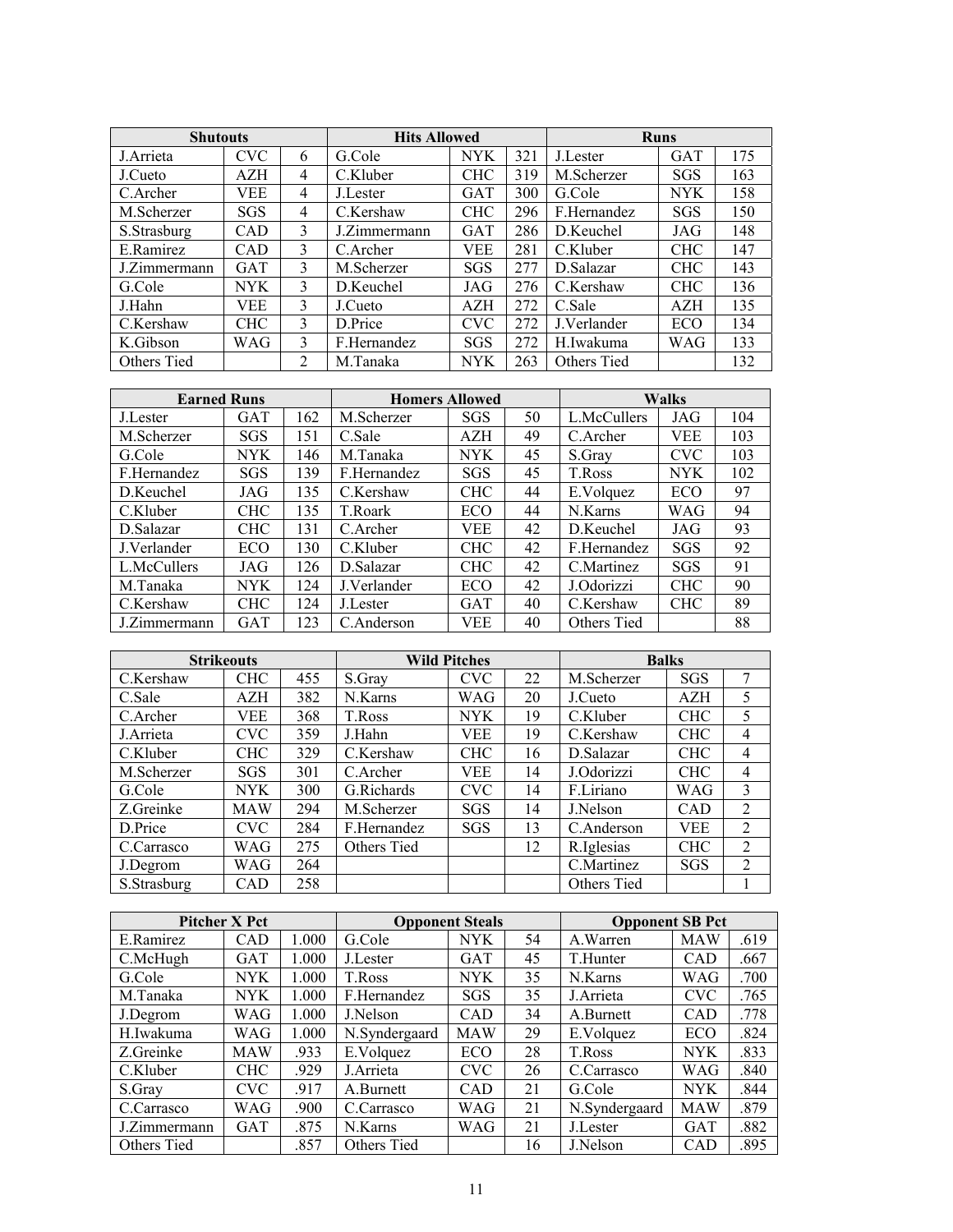| Shutouts | | | Hits Allowed | | | Runs | | |
|---|---|---|---|---|---|---|---|---|
| J.Arrieta | CVC | 6 | G.Cole | NYK | 321 | J.Lester | GAT | 175 |
| J.Cueto | AZH | 4 | C.Kluber | CHC | 319 | M.Scherzer | SGS | 163 |
| C.Archer | VEE | 4 | J.Lester | GAT | 300 | G.Cole | NYK | 158 |
| M.Scherzer | SGS | 4 | C.Kershaw | CHC | 296 | F.Hernandez | SGS | 150 |
| S.Strasburg | CAD | 3 | J.Zimmermann | GAT | 286 | D.Keuchel | JAG | 148 |
| E.Ramirez | CAD | 3 | C.Archer | VEE | 281 | C.Kluber | CHC | 147 |
| J.Zimmermann | GAT | 3 | M.Scherzer | SGS | 277 | D.Salazar | CHC | 143 |
| G.Cole | NYK | 3 | D.Keuchel | JAG | 276 | C.Kershaw | CHC | 136 |
| J.Hahn | VEE | 3 | J.Cueto | AZH | 272 | C.Sale | AZH | 135 |
| C.Kershaw | CHC | 3 | D.Price | CVC | 272 | J.Verlander | ECO | 134 |
| K.Gibson | WAG | 3 | F.Hernandez | SGS | 272 | H.Iwakuma | WAG | 133 |
| Others Tied | | 2 | M.Tanaka | NYK | 263 | Others Tied | | 132 |

| Earned Runs | | | Homers Allowed | | | Walks | | |
|---|---|---|---|---|---|---|---|---|
| J.Lester | GAT | 162 | M.Scherzer | SGS | 50 | L.McCullers | JAG | 104 |
| M.Scherzer | SGS | 151 | C.Sale | AZH | 49 | C.Archer | VEE | 103 |
| G.Cole | NYK | 146 | M.Tanaka | NYK | 45 | S.Gray | CVC | 103 |
| F.Hernandez | SGS | 139 | F.Hernandez | SGS | 45 | T.Ross | NYK | 102 |
| D.Keuchel | JAG | 135 | C.Kershaw | CHC | 44 | E.Volquez | ECO | 97 |
| C.Kluber | CHC | 135 | T.Roark | ECO | 44 | N.Karns | WAG | 94 |
| D.Salazar | CHC | 131 | C.Archer | VEE | 42 | D.Keuchel | JAG | 93 |
| J.Verlander | ECO | 130 | C.Kluber | CHC | 42 | F.Hernandez | SGS | 92 |
| L.McCullers | JAG | 126 | D.Salazar | CHC | 42 | C.Martinez | SGS | 91 |
| M.Tanaka | NYK | 124 | J.Verlander | ECO | 42 | J.Odorizzi | CHC | 90 |
| C.Kershaw | CHC | 124 | J.Lester | GAT | 40 | C.Kershaw | CHC | 89 |
| J.Zimmermann | GAT | 123 | C.Anderson | VEE | 40 | Others Tied | | 88 |

| Strikeouts | | | Wild Pitches | | | Balks | | |
|---|---|---|---|---|---|---|---|---|
| C.Kershaw | CHC | 455 | S.Gray | CVC | 22 | M.Scherzer | SGS | 7 |
| C.Sale | AZH | 382 | N.Karns | WAG | 20 | J.Cueto | AZH | 5 |
| C.Archer | VEE | 368 | T.Ross | NYK | 19 | C.Kluber | CHC | 5 |
| J.Arrieta | CVC | 359 | J.Hahn | VEE | 19 | C.Kershaw | CHC | 4 |
| C.Kluber | CHC | 329 | C.Kershaw | CHC | 16 | D.Salazar | CHC | 4 |
| M.Scherzer | SGS | 301 | C.Archer | VEE | 14 | J.Odorizzi | CHC | 4 |
| G.Cole | NYK | 300 | G.Richards | CVC | 14 | F.Liriano | WAG | 3 |
| Z.Greinke | MAW | 294 | M.Scherzer | SGS | 14 | J.Nelson | CAD | 2 |
| D.Price | CVC | 284 | F.Hernandez | SGS | 13 | C.Anderson | VEE | 2 |
| C.Carrasco | WAG | 275 | Others Tied | | 12 | R.Iglesias | CHC | 2 |
| J.Degrom | WAG | 264 | | | | C.Martinez | SGS | 2 |
| S.Strasburg | CAD | 258 | | | | Others Tied | | 1 |

| Pitcher X Pct | | | Opponent Steals | | | Opponent SB Pct | | |
|---|---|---|---|---|---|---|---|---|
| E.Ramirez | CAD | 1.000 | G.Cole | NYK | 54 | A.Warren | MAW | .619 |
| C.McHugh | GAT | 1.000 | J.Lester | GAT | 45 | T.Hunter | CAD | .667 |
| G.Cole | NYK | 1.000 | T.Ross | NYK | 35 | N.Karns | WAG | .700 |
| M.Tanaka | NYK | 1.000 | F.Hernandez | SGS | 35 | J.Arrieta | CVC | .765 |
| J.Degrom | WAG | 1.000 | J.Nelson | CAD | 34 | A.Burnett | CAD | .778 |
| H.Iwakuma | WAG | 1.000 | N.Syndergaard | MAW | 29 | E.Volquez | ECO | .824 |
| Z.Greinke | MAW | .933 | E.Volquez | ECO | 28 | T.Ross | NYK | .833 |
| C.Kluber | CHC | .929 | J.Arrieta | CVC | 26 | C.Carrasco | WAG | .840 |
| S.Gray | CVC | .917 | A.Burnett | CAD | 21 | G.Cole | NYK | .844 |
| C.Carrasco | WAG | .900 | C.Carrasco | WAG | 21 | N.Syndergaard | MAW | .879 |
| J.Zimmermann | GAT | .875 | N.Karns | WAG | 21 | J.Lester | GAT | .882 |
| Others Tied | | .857 | Others Tied | | 16 | J.Nelson | CAD | .895 |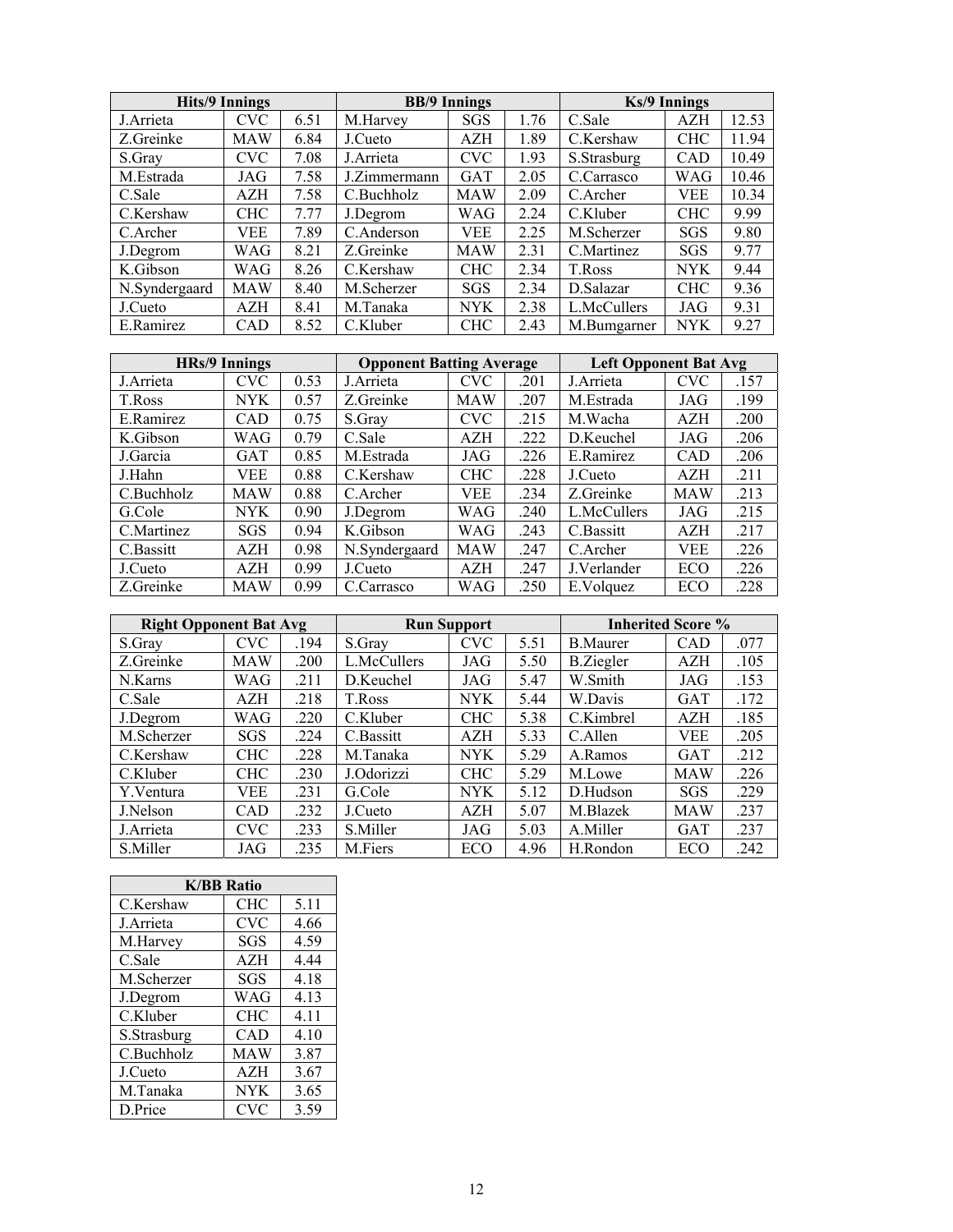| Hits/9 Innings | | | BB/9 Innings | | | Ks/9 Innings | | |
|---|---|---|---|---|---|---|---|---|
| J.Arrieta | CVC | 6.51 | M.Harvey | SGS | 1.76 | C.Sale | AZH | 12.53 |
| Z.Greinke | MAW | 6.84 | J.Cueto | AZH | 1.89 | C.Kershaw | CHC | 11.94 |
| S.Gray | CVC | 7.08 | J.Arrieta | CVC | 1.93 | S.Strasburg | CAD | 10.49 |
| M.Estrada | JAG | 7.58 | J.Zimmermann | GAT | 2.05 | C.Carrasco | WAG | 10.46 |
| C.Sale | AZH | 7.58 | C.Buchholz | MAW | 2.09 | C.Archer | VEE | 10.34 |
| C.Kershaw | CHC | 7.77 | J.Degrom | WAG | 2.24 | C.Kluber | CHC | 9.99 |
| C.Archer | VEE | 7.89 | C.Anderson | VEE | 2.25 | M.Scherzer | SGS | 9.80 |
| J.Degrom | WAG | 8.21 | Z.Greinke | MAW | 2.31 | C.Martinez | SGS | 9.77 |
| K.Gibson | WAG | 8.26 | C.Kershaw | CHC | 2.34 | T.Ross | NYK | 9.44 |
| N.Syndergaard | MAW | 8.40 | M.Scherzer | SGS | 2.34 | D.Salazar | CHC | 9.36 |
| J.Cueto | AZH | 8.41 | M.Tanaka | NYK | 2.38 | L.McCullers | JAG | 9.31 |
| E.Ramirez | CAD | 8.52 | C.Kluber | CHC | 2.43 | M.Bumgarner | NYK | 9.27 |

| HRs/9 Innings | | | Opponent Batting Average | | | Left Opponent Bat Avg | | |
|---|---|---|---|---|---|---|---|---|
| J.Arrieta | CVC | 0.53 | J.Arrieta | CVC | .201 | J.Arrieta | CVC | .157 |
| T.Ross | NYK | 0.57 | Z.Greinke | MAW | .207 | M.Estrada | JAG | .199 |
| E.Ramirez | CAD | 0.75 | S.Gray | CVC | .215 | M.Wacha | AZH | .200 |
| K.Gibson | WAG | 0.79 | C.Sale | AZH | .222 | D.Keuchel | JAG | .206 |
| J.Garcia | GAT | 0.85 | M.Estrada | JAG | .226 | E.Ramirez | CAD | .206 |
| J.Hahn | VEE | 0.88 | C.Kershaw | CHC | .228 | J.Cueto | AZH | .211 |
| C.Buchholz | MAW | 0.88 | C.Archer | VEE | .234 | Z.Greinke | MAW | .213 |
| G.Cole | NYK | 0.90 | J.Degrom | WAG | .240 | L.McCullers | JAG | .215 |
| C.Martinez | SGS | 0.94 | K.Gibson | WAG | .243 | C.Bassitt | AZH | .217 |
| C.Bassitt | AZH | 0.98 | N.Syndergaard | MAW | .247 | C.Archer | VEE | .226 |
| J.Cueto | AZH | 0.99 | J.Cueto | AZH | .247 | J.Verlander | ECO | .226 |
| Z.Greinke | MAW | 0.99 | C.Carrasco | WAG | .250 | E.Volquez | ECO | .228 |

| Right Opponent Bat Avg | | | Run Support | | | Inherited Score % | | |
|---|---|---|---|---|---|---|---|---|
| S.Gray | CVC | .194 | S.Gray | CVC | 5.51 | B.Maurer | CAD | .077 |
| Z.Greinke | MAW | .200 | L.McCullers | JAG | 5.50 | B.Ziegler | AZH | .105 |
| N.Karns | WAG | .211 | D.Keuchel | JAG | 5.47 | W.Smith | JAG | .153 |
| C.Sale | AZH | .218 | T.Ross | NYK | 5.44 | W.Davis | GAT | .172 |
| J.Degrom | WAG | .220 | C.Kluber | CHC | 5.38 | C.Kimbrel | AZH | .185 |
| M.Scherzer | SGS | .224 | C.Bassitt | AZH | 5.33 | C.Allen | VEE | .205 |
| C.Kershaw | CHC | .228 | M.Tanaka | NYK | 5.29 | A.Ramos | GAT | .212 |
| C.Kluber | CHC | .230 | J.Odorizzi | CHC | 5.29 | M.Lowe | MAW | .226 |
| Y.Ventura | VEE | .231 | G.Cole | NYK | 5.12 | D.Hudson | SGS | .229 |
| J.Nelson | CAD | .232 | J.Cueto | AZH | 5.07 | M.Blazek | MAW | .237 |
| J.Arrieta | CVC | .233 | S.Miller | JAG | 5.03 | A.Miller | GAT | .237 |
| S.Miller | JAG | .235 | M.Fiers | ECO | 4.96 | H.Rondon | ECO | .242 |

| K/BB Ratio | | |
|---|---|---|
| C.Kershaw | CHC | 5.11 |
| J.Arrieta | CVC | 4.66 |
| M.Harvey | SGS | 4.59 |
| C.Sale | AZH | 4.44 |
| M.Scherzer | SGS | 4.18 |
| J.Degrom | WAG | 4.13 |
| C.Kluber | CHC | 4.11 |
| S.Strasburg | CAD | 4.10 |
| C.Buchholz | MAW | 3.87 |
| J.Cueto | AZH | 3.67 |
| M.Tanaka | NYK | 3.65 |
| D.Price | CVC | 3.59 |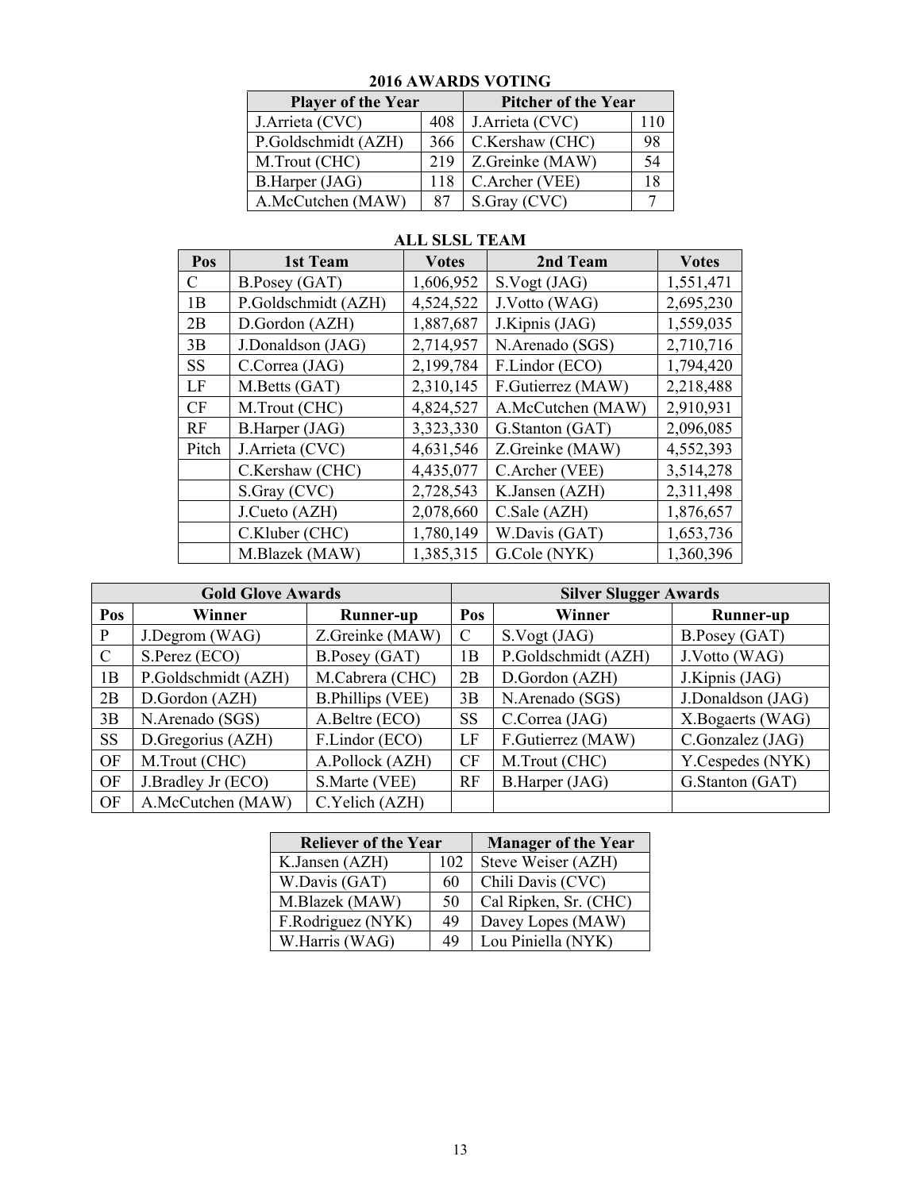## 2016 AWARDS VOTING

| Player of the Year | | Pitcher of the Year | |
|---|---|---|---|
| J.Arrieta (CVC) | 408 | J.Arrieta (CVC) | 110 |
| P.Goldschmidt (AZH) | 366 | C.Kershaw (CHC) | 98 |
| M.Trout (CHC) | 219 | Z.Greinke (MAW) | 54 |
| B.Harper (JAG) | 118 | C.Archer (VEE) | 18 |
| A.McCutchen (MAW) | 87 | S.Gray (CVC) | 7 |

## ALL SLSL TEAM

| Pos | 1st Team | Votes | 2nd Team | Votes |
|---|---|---|---|---|
| C | B.Posey (GAT) | 1,606,952 | S.Vogt (JAG) | 1,551,471 |
| 1B | P.Goldschmidt (AZH) | 4,524,522 | J.Votto (WAG) | 2,695,230 |
| 2B | D.Gordon (AZH) | 1,887,687 | J.Kipnis (JAG) | 1,559,035 |
| 3B | J.Donaldson (JAG) | 2,714,957 | N.Arenado (SGS) | 2,710,716 |
| SS | C.Correa (JAG) | 2,199,784 | F.Lindor (ECO) | 1,794,420 |
| LF | M.Betts (GAT) | 2,310,145 | F.Gutierrez (MAW) | 2,218,488 |
| CF | M.Trout (CHC) | 4,824,527 | A.McCutchen (MAW) | 2,910,931 |
| RF | B.Harper (JAG) | 3,323,330 | G.Stanton (GAT) | 2,096,085 |
| Pitch | J.Arrieta (CVC) | 4,631,546 | Z.Greinke (MAW) | 4,552,393 |
| | C.Kershaw (CHC) | 4,435,077 | C.Archer (VEE) | 3,514,278 |
| | S.Gray (CVC) | 2,728,543 | K.Jansen (AZH) | 2,311,498 |
| | J.Cueto (AZH) | 2,078,660 | C.Sale (AZH) | 1,876,657 |
| | C.Kluber (CHC) | 1,780,149 | W.Davis (GAT) | 1,653,736 |
| | M.Blazek (MAW) | 1,385,315 | G.Cole (NYK) | 1,360,396 |

| Gold Glove Awards | | | Silver Slugger Awards | | |
|---|---|---|---|---|---|
| Pos | Winner | Runner-up | Pos | Winner | Runner-up |
| P | J.Degrom (WAG) | Z.Greinke (MAW) | C | S.Vogt (JAG) | B.Posey (GAT) |
| C | S.Perez (ECO) | B.Posey (GAT) | 1B | P.Goldschmidt (AZH) | J.Votto (WAG) |
| 1B | P.Goldschmidt (AZH) | M.Cabrera (CHC) | 2B | D.Gordon (AZH) | J.Kipnis (JAG) |
| 2B | D.Gordon (AZH) | B.Phillips (VEE) | 3B | N.Arenado (SGS) | J.Donaldson (JAG) |
| 3B | N.Arenado (SGS) | A.Beltre (ECO) | SS | C.Correa (JAG) | X.Bogaerts (WAG) |
| SS | D.Gregorius (AZH) | F.Lindor (ECO) | LF | F.Gutierrez (MAW) | C.Gonzalez (JAG) |
| OF | M.Trout (CHC) | A.Pollock (AZH) | CF | M.Trout (CHC) | Y.Cespedes (NYK) |
| OF | J.Bradley Jr (ECO) | S.Marte (VEE) | RF | B.Harper (JAG) | G.Stanton (GAT) |
| OF | A.McCutchen (MAW) | C.Yelich (AZH) | | | |

| Reliever of the Year | | Manager of the Year |
|---|---|---|
| K.Jansen (AZH) | 102 | Steve Weiser (AZH) |
| W.Davis (GAT) | 60 | Chili Davis (CVC) |
| M.Blazek (MAW) | 50 | Cal Ripken, Sr. (CHC) |
| F.Rodriguez (NYK) | 49 | Davey Lopes (MAW) |
| W.Harris (WAG) | 49 | Lou Piniella (NYK) |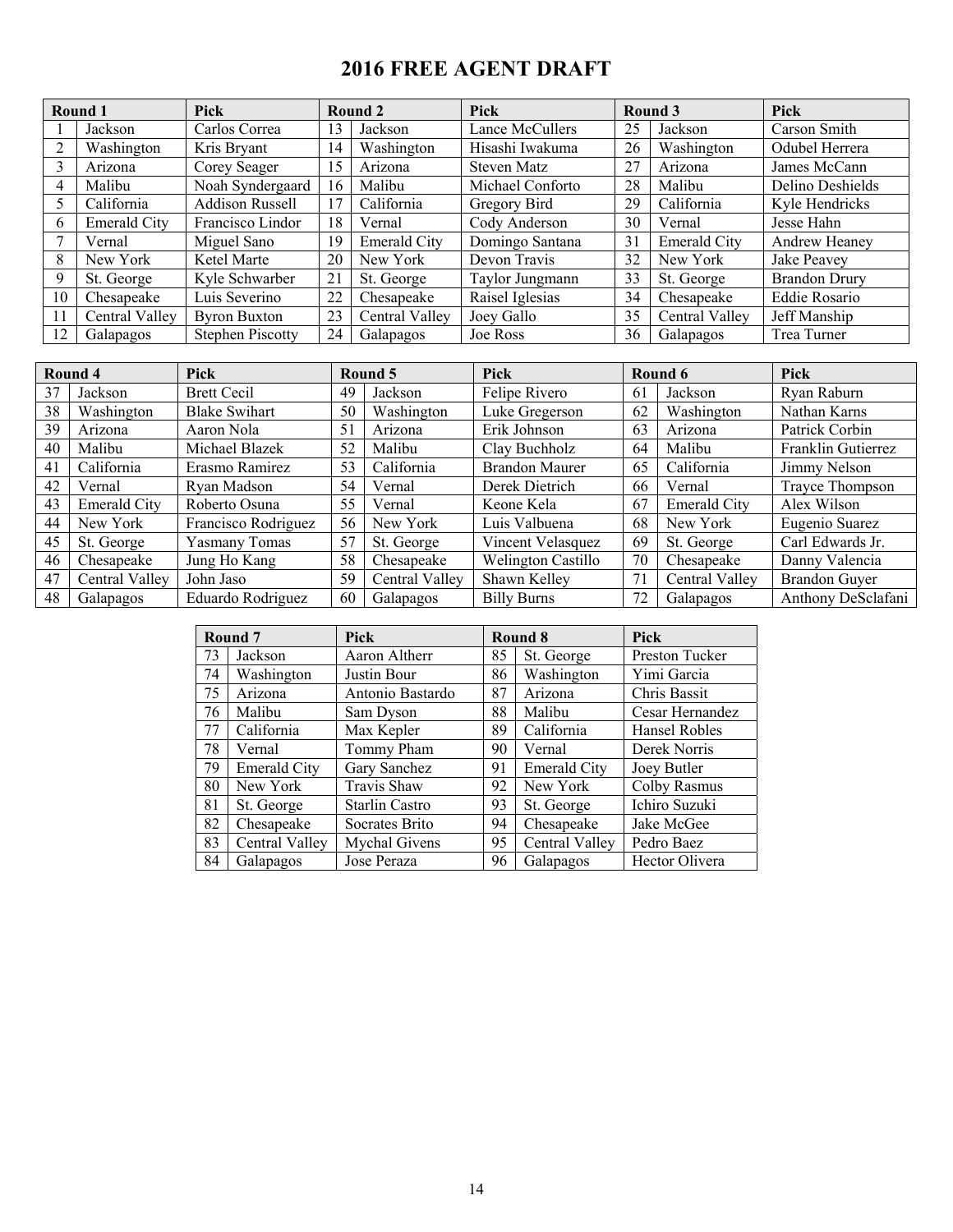# 2016 FREE AGENT DRAFT

| Round 1 | | Pick | Round 2 | | Pick | Round 3 | | Pick |
|---|---|---|---|---|---|---|---|---|
| 1 | Jackson | Carlos Correa | 13 | Jackson | Lance McCullers | 25 | Jackson | Carson Smith |
| 2 | Washington | Kris Bryant | 14 | Washington | Hisashi Iwakuma | 26 | Washington | Odubel Herrera |
| 3 | Arizona | Corey Seager | 15 | Arizona | Steven Matz | 27 | Arizona | James McCann |
| 4 | Malibu | Noah Syndergaard | 16 | Malibu | Michael Conforto | 28 | Malibu | Delino Deshields |
| 5 | California | Addison Russell | 17 | California | Gregory Bird | 29 | California | Kyle Hendricks |
| 6 | Emerald City | Francisco Lindor | 18 | Vernal | Cody Anderson | 30 | Vernal | Jesse Hahn |
| 7 | Vernal | Miguel Sano | 19 | Emerald City | Domingo Santana | 31 | Emerald City | Andrew Heaney |
| 8 | New York | Ketel Marte | 20 | New York | Devon Travis | 32 | New York | Jake Peavey |
| 9 | St. George | Kyle Schwarber | 21 | St. George | Taylor Jungmann | 33 | St. George | Brandon Drury |
| 10 | Chesapeake | Luis Severino | 22 | Chesapeake | Raisel Iglesias | 34 | Chesapeake | Eddie Rosario |
| 11 | Central Valley | Byron Buxton | 23 | Central Valley | Joey Gallo | 35 | Central Valley | Jeff Manship |
| 12 | Galapagos | Stephen Piscotty | 24 | Galapagos | Joe Ross | 36 | Galapagos | Trea Turner |

| Round 4 | | Pick | Round 5 | | Pick | Round 6 | | Pick |
|---|---|---|---|---|---|---|---|---|
| 37 | Jackson | Brett Cecil | 49 | Jackson | Felipe Rivero | 61 | Jackson | Ryan Raburn |
| 38 | Washington | Blake Swihart | 50 | Washington | Luke Gregerson | 62 | Washington | Nathan Karns |
| 39 | Arizona | Aaron Nola | 51 | Arizona | Erik Johnson | 63 | Arizona | Patrick Corbin |
| 40 | Malibu | Michael Blazek | 52 | Malibu | Clay Buchholz | 64 | Malibu | Franklin Gutierrez |
| 41 | California | Erasmo Ramirez | 53 | California | Brandon Maurer | 65 | California | Jimmy Nelson |
| 42 | Vernal | Ryan Madson | 54 | Vernal | Derek Dietrich | 66 | Vernal | Trayce Thompson |
| 43 | Emerald City | Roberto Osuna | 55 | Vernal | Keone Kela | 67 | Emerald City | Alex Wilson |
| 44 | New York | Francisco Rodriguez | 56 | New York | Luis Valbuena | 68 | New York | Eugenio Suarez |
| 45 | St. George | Yasmany Tomas | 57 | St. George | Vincent Velasquez | 69 | St. George | Carl Edwards Jr. |
| 46 | Chesapeake | Jung Ho Kang | 58 | Chesapeake | Welington Castillo | 70 | Chesapeake | Danny Valencia |
| 47 | Central Valley | John Jaso | 59 | Central Valley | Shawn Kelley | 71 | Central Valley | Brandon Guyer |
| 48 | Galapagos | Eduardo Rodriguez | 60 | Galapagos | Billy Burns | 72 | Galapagos | Anthony DeSclafani |

| Round 7 | | Pick | Round 8 | | Pick |
|---|---|---|---|---|---|
| 73 | Jackson | Aaron Altherr | 85 | St. George | Preston Tucker |
| 74 | Washington | Justin Bour | 86 | Washington | Yimi Garcia |
| 75 | Arizona | Antonio Bastardo | 87 | Arizona | Chris Bassit |
| 76 | Malibu | Sam Dyson | 88 | Malibu | Cesar Hernandez |
| 77 | California | Max Kepler | 89 | California | Hansel Robles |
| 78 | Vernal | Tommy Pham | 90 | Vernal | Derek Norris |
| 79 | Emerald City | Gary Sanchez | 91 | Emerald City | Joey Butler |
| 80 | New York | Travis Shaw | 92 | New York | Colby Rasmus |
| 81 | St. George | Starlin Castro | 93 | St. George | Ichiro Suzuki |
| 82 | Chesapeake | Socrates Brito | 94 | Chesapeake | Jake McGee |
| 83 | Central Valley | Mychal Givens | 95 | Central Valley | Pedro Baez |
| 84 | Galapagos | Jose Peraza | 96 | Galapagos | Hector Olivera |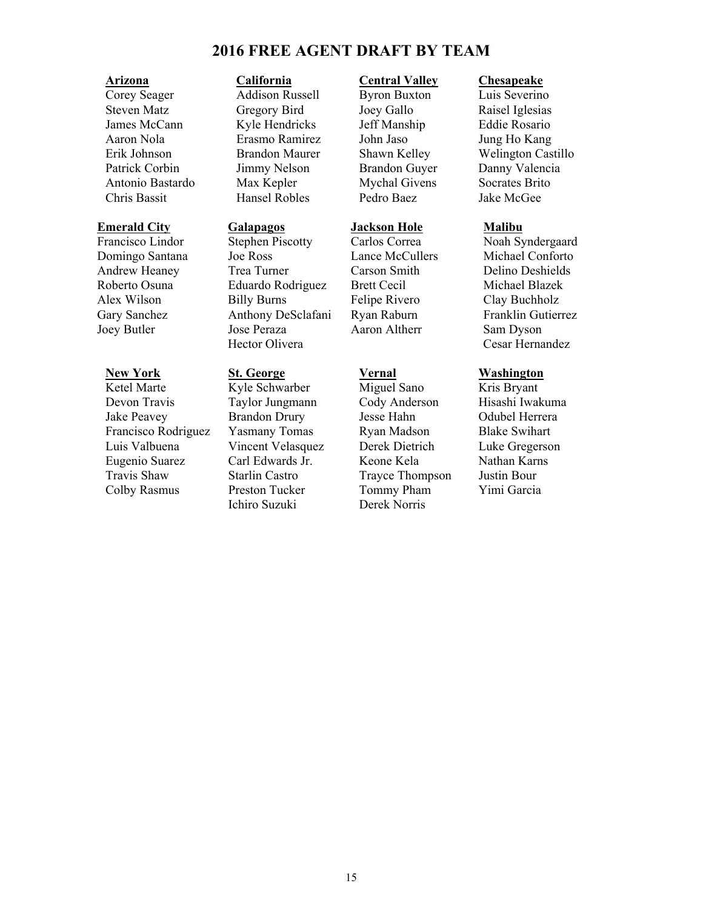# 2016 FREE AGENT DRAFT BY TEAM

**Arizona**
Corey Seager
Steven Matz
James McCann
Aaron Nola
Erik Johnson
Patrick Corbin
Antonio Bastardo
Chris Bassit

**California**
Addison Russell
Gregory Bird
Kyle Hendricks
Erasmo Ramirez
Brandon Maurer
Jimmy Nelson
Max Kepler
Hansel Robles

**Central Valley**
Byron Buxton
Joey Gallo
Jeff Manship
John Jaso
Shawn Kelley
Brandon Guyer
Mychal Givens
Pedro Baez

**Chesapeake**
Luis Severino
Raisel Iglesias
Eddie Rosario
Jung Ho Kang
Welington Castillo
Danny Valencia
Socrates Brito
Jake McGee

**Emerald City**
Francisco Lindor
Domingo Santana
Andrew Heaney
Roberto Osuna
Alex Wilson
Gary Sanchez
Joey Butler

**Galapagos**
Stephen Piscotty
Joe Ross
Trea Turner
Eduardo Rodriguez
Billy Burns
Anthony DeSclafani
Jose Peraza
Hector Olivera

**Jackson Hole**
Carlos Correa
Lance McCullers
Carson Smith
Brett Cecil
Felipe Rivero
Ryan Raburn
Aaron Altherr

**Malibu**
Noah Syndergaard
Michael Conforto
Delino Deshields
Michael Blazek
Clay Buchholz
Franklin Gutierrez
Sam Dyson
Cesar Hernandez

**New York**
Ketel Marte
Devon Travis
Jake Peavey
Francisco Rodriguez
Luis Valbuena
Eugenio Suarez
Travis Shaw
Colby Rasmus

**St. George**
Kyle Schwarber
Taylor Jungmann
Brandon Drury
Yasmany Tomas
Vincent Velasquez
Carl Edwards Jr.
Starlin Castro
Preston Tucker
Ichiro Suzuki

**Vernal**
Miguel Sano
Cody Anderson
Jesse Hahn
Ryan Madson
Derek Dietrich
Keone Kela
Trayce Thompson
Tommy Pham
Derek Norris

**Washington**
Kris Bryant
Hisashi Iwakuma
Odubel Herrera
Blake Swihart
Luke Gregerson
Nathan Karns
Justin Bour
Yimi Garcia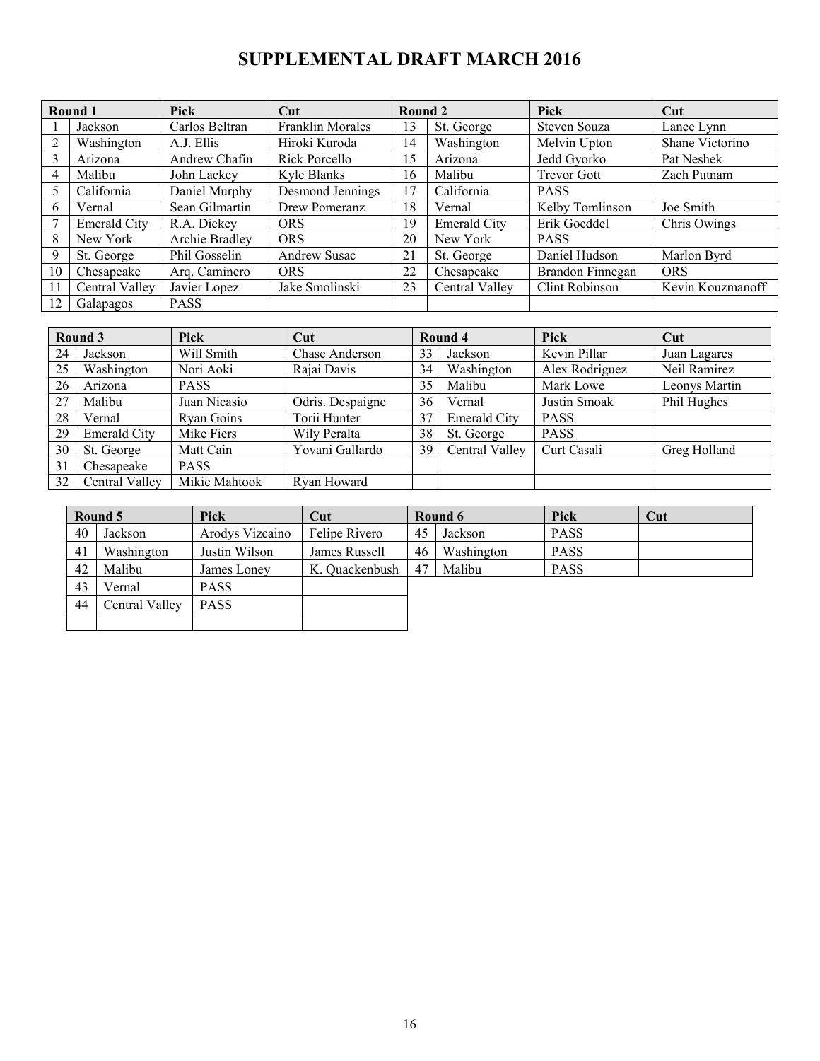# SUPPLEMENTAL DRAFT MARCH 2016

| Round 1 | | Pick | Cut | Round 2 | | Pick | Cut |
|---|---|---|---|---|---|---|---|
| 1 | Jackson | Carlos Beltran | Franklin Morales | 13 | St. George | Steven Souza | Lance Lynn |
| 2 | Washington | A.J. Ellis | Hiroki Kuroda | 14 | Washington | Melvin Upton | Shane Victorino |
| 3 | Arizona | Andrew Chafin | Rick Porcello | 15 | Arizona | Jedd Gyorko | Pat Neshek |
| 4 | Malibu | John Lackey | Kyle Blanks | 16 | Malibu | Trevor Gott | Zach Putnam |
| 5 | California | Daniel Murphy | Desmond Jennings | 17 | California | PASS | |
| 6 | Vernal | Sean Gilmartin | Drew Pomeranz | 18 | Vernal | Kelby Tomlinson | Joe Smith |
| 7 | Emerald City | R.A. Dickey | ORS | 19 | Emerald City | Erik Goeddel | Chris Owings |
| 8 | New York | Archie Bradley | ORS | 20 | New York | PASS | |
| 9 | St. George | Phil Gosselin | Andrew Susac | 21 | St. George | Daniel Hudson | Marlon Byrd |
| 10 | Chesapeake | Arq. Caminero | ORS | 22 | Chesapeake | Brandon Finnegan | ORS |
| 11 | Central Valley | Javier Lopez | Jake Smolinski | 23 | Central Valley | Clint Robinson | Kevin Kouzmanoff |
| 12 | Galapagos | PASS | | | | | |

| Round 3 | | Pick | Cut | Round 4 | | Pick | Cut |
|---|---|---|---|---|---|---|---|
| 24 | Jackson | Will Smith | Chase Anderson | 33 | Jackson | Kevin Pillar | Juan Lagares |
| 25 | Washington | Nori Aoki | Rajai Davis | 34 | Washington | Alex Rodriguez | Neil Ramirez |
| 26 | Arizona | PASS | | 35 | Malibu | Mark Lowe | Leonys Martin |
| 27 | Malibu | Juan Nicasio | Odris. Despaigne | 36 | Vernal | Justin Smoak | Phil Hughes |
| 28 | Vernal | Ryan Goins | Torii Hunter | 37 | Emerald City | PASS | |
| 29 | Emerald City | Mike Fiers | Wily Peralta | 38 | St. George | PASS | |
| 30 | St. George | Matt Cain | Yovani Gallardo | 39 | Central Valley | Curt Casali | Greg Holland |
| 31 | Chesapeake | PASS | | | | | |
| 32 | Central Valley | Mikie Mahtook | Ryan Howard | | | | |

| Round 5 | | Pick | Cut | Round 6 | | Pick | Cut |
|---|---|---|---|---|---|---|---|
| 40 | Jackson | Arodys Vizcaino | Felipe Rivero | 45 | Jackson | PASS | |
| 41 | Washington | Justin Wilson | James Russell | 46 | Washington | PASS | |
| 42 | Malibu | James Loney | K. Quackenbush | 47 | Malibu | PASS | |
| 43 | Vernal | PASS | | | | | |
| 44 | Central Valley | PASS | | | | | |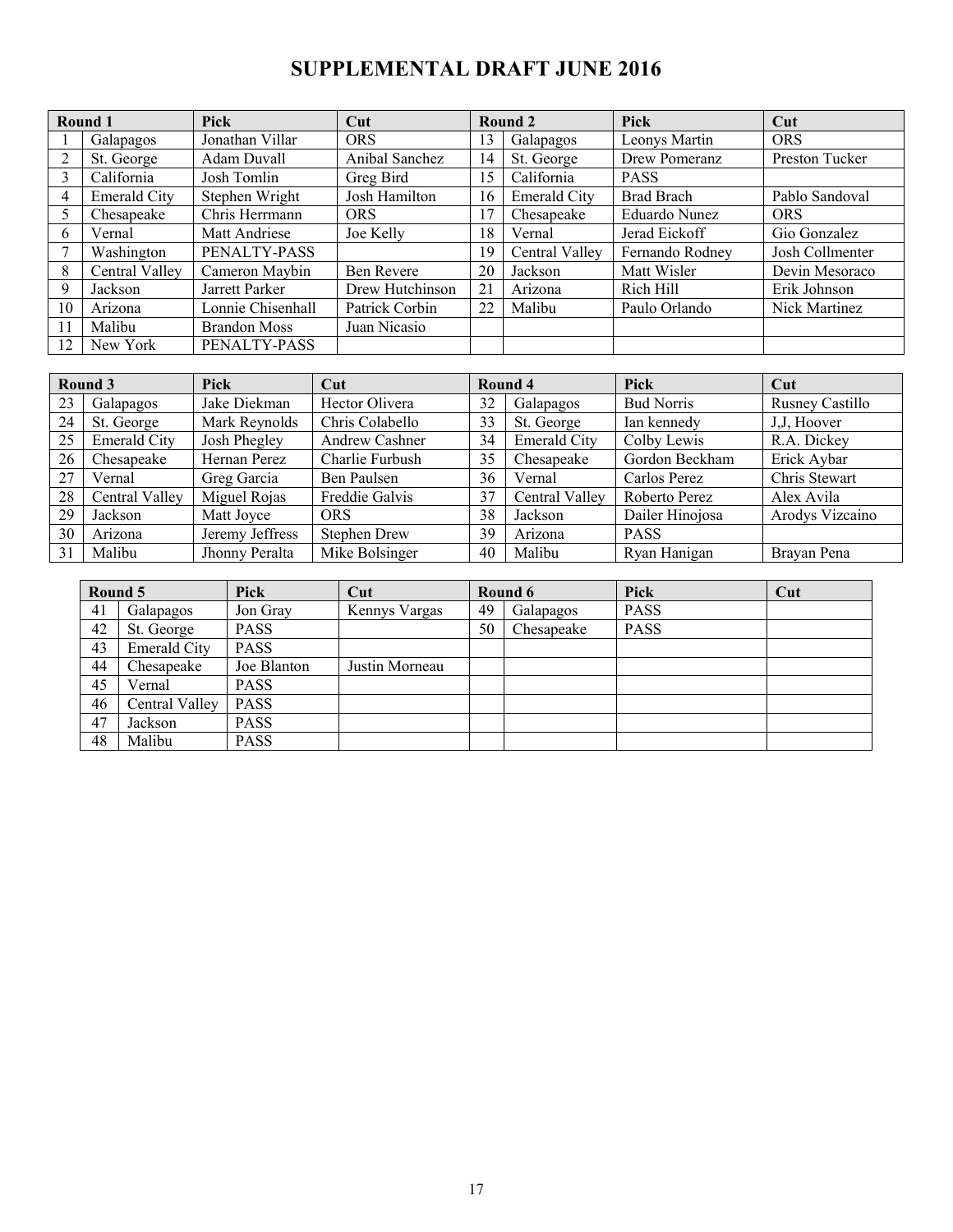# SUPPLEMENTAL DRAFT JUNE 2016

| Round 1 | | Pick | Cut | Round 2 | | Pick | Cut |
|---|---|---|---|---|---|---|---|
| 1 | Galapagos | Jonathan Villar | ORS | 13 | Galapagos | Leonys Martin | ORS |
| 2 | St. George | Adam Duvall | Anibal Sanchez | 14 | St. George | Drew Pomeranz | Preston Tucker |
| 3 | California | Josh Tomlin | Greg Bird | 15 | California | PASS | |
| 4 | Emerald City | Stephen Wright | Josh Hamilton | 16 | Emerald City | Brad Brach | Pablo Sandoval |
| 5 | Chesapeake | Chris Herrmann | ORS | 17 | Chesapeake | Eduardo Nunez | ORS |
| 6 | Vernal | Matt Andriese | Joe Kelly | 18 | Vernal | Jerad Eickoff | Gio Gonzalez |
| 7 | Washington | PENALTY-PASS | | 19 | Central Valley | Fernando Rodney | Josh Collmenter |
| 8 | Central Valley | Cameron Maybin | Ben Revere | 20 | Jackson | Matt Wisler | Devin Mesoraco |
| 9 | Jackson | Jarrett Parker | Drew Hutchinson | 21 | Arizona | Rich Hill | Erik Johnson |
| 10 | Arizona | Lonnie Chisenhall | Patrick Corbin | 22 | Malibu | Paulo Orlando | Nick Martinez |
| 11 | Malibu | Brandon Moss | Juan Nicasio | | | | |
| 12 | New York | PENALTY-PASS | | | | | |

| Round 3 | | Pick | Cut | Round 4 | | Pick | Cut |
|---|---|---|---|---|---|---|---|
| 23 | Galapagos | Jake Diekman | Hector Olivera | 32 | Galapagos | Bud Norris | Rusney Castillo |
| 24 | St. George | Mark Reynolds | Chris Colabello | 33 | St. George | Ian kennedy | J,J, Hoover |
| 25 | Emerald City | Josh Phegley | Andrew Cashner | 34 | Emerald City | Colby Lewis | R.A. Dickey |
| 26 | Chesapeake | Hernan Perez | Charlie Furbush | 35 | Chesapeake | Gordon Beckham | Erick Aybar |
| 27 | Vernal | Greg Garcia | Ben Paulsen | 36 | Vernal | Carlos Perez | Chris Stewart |
| 28 | Central Valley | Miguel Rojas | Freddie Galvis | 37 | Central Valley | Roberto Perez | Alex Avila |
| 29 | Jackson | Matt Joyce | ORS | 38 | Jackson | Dailer Hinojosa | Arodys Vizcaino |
| 30 | Arizona | Jeremy Jeffress | Stephen Drew | 39 | Arizona | PASS | |
| 31 | Malibu | Jhonny Peralta | Mike Bolsinger | 40 | Malibu | Ryan Hanigan | Brayan Pena |

| Round 5 | | Pick | Cut | Round 6 | | Pick | Cut |
|---|---|---|---|---|---|---|---|
| 41 | Galapagos | Jon Gray | Kennys Vargas | 49 | Galapagos | PASS | |
| 42 | St. George | PASS | | 50 | Chesapeake | PASS | |
| 43 | Emerald City | PASS | | | | | |
| 44 | Chesapeake | Joe Blanton | Justin Morneau | | | | |
| 45 | Vernal | PASS | | | | | |
| 46 | Central Valley | PASS | | | | | |
| 47 | Jackson | PASS | | | | | |
| 48 | Malibu | PASS | | | | | |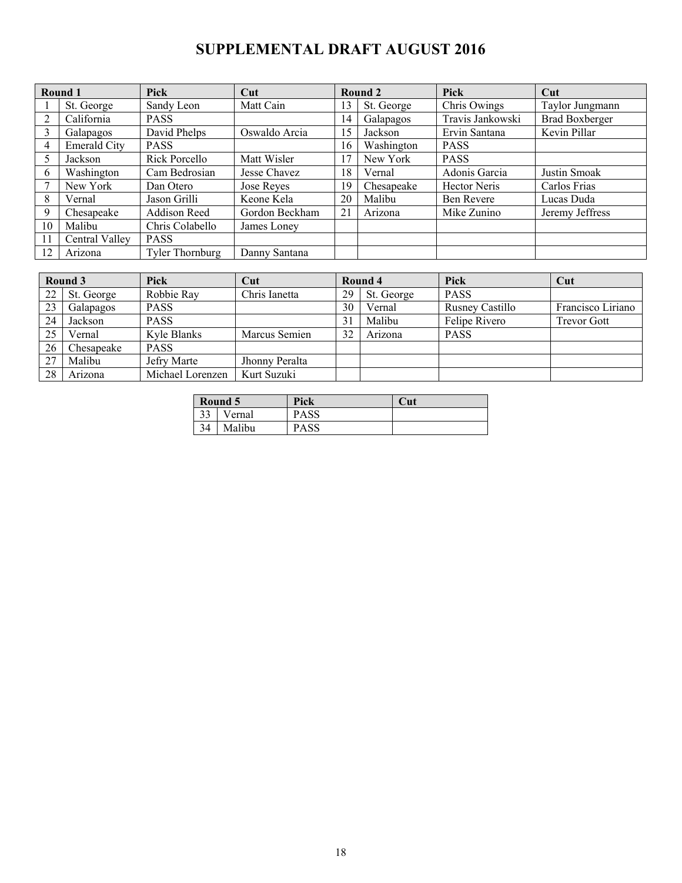# SUPPLEMENTAL DRAFT AUGUST 2016

| Round 1 | | Pick | Cut | Round 2 | | Pick | Cut |
|---|---|---|---|---|---|---|---|
| 1 | St. George | Sandy Leon | Matt Cain | 13 | St. George | Chris Owings | Taylor Jungmann |
| 2 | California | PASS | | 14 | Galapagos | Travis Jankowski | Brad Boxberger |
| 3 | Galapagos | David Phelps | Oswaldo Arcia | 15 | Jackson | Ervin Santana | Kevin Pillar |
| 4 | Emerald City | PASS | | 16 | Washington | PASS | |
| 5 | Jackson | Rick Porcello | Matt Wisler | 17 | New York | PASS | |
| 6 | Washington | Cam Bedrosian | Jesse Chavez | 18 | Vernal | Adonis Garcia | Justin Smoak |
| 7 | New York | Dan Otero | Jose Reyes | 19 | Chesapeake | Hector Neris | Carlos Frias |
| 8 | Vernal | Jason Grilli | Keone Kela | 20 | Malibu | Ben Revere | Lucas Duda |
| 9 | Chesapeake | Addison Reed | Gordon Beckham | 21 | Arizona | Mike Zunino | Jeremy Jeffress |
| 10 | Malibu | Chris Colabello | James Loney | | | | |
| 11 | Central Valley | PASS | | | | | |
| 12 | Arizona | Tyler Thornburg | Danny Santana | | | | |

| Round 3 | | Pick | Cut | Round 4 | | Pick | Cut |
|---|---|---|---|---|---|---|---|
| 22 | St. George | Robbie Ray | Chris Ianetta | 29 | St. George | PASS | |
| 23 | Galapagos | PASS | | 30 | Vernal | Rusney Castillo | Francisco Liriano |
| 24 | Jackson | PASS | | 31 | Malibu | Felipe Rivero | Trevor Gott |
| 25 | Vernal | Kyle Blanks | Marcus Semien | 32 | Arizona | PASS | |
| 26 | Chesapeake | PASS | | | | | |
| 27 | Malibu | Jefry Marte | Jhonny Peralta | | | | |
| 28 | Arizona | Michael Lorenzen | Kurt Suzuki | | | | |

| Round 5 | | Pick | Cut |
|---|---|---|---|
| 33 | Vernal | PASS | |
| 34 | Malibu | PASS | |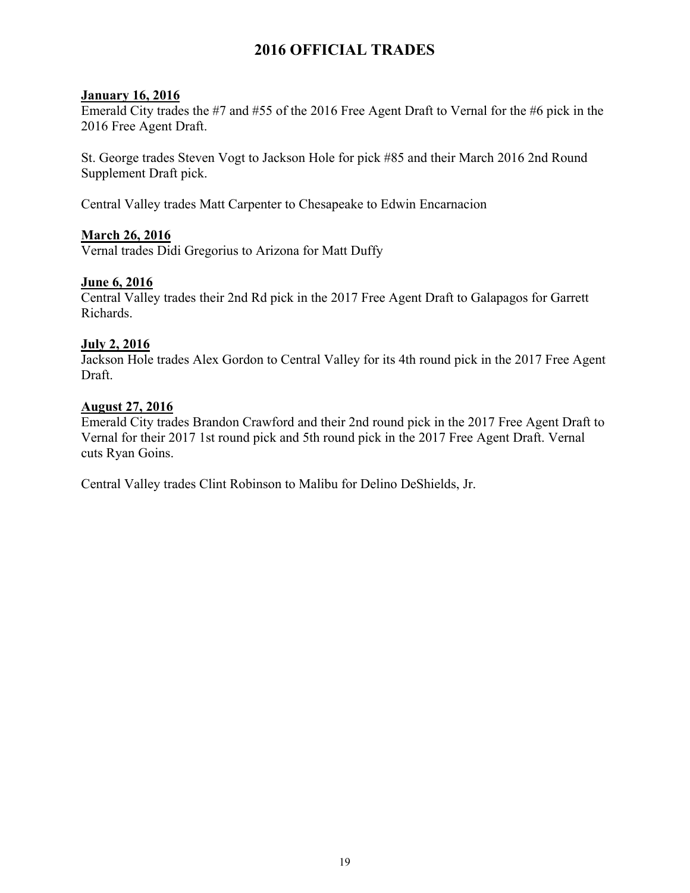# 2016 OFFICIAL TRADES

**January 16, 2016**

Emerald City trades the #7 and #55 of the 2016 Free Agent Draft to Vernal for the #6 pick in the 2016 Free Agent Draft.

St. George trades Steven Vogt to Jackson Hole for pick #85 and their March 2016 2nd Round Supplement Draft pick.

Central Valley trades Matt Carpenter to Chesapeake to Edwin Encarnacion

**March 26, 2016**

Vernal trades Didi Gregorius to Arizona for Matt Duffy

**June 6, 2016**

Central Valley trades their 2nd Rd pick in the 2017 Free Agent Draft to Galapagos for Garrett Richards.

**July 2, 2016**

Jackson Hole trades Alex Gordon to Central Valley for its 4th round pick in the 2017 Free Agent Draft.

**August 27, 2016**

Emerald City trades Brandon Crawford and their 2nd round pick in the 2017 Free Agent Draft to Vernal for their 2017 1st round pick and 5th round pick in the 2017 Free Agent Draft. Vernal cuts Ryan Goins.

Central Valley trades Clint Robinson to Malibu for Delino DeShields, Jr.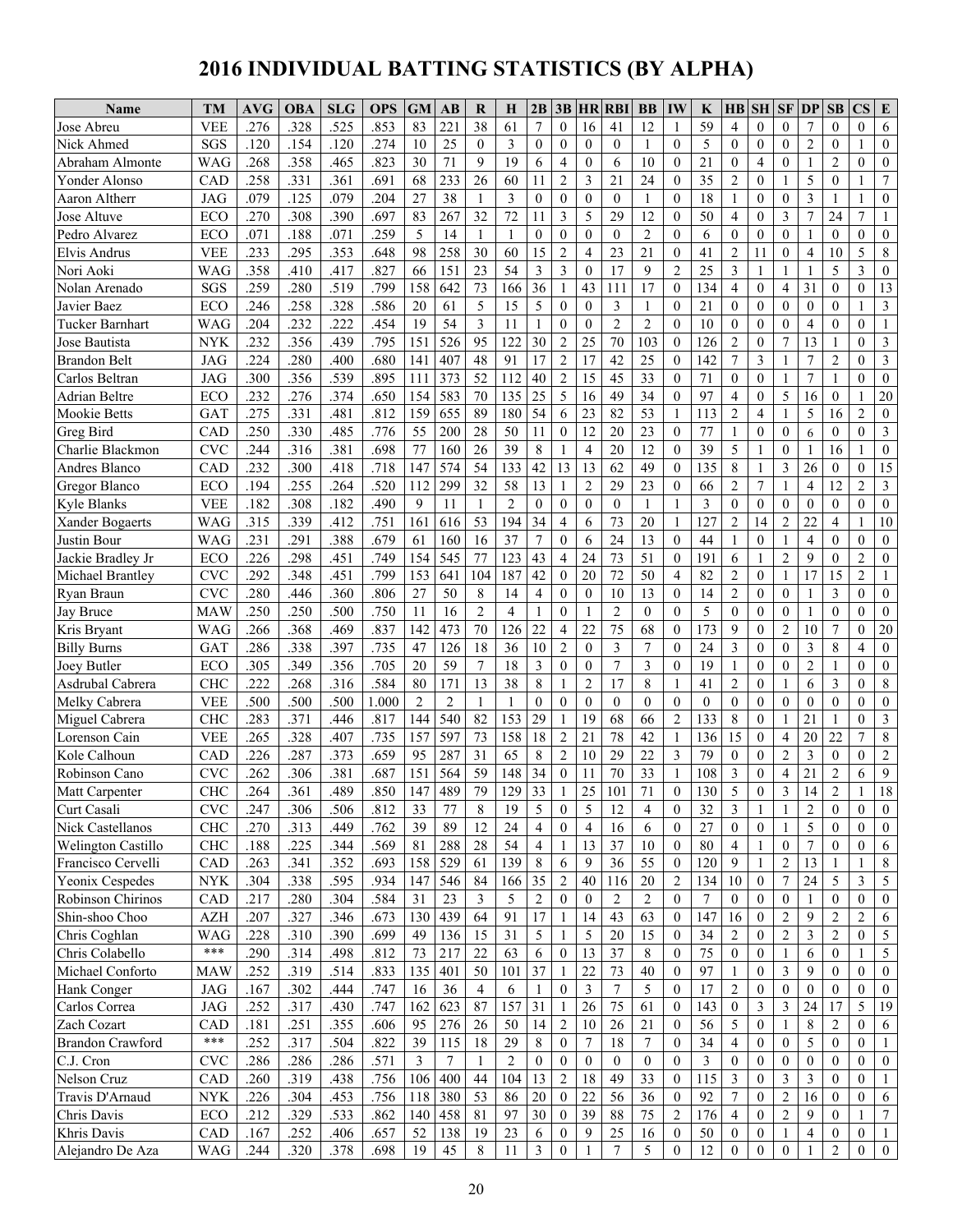# 2016 INDIVIDUAL BATTING STATISTICS (BY ALPHA)

| Name | TM | AVG | OBA | SLG | OPS | GM | AB | R | H | 2B | 3B | HR | RBI | BB | IW | K | HB | SH | SF | DP | SB | CS | E |
|---|---|---|---|---|---|---|---|---|---|---|---|---|---|---|---|---|---|---|---|---|---|---|---|
| Jose Abreu | VEE | .276 | .328 | .525 | .853 | 83 | 221 | 38 | 61 | 7 | 0 | 16 | 41 | 12 | 1 | 59 | 4 | 0 | 0 | 7 | 0 | 0 | 6 |
| Nick Ahmed | SGS | .120 | .154 | .120 | .274 | 10 | 25 | 0 | 3 | 0 | 0 | 0 | 0 | 1 | 0 | 5 | 0 | 0 | 0 | 2 | 0 | 1 | 0 |
| Abraham Almonte | WAG | .268 | .358 | .465 | .823 | 30 | 71 | 9 | 19 | 6 | 4 | 0 | 6 | 10 | 0 | 21 | 0 | 4 | 0 | 1 | 2 | 0 | 0 |
| Yonder Alonso | CAD | .258 | .331 | .361 | .691 | 68 | 233 | 26 | 60 | 11 | 2 | 3 | 21 | 24 | 0 | 35 | 2 | 0 | 1 | 5 | 0 | 1 | 7 |
| Aaron Altherr | JAG | .079 | .125 | .079 | .204 | 27 | 38 | 1 | 3 | 0 | 0 | 0 | 0 | 1 | 0 | 18 | 1 | 0 | 0 | 3 | 1 | 1 | 0 |
| Jose Altuve | ECO | .270 | .308 | .390 | .697 | 83 | 267 | 32 | 72 | 11 | 3 | 5 | 29 | 12 | 0 | 50 | 4 | 0 | 3 | 7 | 24 | 7 | 1 |
| Pedro Alvarez | ECO | .071 | .188 | .071 | .259 | 5 | 14 | 1 | 1 | 0 | 0 | 0 | 0 | 2 | 0 | 6 | 0 | 0 | 0 | 1 | 0 | 0 | 0 |
| Elvis Andrus | VEE | .233 | .295 | .353 | .648 | 98 | 258 | 30 | 60 | 15 | 2 | 4 | 23 | 21 | 0 | 41 | 2 | 11 | 0 | 4 | 10 | 5 | 8 |
| Nori Aoki | WAG | .358 | .410 | .417 | .827 | 66 | 151 | 23 | 54 | 3 | 3 | 0 | 17 | 9 | 2 | 25 | 3 | 1 | 1 | 1 | 5 | 3 | 0 |
| Nolan Arenado | SGS | .259 | .280 | .519 | .799 | 158 | 642 | 73 | 166 | 36 | 1 | 43 | 111 | 17 | 0 | 134 | 4 | 0 | 4 | 31 | 0 | 0 | 13 |
| Javier Baez | ECO | .246 | .258 | .328 | .586 | 20 | 61 | 5 | 15 | 5 | 0 | 0 | 3 | 1 | 0 | 21 | 0 | 0 | 0 | 0 | 0 | 1 | 3 |
| Tucker Barnhart | WAG | .204 | .232 | .222 | .454 | 19 | 54 | 3 | 11 | 1 | 0 | 0 | 2 | 2 | 0 | 10 | 0 | 0 | 0 | 4 | 0 | 0 | 1 |
| Jose Bautista | NYK | .232 | .356 | .439 | .795 | 151 | 526 | 95 | 122 | 30 | 2 | 25 | 70 | 103 | 0 | 126 | 2 | 0 | 7 | 13 | 1 | 0 | 3 |
| Brandon Belt | JAG | .224 | .280 | .400 | .680 | 141 | 407 | 48 | 91 | 17 | 2 | 17 | 42 | 25 | 0 | 142 | 7 | 3 | 1 | 7 | 2 | 0 | 3 |
| Carlos Beltran | JAG | .300 | .356 | .539 | .895 | 111 | 373 | 52 | 112 | 40 | 2 | 15 | 45 | 33 | 0 | 71 | 0 | 0 | 1 | 7 | 1 | 0 | 0 |
| Adrian Beltre | ECO | .232 | .276 | .374 | .650 | 154 | 583 | 70 | 135 | 25 | 5 | 16 | 49 | 34 | 0 | 97 | 4 | 0 | 5 | 16 | 0 | 1 | 20 |
| Mookie Betts | GAT | .275 | .331 | .481 | .812 | 159 | 655 | 89 | 180 | 54 | 6 | 23 | 82 | 53 | 1 | 113 | 2 | 4 | 1 | 5 | 16 | 2 | 0 |
| Greg Bird | CAD | .250 | .330 | .485 | .776 | 55 | 200 | 28 | 50 | 11 | 0 | 12 | 20 | 23 | 0 | 77 | 1 | 0 | 0 | 6 | 0 | 0 | 3 |
| Charlie Blackmon | CVC | .244 | .316 | .381 | .698 | 77 | 160 | 26 | 39 | 8 | 1 | 4 | 20 | 12 | 0 | 39 | 5 | 1 | 0 | 1 | 16 | 1 | 0 |
| Andres Blanco | CAD | .232 | .300 | .418 | .718 | 147 | 574 | 54 | 133 | 42 | 13 | 13 | 62 | 49 | 0 | 135 | 8 | 1 | 3 | 26 | 0 | 0 | 15 |
| Gregor Blanco | ECO | .194 | .255 | .264 | .520 | 112 | 299 | 32 | 58 | 13 | 1 | 2 | 29 | 23 | 0 | 66 | 2 | 7 | 1 | 4 | 12 | 2 | 3 |
| Kyle Blanks | VEE | .182 | .308 | .182 | .490 | 9 | 11 | 1 | 2 | 0 | 0 | 0 | 0 | 1 | 1 | 3 | 0 | 0 | 0 | 0 | 0 | 0 | 0 |
| Xander Bogaerts | WAG | .315 | .339 | .412 | .751 | 161 | 616 | 53 | 194 | 34 | 4 | 6 | 73 | 20 | 1 | 127 | 2 | 14 | 2 | 22 | 4 | 1 | 10 |
| Justin Bour | WAG | .231 | .291 | .388 | .679 | 61 | 160 | 16 | 37 | 7 | 0 | 6 | 24 | 13 | 0 | 44 | 1 | 0 | 1 | 4 | 0 | 0 | 0 |
| Jackie Bradley Jr | ECO | .226 | .298 | .451 | .749 | 154 | 545 | 77 | 123 | 43 | 4 | 24 | 73 | 51 | 0 | 191 | 6 | 1 | 2 | 9 | 0 | 2 | 0 |
| Michael Brantley | CVC | .292 | .348 | .451 | .799 | 153 | 641 | 104 | 187 | 42 | 0 | 20 | 72 | 50 | 4 | 82 | 2 | 0 | 1 | 17 | 15 | 2 | 1 |
| Ryan Braun | CVC | .280 | .446 | .360 | .806 | 27 | 50 | 8 | 14 | 4 | 0 | 0 | 10 | 13 | 0 | 14 | 2 | 0 | 0 | 1 | 3 | 0 | 0 |
| Jay Bruce | MAW | .250 | .250 | .500 | .750 | 11 | 16 | 2 | 4 | 1 | 0 | 1 | 2 | 0 | 0 | 5 | 0 | 0 | 0 | 1 | 0 | 0 | 0 |
| Kris Bryant | WAG | .266 | .368 | .469 | .837 | 142 | 473 | 70 | 126 | 22 | 4 | 22 | 75 | 68 | 0 | 173 | 9 | 0 | 2 | 10 | 7 | 0 | 20 |
| Billy Burns | GAT | .286 | .338 | .397 | .735 | 47 | 126 | 18 | 36 | 10 | 2 | 0 | 3 | 7 | 0 | 24 | 3 | 0 | 0 | 3 | 8 | 4 | 0 |
| Joey Butler | ECO | .305 | .349 | .356 | .705 | 20 | 59 | 7 | 18 | 3 | 0 | 0 | 7 | 3 | 0 | 19 | 1 | 0 | 0 | 2 | 1 | 0 | 0 |
| Asdrubal Cabrera | CHC | .222 | .268 | .316 | .584 | 80 | 171 | 13 | 38 | 8 | 1 | 2 | 17 | 8 | 1 | 41 | 2 | 0 | 1 | 6 | 3 | 0 | 8 |
| Melky Cabrera | VEE | .500 | .500 | .500 | 1.000 | 2 | 2 | 1 | 1 | 0 | 0 | 0 | 0 | 0 | 0 | 0 | 0 | 0 | 0 | 0 | 0 | 0 | 0 |
| Miguel Cabrera | CHC | .283 | .371 | .446 | .817 | 144 | 540 | 82 | 153 | 29 | 1 | 19 | 68 | 66 | 2 | 133 | 8 | 0 | 1 | 21 | 1 | 0 | 3 |
| Lorenson Cain | VEE | .265 | .328 | .407 | .735 | 157 | 597 | 73 | 158 | 18 | 2 | 21 | 78 | 42 | 1 | 136 | 15 | 0 | 4 | 20 | 22 | 7 | 8 |
| Kole Calhoun | CAD | .226 | .287 | .373 | .659 | 95 | 287 | 31 | 65 | 8 | 2 | 10 | 29 | 22 | 3 | 79 | 0 | 0 | 2 | 3 | 0 | 0 | 2 |
| Robinson Cano | CVC | .262 | .306 | .381 | .687 | 151 | 564 | 59 | 148 | 34 | 0 | 11 | 70 | 33 | 1 | 108 | 3 | 0 | 4 | 21 | 2 | 6 | 9 |
| Matt Carpenter | CHC | .264 | .361 | .489 | .850 | 147 | 489 | 79 | 129 | 33 | 1 | 25 | 101 | 71 | 0 | 130 | 5 | 0 | 3 | 14 | 2 | 1 | 18 |
| Curt Casali | CVC | .247 | .306 | .506 | .812 | 33 | 77 | 8 | 19 | 5 | 0 | 5 | 12 | 4 | 0 | 32 | 3 | 1 | 1 | 2 | 0 | 0 | 0 |
| Nick Castellanos | CHC | .270 | .313 | .449 | .762 | 39 | 89 | 12 | 24 | 4 | 0 | 4 | 16 | 6 | 0 | 27 | 0 | 0 | 1 | 5 | 0 | 0 | 0 |
| Welington Castillo | CHC | .188 | .225 | .344 | .569 | 81 | 288 | 28 | 54 | 4 | 1 | 13 | 37 | 10 | 0 | 80 | 4 | 1 | 0 | 7 | 0 | 0 | 6 |
| Francisco Cervelli | CAD | .263 | .341 | .352 | .693 | 158 | 529 | 61 | 139 | 8 | 6 | 9 | 36 | 55 | 0 | 120 | 9 | 1 | 2 | 13 | 1 | 1 | 8 |
| Yeonix Cespedes | NYK | .304 | .338 | .595 | .934 | 147 | 546 | 84 | 166 | 35 | 2 | 40 | 116 | 20 | 2 | 134 | 10 | 0 | 7 | 24 | 5 | 3 | 5 |
| Robinson Chirinos | CAD | .217 | .280 | .304 | .584 | 31 | 23 | 3 | 5 | 2 | 0 | 0 | 2 | 2 | 0 | 7 | 0 | 0 | 0 | 1 | 0 | 0 | 0 |
| Shin-shoo Choo | AZH | .207 | .327 | .346 | .673 | 130 | 439 | 64 | 91 | 17 | 1 | 14 | 43 | 63 | 0 | 147 | 16 | 0 | 2 | 9 | 2 | 2 | 6 |
| Chris Coghlan | WAG | .228 | .310 | .390 | .699 | 49 | 136 | 15 | 31 | 5 | 1 | 5 | 20 | 15 | 0 | 34 | 2 | 0 | 2 | 3 | 2 | 0 | 5 |
| Chris Colabello | *** | .290 | .314 | .498 | .812 | 73 | 217 | 22 | 63 | 6 | 0 | 13 | 37 | 8 | 0 | 75 | 0 | 0 | 1 | 6 | 0 | 1 | 5 |
| Michael Conforto | MAW | .252 | .319 | .514 | .833 | 135 | 401 | 50 | 101 | 37 | 1 | 22 | 73 | 40 | 0 | 97 | 1 | 0 | 3 | 9 | 0 | 0 | 0 |
| Hank Conger | JAG | .167 | .302 | .444 | .747 | 16 | 36 | 4 | 6 | 1 | 0 | 3 | 7 | 5 | 0 | 17 | 2 | 0 | 0 | 0 | 0 | 0 | 0 |
| Carlos Correa | JAG | .252 | .317 | .430 | .747 | 162 | 623 | 87 | 157 | 31 | 1 | 26 | 75 | 61 | 0 | 143 | 0 | 3 | 3 | 24 | 17 | 5 | 19 |
| Zach Cozart | CAD | .181 | .251 | .355 | .606 | 95 | 276 | 26 | 50 | 14 | 2 | 10 | 26 | 21 | 0 | 56 | 5 | 0 | 1 | 8 | 2 | 0 | 6 |
| Brandon Crawford | *** | .252 | .317 | .504 | .822 | 39 | 115 | 18 | 29 | 8 | 0 | 7 | 18 | 7 | 0 | 34 | 4 | 0 | 0 | 5 | 0 | 0 | 1 |
| C.J. Cron | CVC | .286 | .286 | .286 | .571 | 3 | 7 | 1 | 2 | 0 | 0 | 0 | 0 | 0 | 0 | 3 | 0 | 0 | 0 | 0 | 0 | 0 | 0 |
| Nelson Cruz | CAD | .260 | .319 | .438 | .756 | 106 | 400 | 44 | 104 | 13 | 2 | 18 | 49 | 33 | 0 | 115 | 3 | 0 | 3 | 3 | 0 | 0 | 1 |
| Travis D'Arnaud | NYK | .226 | .304 | .453 | .756 | 118 | 380 | 53 | 86 | 20 | 0 | 22 | 56 | 36 | 0 | 92 | 7 | 0 | 2 | 16 | 0 | 0 | 6 |
| Chris Davis | ECO | .212 | .329 | .533 | .862 | 140 | 458 | 81 | 97 | 30 | 0 | 39 | 88 | 75 | 2 | 176 | 4 | 0 | 2 | 9 | 0 | 1 | 7 |
| Khris Davis | CAD | .167 | .252 | .406 | .657 | 52 | 138 | 19 | 23 | 6 | 0 | 9 | 25 | 16 | 0 | 50 | 0 | 0 | 1 | 4 | 0 | 0 | 1 |
| Alejandro De Aza | WAG | .244 | .320 | .378 | .698 | 19 | 45 | 8 | 11 | 3 | 0 | 1 | 7 | 5 | 0 | 12 | 0 | 0 | 0 | 1 | 2 | 0 | 0 |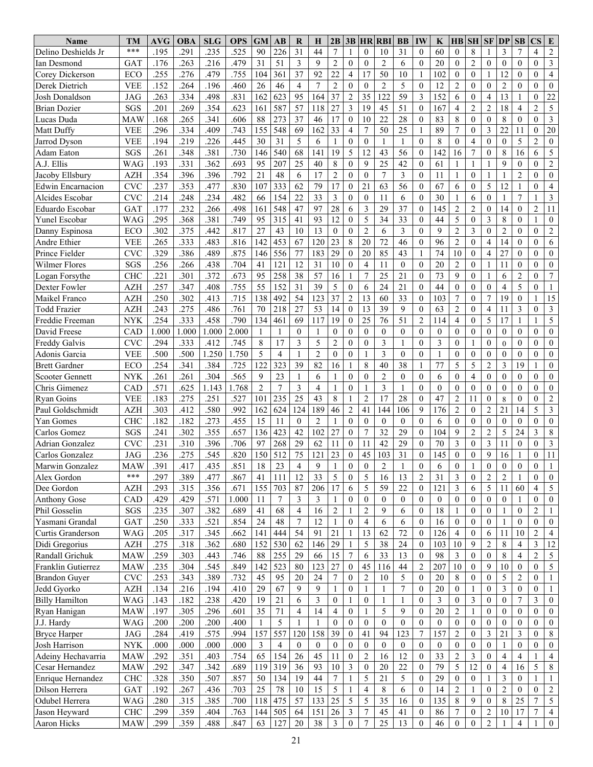| Name | TM | AVG | OBA | SLG | OPS | GM | AB | R | H | 2B | 3B | HR | RBI | BB | IW | K | HB | SH | SF | DP | SB | CS | E |
|---|---|---|---|---|---|---|---|---|---|---|---|---|---|---|---|---|---|---|---|---|---|---|---|
| Delino Deshields Jr | *** | .195 | .291 | .235 | .525 | 90 | 226 | 31 | 44 | 7 | 1 | 0 | 10 | 31 | 0 | 60 | 0 | 8 | 1 | 3 | 7 | 4 | 2 |
| Ian Desmond | GAT | .176 | .263 | .216 | .479 | 31 | 51 | 3 | 9 | 2 | 0 | 0 | 2 | 6 | 0 | 20 | 0 | 2 | 0 | 0 | 0 | 0 | 3 |
| Corey Dickerson | ECO | .255 | .276 | .479 | .755 | 104 | 361 | 37 | 92 | 22 | 4 | 17 | 50 | 10 | 1 | 102 | 0 | 0 | 1 | 12 | 0 | 0 | 4 |
| Derek Dietrich | VEE | .152 | .264 | .196 | .460 | 26 | 46 | 4 | 7 | 2 | 0 | 0 | 2 | 5 | 0 | 12 | 2 | 0 | 0 | 2 | 0 | 0 | 0 |
| Josh Donaldson | JAG | .263 | .334 | .498 | .831 | 162 | 623 | 95 | 164 | 37 | 2 | 35 | 122 | 59 | 3 | 152 | 6 | 0 | 4 | 13 | 1 | 0 | 22 |
| Brian Dozier | SGS | .201 | .269 | .354 | .623 | 161 | 587 | 57 | 118 | 27 | 3 | 19 | 45 | 51 | 0 | 167 | 4 | 2 | 2 | 18 | 4 | 2 | 5 |
| Lucas Duda | MAW | .168 | .265 | .341 | .606 | 88 | 273 | 37 | 46 | 17 | 0 | 10 | 22 | 28 | 0 | 83 | 8 | 0 | 0 | 8 | 0 | 0 | 3 |
| Matt Duffy | VEE | .296 | .334 | .409 | .743 | 155 | 548 | 69 | 162 | 33 | 4 | 7 | 50 | 25 | 1 | 89 | 7 | 0 | 3 | 22 | 11 | 0 | 20 |
| Jarrod Dyson | VEE | .194 | .219 | .226 | .445 | 30 | 31 | 5 | 6 | 1 | 0 | 0 | 1 | 1 | 0 | 8 | 0 | 4 | 0 | 0 | 5 | 2 | 0 |
| Adam Eaton | SGS | .261 | .348 | .381 | .730 | 146 | 540 | 68 | 141 | 19 | 5 | 12 | 43 | 56 | 0 | 142 | 16 | 7 | 0 | 8 | 16 | 6 | 5 |
| A.J. Ellis | WAG | .193 | .331 | .362 | .693 | 95 | 207 | 25 | 40 | 8 | 0 | 9 | 25 | 42 | 0 | 61 | 1 | 1 | 1 | 9 | 0 | 0 | 2 |
| Jacoby Ellsbury | AZH | .354 | .396 | .396 | .792 | 21 | 48 | 6 | 17 | 2 | 0 | 0 | 7 | 3 | 0 | 11 | 1 | 0 | 1 | 1 | 2 | 0 | 0 |
| Edwin Encarnacion | CVC | .237 | .353 | .477 | .830 | 107 | 333 | 62 | 79 | 17 | 0 | 21 | 63 | 56 | 0 | 67 | 6 | 0 | 5 | 12 | 1 | 0 | 4 |
| Alcides Escobar | CVC | .214 | .248 | .234 | .482 | 66 | 154 | 22 | 33 | 3 | 0 | 0 | 11 | 6 | 0 | 30 | 1 | 6 | 0 | 1 | 7 | 1 | 3 |
| Eduardo Escobar | GAT | .177 | .232 | .266 | .498 | 161 | 548 | 47 | 97 | 28 | 6 | 3 | 29 | 37 | 0 | 145 | 2 | 2 | 0 | 14 | 0 | 2 | 11 |
| Yunel Escobar | WAG | .295 | .368 | .381 | .749 | 95 | 315 | 41 | 93 | 12 | 0 | 5 | 34 | 33 | 0 | 44 | 5 | 0 | 3 | 8 | 0 | 1 | 0 |
| Danny Espinosa | ECO | .302 | .375 | .442 | .817 | 27 | 43 | 10 | 13 | 0 | 0 | 2 | 6 | 3 | 0 | 9 | 2 | 3 | 0 | 2 | 0 | 0 | 2 |
| Andre Ethier | VEE | .265 | .333 | .483 | .816 | 142 | 453 | 67 | 120 | 23 | 8 | 20 | 72 | 46 | 0 | 96 | 2 | 0 | 4 | 14 | 0 | 0 | 6 |
| Prince Fielder | CVC | .329 | .386 | .489 | .875 | 146 | 556 | 77 | 183 | 29 | 0 | 20 | 85 | 43 | 1 | 74 | 10 | 0 | 4 | 27 | 0 | 0 | 0 |
| Wilmer Flores | SGS | .256 | .266 | .438 | .704 | 41 | 121 | 12 | 31 | 10 | 0 | 4 | 11 | 0 | 0 | 20 | 2 | 0 | 1 | 11 | 0 | 0 | 0 |
| Logan Forsythe | CHC | .221 | .301 | .372 | .673 | 95 | 258 | 38 | 57 | 16 | 1 | 7 | 25 | 21 | 0 | 73 | 9 | 0 | 1 | 6 | 2 | 0 | 7 |
| Dexter Fowler | AZH | .257 | .347 | .408 | .755 | 55 | 152 | 31 | 39 | 5 | 0 | 6 | 24 | 21 | 0 | 44 | 0 | 0 | 0 | 4 | 5 | 0 | 1 |
| Maikel Franco | AZH | .250 | .302 | .413 | .715 | 138 | 492 | 54 | 123 | 37 | 2 | 13 | 60 | 33 | 0 | 103 | 7 | 0 | 7 | 19 | 0 | 1 | 15 |
| Todd Frazier | AZH | .243 | .275 | .486 | .761 | 70 | 218 | 27 | 53 | 14 | 0 | 13 | 39 | 9 | 0 | 63 | 2 | 0 | 4 | 11 | 3 | 0 | 3 |
| Freddie Freeman | NYK | .254 | .333 | .458 | .790 | 134 | 461 | 69 | 117 | 19 | 0 | 25 | 76 | 51 | 2 | 114 | 4 | 0 | 5 | 17 | 1 | 1 | 5 |
| David Freese | CAD | 1.000 | 1.000 | 1.000 | 2.000 | 1 | 1 | 0 | 1 | 0 | 0 | 0 | 0 | 0 | 0 | 0 | 0 | 0 | 0 | 0 | 0 | 0 | 0 |
| Freddy Galvis | CVC | .294 | .333 | .412 | .745 | 8 | 17 | 3 | 5 | 2 | 0 | 0 | 3 | 1 | 0 | 3 | 0 | 1 | 0 | 0 | 0 | 0 | 0 |
| Adonis Garcia | VEE | .500 | .500 | 1.250 | 1.750 | 5 | 4 | 1 | 2 | 0 | 0 | 1 | 3 | 0 | 0 | 1 | 0 | 0 | 0 | 0 | 0 | 0 | 0 |
| Brett Gardner | ECO | .254 | .341 | .384 | .725 | 122 | 323 | 39 | 82 | 16 | 1 | 8 | 40 | 38 | 1 | 77 | 5 | 5 | 2 | 3 | 19 | 1 | 0 |
| Scooter Gennett | NYK | .261 | .261 | .304 | .565 | 9 | 23 | 1 | 6 | 1 | 0 | 0 | 2 | 0 | 0 | 6 | 0 | 4 | 0 | 0 | 0 | 0 | 0 |
| Chris Gimenez | CAD | .571 | .625 | 1.143 | 1.768 | 2 | 7 | 3 | 4 | 1 | 0 | 1 | 3 | 1 | 0 | 0 | 0 | 0 | 0 | 0 | 0 | 0 | 0 |
| Ryan Goins | VEE | .183 | .275 | .251 | .527 | 101 | 235 | 25 | 43 | 8 | 1 | 2 | 17 | 28 | 0 | 47 | 2 | 11 | 0 | 8 | 0 | 0 | 2 |
| Paul Goldschmidt | AZH | .303 | .412 | .580 | .992 | 162 | 624 | 124 | 189 | 46 | 2 | 41 | 144 | 106 | 9 | 176 | 2 | 0 | 2 | 21 | 14 | 5 | 3 |
| Yan Gomes | CHC | .182 | .182 | .273 | .455 | 15 | 11 | 0 | 2 | 1 | 0 | 0 | 0 | 0 | 0 | 6 | 0 | 0 | 0 | 0 | 0 | 0 | 0 |
| Carlos Gomez | SGS | .241 | .302 | .355 | .657 | 136 | 423 | 42 | 102 | 27 | 0 | 7 | 32 | 29 | 0 | 104 | 9 | 2 | 2 | 5 | 24 | 3 | 8 |
| Adrian Gonzalez | CVC | .231 | .310 | .396 | .706 | 97 | 268 | 29 | 62 | 11 | 0 | 11 | 42 | 29 | 0 | 70 | 3 | 0 | 3 | 11 | 0 | 0 | 3 |
| Carlos Gonzalez | JAG | .236 | .275 | .545 | .820 | 150 | 512 | 75 | 121 | 23 | 0 | 45 | 103 | 31 | 0 | 145 | 0 | 0 | 9 | 16 | 1 | 0 | 11 |
| Marwin Gonzalez | MAW | .391 | .417 | .435 | .851 | 18 | 23 | 4 | 9 | 1 | 0 | 0 | 2 | 1 | 0 | 6 | 0 | 1 | 0 | 0 | 0 | 0 | 1 |
| Alex Gordon | *** | .297 | .389 | .477 | .867 | 41 | 111 | 12 | 33 | 5 | 0 | 5 | 16 | 13 | 2 | 31 | 3 | 0 | 2 | 2 | 1 | 0 | 0 |
| Dee Gordon | AZH | .293 | .315 | .356 | .671 | 155 | 703 | 87 | 206 | 17 | 6 | 5 | 59 | 22 | 0 | 121 | 3 | 6 | 5 | 11 | 60 | 4 | 5 |
| Anthony Gose | CAD | .429 | .429 | .571 | 1.000 | 11 | 7 | 3 | 3 | 1 | 0 | 0 | 0 | 0 | 0 | 0 | 0 | 0 | 0 | 0 | 1 | 0 | 0 |
| Phil Gosselin | SGS | .235 | .307 | .382 | .689 | 41 | 68 | 4 | 16 | 2 | 1 | 2 | 9 | 6 | 0 | 18 | 1 | 0 | 0 | 1 | 0 | 2 | 1 |
| Yasmani Grandal | GAT | .250 | .333 | .521 | .854 | 24 | 48 | 7 | 12 | 1 | 0 | 4 | 6 | 6 | 0 | 16 | 0 | 0 | 0 | 1 | 0 | 0 | 0 |
| Curtis Granderson | WAG | .205 | .317 | .345 | .662 | 141 | 444 | 54 | 91 | 21 | 1 | 13 | 62 | 72 | 0 | 126 | 4 | 0 | 6 | 11 | 10 | 2 | 4 |
| Didi Gregorius | AZH | .275 | .318 | .362 | .680 | 152 | 530 | 62 | 146 | 29 | 1 | 5 | 38 | 24 | 0 | 103 | 10 | 9 | 2 | 8 | 4 | 3 | 12 |
| Randall Grichuk | MAW | .259 | .303 | .443 | .746 | 88 | 255 | 29 | 66 | 15 | 7 | 6 | 33 | 13 | 0 | 98 | 3 | 0 | 0 | 8 | 4 | 2 | 5 |
| Franklin Gutierrez | MAW | .235 | .304 | .545 | .849 | 142 | 523 | 80 | 123 | 27 | 0 | 45 | 116 | 44 | 2 | 207 | 10 | 0 | 9 | 10 | 0 | 0 | 5 |
| Brandon Guyer | CVC | .253 | .343 | .389 | .732 | 45 | 95 | 20 | 24 | 7 | 0 | 2 | 10 | 5 | 0 | 20 | 8 | 0 | 0 | 5 | 2 | 0 | 1 |
| Jedd Gyorko | AZH | .134 | .216 | .194 | .410 | 29 | 67 | 9 | 9 | 1 | 0 | 1 | 1 | 7 | 0 | 20 | 0 | 1 | 0 | 3 | 0 | 0 | 1 |
| Billy Hamilton | WAG | .143 | .182 | .238 | .420 | 19 | 21 | 6 | 3 | 0 | 1 | 0 | 1 | 1 | 0 | 3 | 0 | 3 | 0 | 0 | 7 | 3 | 0 |
| Ryan Hanigan | MAW | .197 | .305 | .296 | .601 | 35 | 71 | 4 | 14 | 4 | 0 | 1 | 5 | 9 | 0 | 20 | 2 | 1 | 0 | 0 | 0 | 0 | 0 |
| J.J. Hardy | WAG | .200 | .200 | .200 | .400 | 1 | 5 | 1 | 1 | 0 | 0 | 0 | 0 | 0 | 0 | 0 | 0 | 0 | 0 | 0 | 0 | 0 | 0 |
| Bryce Harper | JAG | .284 | .419 | .575 | .994 | 157 | 557 | 120 | 158 | 39 | 0 | 41 | 94 | 123 | 7 | 157 | 2 | 0 | 3 | 21 | 3 | 0 | 8 |
| Josh Harrison | NYK | .000 | .000 | .000 | .000 | 3 | 4 | 0 | 0 | 0 | 0 | 0 | 0 | 0 | 0 | 0 | 0 | 0 | 0 | 1 | 0 | 0 | 0 |
| Adeiny Hechavarria | MAW | .292 | .351 | .403 | .754 | 65 | 154 | 26 | 45 | 11 | 0 | 2 | 16 | 12 | 0 | 33 | 2 | 3 | 0 | 4 | 4 | 1 | 4 |
| Cesar Hernandez | MAW | .292 | .347 | .342 | .689 | 119 | 319 | 36 | 93 | 10 | 3 | 0 | 20 | 22 | 0 | 79 | 5 | 12 | 0 | 4 | 16 | 5 | 8 |
| Enrique Hernandez | CHC | .328 | .350 | .507 | .857 | 50 | 134 | 19 | 44 | 7 | 1 | 5 | 21 | 5 | 0 | 29 | 0 | 0 | 1 | 3 | 0 | 1 | 1 |
| Dilson Herrera | GAT | .192 | .267 | .436 | .703 | 25 | 78 | 10 | 15 | 5 | 1 | 4 | 8 | 6 | 0 | 14 | 2 | 1 | 0 | 2 | 0 | 0 | 2 |
| Odubel Herrera | WAG | .280 | .315 | .385 | .700 | 118 | 475 | 57 | 133 | 25 | 5 | 5 | 35 | 16 | 0 | 135 | 8 | 9 | 0 | 8 | 25 | 7 | 5 |
| Jason Heyward | CHC | .299 | .359 | .404 | .763 | 144 | 505 | 64 | 151 | 26 | 3 | 7 | 45 | 41 | 0 | 86 | 7 | 0 | 2 | 10 | 17 | 7 | 4 |
| Aaron Hicks | MAW | .299 | .359 | .488 | .847 | 63 | 127 | 20 | 38 | 3 | 0 | 7 | 25 | 13 | 0 | 46 | 0 | 0 | 2 | 1 | 4 | 1 | 0 |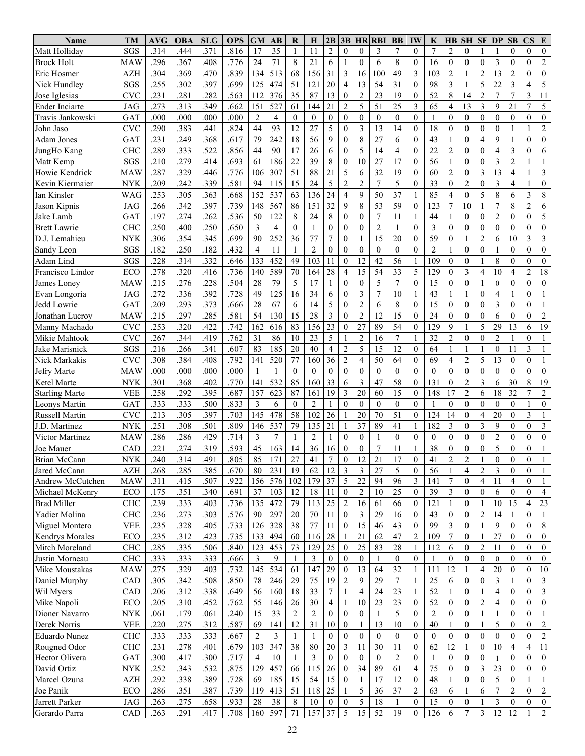| Name | TM | AVG | OBA | SLG | OPS | GM | AB | R | H | 2B | 3B | HR | RBI | BB | IW | K | HB | SH | SF | DP | SB | CS | E |
|---|---|---|---|---|---|---|---|---|---|---|---|---|---|---|---|---|---|---|---|---|---|---|---|
| Matt Holliday | SGS | .314 | .444 | .371 | .816 | 17 | 35 | 1 | 11 | 2 | 0 | 0 | 3 | 7 | 0 | 7 | 2 | 0 | 1 | 1 | 0 | 0 | 0 |
| Brock Holt | MAW | .296 | .367 | .408 | .776 | 24 | 71 | 8 | 21 | 6 | 1 | 0 | 6 | 8 | 0 | 16 | 0 | 0 | 0 | 3 | 0 | 0 | 2 |
| Eric Hosmer | AZH | .304 | .369 | .470 | .839 | 134 | 513 | 68 | 156 | 31 | 3 | 16 | 100 | 49 | 3 | 103 | 2 | 1 | 2 | 13 | 2 | 0 | 0 |
| Nick Hundley | SGS | .255 | .302 | .397 | .699 | 125 | 474 | 51 | 121 | 20 | 4 | 13 | 54 | 31 | 0 | 98 | 3 | 1 | 5 | 22 | 3 | 4 | 5 |
| Jose Iglesias | CVC | .231 | .281 | .282 | .563 | 112 | 376 | 35 | 87 | 13 | 0 | 2 | 23 | 19 | 0 | 52 | 8 | 14 | 2 | 7 | 7 | 3 | 11 |
| Ender Inciarte | JAG | .273 | .313 | .349 | .662 | 151 | 527 | 61 | 144 | 21 | 2 | 5 | 51 | 25 | 3 | 65 | 4 | 13 | 3 | 9 | 21 | 7 | 5 |
| Travis Jankowski | GAT | .000 | .000 | .000 | .000 | 2 | 4 | 0 | 0 | 0 | 0 | 0 | 0 | 0 | 0 | 1 | 0 | 0 | 0 | 0 | 0 | 0 | 0 |
| John Jaso | CVC | .290 | .383 | .441 | .824 | 44 | 93 | 12 | 27 | 5 | 0 | 3 | 13 | 14 | 0 | 18 | 0 | 0 | 0 | 0 | 1 | 1 | 2 |
| Adam Jones | GAT | .231 | .249 | .368 | .617 | 79 | 242 | 18 | 56 | 9 | 0 | 8 | 27 | 6 | 0 | 43 | 1 | 0 | 4 | 9 | 1 | 0 | 0 |
| JungHo Kang | CHC | .289 | .333 | .522 | .856 | 44 | 90 | 17 | 26 | 6 | 0 | 5 | 14 | 4 | 0 | 22 | 2 | 0 | 0 | 4 | 3 | 0 | 6 |
| Matt Kemp | SGS | .210 | .279 | .414 | .693 | 61 | 186 | 22 | 39 | 8 | 0 | 10 | 27 | 17 | 0 | 56 | 1 | 0 | 0 | 3 | 2 | 1 | 1 |
| Howie Kendrick | MAW | .287 | .329 | .446 | .776 | 106 | 307 | 51 | 88 | 21 | 5 | 6 | 32 | 19 | 0 | 60 | 2 | 0 | 3 | 13 | 4 | 1 | 3 |
| Kevin Kiermaier | NYK | .209 | .242 | .339 | .581 | 94 | 115 | 15 | 24 | 5 | 2 | 2 | 7 | 5 | 0 | 33 | 0 | 2 | 0 | 3 | 4 | 1 | 0 |
| Ian Kinsler | WAG | .253 | .305 | .363 | .668 | 152 | 537 | 63 | 136 | 24 | 4 | 9 | 50 | 37 | 1 | 85 | 4 | 0 | 5 | 8 | 6 | 3 | 8 |
| Jason Kipnis | JAG | .266 | .342 | .397 | .739 | 148 | 567 | 86 | 151 | 32 | 9 | 8 | 53 | 59 | 0 | 123 | 7 | 10 | 1 | 7 | 8 | 2 | 6 |
| Jake Lamb | GAT | .197 | .274 | .262 | .536 | 50 | 122 | 8 | 24 | 8 | 0 | 0 | 7 | 11 | 1 | 44 | 1 | 0 | 0 | 2 | 0 | 0 | 5 |
| Brett Lawrie | CHC | .250 | .400 | .250 | .650 | 3 | 4 | 0 | 1 | 0 | 0 | 0 | 2 | 1 | 0 | 3 | 0 | 0 | 0 | 0 | 0 | 0 | 0 |
| D.J. Lemahieu | NYK | .306 | .354 | .345 | .699 | 90 | 252 | 36 | 77 | 7 | 0 | 1 | 15 | 20 | 0 | 59 | 0 | 1 | 2 | 6 | 10 | 3 | 3 |
| Sandy Leon | SGS | .182 | .250 | .182 | .432 | 4 | 11 | 1 | 2 | 0 | 0 | 0 | 0 | 0 | 0 | 2 | 1 | 0 | 0 | 1 | 0 | 0 | 0 |
| Adam Lind | SGS | .228 | .314 | .332 | .646 | 133 | 452 | 49 | 103 | 11 | 0 | 12 | 42 | 56 | 1 | 109 | 0 | 0 | 1 | 8 | 0 | 0 | 0 |
| Francisco Lindor | ECO | .278 | .320 | .416 | .736 | 140 | 589 | 70 | 164 | 28 | 4 | 15 | 54 | 33 | 5 | 129 | 0 | 3 | 4 | 10 | 4 | 2 | 18 |
| James Loney | MAW | .215 | .276 | .228 | .504 | 28 | 79 | 5 | 17 | 1 | 0 | 0 | 5 | 7 | 0 | 15 | 0 | 0 | 1 | 0 | 0 | 0 | 0 |
| Evan Longoria | JAG | .272 | .336 | .392 | .728 | 49 | 125 | 16 | 34 | 6 | 0 | 3 | 7 | 10 | 1 | 43 | 1 | 1 | 0 | 4 | 1 | 0 | 1 |
| Jedd Lowrie | GAT | .209 | .293 | .373 | .666 | 28 | 67 | 6 | 14 | 5 | 0 | 2 | 6 | 8 | 0 | 15 | 0 | 0 | 0 | 3 | 0 | 0 | 1 |
| Jonathan Lucroy | MAW | .215 | .297 | .285 | .581 | 54 | 130 | 15 | 28 | 3 | 0 | 2 | 12 | 15 | 0 | 24 | 0 | 0 | 0 | 6 | 0 | 0 | 2 |
| Manny Machado | CVC | .253 | .320 | .422 | .742 | 162 | 616 | 83 | 156 | 23 | 0 | 27 | 89 | 54 | 0 | 129 | 9 | 1 | 5 | 29 | 13 | 6 | 19 |
| Mikie Mahtook | CVC | .267 | .344 | .419 | .762 | 31 | 86 | 10 | 23 | 5 | 1 | 2 | 16 | 7 | 1 | 32 | 2 | 0 | 0 | 2 | 1 | 0 | 1 |
| Jake Marisnick | SGS | .216 | .266 | .341 | .607 | 83 | 185 | 20 | 40 | 4 | 2 | 5 | 15 | 12 | 0 | 64 | 1 | 1 | 1 | 0 | 11 | 3 | 1 |
| Nick Markakis | CVC | .308 | .384 | .408 | .792 | 141 | 520 | 77 | 160 | 36 | 2 | 4 | 50 | 64 | 0 | 69 | 4 | 2 | 5 | 13 | 0 | 0 | 1 |
| Jefry Marte | MAW | .000 | .000 | .000 | .000 | 1 | 1 | 0 | 0 | 0 | 0 | 0 | 0 | 0 | 0 | 0 | 0 | 0 | 0 | 0 | 0 | 0 | 0 |
| Ketel Marte | NYK | .301 | .368 | .402 | .770 | 141 | 532 | 85 | 160 | 33 | 6 | 3 | 47 | 58 | 0 | 131 | 0 | 2 | 3 | 6 | 30 | 8 | 19 |
| Starling Marte | VEE | .258 | .292 | .395 | .687 | 157 | 623 | 87 | 161 | 19 | 3 | 20 | 60 | 15 | 0 | 148 | 17 | 2 | 6 | 18 | 32 | 7 | 2 |
| Leonys Martin | GAT | .333 | .333 | .500 | .833 | 3 | 6 | 0 | 2 | 1 | 0 | 0 | 0 | 0 | 0 | 1 | 0 | 0 | 0 | 0 | 0 | 1 | 0 |
| Russell Martin | CVC | .213 | .305 | .397 | .703 | 145 | 478 | 58 | 102 | 26 | 1 | 20 | 70 | 51 | 0 | 124 | 14 | 0 | 4 | 20 | 0 | 3 | 1 |
| J.D. Martinez | NYK | .251 | .308 | .501 | .809 | 146 | 537 | 79 | 135 | 21 | 1 | 37 | 89 | 41 | 1 | 182 | 3 | 0 | 3 | 9 | 0 | 0 | 3 |
| Victor Martinez | MAW | .286 | .286 | .429 | .714 | 3 | 7 | 1 | 2 | 1 | 0 | 0 | 1 | 0 | 0 | 0 | 0 | 0 | 0 | 2 | 0 | 0 | 0 |
| Joe Mauer | CAD | .221 | .274 | .319 | .593 | 45 | 163 | 14 | 36 | 16 | 0 | 0 | 7 | 11 | 1 | 38 | 0 | 0 | 0 | 5 | 0 | 0 | 1 |
| Brian McCann | NYK | .240 | .314 | .491 | .805 | 85 | 171 | 27 | 41 | 7 | 0 | 12 | 21 | 17 | 0 | 41 | 2 | 2 | 1 | 0 | 0 | 0 | 1 |
| Jared McCann | AZH | .268 | .285 | .385 | .670 | 80 | 231 | 19 | 62 | 12 | 3 | 3 | 27 | 5 | 0 | 56 | 1 | 4 | 2 | 3 | 0 | 0 | 1 |
| Andrew McCutchen | MAW | .311 | .415 | .507 | .922 | 156 | 576 | 102 | 179 | 37 | 5 | 22 | 94 | 96 | 3 | 141 | 7 | 0 | 4 | 11 | 4 | 0 | 1 |
| Michael McKenry | ECO | .175 | .351 | .340 | .691 | 37 | 103 | 12 | 18 | 11 | 0 | 2 | 10 | 25 | 0 | 39 | 3 | 0 | 0 | 6 | 0 | 0 | 4 |
| Brad Miller | CHC | .239 | .333 | .403 | .736 | 135 | 472 | 79 | 113 | 25 | 2 | 16 | 61 | 66 | 0 | 121 | 1 | 0 | 1 | 10 | 15 | 4 | 23 |
| Yadier Molina | CHC | .236 | .273 | .303 | .576 | 90 | 297 | 20 | 70 | 11 | 0 | 3 | 29 | 16 | 0 | 43 | 0 | 0 | 2 | 14 | 1 | 0 | 1 |
| Miguel Montero | VEE | .235 | .328 | .405 | .733 | 126 | 328 | 38 | 77 | 11 | 0 | 15 | 46 | 43 | 0 | 99 | 3 | 0 | 1 | 9 | 0 | 0 | 8 |
| Kendrys Morales | ECO | .235 | .312 | .423 | .735 | 133 | 494 | 60 | 116 | 28 | 1 | 21 | 62 | 47 | 2 | 109 | 7 | 0 | 1 | 27 | 0 | 0 | 0 |
| Mitch Moreland | CHC | .285 | .335 | .506 | .840 | 123 | 453 | 73 | 129 | 25 | 0 | 25 | 83 | 28 | 1 | 112 | 6 | 0 | 2 | 11 | 0 | 0 | 0 |
| Justin Morneau | CHC | .333 | .333 | .333 | .666 | 3 | 9 | 1 | 3 | 0 | 0 | 0 | 1 | 0 | 0 | 1 | 0 | 0 | 0 | 0 | 0 | 0 | 0 |
| Mike Moustakas | MAW | .275 | .329 | .403 | .732 | 145 | 534 | 61 | 147 | 29 | 0 | 13 | 64 | 32 | 1 | 111 | 12 | 1 | 4 | 20 | 0 | 0 | 10 |
| Daniel Murphy | CAD | .305 | .342 | .508 | .850 | 78 | 246 | 29 | 75 | 19 | 2 | 9 | 29 | 7 | 1 | 25 | 6 | 0 | 0 | 3 | 1 | 0 | 3 |
| Wil Myers | CAD | .206 | .312 | .338 | .649 | 56 | 160 | 18 | 33 | 7 | 1 | 4 | 24 | 23 | 1 | 52 | 1 | 0 | 1 | 4 | 0 | 0 | 3 |
| Mike Napoli | ECO | .205 | .310 | .452 | .762 | 55 | 146 | 26 | 30 | 4 | 1 | 10 | 23 | 23 | 0 | 52 | 0 | 0 | 2 | 4 | 0 | 0 | 0 |
| Dioner Navarro | NYK | .061 | .179 | .061 | .240 | 15 | 33 | 2 | 2 | 0 | 0 | 0 | 1 | 5 | 0 | 2 | 0 | 0 | 1 | 1 | 0 | 0 | 1 |
| Derek Norris | VEE | .220 | .275 | .312 | .587 | 69 | 141 | 12 | 31 | 10 | 0 | 1 | 13 | 10 | 0 | 40 | 1 | 0 | 1 | 5 | 0 | 0 | 2 |
| Eduardo Nunez | CHC | .333 | .333 | .333 | .667 | 2 | 3 | 1 | 1 | 0 | 0 | 0 | 0 | 0 | 0 | 0 | 0 | 0 | 0 | 0 | 0 | 0 | 2 |
| Rougned Odor | CHC | .231 | .278 | .401 | .679 | 103 | 347 | 38 | 80 | 20 | 3 | 11 | 30 | 11 | 0 | 62 | 12 | 1 | 0 | 10 | 4 | 4 | 11 |
| Hector Olivera | GAT | .300 | .417 | .300 | .717 | 4 | 10 | 1 | 3 | 0 | 0 | 0 | 0 | 2 | 0 | 1 | 0 | 0 | 0 | 1 | 0 | 0 | 0 |
| David Ortiz | NYK | .252 | .343 | .532 | .875 | 129 | 457 | 66 | 115 | 26 | 0 | 34 | 89 | 61 | 4 | 75 | 0 | 0 | 3 | 23 | 0 | 0 | 0 |
| Marcel Ozuna | AZH | .292 | .338 | .389 | .728 | 69 | 185 | 15 | 54 | 15 | 0 | 1 | 17 | 12 | 0 | 48 | 1 | 0 | 0 | 5 | 0 | 1 | 1 |
| Joe Panik | ECO | .286 | .351 | .387 | .739 | 119 | 413 | 51 | 118 | 25 | 1 | 5 | 36 | 37 | 2 | 63 | 6 | 1 | 6 | 7 | 2 | 0 | 2 |
| Jarrett Parker | JAG | .263 | .275 | .658 | .933 | 28 | 38 | 8 | 10 | 0 | 0 | 5 | 18 | 1 | 0 | 15 | 0 | 0 | 1 | 3 | 0 | 0 | 0 |
| Gerardo Parra | CAD | .263 | .291 | .417 | .708 | 160 | 597 | 71 | 157 | 37 | 5 | 15 | 52 | 19 | 0 | 126 | 6 | 7 | 3 | 12 | 12 | 1 | 2 |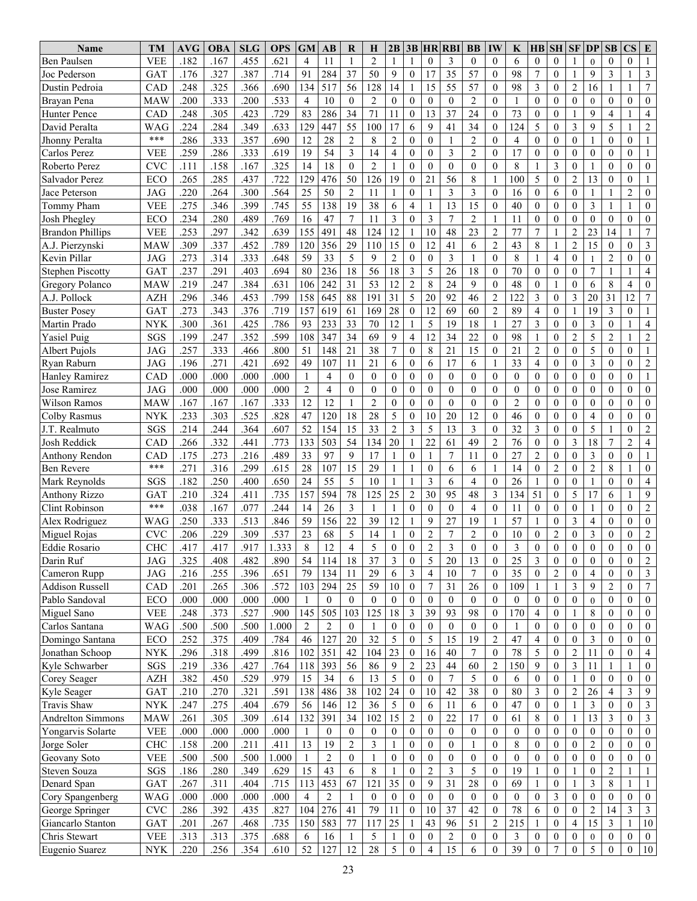| Name | TM | AVG | OBA | SLG | OPS | GM | AB | R | H | 2B | 3B | HR | RBI | BB | IW | K | HB | SH | SF | DP | SB | CS | E |
|---|---|---|---|---|---|---|---|---|---|---|---|---|---|---|---|---|---|---|---|---|---|---|---|
| Ben Paulsen | VEE | .182 | .167 | .455 | .621 | 4 | 11 | 1 | 2 | 1 | 1 | 0 | 3 | 0 | 0 | 6 | 0 | 0 | 1 | 0 | 0 | 0 | 1 |
| Joc Pederson | GAT | .176 | .327 | .387 | .714 | 91 | 284 | 37 | 50 | 9 | 0 | 17 | 35 | 57 | 0 | 98 | 7 | 0 | 1 | 9 | 3 | 1 | 3 |
| Dustin Pedroia | CAD | .248 | .325 | .366 | .690 | 134 | 517 | 56 | 128 | 14 | 1 | 15 | 55 | 57 | 0 | 98 | 3 | 0 | 2 | 16 | 1 | 1 | 7 |
| Brayan Pena | MAW | .200 | .333 | .200 | .533 | 4 | 10 | 0 | 2 | 0 | 0 | 0 | 0 | 2 | 0 | 1 | 0 | 0 | 0 | 0 | 0 | 0 | 0 |
| Hunter Pence | CAD | .248 | .305 | .423 | .729 | 83 | 286 | 34 | 71 | 11 | 0 | 13 | 37 | 24 | 0 | 73 | 0 | 0 | 1 | 9 | 4 | 1 | 4 |
| David Peralta | WAG | .224 | .284 | .349 | .633 | 129 | 447 | 55 | 100 | 17 | 6 | 9 | 41 | 34 | 0 | 124 | 5 | 0 | 3 | 9 | 5 | 1 | 2 |
| Jhonny Peralta | *** | .286 | .333 | .357 | .690 | 12 | 28 | 2 | 8 | 2 | 0 | 0 | 1 | 2 | 0 | 4 | 0 | 0 | 0 | 1 | 0 | 0 | 1 |
| Carlos Perez | VEE | .259 | .286 | .333 | .619 | 19 | 54 | 3 | 14 | 4 | 0 | 0 | 3 | 2 | 0 | 17 | 0 | 0 | 0 | 0 | 0 | 0 | 1 |
| Roberto Perez | CVC | .111 | .158 | .167 | .325 | 14 | 18 | 0 | 2 | 1 | 0 | 0 | 0 | 0 | 0 | 8 | 1 | 3 | 0 | 1 | 0 | 0 | 0 |
| Salvador Perez | ECO | .265 | .285 | .437 | .722 | 129 | 476 | 50 | 126 | 19 | 0 | 21 | 56 | 8 | 1 | 100 | 5 | 0 | 2 | 13 | 0 | 0 | 1 |
| Jace Peterson | JAG | .220 | .264 | .300 | .564 | 25 | 50 | 2 | 11 | 1 | 0 | 1 | 3 | 3 | 0 | 16 | 0 | 6 | 0 | 1 | 1 | 2 | 0 |
| Tommy Pham | VEE | .275 | .346 | .399 | .745 | 55 | 138 | 19 | 38 | 6 | 4 | 1 | 13 | 15 | 0 | 40 | 0 | 0 | 0 | 3 | 1 | 1 | 0 |
| Josh Phegley | ECO | .234 | .280 | .489 | .769 | 16 | 47 | 7 | 11 | 3 | 0 | 3 | 7 | 2 | 1 | 11 | 0 | 0 | 0 | 0 | 0 | 0 | 0 |
| Brandon Phillips | VEE | .253 | .297 | .342 | .639 | 155 | 491 | 48 | 124 | 12 | 1 | 10 | 48 | 23 | 2 | 77 | 7 | 1 | 2 | 23 | 14 | 1 | 7 |
| A.J. Pierzynski | MAW | .309 | .337 | .452 | .789 | 120 | 356 | 29 | 110 | 15 | 0 | 12 | 41 | 6 | 2 | 43 | 8 | 1 | 2 | 15 | 0 | 0 | 3 |
| Kevin Pillar | JAG | .273 | .314 | .333 | .648 | 59 | 33 | 5 | 9 | 2 | 0 | 0 | 3 | 1 | 0 | 8 | 1 | 4 | 0 | 1 | 2 | 0 | 0 |
| Stephen Piscotty | GAT | .237 | .291 | .403 | .694 | 80 | 236 | 18 | 56 | 18 | 3 | 5 | 26 | 18 | 0 | 70 | 0 | 0 | 0 | 7 | 1 | 1 | 4 |
| Gregory Polanco | MAW | .219 | .247 | .384 | .631 | 106 | 242 | 31 | 53 | 12 | 2 | 8 | 24 | 9 | 0 | 48 | 0 | 1 | 0 | 6 | 8 | 4 | 0 |
| A.J. Pollock | AZH | .296 | .346 | .453 | .799 | 158 | 645 | 88 | 191 | 31 | 5 | 20 | 92 | 46 | 2 | 122 | 3 | 0 | 3 | 20 | 31 | 12 | 7 |
| Buster Posey | GAT | .273 | .343 | .376 | .719 | 157 | 619 | 61 | 169 | 28 | 0 | 12 | 69 | 60 | 2 | 89 | 4 | 0 | 1 | 19 | 3 | 0 | 1 |
| Martin Prado | NYK | .300 | .361 | .425 | .786 | 93 | 233 | 33 | 70 | 12 | 1 | 5 | 19 | 18 | 1 | 27 | 3 | 0 | 0 | 3 | 0 | 1 | 4 |
| Yasiel Puig | SGS | .199 | .247 | .352 | .599 | 108 | 347 | 34 | 69 | 9 | 4 | 12 | 34 | 22 | 0 | 98 | 1 | 0 | 2 | 5 | 2 | 1 | 2 |
| Albert Pujols | JAG | .257 | .333 | .466 | .800 | 51 | 148 | 21 | 38 | 7 | 0 | 8 | 21 | 15 | 0 | 21 | 2 | 0 | 0 | 5 | 0 | 0 | 1 |
| Ryan Raburn | JAG | .196 | .271 | .421 | .692 | 49 | 107 | 11 | 21 | 6 | 0 | 6 | 17 | 6 | 1 | 33 | 4 | 0 | 0 | 3 | 0 | 0 | 2 |
| Hanley Ramirez | CAD | .000 | .000 | .000 | .000 | 1 | 4 | 0 | 0 | 0 | 0 | 0 | 0 | 0 | 0 | 0 | 0 | 0 | 0 | 0 | 0 | 0 | 1 |
| Jose Ramirez | JAG | .000 | .000 | .000 | .000 | 2 | 4 | 0 | 0 | 0 | 0 | 0 | 0 | 0 | 0 | 0 | 0 | 0 | 0 | 0 | 0 | 0 | 0 |
| Wilson Ramos | MAW | .167 | .167 | .167 | .333 | 12 | 12 | 1 | 2 | 0 | 0 | 0 | 0 | 0 | 0 | 2 | 0 | 0 | 0 | 0 | 0 | 0 | 0 |
| Colby Rasmus | NYK | .233 | .303 | .525 | .828 | 47 | 120 | 18 | 28 | 5 | 0 | 10 | 20 | 12 | 0 | 46 | 0 | 0 | 0 | 4 | 0 | 0 | 0 |
| J.T. Realmuto | SGS | .214 | .244 | .364 | .607 | 52 | 154 | 15 | 33 | 2 | 3 | 5 | 13 | 3 | 0 | 32 | 3 | 0 | 0 | 5 | 1 | 0 | 2 |
| Josh Reddick | CAD | .266 | .332 | .441 | .773 | 133 | 503 | 54 | 134 | 20 | 1 | 22 | 61 | 49 | 2 | 76 | 0 | 0 | 3 | 18 | 7 | 2 | 4 |
| Anthony Rendon | CAD | .175 | .273 | .216 | .489 | 33 | 97 | 9 | 17 | 1 | 0 | 1 | 7 | 11 | 0 | 27 | 2 | 0 | 0 | 3 | 0 | 0 | 1 |
| Ben Revere | *** | .271 | .316 | .299 | .615 | 28 | 107 | 15 | 29 | 1 | 1 | 0 | 6 | 6 | 1 | 14 | 0 | 2 | 0 | 2 | 8 | 1 | 0 |
| Mark Reynolds | SGS | .182 | .250 | .400 | .650 | 24 | 55 | 5 | 10 | 1 | 1 | 3 | 6 | 4 | 0 | 26 | 1 | 0 | 0 | 1 | 0 | 0 | 4 |
| Anthony Rizzo | GAT | .210 | .324 | .411 | .735 | 157 | 594 | 78 | 125 | 25 | 2 | 30 | 95 | 48 | 3 | 134 | 51 | 0 | 5 | 17 | 6 | 1 | 9 |
| Clint Robinson | *** | .038 | .167 | .077 | .244 | 14 | 26 | 3 | 1 | 1 | 0 | 0 | 0 | 4 | 0 | 11 | 0 | 0 | 0 | 1 | 0 | 0 | 2 |
| Alex Rodriguez | WAG | .250 | .333 | .513 | .846 | 59 | 156 | 22 | 39 | 12 | 1 | 9 | 27 | 19 | 1 | 57 | 1 | 0 | 3 | 4 | 0 | 0 | 0 |
| Miguel Rojas | CVC | .206 | .229 | .309 | .537 | 23 | 68 | 5 | 14 | 1 | 0 | 2 | 7 | 2 | 0 | 10 | 0 | 2 | 0 | 3 | 0 | 0 | 2 |
| Eddie Rosario | CHC | .417 | .417 | .917 | 1.333 | 8 | 12 | 4 | 5 | 0 | 0 | 2 | 3 | 0 | 0 | 3 | 0 | 0 | 0 | 0 | 0 | 0 | 0 |
| Darin Ruf | JAG | .325 | .408 | .482 | .890 | 54 | 114 | 18 | 37 | 3 | 0 | 5 | 20 | 13 | 0 | 25 | 3 | 0 | 0 | 3 | 0 | 0 | 2 |
| Cameron Rupp | JAG | .216 | .255 | .396 | .651 | 79 | 134 | 11 | 29 | 6 | 3 | 4 | 10 | 7 | 0 | 35 | 0 | 2 | 0 | 4 | 0 | 0 | 3 |
| Addison Russell | CAD | .201 | .265 | .306 | .572 | 103 | 294 | 25 | 59 | 10 | 0 | 7 | 31 | 26 | 0 | 109 | 1 | 1 | 3 | 9 | 2 | 0 | 7 |
| Pablo Sandoval | ECO | .000 | .000 | .000 | .000 | 1 | 0 | 0 | 0 | 0 | 0 | 0 | 0 | 0 | 0 | 0 | 0 | 0 | 0 | 0 | 0 | 0 | 0 |
| Miguel Sano | VEE | .248 | .373 | .527 | .900 | 145 | 505 | 103 | 125 | 18 | 3 | 39 | 93 | 98 | 0 | 170 | 4 | 0 | 1 | 8 | 0 | 0 | 0 |
| Carlos Santana | WAG | .500 | .500 | .500 | 1.000 | 2 | 2 | 0 | 1 | 0 | 0 | 0 | 0 | 0 | 0 | 1 | 0 | 0 | 0 | 0 | 0 | 0 | 0 |
| Domingo Santana | ECO | .252 | .375 | .409 | .784 | 46 | 127 | 20 | 32 | 5 | 0 | 5 | 15 | 19 | 2 | 47 | 4 | 0 | 0 | 3 | 0 | 0 | 0 |
| Jonathan Schoop | NYK | .296 | .318 | .499 | .816 | 102 | 351 | 42 | 104 | 23 | 0 | 16 | 40 | 7 | 0 | 78 | 5 | 0 | 2 | 11 | 0 | 0 | 4 |
| Kyle Schwarber | SGS | .219 | .336 | .427 | .764 | 118 | 393 | 56 | 86 | 9 | 2 | 23 | 44 | 60 | 2 | 150 | 9 | 0 | 3 | 11 | 1 | 1 | 0 |
| Corey Seager | AZH | .382 | .450 | .529 | .979 | 15 | 34 | 6 | 13 | 5 | 0 | 0 | 7 | 5 | 0 | 6 | 0 | 0 | 1 | 0 | 0 | 0 | 0 |
| Kyle Seager | GAT | .210 | .270 | .321 | .591 | 138 | 486 | 38 | 102 | 24 | 0 | 10 | 42 | 38 | 0 | 80 | 3 | 0 | 2 | 26 | 4 | 3 | 9 |
| Travis Shaw | NYK | .247 | .275 | .404 | .679 | 56 | 146 | 12 | 36 | 5 | 0 | 6 | 11 | 6 | 0 | 47 | 0 | 0 | 1 | 3 | 0 | 0 | 3 |
| Andrelton Simmons | MAW | .261 | .305 | .309 | .614 | 132 | 391 | 34 | 102 | 15 | 2 | 0 | 22 | 17 | 0 | 61 | 8 | 0 | 1 | 13 | 3 | 0 | 3 |
| Yongarvis Solarte | VEE | .000 | .000 | .000 | .000 | 1 | 0 | 0 | 0 | 0 | 0 | 0 | 0 | 0 | 0 | 0 | 0 | 0 | 0 | 0 | 0 | 0 | 0 |
| Jorge Soler | CHC | .158 | .200 | .211 | .411 | 13 | 19 | 2 | 3 | 1 | 0 | 0 | 0 | 1 | 0 | 8 | 0 | 0 | 0 | 2 | 0 | 0 | 0 |
| Geovany Soto | VEE | .500 | .500 | .500 | 1.000 | 1 | 2 | 0 | 1 | 0 | 0 | 0 | 0 | 0 | 0 | 0 | 0 | 0 | 0 | 0 | 0 | 0 | 0 |
| Steven Souza | SGS | .186 | .280 | .349 | .629 | 15 | 43 | 6 | 8 | 1 | 0 | 2 | 3 | 5 | 0 | 19 | 1 | 0 | 1 | 0 | 2 | 1 | 1 |
| Denard Span | GAT | .267 | .311 | .404 | .715 | 113 | 453 | 67 | 121 | 35 | 0 | 9 | 31 | 28 | 0 | 69 | 1 | 0 | 1 | 3 | 8 | 1 | 1 |
| Cory Spangenberg | WAG | .000 | .000 | .000 | .000 | 4 | 2 | 1 | 0 | 0 | 0 | 0 | 0 | 0 | 0 | 0 | 0 | 3 | 0 | 0 | 0 | 0 | 0 |
| George Springer | CVC | .286 | .392 | .435 | .827 | 104 | 276 | 41 | 79 | 11 | 0 | 10 | 37 | 42 | 0 | 78 | 6 | 0 | 0 | 2 | 14 | 3 | 3 |
| Giancarlo Stanton | GAT | .201 | .267 | .468 | .735 | 150 | 583 | 77 | 117 | 25 | 1 | 43 | 96 | 51 | 2 | 215 | 1 | 0 | 4 | 15 | 3 | 1 | 10 |
| Chris Stewart | VEE | .313 | .313 | .375 | .688 | 6 | 16 | 1 | 5 | 1 | 0 | 0 | 2 | 0 | 0 | 3 | 0 | 0 | 0 | 0 | 0 | 0 | 0 |
| Eugenio Suarez | NYK | .220 | .256 | .354 | .610 | 52 | 127 | 12 | 28 | 5 | 0 | 4 | 15 | 6 | 0 | 39 | 0 | 7 | 0 | 5 | 0 | 0 | 10 |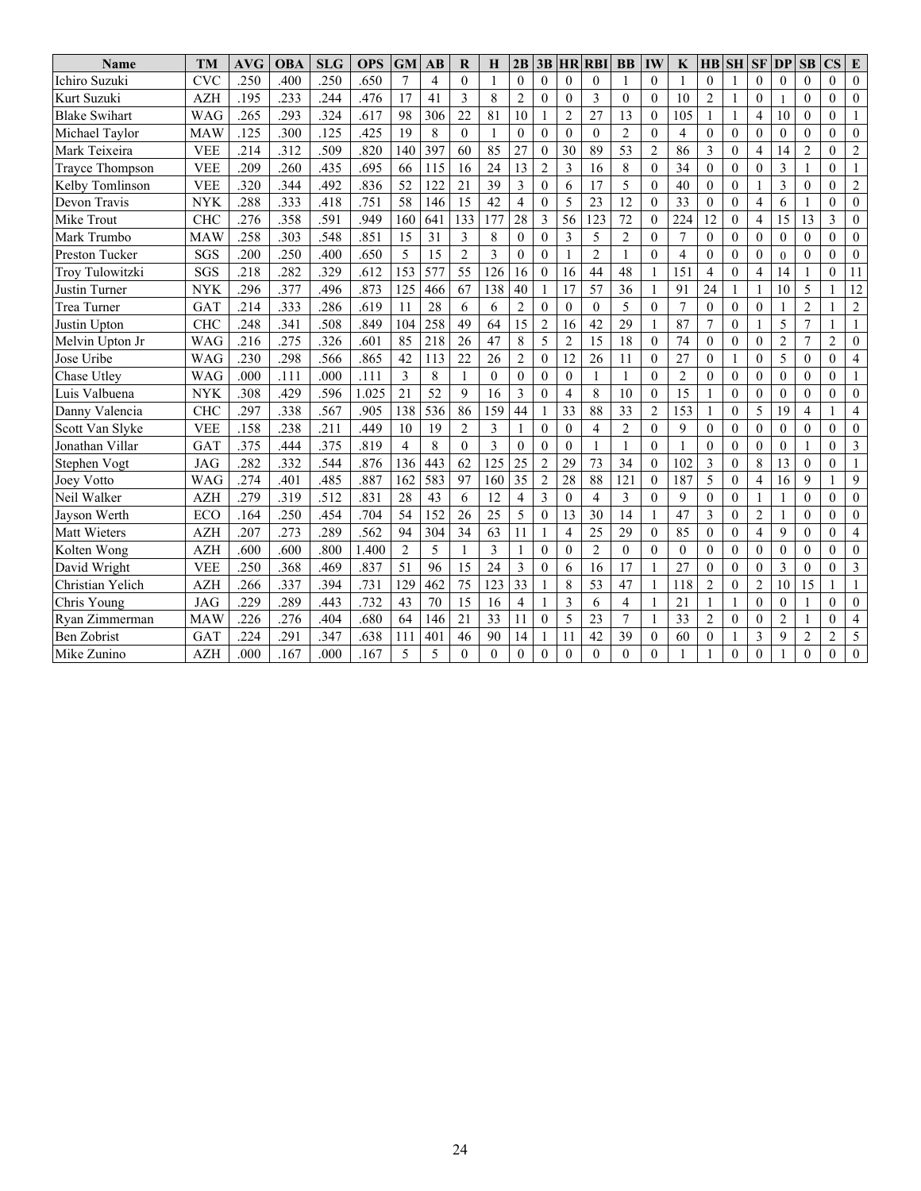| Name | TM | AVG | OBA | SLG | OPS | GM | AB | R | H | 2B | 3B | HR | RBI | BB | IW | K | HB | SH | SF | DP | SB | CS | E |
|---|---|---|---|---|---|---|---|---|---|---|---|---|---|---|---|---|---|---|---|---|---|---|---|
| Ichiro Suzuki | CVC | .250 | .400 | .250 | .650 | 7 | 4 | 0 | 1 | 0 | 0 | 0 | 0 | 1 | 0 | 1 | 0 | 1 | 0 | 0 | 0 | 0 | 0 |
| Kurt Suzuki | AZH | .195 | .233 | .244 | .476 | 17 | 41 | 3 | 8 | 2 | 0 | 0 | 3 | 0 | 0 | 10 | 2 | 1 | 0 | 1 | 0 | 0 | 0 |
| Blake Swihart | WAG | .265 | .293 | .324 | .617 | 98 | 306 | 22 | 81 | 10 | 1 | 2 | 27 | 13 | 0 | 105 | 1 | 1 | 4 | 10 | 0 | 0 | 1 |
| Michael Taylor | MAW | .125 | .300 | .125 | .425 | 19 | 8 | 0 | 1 | 0 | 0 | 0 | 0 | 2 | 0 | 4 | 0 | 0 | 0 | 0 | 0 | 0 | 0 |
| Mark Teixeira | VEE | .214 | .312 | .509 | .820 | 140 | 397 | 60 | 85 | 27 | 0 | 30 | 89 | 53 | 2 | 86 | 3 | 0 | 4 | 14 | 2 | 0 | 2 |
| Trayce Thompson | VEE | .209 | .260 | .435 | .695 | 66 | 115 | 16 | 24 | 13 | 2 | 3 | 16 | 8 | 0 | 34 | 0 | 0 | 0 | 3 | 1 | 0 | 1 |
| Kelby Tomlinson | VEE | .320 | .344 | .492 | .836 | 52 | 122 | 21 | 39 | 3 | 0 | 6 | 17 | 5 | 0 | 40 | 0 | 0 | 1 | 3 | 0 | 0 | 2 |
| Devon Travis | NYK | .288 | .333 | .418 | .751 | 58 | 146 | 15 | 42 | 4 | 0 | 5 | 23 | 12 | 0 | 33 | 0 | 0 | 4 | 6 | 1 | 0 | 0 |
| Mike Trout | CHC | .276 | .358 | .591 | .949 | 160 | 641 | 133 | 177 | 28 | 3 | 56 | 123 | 72 | 0 | 224 | 12 | 0 | 4 | 15 | 13 | 3 | 0 |
| Mark Trumbo | MAW | .258 | .303 | .548 | .851 | 15 | 31 | 3 | 8 | 0 | 0 | 3 | 5 | 2 | 0 | 7 | 0 | 0 | 0 | 0 | 0 | 0 | 0 |
| Preston Tucker | SGS | .200 | .250 | .400 | .650 | 5 | 15 | 2 | 3 | 0 | 0 | 1 | 2 | 1 | 0 | 4 | 0 | 0 | 0 | 0 | 0 | 0 | 0 |
| Troy Tulowitzki | SGS | .218 | .282 | .329 | .612 | 153 | 577 | 55 | 126 | 16 | 0 | 16 | 44 | 48 | 1 | 151 | 4 | 0 | 4 | 14 | 1 | 0 | 11 |
| Justin Turner | NYK | .296 | .377 | .496 | .873 | 125 | 466 | 67 | 138 | 40 | 1 | 17 | 57 | 36 | 1 | 91 | 24 | 1 | 1 | 10 | 5 | 1 | 12 |
| Trea Turner | GAT | .214 | .333 | .286 | .619 | 11 | 28 | 6 | 6 | 2 | 0 | 0 | 0 | 5 | 0 | 7 | 0 | 0 | 0 | 1 | 2 | 1 | 2 |
| Justin Upton | CHC | .248 | .341 | .508 | .849 | 104 | 258 | 49 | 64 | 15 | 2 | 16 | 42 | 29 | 1 | 87 | 7 | 0 | 1 | 5 | 7 | 1 | 1 |
| Melvin Upton Jr | WAG | .216 | .275 | .326 | .601 | 85 | 218 | 26 | 47 | 8 | 5 | 2 | 15 | 18 | 0 | 74 | 0 | 0 | 0 | 2 | 7 | 2 | 0 |
| Jose Uribe | WAG | .230 | .298 | .566 | .865 | 42 | 113 | 22 | 26 | 2 | 0 | 12 | 26 | 11 | 0 | 27 | 0 | 1 | 0 | 5 | 0 | 0 | 4 |
| Chase Utley | WAG | .000 | .111 | .000 | .111 | 3 | 8 | 1 | 0 | 0 | 0 | 0 | 1 | 1 | 0 | 2 | 0 | 0 | 0 | 0 | 0 | 0 | 1 |
| Luis Valbuena | NYK | .308 | .429 | .596 | 1.025 | 21 | 52 | 9 | 16 | 3 | 0 | 4 | 8 | 10 | 0 | 15 | 1 | 0 | 0 | 0 | 0 | 0 | 0 |
| Danny Valencia | CHC | .297 | .338 | .567 | .905 | 138 | 536 | 86 | 159 | 44 | 1 | 33 | 88 | 33 | 2 | 153 | 1 | 0 | 5 | 19 | 4 | 1 | 4 |
| Scott Van Slyke | VEE | .158 | .238 | .211 | .449 | 10 | 19 | 2 | 3 | 1 | 0 | 0 | 4 | 2 | 0 | 9 | 0 | 0 | 0 | 0 | 0 | 0 | 0 |
| Jonathan Villar | GAT | .375 | .444 | .375 | .819 | 4 | 8 | 0 | 3 | 0 | 0 | 0 | 1 | 1 | 0 | 1 | 0 | 0 | 0 | 0 | 1 | 0 | 3 |
| Stephen Vogt | JAG | .282 | .332 | .544 | .876 | 136 | 443 | 62 | 125 | 25 | 2 | 29 | 73 | 34 | 0 | 102 | 3 | 0 | 8 | 13 | 0 | 0 | 1 |
| Joey Votto | WAG | .274 | .401 | .485 | .887 | 162 | 583 | 97 | 160 | 35 | 2 | 28 | 88 | 121 | 0 | 187 | 5 | 0 | 4 | 16 | 9 | 1 | 9 |
| Neil Walker | AZH | .279 | .319 | .512 | .831 | 28 | 43 | 6 | 12 | 4 | 3 | 0 | 4 | 3 | 0 | 9 | 0 | 0 | 1 | 1 | 0 | 0 | 0 |
| Jayson Werth | ECO | .164 | .250 | .454 | .704 | 54 | 152 | 26 | 25 | 5 | 0 | 13 | 30 | 14 | 1 | 47 | 3 | 0 | 2 | 1 | 0 | 0 | 0 |
| Matt Wieters | AZH | .207 | .273 | .289 | .562 | 94 | 304 | 34 | 63 | 11 | 1 | 4 | 25 | 29 | 0 | 85 | 0 | 0 | 4 | 9 | 0 | 0 | 4 |
| Kolten Wong | AZH | .600 | .600 | .800 | 1.400 | 2 | 5 | 1 | 3 | 1 | 0 | 0 | 2 | 0 | 0 | 0 | 0 | 0 | 0 | 0 | 0 | 0 | 0 |
| David Wright | VEE | .250 | .368 | .469 | .837 | 51 | 96 | 15 | 24 | 3 | 0 | 6 | 16 | 17 | 1 | 27 | 0 | 0 | 0 | 3 | 0 | 0 | 3 |
| Christian Yelich | AZH | .266 | .337 | .394 | .731 | 129 | 462 | 75 | 123 | 33 | 1 | 8 | 53 | 47 | 1 | 118 | 2 | 0 | 2 | 10 | 15 | 1 | 1 |
| Chris Young | JAG | .229 | .289 | .443 | .732 | 43 | 70 | 15 | 16 | 4 | 1 | 3 | 6 | 4 | 1 | 21 | 1 | 1 | 0 | 0 | 1 | 0 | 0 |
| Ryan Zimmerman | MAW | .226 | .276 | .404 | .680 | 64 | 146 | 21 | 33 | 11 | 0 | 5 | 23 | 7 | 1 | 33 | 2 | 0 | 0 | 2 | 1 | 0 | 4 |
| Ben Zobrist | GAT | .224 | .291 | .347 | .638 | 111 | 401 | 46 | 90 | 14 | 1 | 11 | 42 | 39 | 0 | 60 | 0 | 1 | 3 | 9 | 2 | 2 | 5 |
| Mike Zunino | AZH | .000 | .167 | .000 | .167 | 5 | 5 | 0 | 0 | 0 | 0 | 0 | 0 | 0 | 0 | 1 | 1 | 0 | 0 | 1 | 0 | 0 | 0 |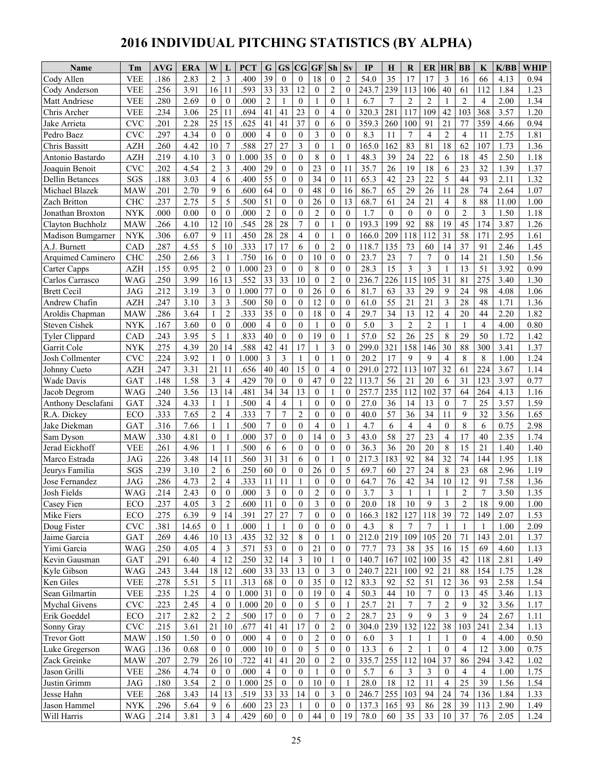# 2016 INDIVIDUAL PITCHING STATISTICS (BY ALPHA)

| Name | Tm | AVG | ERA | W | L | PCT | G | GS | CG | GF | Sh | Sv | IP | H | R | ER | HR | BB | K | K/BB | WHIP |
|---|---|---|---|---|---|---|---|---|---|---|---|---|---|---|---|---|---|---|---|---|---|
| Cody Allen | VEE | .186 | 2.83 | 2 | 3 | .400 | 39 | 0 | 0 | 18 | 0 | 2 | 54.0 | 35 | 17 | 17 | 3 | 16 | 66 | 4.13 | 0.94 |
| Cody Anderson | VEE | .256 | 3.91 | 16 | 11 | .593 | 33 | 33 | 12 | 0 | 2 | 0 | 243.7 | 239 | 113 | 106 | 40 | 61 | 112 | 1.84 | 1.23 |
| Matt Andriese | VEE | .280 | 2.69 | 0 | 0 | .000 | 2 | 1 | 0 | 1 | 0 | 1 | 6.7 | 7 | 2 | 2 | 1 | 2 | 4 | 2.00 | 1.34 |
| Chris Archer | VEE | .234 | 3.06 | 25 | 11 | .694 | 41 | 41 | 23 | 0 | 4 | 0 | 320.3 | 281 | 117 | 109 | 42 | 103 | 368 | 3.57 | 1.20 |
| Jake Arrieta | CVC | .201 | 2.28 | 25 | 15 | .625 | 41 | 41 | 37 | 0 | 6 | 0 | 359.3 | 260 | 100 | 91 | 21 | 77 | 359 | 4.66 | 0.94 |
| Pedro Baez | CVC | .297 | 4.34 | 0 | 0 | .000 | 4 | 0 | 0 | 3 | 0 | 0 | 8.3 | 11 | 7 | 4 | 2 | 4 | 11 | 2.75 | 1.81 |
| Chris Bassitt | AZH | .260 | 4.42 | 10 | 7 | .588 | 27 | 27 | 3 | 0 | 1 | 0 | 165.0 | 162 | 83 | 81 | 18 | 62 | 107 | 1.73 | 1.36 |
| Antonio Bastardo | AZH | .219 | 4.10 | 3 | 0 | 1.000 | 35 | 0 | 0 | 8 | 0 | 1 | 48.3 | 39 | 24 | 22 | 6 | 18 | 45 | 2.50 | 1.18 |
| Joaquin Benoit | CVC | .202 | 4.54 | 2 | 3 | .400 | 29 | 0 | 0 | 23 | 0 | 11 | 35.7 | 26 | 19 | 18 | 6 | 23 | 32 | 1.39 | 1.37 |
| Dellin Betances | SGS | .188 | 3.03 | 4 | 6 | .400 | 55 | 0 | 0 | 34 | 0 | 11 | 65.3 | 42 | 23 | 22 | 5 | 44 | 93 | 2.11 | 1.32 |
| Michael Blazek | MAW | .201 | 2.70 | 9 | 6 | .600 | 64 | 0 | 0 | 48 | 0 | 16 | 86.7 | 65 | 29 | 26 | 11 | 28 | 74 | 2.64 | 1.07 |
| Zach Britton | CHC | .237 | 2.75 | 5 | 5 | .500 | 51 | 0 | 0 | 26 | 0 | 13 | 68.7 | 61 | 24 | 21 | 4 | 8 | 88 | 11.00 | 1.00 |
| Jonathan Broxton | NYK | .000 | 0.00 | 0 | 0 | .000 | 2 | 0 | 0 | 2 | 0 | 0 | 1.7 | 0 | 0 | 0 | 0 | 2 | 3 | 1.50 | 1.18 |
| Clayton Buchholz | MAW | .266 | 4.10 | 12 | 10 | .545 | 28 | 28 | 7 | 0 | 1 | 0 | 193.3 | 199 | 92 | 88 | 19 | 45 | 174 | 3.87 | 1.26 |
| Madison Bumgarner | NYK | .306 | 6.07 | 9 | 11 | .450 | 28 | 28 | 4 | 0 | 1 | 0 | 166.0 | 209 | 118 | 112 | 31 | 58 | 171 | 2.95 | 1.61 |
| A.J. Burnett | CAD | .287 | 4.55 | 5 | 10 | .333 | 17 | 17 | 6 | 0 | 2 | 0 | 118.7 | 135 | 73 | 60 | 14 | 37 | 91 | 2.46 | 1.45 |
| Arquimed Caminero | CHC | .250 | 2.66 | 3 | 1 | .750 | 16 | 0 | 0 | 10 | 0 | 0 | 23.7 | 23 | 7 | 7 | 0 | 14 | 21 | 1.50 | 1.56 |
| Carter Capps | AZH | .155 | 0.95 | 2 | 0 | 1.000 | 23 | 0 | 0 | 8 | 0 | 0 | 28.3 | 15 | 3 | 3 | 1 | 13 | 51 | 3.92 | 0.99 |
| Carlos Carrasco | WAG | .250 | 3.99 | 16 | 13 | .552 | 33 | 33 | 10 | 0 | 2 | 0 | 236.7 | 226 | 115 | 105 | 31 | 81 | 275 | 3.40 | 1.30 |
| Brett Cecil | JAG | .212 | 3.19 | 3 | 0 | 1.000 | 77 | 0 | 0 | 26 | 0 | 6 | 81.7 | 63 | 33 | 29 | 9 | 24 | 98 | 4.08 | 1.06 |
| Andrew Chafin | AZH | .247 | 3.10 | 3 | 3 | .500 | 50 | 0 | 0 | 12 | 0 | 0 | 61.0 | 55 | 21 | 21 | 3 | 28 | 48 | 1.71 | 1.36 |
| Aroldis Chapman | MAW | .286 | 3.64 | 1 | 2 | .333 | 35 | 0 | 0 | 18 | 0 | 4 | 29.7 | 34 | 13 | 12 | 4 | 20 | 44 | 2.20 | 1.82 |
| Steven Cishek | NYK | .167 | 3.60 | 0 | 0 | .000 | 4 | 0 | 0 | 1 | 0 | 0 | 5.0 | 3 | 2 | 2 | 1 | 1 | 4 | 4.00 | 0.80 |
| Tyler Clippard | CAD | .243 | 3.95 | 5 | 1 | .833 | 40 | 0 | 0 | 19 | 0 | 1 | 57.0 | 52 | 26 | 25 | 8 | 29 | 50 | 1.72 | 1.42 |
| Garrit Cole | NYK | .275 | 4.39 | 20 | 14 | .588 | 42 | 41 | 17 | 1 | 3 | 0 | 299.0 | 321 | 158 | 146 | 30 | 88 | 300 | 3.41 | 1.37 |
| Josh Collmenter | CVC | .224 | 3.92 | 1 | 0 | 1.000 | 3 | 3 | 1 | 0 | 1 | 0 | 20.2 | 17 | 9 | 9 | 4 | 8 | 8 | 1.00 | 1.24 |
| Johnny Cueto | AZH | .247 | 3.31 | 21 | 11 | .656 | 40 | 40 | 15 | 0 | 4 | 0 | 291.0 | 272 | 113 | 107 | 32 | 61 | 224 | 3.67 | 1.14 |
| Wade Davis | GAT | .148 | 1.58 | 3 | 4 | .429 | 70 | 0 | 0 | 47 | 0 | 22 | 113.7 | 56 | 21 | 20 | 6 | 31 | 123 | 3.97 | 0.77 |
| Jacob Degrom | WAG | .240 | 3.56 | 13 | 14 | .481 | 34 | 34 | 13 | 0 | 1 | 0 | 257.7 | 235 | 112 | 102 | 37 | 64 | 264 | 4.13 | 1.16 |
| Anthony Desclafani | GAT | .324 | 4.33 | 1 | 1 | .500 | 4 | 4 | 1 | 0 | 0 | 0 | 27.0 | 36 | 14 | 13 | 0 | 7 | 25 | 3.57 | 1.59 |
| R.A. Dickey | ECO | .333 | 7.65 | 2 | 4 | .333 | 7 | 7 | 2 | 0 | 0 | 0 | 40.0 | 57 | 36 | 34 | 11 | 9 | 32 | 3.56 | 1.65 |
| Jake Diekman | GAT | .316 | 7.66 | 1 | 1 | .500 | 7 | 0 | 0 | 4 | 0 | 1 | 4.7 | 6 | 4 | 4 | 0 | 8 | 6 | 0.75 | 2.98 |
| Sam Dyson | MAW | .330 | 4.81 | 0 | 1 | .000 | 37 | 0 | 0 | 14 | 0 | 3 | 43.0 | 58 | 27 | 23 | 4 | 17 | 40 | 2.35 | 1.74 |
| Jerad Eickhoff | VEE | .261 | 4.96 | 1 | 1 | .500 | 6 | 6 | 0 | 0 | 0 | 0 | 36.3 | 36 | 20 | 20 | 8 | 15 | 21 | 1.40 | 1.40 |
| Marco Estrada | JAG | .226 | 3.48 | 14 | 11 | .560 | 31 | 31 | 6 | 0 | 1 | 0 | 217.3 | 183 | 92 | 84 | 32 | 74 | 144 | 1.95 | 1.18 |
| Jeurys Familia | SGS | .239 | 3.10 | 2 | 6 | .250 | 60 | 0 | 0 | 26 | 0 | 5 | 69.7 | 60 | 27 | 24 | 8 | 23 | 68 | 2.96 | 1.19 |
| Jose Fernandez | JAG | .286 | 4.73 | 2 | 4 | .333 | 11 | 11 | 1 | 0 | 0 | 0 | 64.7 | 76 | 42 | 34 | 10 | 12 | 91 | 7.58 | 1.36 |
| Josh Fields | WAG | .214 | 2.43 | 0 | 0 | .000 | 3 | 0 | 0 | 2 | 0 | 0 | 3.7 | 3 | 1 | 1 | 1 | 2 | 7 | 3.50 | 1.35 |
| Casey Fien | ECO | .237 | 4.05 | 3 | 2 | .600 | 11 | 0 | 0 | 3 | 0 | 0 | 20.0 | 18 | 10 | 9 | 3 | 2 | 18 | 9.00 | 1.00 |
| Mike Fiers | ECO | .275 | 6.39 | 9 | 14 | .391 | 27 | 27 | 7 | 0 | 0 | 0 | 166.3 | 182 | 127 | 118 | 39 | 72 | 149 | 2.07 | 1.53 |
| Doug Fister | CVC | .381 | 14.65 | 0 | 1 | .000 | 1 | 1 | 0 | 0 | 0 | 0 | 4.3 | 8 | 7 | 7 | 1 | 1 | 1 | 1.00 | 2.09 |
| Jaime Garcia | GAT | .269 | 4.46 | 10 | 13 | .435 | 32 | 32 | 8 | 0 | 1 | 0 | 212.0 | 219 | 109 | 105 | 20 | 71 | 143 | 2.01 | 1.37 |
| Yimi Garcia | WAG | .250 | 4.05 | 4 | 3 | .571 | 53 | 0 | 0 | 21 | 0 | 0 | 77.7 | 73 | 38 | 35 | 16 | 15 | 69 | 4.60 | 1.13 |
| Kevin Gausman | GAT | .291 | 6.40 | 4 | 12 | .250 | 32 | 14 | 3 | 10 | 1 | 0 | 140.7 | 167 | 102 | 100 | 35 | 42 | 118 | 2.81 | 1.49 |
| Kyle Gibson | WAG | .243 | 3.44 | 18 | 12 | .600 | 33 | 33 | 13 | 0 | 3 | 0 | 240.7 | 221 | 100 | 92 | 21 | 88 | 154 | 1.75 | 1.28 |
| Ken Giles | VEE | .278 | 5.51 | 5 | 11 | .313 | 68 | 0 | 0 | 35 | 0 | 12 | 83.3 | 92 | 52 | 51 | 12 | 36 | 93 | 2.58 | 1.54 |
| Sean Gilmartin | VEE | .235 | 1.25 | 4 | 0 | 1.000 | 31 | 0 | 0 | 19 | 0 | 4 | 50.3 | 44 | 10 | 7 | 0 | 13 | 45 | 3.46 | 1.13 |
| Mychal Givens | CVC | .223 | 2.45 | 4 | 0 | 1.000 | 20 | 0 | 0 | 5 | 0 | 1 | 25.7 | 21 | 7 | 7 | 2 | 9 | 32 | 3.56 | 1.17 |
| Erik Goeddel | ECO | .217 | 2.82 | 2 | 2 | .500 | 17 | 0 | 0 | 7 | 0 | 2 | 28.7 | 23 | 9 | 9 | 3 | 9 | 24 | 2.67 | 1.11 |
| Sonny Gray | CVC | .215 | 3.61 | 21 | 10 | .677 | 41 | 41 | 17 | 0 | 2 | 0 | 304.0 | 239 | 132 | 122 | 38 | 103 | 241 | 2.34 | 1.13 |
| Trevor Gott | MAW | .150 | 1.50 | 0 | 0 | .000 | 4 | 0 | 0 | 2 | 0 | 0 | 6.0 | 3 | 1 | 1 | 1 | 0 | 4 | 4.00 | 0.50 |
| Luke Gregerson | WAG | .136 | 0.68 | 0 | 0 | .000 | 10 | 0 | 0 | 5 | 0 | 0 | 13.3 | 6 | 2 | 1 | 0 | 4 | 12 | 3.00 | 0.75 |
| Zack Greinke | MAW | .207 | 2.79 | 26 | 10 | .722 | 41 | 41 | 20 | 0 | 2 | 0 | 335.7 | 255 | 112 | 104 | 37 | 86 | 294 | 3.42 | 1.02 |
| Jason Grilli | VEE | .286 | 4.74 | 0 | 0 | .000 | 4 | 0 | 0 | 1 | 0 | 0 | 5.7 | 6 | 3 | 3 | 0 | 4 | 4 | 1.00 | 1.75 |
| Justin Grimm | JAG | .180 | 3.54 | 2 | 0 | 1.000 | 25 | 0 | 0 | 10 | 0 | 1 | 28.0 | 18 | 12 | 11 | 4 | 25 | 39 | 1.56 | 1.54 |
| Jesse Hahn | VEE | .268 | 3.43 | 14 | 13 | .519 | 33 | 33 | 14 | 0 | 3 | 0 | 246.7 | 255 | 103 | 94 | 24 | 74 | 136 | 1.84 | 1.33 |
| Jason Hammel | NYK | .296 | 5.64 | 9 | 6 | .600 | 23 | 23 | 1 | 0 | 0 | 0 | 137.3 | 165 | 93 | 86 | 28 | 39 | 113 | 2.90 | 1.49 |
| Will Harris | WAG | .214 | 3.81 | 3 | 4 | .429 | 60 | 0 | 0 | 44 | 0 | 19 | 78.0 | 60 | 35 | 33 | 10 | 37 | 76 | 2.05 | 1.24 |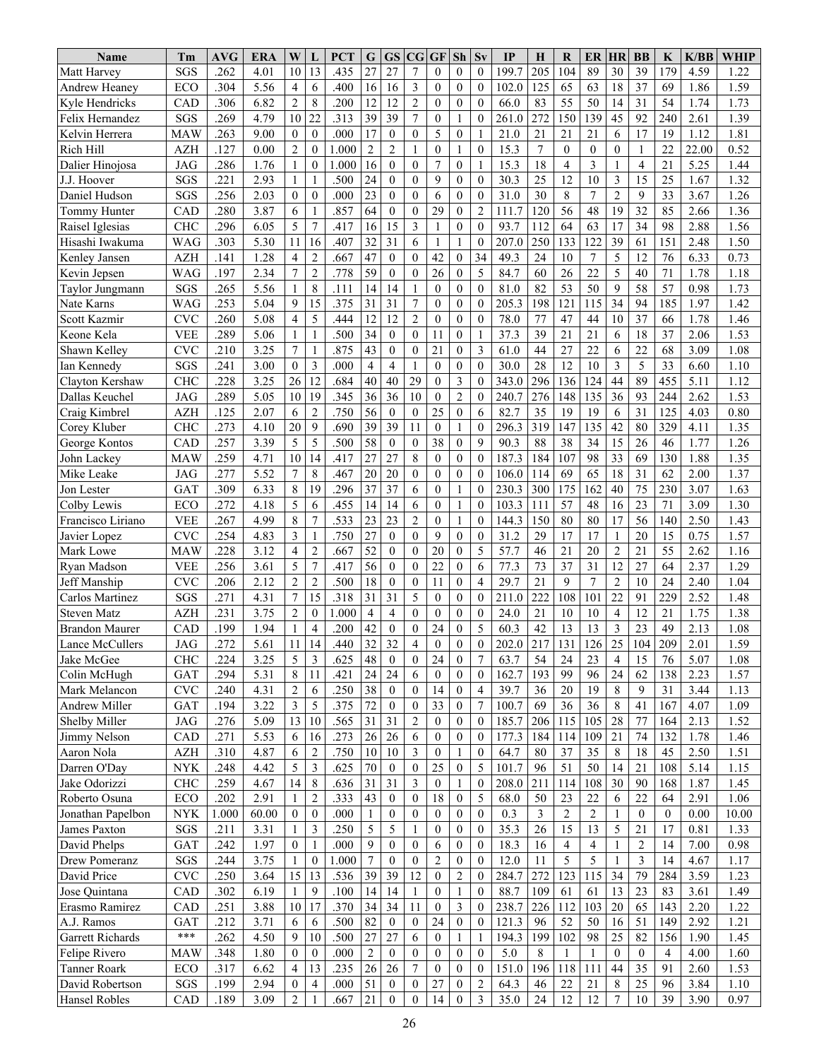| Name | Tm | AVG | ERA | W | L | PCT | G | GS | CG | GF | Sh | Sv | IP | H | R | ER | HR | BB | K | K/BB | WHIP |
|---|---|---|---|---|---|---|---|---|---|---|---|---|---|---|---|---|---|---|---|---|---|
| Matt Harvey | SGS | .262 | 4.01 | 10 | 13 | .435 | 27 | 27 | 7 | 0 | 0 | 0 | 199.7 | 205 | 104 | 89 | 30 | 39 | 179 | 4.59 | 1.22 |
| Andrew Heaney | ECO | .304 | 5.56 | 4 | 6 | .400 | 16 | 16 | 3 | 0 | 0 | 0 | 102.0 | 125 | 65 | 63 | 18 | 37 | 69 | 1.86 | 1.59 |
| Kyle Hendricks | CAD | .306 | 6.82 | 2 | 8 | .200 | 12 | 12 | 2 | 0 | 0 | 0 | 66.0 | 83 | 55 | 50 | 14 | 31 | 54 | 1.74 | 1.73 |
| Felix Hernandez | SGS | .269 | 4.79 | 10 | 22 | .313 | 39 | 39 | 7 | 0 | 1 | 0 | 261.0 | 272 | 150 | 139 | 45 | 92 | 240 | 2.61 | 1.39 |
| Kelvin Herrera | MAW | .263 | 9.00 | 0 | 0 | .000 | 17 | 0 | 0 | 5 | 0 | 1 | 21.0 | 21 | 21 | 21 | 6 | 17 | 19 | 1.12 | 1.81 |
| Rich Hill | AZH | .127 | 0.00 | 2 | 0 | 1.000 | 2 | 2 | 1 | 0 | 1 | 0 | 15.3 | 7 | 0 | 0 | 0 | 1 | 22 | 22.00 | 0.52 |
| Dalier Hinojosa | JAG | .286 | 1.76 | 1 | 0 | 1.000 | 16 | 0 | 0 | 7 | 0 | 1 | 15.3 | 18 | 4 | 3 | 1 | 4 | 21 | 5.25 | 1.44 |
| J.J. Hoover | SGS | .221 | 2.93 | 1 | 1 | .500 | 24 | 0 | 0 | 9 | 0 | 0 | 30.3 | 25 | 12 | 10 | 3 | 15 | 25 | 1.67 | 1.32 |
| Daniel Hudson | SGS | .256 | 2.03 | 0 | 0 | .000 | 23 | 0 | 0 | 6 | 0 | 0 | 31.0 | 30 | 8 | 7 | 2 | 9 | 33 | 3.67 | 1.26 |
| Tommy Hunter | CAD | .280 | 3.87 | 6 | 1 | .857 | 64 | 0 | 0 | 29 | 0 | 2 | 111.7 | 120 | 56 | 48 | 19 | 32 | 85 | 2.66 | 1.36 |
| Raisel Iglesias | CHC | .296 | 6.05 | 5 | 7 | .417 | 16 | 15 | 3 | 1 | 0 | 0 | 93.7 | 112 | 64 | 63 | 17 | 34 | 98 | 2.88 | 1.56 |
| Hisashi Iwakuma | WAG | .303 | 5.30 | 11 | 16 | .407 | 32 | 31 | 6 | 1 | 1 | 0 | 207.0 | 250 | 133 | 122 | 39 | 61 | 151 | 2.48 | 1.50 |
| Kenley Jansen | AZH | .141 | 1.28 | 4 | 2 | .667 | 47 | 0 | 0 | 42 | 0 | 34 | 49.3 | 24 | 10 | 7 | 5 | 12 | 76 | 6.33 | 0.73 |
| Kevin Jepsen | WAG | .197 | 2.34 | 7 | 2 | .778 | 59 | 0 | 0 | 26 | 0 | 5 | 84.7 | 60 | 26 | 22 | 5 | 40 | 71 | 1.78 | 1.18 |
| Taylor Jungmann | SGS | .265 | 5.56 | 1 | 8 | .111 | 14 | 14 | 1 | 0 | 0 | 0 | 81.0 | 82 | 53 | 50 | 9 | 58 | 57 | 0.98 | 1.73 |
| Nate Karns | WAG | .253 | 5.04 | 9 | 15 | .375 | 31 | 31 | 7 | 0 | 0 | 0 | 205.3 | 198 | 121 | 115 | 34 | 94 | 185 | 1.97 | 1.42 |
| Scott Kazmir | CVC | .260 | 5.08 | 4 | 5 | .444 | 12 | 12 | 2 | 0 | 0 | 0 | 78.0 | 77 | 47 | 44 | 10 | 37 | 66 | 1.78 | 1.46 |
| Keone Kela | VEE | .289 | 5.06 | 1 | 1 | .500 | 34 | 0 | 0 | 11 | 0 | 1 | 37.3 | 39 | 21 | 21 | 6 | 18 | 37 | 2.06 | 1.53 |
| Shawn Kelley | CVC | .210 | 3.25 | 7 | 1 | .875 | 43 | 0 | 0 | 21 | 0 | 3 | 61.0 | 44 | 27 | 22 | 6 | 22 | 68 | 3.09 | 1.08 |
| Ian Kennedy | SGS | .241 | 3.00 | 0 | 3 | .000 | 4 | 4 | 1 | 0 | 0 | 0 | 30.0 | 28 | 12 | 10 | 3 | 5 | 33 | 6.60 | 1.10 |
| Clayton Kershaw | CHC | .228 | 3.25 | 26 | 12 | .684 | 40 | 40 | 29 | 0 | 3 | 0 | 343.0 | 296 | 136 | 124 | 44 | 89 | 455 | 5.11 | 1.12 |
| Dallas Keuchel | JAG | .289 | 5.05 | 10 | 19 | .345 | 36 | 36 | 10 | 0 | 2 | 0 | 240.7 | 276 | 148 | 135 | 36 | 93 | 244 | 2.62 | 1.53 |
| Craig Kimbrel | AZH | .125 | 2.07 | 6 | 2 | .750 | 56 | 0 | 0 | 25 | 0 | 6 | 82.7 | 35 | 19 | 19 | 6 | 31 | 125 | 4.03 | 0.80 |
| Corey Kluber | CHC | .273 | 4.10 | 20 | 9 | .690 | 39 | 39 | 11 | 0 | 1 | 0 | 296.3 | 319 | 147 | 135 | 42 | 80 | 329 | 4.11 | 1.35 |
| George Kontos | CAD | .257 | 3.39 | 5 | 5 | .500 | 58 | 0 | 0 | 38 | 0 | 9 | 90.3 | 88 | 38 | 34 | 15 | 26 | 46 | 1.77 | 1.26 |
| John Lackey | MAW | .259 | 4.71 | 10 | 14 | .417 | 27 | 27 | 8 | 0 | 0 | 0 | 187.3 | 184 | 107 | 98 | 33 | 69 | 130 | 1.88 | 1.35 |
| Mike Leake | JAG | .277 | 5.52 | 7 | 8 | .467 | 20 | 20 | 0 | 0 | 0 | 0 | 106.0 | 114 | 69 | 65 | 18 | 31 | 62 | 2.00 | 1.37 |
| Jon Lester | GAT | .309 | 6.33 | 8 | 19 | .296 | 37 | 37 | 6 | 0 | 1 | 0 | 230.3 | 300 | 175 | 162 | 40 | 75 | 230 | 3.07 | 1.63 |
| Colby Lewis | ECO | .272 | 4.18 | 5 | 6 | .455 | 14 | 14 | 6 | 0 | 1 | 0 | 103.3 | 111 | 57 | 48 | 16 | 23 | 71 | 3.09 | 1.30 |
| Francisco Liriano | VEE | .267 | 4.99 | 8 | 7 | .533 | 23 | 23 | 2 | 0 | 1 | 0 | 144.3 | 150 | 80 | 80 | 17 | 56 | 140 | 2.50 | 1.43 |
| Javier Lopez | CVC | .254 | 4.83 | 3 | 1 | .750 | 27 | 0 | 0 | 9 | 0 | 0 | 31.2 | 29 | 17 | 17 | 1 | 20 | 15 | 0.75 | 1.57 |
| Mark Lowe | MAW | .228 | 3.12 | 4 | 2 | .667 | 52 | 0 | 0 | 20 | 0 | 5 | 57.7 | 46 | 21 | 20 | 2 | 21 | 55 | 2.62 | 1.16 |
| Ryan Madson | VEE | .256 | 3.61 | 5 | 7 | .417 | 56 | 0 | 0 | 22 | 0 | 6 | 77.3 | 73 | 37 | 31 | 12 | 27 | 64 | 2.37 | 1.29 |
| Jeff Manship | CVC | .206 | 2.12 | 2 | 2 | .500 | 18 | 0 | 0 | 11 | 0 | 4 | 29.7 | 21 | 9 | 7 | 2 | 10 | 24 | 2.40 | 1.04 |
| Carlos Martinez | SGS | .271 | 4.31 | 7 | 15 | .318 | 31 | 31 | 5 | 0 | 0 | 0 | 211.0 | 222 | 108 | 101 | 22 | 91 | 229 | 2.52 | 1.48 |
| Steven Matz | AZH | .231 | 3.75 | 2 | 0 | 1.000 | 4 | 4 | 0 | 0 | 0 | 0 | 24.0 | 21 | 10 | 10 | 4 | 12 | 21 | 1.75 | 1.38 |
| Brandon Maurer | CAD | .199 | 1.94 | 1 | 4 | .200 | 42 | 0 | 0 | 24 | 0 | 5 | 60.3 | 42 | 13 | 13 | 3 | 23 | 49 | 2.13 | 1.08 |
| Lance McCullers | JAG | .272 | 5.61 | 11 | 14 | .440 | 32 | 32 | 4 | 0 | 0 | 0 | 202.0 | 217 | 131 | 126 | 25 | 104 | 209 | 2.01 | 1.59 |
| Jake McGee | CHC | .224 | 3.25 | 5 | 3 | .625 | 48 | 0 | 0 | 24 | 0 | 7 | 63.7 | 54 | 24 | 23 | 4 | 15 | 76 | 5.07 | 1.08 |
| Colin McHugh | GAT | .294 | 5.31 | 8 | 11 | .421 | 24 | 24 | 6 | 0 | 0 | 0 | 162.7 | 193 | 99 | 96 | 24 | 62 | 138 | 2.23 | 1.57 |
| Mark Melancon | CVC | .240 | 4.31 | 2 | 6 | .250 | 38 | 0 | 0 | 14 | 0 | 4 | 39.7 | 36 | 20 | 19 | 8 | 9 | 31 | 3.44 | 1.13 |
| Andrew Miller | GAT | .194 | 3.22 | 3 | 5 | .375 | 72 | 0 | 0 | 33 | 0 | 7 | 100.7 | 69 | 36 | 36 | 8 | 41 | 167 | 4.07 | 1.09 |
| Shelby Miller | JAG | .276 | 5.09 | 13 | 10 | .565 | 31 | 31 | 2 | 0 | 0 | 0 | 185.7 | 206 | 115 | 105 | 28 | 77 | 164 | 2.13 | 1.52 |
| Jimmy Nelson | CAD | .271 | 5.53 | 6 | 16 | .273 | 26 | 26 | 6 | 0 | 0 | 0 | 177.3 | 184 | 114 | 109 | 21 | 74 | 132 | 1.78 | 1.46 |
| Aaron Nola | AZH | .310 | 4.87 | 6 | 2 | .750 | 10 | 10 | 3 | 0 | 1 | 0 | 64.7 | 80 | 37 | 35 | 8 | 18 | 45 | 2.50 | 1.51 |
| Darren O'Day | NYK | .248 | 4.42 | 5 | 3 | .625 | 70 | 0 | 0 | 25 | 0 | 5 | 101.7 | 96 | 51 | 50 | 14 | 21 | 108 | 5.14 | 1.15 |
| Jake Odorizzi | CHC | .259 | 4.67 | 14 | 8 | .636 | 31 | 31 | 3 | 0 | 1 | 0 | 208.0 | 211 | 114 | 108 | 30 | 90 | 168 | 1.87 | 1.45 |
| Roberto Osuna | ECO | .202 | 2.91 | 1 | 2 | .333 | 43 | 0 | 0 | 18 | 0 | 5 | 68.0 | 50 | 23 | 22 | 6 | 22 | 64 | 2.91 | 1.06 |
| Jonathan Papelbon | NYK | 1.000 | 60.00 | 0 | 0 | .000 | 1 | 0 | 0 | 0 | 0 | 0 | 0.3 | 3 | 2 | 2 | 1 | 0 | 0 | 0.00 | 10.00 |
| James Paxton | SGS | .211 | 3.31 | 1 | 3 | .250 | 5 | 5 | 1 | 0 | 0 | 0 | 35.3 | 26 | 15 | 13 | 5 | 21 | 17 | 0.81 | 1.33 |
| David Phelps | GAT | .242 | 1.97 | 0 | 1 | .000 | 9 | 0 | 0 | 6 | 0 | 0 | 18.3 | 16 | 4 | 4 | 1 | 2 | 14 | 7.00 | 0.98 |
| Drew Pomeranz | SGS | .244 | 3.75 | 1 | 0 | 1.000 | 7 | 0 | 0 | 2 | 0 | 0 | 12.0 | 11 | 5 | 5 | 1 | 3 | 14 | 4.67 | 1.17 |
| David Price | CVC | .250 | 3.64 | 15 | 13 | .536 | 39 | 39 | 12 | 0 | 2 | 0 | 284.7 | 272 | 123 | 115 | 34 | 79 | 284 | 3.59 | 1.23 |
| Jose Quintana | CAD | .302 | 6.19 | 1 | 9 | .100 | 14 | 14 | 1 | 0 | 1 | 0 | 88.7 | 109 | 61 | 61 | 13 | 23 | 83 | 3.61 | 1.49 |
| Erasmo Ramirez | CAD | .251 | 3.88 | 10 | 17 | .370 | 34 | 34 | 11 | 0 | 3 | 0 | 238.7 | 226 | 112 | 103 | 20 | 65 | 143 | 2.20 | 1.22 |
| A.J. Ramos | GAT | .212 | 3.71 | 6 | 6 | .500 | 82 | 0 | 0 | 24 | 0 | 0 | 121.3 | 96 | 52 | 50 | 16 | 51 | 149 | 2.92 | 1.21 |
| Garrett Richards | *** | .262 | 4.50 | 9 | 10 | .500 | 27 | 27 | 6 | 0 | 1 | 1 | 194.3 | 199 | 102 | 98 | 25 | 82 | 156 | 1.90 | 1.45 |
| Felipe Rivero | MAW | .348 | 1.80 | 0 | 0 | .000 | 2 | 0 | 0 | 0 | 0 | 0 | 5.0 | 8 | 1 | 1 | 0 | 0 | 4 | 4.00 | 1.60 |
| Tanner Roark | ECO | .317 | 6.62 | 4 | 13 | .235 | 26 | 26 | 7 | 0 | 0 | 0 | 151.0 | 196 | 118 | 111 | 44 | 35 | 91 | 2.60 | 1.53 |
| David Robertson | SGS | .199 | 2.94 | 0 | 4 | .000 | 51 | 0 | 0 | 27 | 0 | 2 | 64.3 | 46 | 22 | 21 | 8 | 25 | 96 | 3.84 | 1.10 |
| Hansel Robles | CAD | .189 | 3.09 | 2 | 1 | .667 | 21 | 0 | 0 | 14 | 0 | 3 | 35.0 | 24 | 12 | 12 | 7 | 10 | 39 | 3.90 | 0.97 |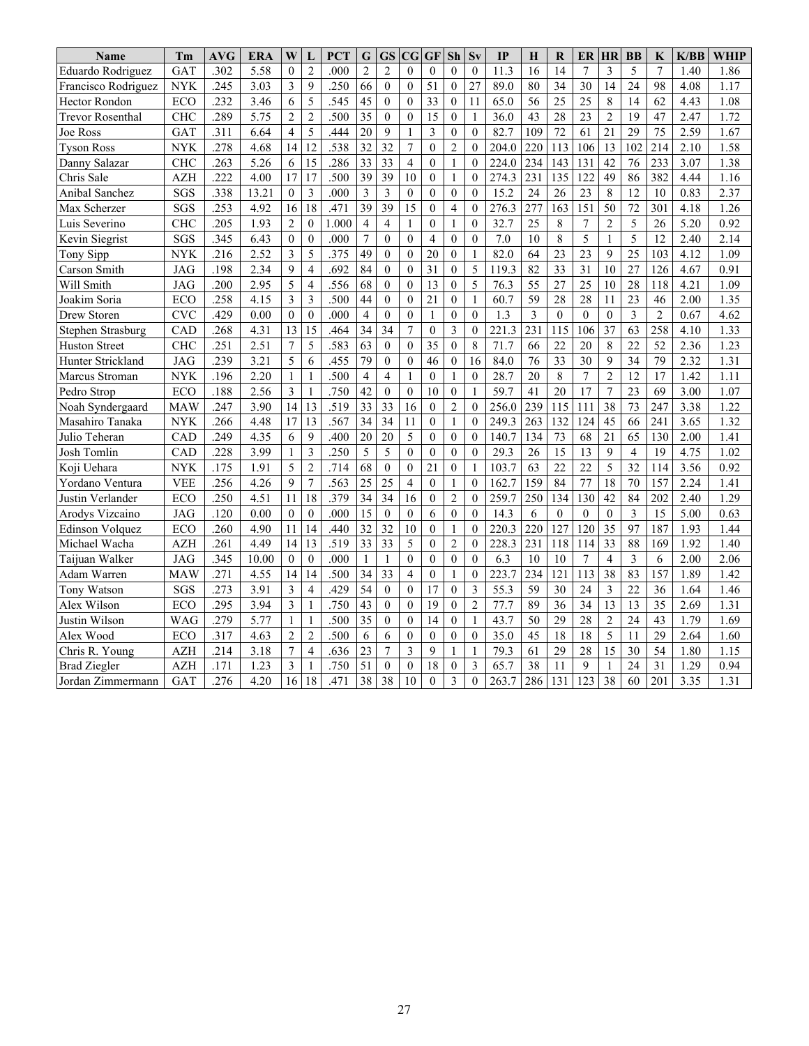| Name | Tm | AVG | ERA | W | L | PCT | G | GS | CG | GF | Sh | Sv | IP | H | R | ER | HR | BB | K | K/BB | WHIP |
|---|---|---|---|---|---|---|---|---|---|---|---|---|---|---|---|---|---|---|---|---|---|
| Eduardo Rodriguez | GAT | .302 | 5.58 | 0 | 2 | .000 | 2 | 2 | 0 | 0 | 0 | 0 | 11.3 | 16 | 14 | 7 | 3 | 5 | 7 | 1.40 | 1.86 |
| Francisco Rodriguez | NYK | .245 | 3.03 | 3 | 9 | .250 | 66 | 0 | 0 | 51 | 0 | 27 | 89.0 | 80 | 34 | 30 | 14 | 24 | 98 | 4.08 | 1.17 |
| Hector Rondon | ECO | .232 | 3.46 | 6 | 5 | .545 | 45 | 0 | 0 | 33 | 0 | 11 | 65.0 | 56 | 25 | 25 | 8 | 14 | 62 | 4.43 | 1.08 |
| Trevor Rosenthal | CHC | .289 | 5.75 | 2 | 2 | .500 | 35 | 0 | 0 | 15 | 0 | 1 | 36.0 | 43 | 28 | 23 | 2 | 19 | 47 | 2.47 | 1.72 |
| Joe Ross | GAT | .311 | 6.64 | 4 | 5 | .444 | 20 | 9 | 1 | 3 | 0 | 0 | 82.7 | 109 | 72 | 61 | 21 | 29 | 75 | 2.59 | 1.67 |
| Tyson Ross | NYK | .278 | 4.68 | 14 | 12 | .538 | 32 | 32 | 7 | 0 | 2 | 0 | 204.0 | 220 | 113 | 106 | 13 | 102 | 214 | 2.10 | 1.58 |
| Danny Salazar | CHC | .263 | 5.26 | 6 | 15 | .286 | 33 | 33 | 4 | 0 | 1 | 0 | 224.0 | 234 | 143 | 131 | 42 | 76 | 233 | 3.07 | 1.38 |
| Chris Sale | AZH | .222 | 4.00 | 17 | 17 | .500 | 39 | 39 | 10 | 0 | 1 | 0 | 274.3 | 231 | 135 | 122 | 49 | 86 | 382 | 4.44 | 1.16 |
| Anibal Sanchez | SGS | .338 | 13.21 | 0 | 3 | .000 | 3 | 3 | 0 | 0 | 0 | 0 | 15.2 | 24 | 26 | 23 | 8 | 12 | 10 | 0.83 | 2.37 |
| Max Scherzer | SGS | .253 | 4.92 | 16 | 18 | .471 | 39 | 39 | 15 | 0 | 4 | 0 | 276.3 | 277 | 163 | 151 | 50 | 72 | 301 | 4.18 | 1.26 |
| Luis Severino | CHC | .205 | 1.93 | 2 | 0 | 1.000 | 4 | 4 | 1 | 0 | 1 | 0 | 32.7 | 25 | 8 | 7 | 2 | 5 | 26 | 5.20 | 0.92 |
| Kevin Siegrist | SGS | .345 | 6.43 | 0 | 0 | .000 | 7 | 0 | 0 | 4 | 0 | 0 | 7.0 | 10 | 8 | 5 | 1 | 5 | 12 | 2.40 | 2.14 |
| Tony Sipp | NYK | .216 | 2.52 | 3 | 5 | .375 | 49 | 0 | 0 | 20 | 0 | 1 | 82.0 | 64 | 23 | 23 | 9 | 25 | 103 | 4.12 | 1.09 |
| Carson Smith | JAG | .198 | 2.34 | 9 | 4 | .692 | 84 | 0 | 0 | 31 | 0 | 5 | 119.3 | 82 | 33 | 31 | 10 | 27 | 126 | 4.67 | 0.91 |
| Will Smith | JAG | .200 | 2.95 | 5 | 4 | .556 | 68 | 0 | 0 | 13 | 0 | 5 | 76.3 | 55 | 27 | 25 | 10 | 28 | 118 | 4.21 | 1.09 |
| Joakim Soria | ECO | .258 | 4.15 | 3 | 3 | .500 | 44 | 0 | 0 | 21 | 0 | 1 | 60.7 | 59 | 28 | 28 | 11 | 23 | 46 | 2.00 | 1.35 |
| Drew Storen | CVC | .429 | 0.00 | 0 | 0 | .000 | 4 | 0 | 0 | 1 | 0 | 0 | 1.3 | 3 | 0 | 0 | 0 | 3 | 2 | 0.67 | 4.62 |
| Stephen Strasburg | CAD | .268 | 4.31 | 13 | 15 | .464 | 34 | 34 | 7 | 0 | 3 | 0 | 221.3 | 231 | 115 | 106 | 37 | 63 | 258 | 4.10 | 1.33 |
| Huston Street | CHC | .251 | 2.51 | 7 | 5 | .583 | 63 | 0 | 0 | 35 | 0 | 8 | 71.7 | 66 | 22 | 20 | 8 | 22 | 52 | 2.36 | 1.23 |
| Hunter Strickland | JAG | .239 | 3.21 | 5 | 6 | .455 | 79 | 0 | 0 | 46 | 0 | 16 | 84.0 | 76 | 33 | 30 | 9 | 34 | 79 | 2.32 | 1.31 |
| Marcus Stroman | NYK | .196 | 2.20 | 1 | 1 | .500 | 4 | 4 | 1 | 0 | 1 | 0 | 28.7 | 20 | 8 | 7 | 2 | 12 | 17 | 1.42 | 1.11 |
| Pedro Strop | ECO | .188 | 2.56 | 3 | 1 | .750 | 42 | 0 | 0 | 10 | 0 | 1 | 59.7 | 41 | 20 | 17 | 7 | 23 | 69 | 3.00 | 1.07 |
| Noah Syndergaard | MAW | .247 | 3.90 | 14 | 13 | .519 | 33 | 33 | 16 | 0 | 2 | 0 | 256.0 | 239 | 115 | 111 | 38 | 73 | 247 | 3.38 | 1.22 |
| Masahiro Tanaka | NYK | .266 | 4.48 | 17 | 13 | .567 | 34 | 34 | 11 | 0 | 1 | 0 | 249.3 | 263 | 132 | 124 | 45 | 66 | 241 | 3.65 | 1.32 |
| Julio Teheran | CAD | .249 | 4.35 | 6 | 9 | .400 | 20 | 20 | 5 | 0 | 0 | 0 | 140.7 | 134 | 73 | 68 | 21 | 65 | 130 | 2.00 | 1.41 |
| Josh Tomlin | CAD | .228 | 3.99 | 1 | 3 | .250 | 5 | 5 | 0 | 0 | 0 | 0 | 29.3 | 26 | 15 | 13 | 9 | 4 | 19 | 4.75 | 1.02 |
| Koji Uehara | NYK | .175 | 1.91 | 5 | 2 | .714 | 68 | 0 | 0 | 21 | 0 | 1 | 103.7 | 63 | 22 | 22 | 5 | 32 | 114 | 3.56 | 0.92 |
| Yordano Ventura | VEE | .256 | 4.26 | 9 | 7 | .563 | 25 | 25 | 4 | 0 | 1 | 0 | 162.7 | 159 | 84 | 77 | 18 | 70 | 157 | 2.24 | 1.41 |
| Justin Verlander | ECO | .250 | 4.51 | 11 | 18 | .379 | 34 | 34 | 16 | 0 | 2 | 0 | 259.7 | 250 | 134 | 130 | 42 | 84 | 202 | 2.40 | 1.29 |
| Arodys Vizcaino | JAG | .120 | 0.00 | 0 | 0 | .000 | 15 | 0 | 0 | 6 | 0 | 0 | 14.3 | 6 | 0 | 0 | 0 | 3 | 15 | 5.00 | 0.63 |
| Edinson Volquez | ECO | .260 | 4.90 | 11 | 14 | .440 | 32 | 32 | 10 | 0 | 1 | 0 | 220.3 | 220 | 127 | 120 | 35 | 97 | 187 | 1.93 | 1.44 |
| Michael Wacha | AZH | .261 | 4.49 | 14 | 13 | .519 | 33 | 33 | 5 | 0 | 2 | 0 | 228.3 | 231 | 118 | 114 | 33 | 88 | 169 | 1.92 | 1.40 |
| Taijuan Walker | JAG | .345 | 10.00 | 0 | 0 | .000 | 1 | 1 | 0 | 0 | 0 | 0 | 6.3 | 10 | 10 | 7 | 4 | 3 | 6 | 2.00 | 2.06 |
| Adam Warren | MAW | .271 | 4.55 | 14 | 14 | .500 | 34 | 33 | 4 | 0 | 1 | 0 | 223.7 | 234 | 121 | 113 | 38 | 83 | 157 | 1.89 | 1.42 |
| Tony Watson | SGS | .273 | 3.91 | 3 | 4 | .429 | 54 | 0 | 0 | 17 | 0 | 3 | 55.3 | 59 | 30 | 24 | 3 | 22 | 36 | 1.64 | 1.46 |
| Alex Wilson | ECO | .295 | 3.94 | 3 | 1 | .750 | 43 | 0 | 0 | 19 | 0 | 2 | 77.7 | 89 | 36 | 34 | 13 | 13 | 35 | 2.69 | 1.31 |
| Justin Wilson | WAG | .279 | 5.77 | 1 | 1 | .500 | 35 | 0 | 0 | 14 | 0 | 1 | 43.7 | 50 | 29 | 28 | 2 | 24 | 43 | 1.79 | 1.69 |
| Alex Wood | ECO | .317 | 4.63 | 2 | 2 | .500 | 6 | 6 | 0 | 0 | 0 | 0 | 35.0 | 45 | 18 | 18 | 5 | 11 | 29 | 2.64 | 1.60 |
| Chris R. Young | AZH | .214 | 3.18 | 7 | 4 | .636 | 23 | 7 | 3 | 9 | 1 | 1 | 79.3 | 61 | 29 | 28 | 15 | 30 | 54 | 1.80 | 1.15 |
| Brad Ziegler | AZH | .171 | 1.23 | 3 | 1 | .750 | 51 | 0 | 0 | 18 | 0 | 3 | 65.7 | 38 | 11 | 9 | 1 | 24 | 31 | 1.29 | 0.94 |
| Jordan Zimmermann | GAT | .276 | 4.20 | 16 | 18 | .471 | 38 | 38 | 10 | 0 | 3 | 0 | 263.7 | 286 | 131 | 123 | 38 | 60 | 201 | 3.35 | 1.31 |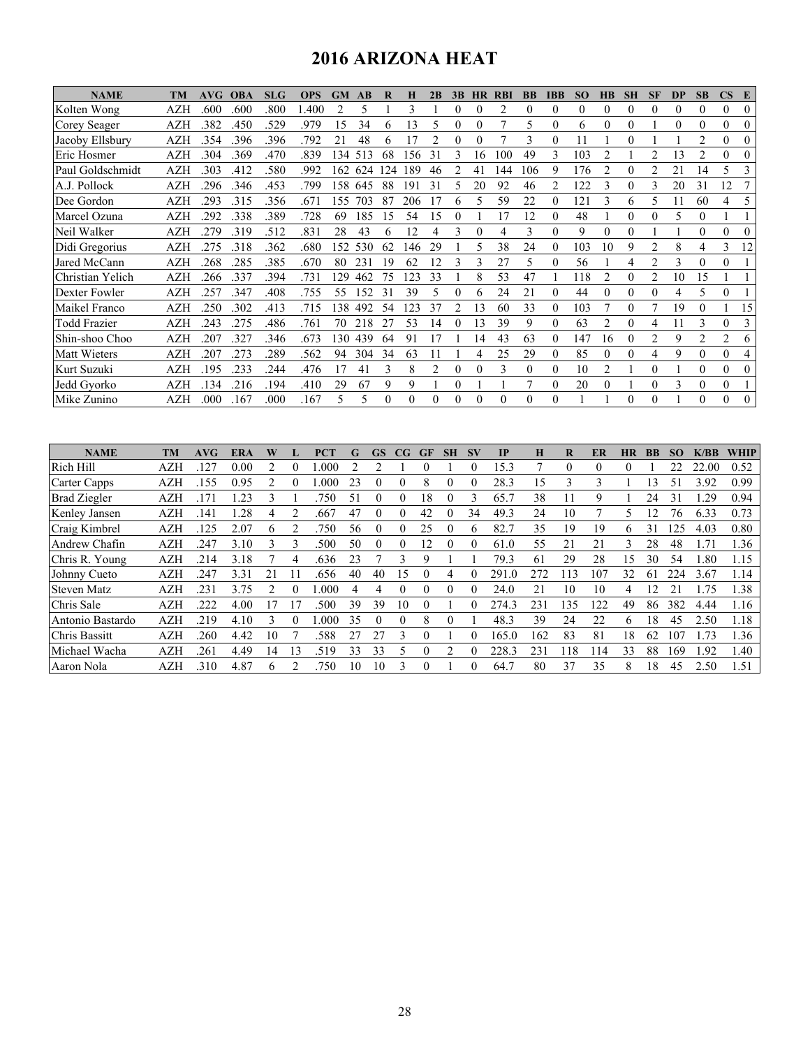# 2016 ARIZONA HEAT

| NAME | TM | AVG | OBA | SLG | OPS | GM | AB | R | H | 2B | 3B | HR | RBI | BB | IBB | SO | HB | SH | SF | DP | SB | CS | E |
|---|---|---|---|---|---|---|---|---|---|---|---|---|---|---|---|---|---|---|---|---|---|---|---|
| Kolten Wong | AZH | .600 | .600 | .800 | 1.400 | 2 | 5 | 1 | 3 | 1 | 0 | 0 | 2 | 0 | 0 | 0 | 0 | 0 | 0 | 0 | 0 | 0 | 0 |
| Corey Seager | AZH | .382 | .450 | .529 | .979 | 15 | 34 | 6 | 13 | 5 | 0 | 0 | 7 | 5 | 0 | 6 | 0 | 0 | 1 | 0 | 0 | 0 | 0 |
| Jacoby Ellsbury | AZH | .354 | .396 | .396 | .792 | 21 | 48 | 6 | 17 | 2 | 0 | 0 | 7 | 3 | 0 | 11 | 1 | 0 | 1 | 1 | 2 | 0 | 0 |
| Eric Hosmer | AZH | .304 | .369 | .470 | .839 | 134 | 513 | 68 | 156 | 31 | 3 | 16 | 100 | 49 | 3 | 103 | 2 | 1 | 2 | 13 | 2 | 0 | 0 |
| Paul Goldschmidt | AZH | .303 | .412 | .580 | .992 | 162 | 624 | 124 | 189 | 46 | 2 | 41 | 144 | 106 | 9 | 176 | 2 | 0 | 2 | 21 | 14 | 5 | 3 |
| A.J. Pollock | AZH | .296 | .346 | .453 | .799 | 158 | 645 | 88 | 191 | 31 | 5 | 20 | 92 | 46 | 2 | 122 | 3 | 0 | 3 | 20 | 31 | 12 | 7 |
| Dee Gordon | AZH | .293 | .315 | .356 | .671 | 155 | 703 | 87 | 206 | 17 | 6 | 5 | 59 | 22 | 0 | 121 | 3 | 6 | 5 | 11 | 60 | 4 | 5 |
| Marcel Ozuna | AZH | .292 | .338 | .389 | .728 | 69 | 185 | 15 | 54 | 15 | 0 | 1 | 17 | 12 | 0 | 48 | 1 | 0 | 0 | 5 | 0 | 1 | 1 |
| Neil Walker | AZH | .279 | .319 | .512 | .831 | 28 | 43 | 6 | 12 | 4 | 3 | 0 | 4 | 3 | 0 | 9 | 0 | 0 | 1 | 1 | 0 | 0 | 0 |
| Didi Gregorius | AZH | .275 | .318 | .362 | .680 | 152 | 530 | 62 | 146 | 29 | 1 | 5 | 38 | 24 | 0 | 103 | 10 | 9 | 2 | 8 | 4 | 3 | 12 |
| Jared McCann | AZH | .268 | .285 | .385 | .670 | 80 | 231 | 19 | 62 | 12 | 3 | 3 | 27 | 5 | 0 | 56 | 1 | 4 | 2 | 3 | 0 | 0 | 1 |
| Christian Yelich | AZH | .266 | .337 | .394 | .731 | 129 | 462 | 75 | 123 | 33 | 1 | 8 | 53 | 47 | 1 | 118 | 2 | 0 | 2 | 10 | 15 | 1 | 1 |
| Dexter Fowler | AZH | .257 | .347 | .408 | .755 | 55 | 152 | 31 | 39 | 5 | 0 | 6 | 24 | 21 | 0 | 44 | 0 | 0 | 0 | 4 | 5 | 0 | 1 |
| Maikel Franco | AZH | .250 | .302 | .413 | .715 | 138 | 492 | 54 | 123 | 37 | 2 | 13 | 60 | 33 | 0 | 103 | 7 | 0 | 7 | 19 | 0 | 1 | 15 |
| Todd Frazier | AZH | .243 | .275 | .486 | .761 | 70 | 218 | 27 | 53 | 14 | 0 | 13 | 39 | 9 | 0 | 63 | 2 | 0 | 4 | 11 | 3 | 0 | 3 |
| Shin-shoo Choo | AZH | .207 | .327 | .346 | .673 | 130 | 439 | 64 | 91 | 17 | 1 | 14 | 43 | 63 | 0 | 147 | 16 | 0 | 2 | 9 | 2 | 2 | 6 |
| Matt Wieters | AZH | .207 | .273 | .289 | .562 | 94 | 304 | 34 | 63 | 11 | 1 | 4 | 25 | 29 | 0 | 85 | 0 | 0 | 4 | 9 | 0 | 0 | 4 |
| Kurt Suzuki | AZH | .195 | .233 | .244 | .476 | 17 | 41 | 3 | 8 | 2 | 0 | 0 | 3 | 0 | 0 | 10 | 2 | 1 | 0 | 1 | 0 | 0 | 0 |
| Jedd Gyorko | AZH | .134 | .216 | .194 | .410 | 29 | 67 | 9 | 9 | 1 | 0 | 1 | 1 | 7 | 0 | 20 | 0 | 1 | 0 | 3 | 0 | 0 | 1 |
| Mike Zunino | AZH | .000 | .167 | .000 | .167 | 5 | 5 | 0 | 0 | 0 | 0 | 0 | 0 | 0 | 0 | 1 | 1 | 0 | 0 | 1 | 0 | 0 | 0 |

| NAME | TM | AVG | ERA | W | L | PCT | G | GS | CG | GF | SH | SV | IP | H | R | ER | HR | BB | SO | K/BB | WHIP |
|---|---|---|---|---|---|---|---|---|---|---|---|---|---|---|---|---|---|---|---|---|---|
| Rich Hill | AZH | .127 | 0.00 | 2 | 0 | 1.000 | 2 | 2 | 1 | 0 | 1 | 0 | 15.3 | 7 | 0 | 0 | 0 | 1 | 22 | 22.00 | 0.52 |
| Carter Capps | AZH | .155 | 0.95 | 2 | 0 | 1.000 | 23 | 0 | 0 | 8 | 0 | 0 | 28.3 | 15 | 3 | 3 | 1 | 13 | 51 | 3.92 | 0.99 |
| Brad Ziegler | AZH | .171 | 1.23 | 3 | 1 | .750 | 51 | 0 | 0 | 18 | 0 | 3 | 65.7 | 38 | 11 | 9 | 1 | 24 | 31 | 1.29 | 0.94 |
| Kenley Jansen | AZH | .141 | 1.28 | 4 | 2 | .667 | 47 | 0 | 0 | 42 | 0 | 34 | 49.3 | 24 | 10 | 7 | 5 | 12 | 76 | 6.33 | 0.73 |
| Craig Kimbrel | AZH | .125 | 2.07 | 6 | 2 | .750 | 56 | 0 | 0 | 25 | 0 | 6 | 82.7 | 35 | 19 | 19 | 6 | 31 | 125 | 4.03 | 0.80 |
| Andrew Chafin | AZH | .247 | 3.10 | 3 | 3 | .500 | 50 | 0 | 0 | 12 | 0 | 0 | 61.0 | 55 | 21 | 21 | 3 | 28 | 48 | 1.71 | 1.36 |
| Chris R. Young | AZH | .214 | 3.18 | 7 | 4 | .636 | 23 | 7 | 3 | 9 | 1 | 1 | 79.3 | 61 | 29 | 28 | 15 | 30 | 54 | 1.80 | 1.15 |
| Johnny Cueto | AZH | .247 | 3.31 | 21 | 11 | .656 | 40 | 40 | 15 | 0 | 4 | 0 | 291.0 | 272 | 113 | 107 | 32 | 61 | 224 | 3.67 | 1.14 |
| Steven Matz | AZH | .231 | 3.75 | 2 | 0 | 1.000 | 4 | 4 | 0 | 0 | 0 | 0 | 24.0 | 21 | 10 | 10 | 4 | 12 | 21 | 1.75 | 1.38 |
| Chris Sale | AZH | .222 | 4.00 | 17 | 17 | .500 | 39 | 39 | 10 | 0 | 1 | 0 | 274.3 | 231 | 135 | 122 | 49 | 86 | 382 | 4.44 | 1.16 |
| Antonio Bastardo | AZH | .219 | 4.10 | 3 | 0 | 1.000 | 35 | 0 | 0 | 8 | 0 | 1 | 48.3 | 39 | 24 | 22 | 6 | 18 | 45 | 2.50 | 1.18 |
| Chris Bassitt | AZH | .260 | 4.42 | 10 | 7 | .588 | 27 | 27 | 3 | 0 | 1 | 0 | 165.0 | 162 | 83 | 81 | 18 | 62 | 107 | 1.73 | 1.36 |
| Michael Wacha | AZH | .261 | 4.49 | 14 | 13 | .519 | 33 | 33 | 5 | 0 | 2 | 0 | 228.3 | 231 | 118 | 114 | 33 | 88 | 169 | 1.92 | 1.40 |
| Aaron Nola | AZH | .310 | 4.87 | 6 | 2 | .750 | 10 | 10 | 3 | 0 | 1 | 0 | 64.7 | 80 | 37 | 35 | 8 | 18 | 45 | 2.50 | 1.51 |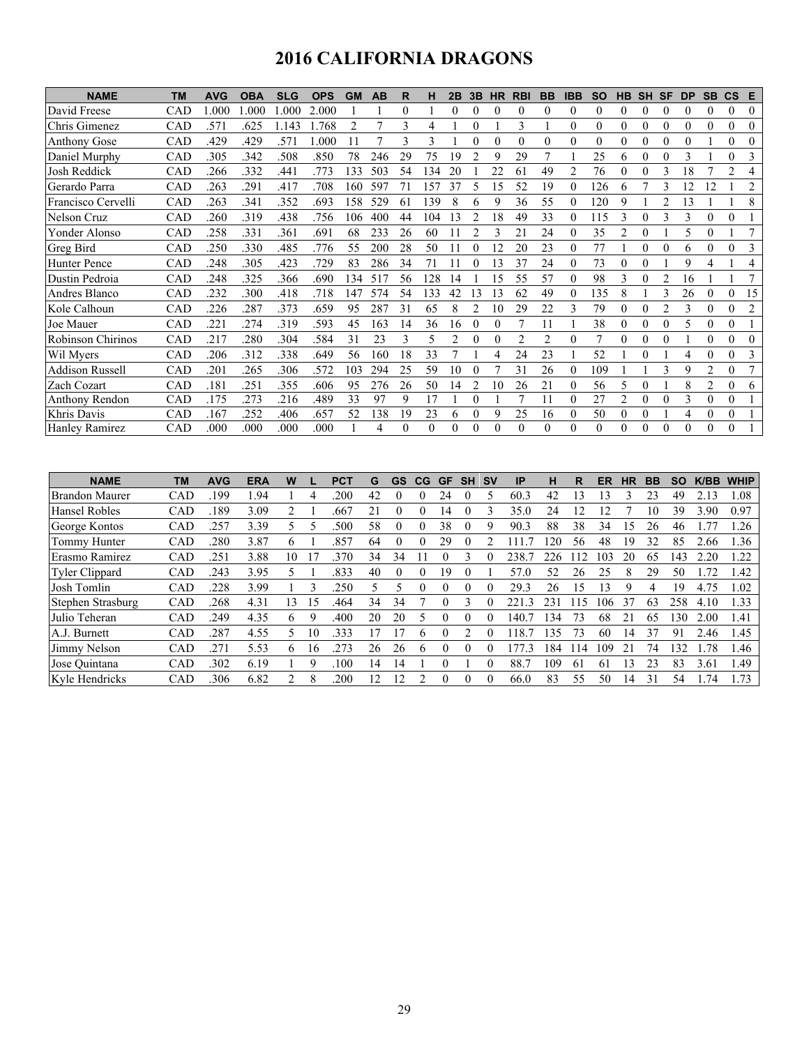# 2016 CALIFORNIA DRAGONS

| NAME | TM | AVG | OBA | SLG | OPS | GM | AB | R | H | 2B | 3B | HR | RBI | BB | IBB | SO | HB | SH | SF | DP | SB | CS | E |
|---|---|---|---|---|---|---|---|---|---|---|---|---|---|---|---|---|---|---|---|---|---|---|---|
| David Freese | CAD | 1.000 | 1.000 | 1.000 | 2.000 | 1 | 1 | 0 | 1 | 0 | 0 | 0 | 0 | 0 | 0 | 0 | 0 | 0 | 0 | 0 | 0 | 0 | 0 |
| Chris Gimenez | CAD | .571 | .625 | 1.143 | 1.768 | 2 | 7 | 3 | 4 | 1 | 0 | 1 | 3 | 1 | 0 | 0 | 0 | 0 | 0 | 0 | 0 | 0 | 0 |
| Anthony Gose | CAD | .429 | .429 | .571 | 1.000 | 11 | 7 | 3 | 3 | 1 | 0 | 0 | 0 | 0 | 0 | 0 | 0 | 0 | 0 | 0 | 1 | 0 | 0 |
| Daniel Murphy | CAD | .305 | .342 | .508 | .850 | 78 | 246 | 29 | 75 | 19 | 2 | 9 | 29 | 7 | 1 | 25 | 6 | 0 | 0 | 3 | 1 | 0 | 3 |
| Josh Reddick | CAD | .266 | .332 | .441 | .773 | 133 | 503 | 54 | 134 | 20 | 1 | 22 | 61 | 49 | 2 | 76 | 0 | 0 | 3 | 18 | 7 | 2 | 4 |
| Gerardo Parra | CAD | .263 | .291 | .417 | .708 | 160 | 597 | 71 | 157 | 37 | 5 | 15 | 52 | 19 | 0 | 126 | 6 | 7 | 3 | 12 | 12 | 1 | 2 |
| Francisco Cervelli | CAD | .263 | .341 | .352 | .693 | 158 | 529 | 61 | 139 | 8 | 6 | 9 | 36 | 55 | 0 | 120 | 9 | 1 | 2 | 13 | 1 | 1 | 8 |
| Nelson Cruz | CAD | .260 | .319 | .438 | .756 | 106 | 400 | 44 | 104 | 13 | 2 | 18 | 49 | 33 | 0 | 115 | 3 | 0 | 3 | 3 | 0 | 0 | 1 |
| Yonder Alonso | CAD | .258 | .331 | .361 | .691 | 68 | 233 | 26 | 60 | 11 | 2 | 3 | 21 | 24 | 0 | 35 | 2 | 0 | 1 | 5 | 0 | 1 | 7 |
| Greg Bird | CAD | .250 | .330 | .485 | .776 | 55 | 200 | 28 | 50 | 11 | 0 | 12 | 20 | 23 | 0 | 77 | 1 | 0 | 0 | 6 | 0 | 0 | 3 |
| Hunter Pence | CAD | .248 | .305 | .423 | .729 | 83 | 286 | 34 | 71 | 11 | 0 | 13 | 37 | 24 | 0 | 73 | 0 | 0 | 1 | 9 | 4 | 1 | 4 |
| Dustin Pedroia | CAD | .248 | .325 | .366 | .690 | 134 | 517 | 56 | 128 | 14 | 1 | 15 | 55 | 57 | 0 | 98 | 3 | 0 | 2 | 16 | 1 | 1 | 7 |
| Andres Blanco | CAD | .232 | .300 | .418 | .718 | 147 | 574 | 54 | 133 | 42 | 13 | 13 | 62 | 49 | 0 | 135 | 8 | 1 | 3 | 26 | 0 | 0 | 15 |
| Kole Calhoun | CAD | .226 | .287 | .373 | .659 | 95 | 287 | 31 | 65 | 8 | 2 | 10 | 29 | 22 | 3 | 79 | 0 | 0 | 2 | 3 | 0 | 0 | 2 |
| Joe Mauer | CAD | .221 | .274 | .319 | .593 | 45 | 163 | 14 | 36 | 16 | 0 | 0 | 7 | 11 | 1 | 38 | 0 | 0 | 0 | 5 | 0 | 0 | 1 |
| Robinson Chirinos | CAD | .217 | .280 | .304 | .584 | 31 | 23 | 3 | 5 | 2 | 0 | 0 | 2 | 2 | 0 | 7 | 0 | 0 | 0 | 1 | 0 | 0 | 0 |
| Wil Myers | CAD | .206 | .312 | .338 | .649 | 56 | 160 | 18 | 33 | 7 | 1 | 4 | 24 | 23 | 1 | 52 | 1 | 0 | 1 | 4 | 0 | 0 | 3 |
| Addison Russell | CAD | .201 | .265 | .306 | .572 | 103 | 294 | 25 | 59 | 10 | 0 | 7 | 31 | 26 | 0 | 109 | 1 | 1 | 3 | 9 | 2 | 0 | 7 |
| Zach Cozart | CAD | .181 | .251 | .355 | .606 | 95 | 276 | 26 | 50 | 14 | 2 | 10 | 26 | 21 | 0 | 56 | 5 | 0 | 1 | 8 | 2 | 0 | 6 |
| Anthony Rendon | CAD | .175 | .273 | .216 | .489 | 33 | 97 | 9 | 17 | 1 | 0 | 1 | 7 | 11 | 0 | 27 | 2 | 0 | 0 | 3 | 0 | 0 | 1 |
| Khris Davis | CAD | .167 | .252 | .406 | .657 | 52 | 138 | 19 | 23 | 6 | 0 | 9 | 25 | 16 | 0 | 50 | 0 | 0 | 1 | 4 | 0 | 0 | 1 |
| Hanley Ramirez | CAD | .000 | .000 | .000 | .000 | 1 | 4 | 0 | 0 | 0 | 0 | 0 | 0 | 0 | 0 | 0 | 0 | 0 | 0 | 0 | 0 | 0 | 1 |

| NAME | TM | AVG | ERA | W | L | PCT | G | GS | CG | GF | SH | SV | IP | H | R | ER | HR | BB | SO | K/BB | WHIP |
|---|---|---|---|---|---|---|---|---|---|---|---|---|---|---|---|---|---|---|---|---|---|
| Brandon Maurer | CAD | .199 | 1.94 | 1 | 4 | .200 | 42 | 0 | 0 | 24 | 0 | 5 | 60.3 | 42 | 13 | 13 | 3 | 23 | 49 | 2.13 | 1.08 |
| Hansel Robles | CAD | .189 | 3.09 | 2 | 1 | .667 | 21 | 0 | 0 | 14 | 0 | 3 | 35.0 | 24 | 12 | 12 | 7 | 10 | 39 | 3.90 | 0.97 |
| George Kontos | CAD | .257 | 3.39 | 5 | 5 | .500 | 58 | 0 | 0 | 38 | 0 | 9 | 90.3 | 88 | 38 | 34 | 15 | 26 | 46 | 1.77 | 1.26 |
| Tommy Hunter | CAD | .280 | 3.87 | 6 | 1 | .857 | 64 | 0 | 0 | 29 | 0 | 2 | 111.7 | 120 | 56 | 48 | 19 | 32 | 85 | 2.66 | 1.36 |
| Erasmo Ramirez | CAD | .251 | 3.88 | 10 | 17 | .370 | 34 | 34 | 11 | 0 | 3 | 0 | 238.7 | 226 | 112 | 103 | 20 | 65 | 143 | 2.20 | 1.22 |
| Tyler Clippard | CAD | .243 | 3.95 | 5 | 1 | .833 | 40 | 0 | 0 | 19 | 0 | 1 | 57.0 | 52 | 26 | 25 | 8 | 29 | 50 | 1.72 | 1.42 |
| Josh Tomlin | CAD | .228 | 3.99 | 1 | 3 | .250 | 5 | 5 | 0 | 0 | 0 | 0 | 29.3 | 26 | 15 | 13 | 9 | 4 | 19 | 4.75 | 1.02 |
| Stephen Strasburg | CAD | .268 | 4.31 | 13 | 15 | .464 | 34 | 34 | 7 | 0 | 3 | 0 | 221.3 | 231 | 115 | 106 | 37 | 63 | 258 | 4.10 | 1.33 |
| Julio Teheran | CAD | .249 | 4.35 | 6 | 9 | .400 | 20 | 20 | 5 | 0 | 0 | 0 | 140.7 | 134 | 73 | 68 | 21 | 65 | 130 | 2.00 | 1.41 |
| A.J. Burnett | CAD | .287 | 4.55 | 5 | 10 | .333 | 17 | 17 | 6 | 0 | 2 | 0 | 118.7 | 135 | 73 | 60 | 14 | 37 | 91 | 2.46 | 1.45 |
| Jimmy Nelson | CAD | .271 | 5.53 | 6 | 16 | .273 | 26 | 26 | 6 | 0 | 0 | 0 | 177.3 | 184 | 114 | 109 | 21 | 74 | 132 | 1.78 | 1.46 |
| Jose Quintana | CAD | .302 | 6.19 | 1 | 9 | .100 | 14 | 14 | 1 | 0 | 1 | 0 | 88.7 | 109 | 61 | 61 | 13 | 23 | 83 | 3.61 | 1.49 |
| Kyle Hendricks | CAD | .306 | 6.82 | 2 | 8 | .200 | 12 | 12 | 2 | 0 | 0 | 0 | 66.0 | 83 | 55 | 50 | 14 | 31 | 54 | 1.74 | 1.73 |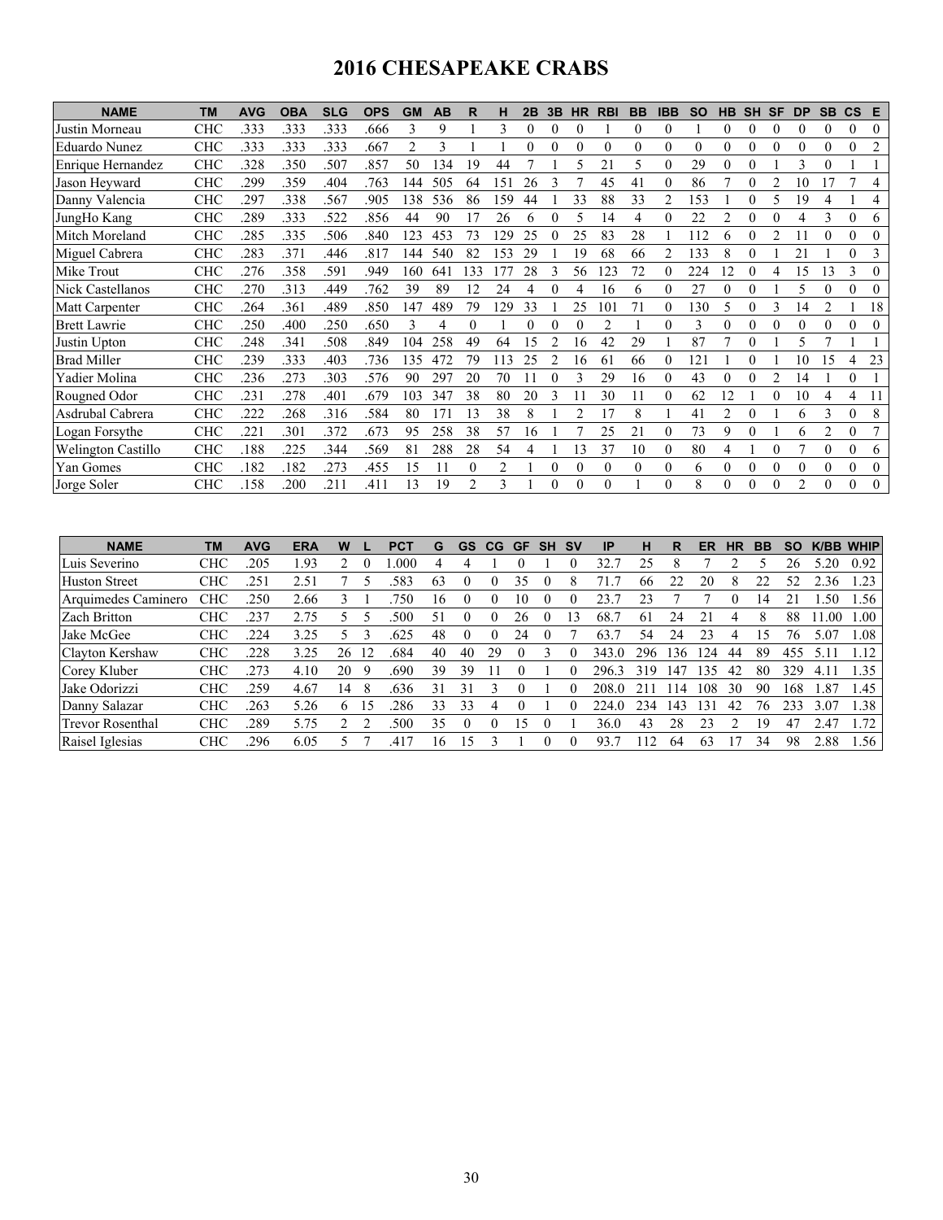# 2016 CHESAPEAKE CRABS

| NAME | TM | AVG | OBA | SLG | OPS | GM | AB | R | H | 2B | 3B | HR | RBI | BB | IBB | SO | HB | SH | SF | DP | SB | CS | E |
|---|---|---|---|---|---|---|---|---|---|---|---|---|---|---|---|---|---|---|---|---|---|---|---|
| Justin Morneau | CHC | .333 | .333 | .333 | .666 | 3 | 9 | 1 | 3 | 0 | 0 | 0 | 1 | 0 | 0 | 1 | 0 | 0 | 0 | 0 | 0 | 0 | 0 |
| Eduardo Nunez | CHC | .333 | .333 | .333 | .667 | 2 | 3 | 1 | 1 | 0 | 0 | 0 | 0 | 0 | 0 | 0 | 0 | 0 | 0 | 0 | 0 | 0 | 2 |
| Enrique Hernandez | CHC | .328 | .350 | .507 | .857 | 50 | 134 | 19 | 44 | 7 | 1 | 5 | 21 | 5 | 0 | 29 | 0 | 0 | 1 | 3 | 0 | 1 | 1 |
| Jason Heyward | CHC | .299 | .359 | .404 | .763 | 144 | 505 | 64 | 151 | 26 | 3 | 7 | 45 | 41 | 0 | 86 | 7 | 0 | 2 | 10 | 17 | 7 | 4 |
| Danny Valencia | CHC | .297 | .338 | .567 | .905 | 138 | 536 | 86 | 159 | 44 | 1 | 33 | 88 | 33 | 2 | 153 | 1 | 0 | 5 | 19 | 4 | 1 | 4 |
| JungHo Kang | CHC | .289 | .333 | .522 | .856 | 44 | 90 | 17 | 26 | 6 | 0 | 5 | 14 | 4 | 0 | 22 | 2 | 0 | 0 | 4 | 3 | 0 | 6 |
| Mitch Moreland | CHC | .285 | .335 | .506 | .840 | 123 | 453 | 73 | 129 | 25 | 0 | 25 | 83 | 28 | 1 | 112 | 6 | 0 | 2 | 11 | 0 | 0 | 0 |
| Miguel Cabrera | CHC | .283 | .371 | .446 | .817 | 144 | 540 | 82 | 153 | 29 | 1 | 19 | 68 | 66 | 2 | 133 | 8 | 0 | 1 | 21 | 1 | 0 | 3 |
| Mike Trout | CHC | .276 | .358 | .591 | .949 | 160 | 641 | 133 | 177 | 28 | 3 | 56 | 123 | 72 | 0 | 224 | 12 | 0 | 4 | 15 | 13 | 3 | 0 |
| Nick Castellanos | CHC | .270 | .313 | .449 | .762 | 39 | 89 | 12 | 24 | 4 | 0 | 4 | 16 | 6 | 0 | 27 | 0 | 0 | 1 | 5 | 0 | 0 | 0 |
| Matt Carpenter | CHC | .264 | .361 | .489 | .850 | 147 | 489 | 79 | 129 | 33 | 1 | 25 | 101 | 71 | 0 | 130 | 5 | 0 | 3 | 14 | 2 | 1 | 18 |
| Brett Lawrie | CHC | .250 | .400 | .250 | .650 | 3 | 4 | 0 | 1 | 0 | 0 | 0 | 2 | 1 | 0 | 3 | 0 | 0 | 0 | 0 | 0 | 0 | 0 |
| Justin Upton | CHC | .248 | .341 | .508 | .849 | 104 | 258 | 49 | 64 | 15 | 2 | 16 | 42 | 29 | 1 | 87 | 7 | 0 | 1 | 5 | 7 | 1 | 1 |
| Brad Miller | CHC | .239 | .333 | .403 | .736 | 135 | 472 | 79 | 113 | 25 | 2 | 16 | 61 | 66 | 0 | 121 | 1 | 0 | 1 | 10 | 15 | 4 | 23 |
| Yadier Molina | CHC | .236 | .273 | .303 | .576 | 90 | 297 | 20 | 70 | 11 | 0 | 3 | 29 | 16 | 0 | 43 | 0 | 0 | 2 | 14 | 1 | 0 | 1 |
| Rougned Odor | CHC | .231 | .278 | .401 | .679 | 103 | 347 | 38 | 80 | 20 | 3 | 11 | 30 | 11 | 0 | 62 | 12 | 1 | 0 | 10 | 4 | 4 | 11 |
| Asdrubal Cabrera | CHC | .222 | .268 | .316 | .584 | 80 | 171 | 13 | 38 | 8 | 1 | 2 | 17 | 8 | 1 | 41 | 2 | 0 | 1 | 6 | 3 | 0 | 8 |
| Logan Forsythe | CHC | .221 | .301 | .372 | .673 | 95 | 258 | 38 | 57 | 16 | 1 | 7 | 25 | 21 | 0 | 73 | 9 | 0 | 1 | 6 | 2 | 0 | 7 |
| Welington Castillo | CHC | .188 | .225 | .344 | .569 | 81 | 288 | 28 | 54 | 4 | 1 | 13 | 37 | 10 | 0 | 80 | 4 | 1 | 0 | 7 | 0 | 0 | 6 |
| Yan Gomes | CHC | .182 | .182 | .273 | .455 | 15 | 11 | 0 | 2 | 1 | 0 | 0 | 0 | 0 | 0 | 6 | 0 | 0 | 0 | 0 | 0 | 0 | 0 |
| Jorge Soler | CHC | .158 | .200 | .211 | .411 | 13 | 19 | 2 | 3 | 1 | 0 | 0 | 0 | 1 | 0 | 8 | 0 | 0 | 0 | 2 | 0 | 0 | 0 |

| NAME | TM | AVG | ERA | W | L | PCT | G | GS | CG | GF | SH | SV | IP | H | R | ER | HR | BB | SO | K/BB | WHIP |
|---|---|---|---|---|---|---|---|---|---|---|---|---|---|---|---|---|---|---|---|---|---|
| Luis Severino | CHC | .205 | 1.93 | 2 | 0 | 1.000 | 4 | 4 | 1 | 0 | 1 | 0 | 32.7 | 25 | 8 | 7 | 2 | 5 | 26 | 5.20 | 0.92 |
| Huston Street | CHC | .251 | 2.51 | 7 | 5 | .583 | 63 | 0 | 0 | 35 | 0 | 8 | 71.7 | 66 | 22 | 20 | 8 | 22 | 52 | 2.36 | 1.23 |
| Arquimedes Caminero | CHC | .250 | 2.66 | 3 | 1 | .750 | 16 | 0 | 0 | 10 | 0 | 0 | 23.7 | 23 | 7 | 7 | 0 | 14 | 21 | 1.50 | 1.56 |
| Zach Britton | CHC | .237 | 2.75 | 5 | 5 | .500 | 51 | 0 | 0 | 26 | 0 | 13 | 68.7 | 61 | 24 | 21 | 4 | 8 | 88 | 11.00 | 1.00 |
| Jake McGee | CHC | .224 | 3.25 | 5 | 3 | .625 | 48 | 0 | 0 | 24 | 0 | 7 | 63.7 | 54 | 24 | 23 | 4 | 15 | 76 | 5.07 | 1.08 |
| Clayton Kershaw | CHC | .228 | 3.25 | 26 | 12 | .684 | 40 | 40 | 29 | 0 | 3 | 0 | 343.0 | 296 | 136 | 124 | 44 | 89 | 455 | 5.11 | 1.12 |
| Corey Kluber | CHC | .273 | 4.10 | 20 | 9 | .690 | 39 | 39 | 11 | 0 | 1 | 0 | 296.3 | 319 | 147 | 135 | 42 | 80 | 329 | 4.11 | 1.35 |
| Jake Odorizzi | CHC | .259 | 4.67 | 14 | 8 | .636 | 31 | 31 | 3 | 0 | 1 | 0 | 208.0 | 211 | 114 | 108 | 30 | 90 | 168 | 1.87 | 1.45 |
| Danny Salazar | CHC | .263 | 5.26 | 6 | 15 | .286 | 33 | 33 | 4 | 0 | 1 | 0 | 224.0 | 234 | 143 | 131 | 42 | 76 | 233 | 3.07 | 1.38 |
| Trevor Rosenthal | CHC | .289 | 5.75 | 2 | 2 | .500 | 35 | 0 | 0 | 15 | 0 | 1 | 36.0 | 43 | 28 | 23 | 2 | 19 | 47 | 2.47 | 1.72 |
| Raisel Iglesias | CHC | .296 | 6.05 | 5 | 7 | .417 | 16 | 15 | 3 | 1 | 0 | 0 | 93.7 | 112 | 64 | 63 | 17 | 34 | 98 | 2.88 | 1.56 |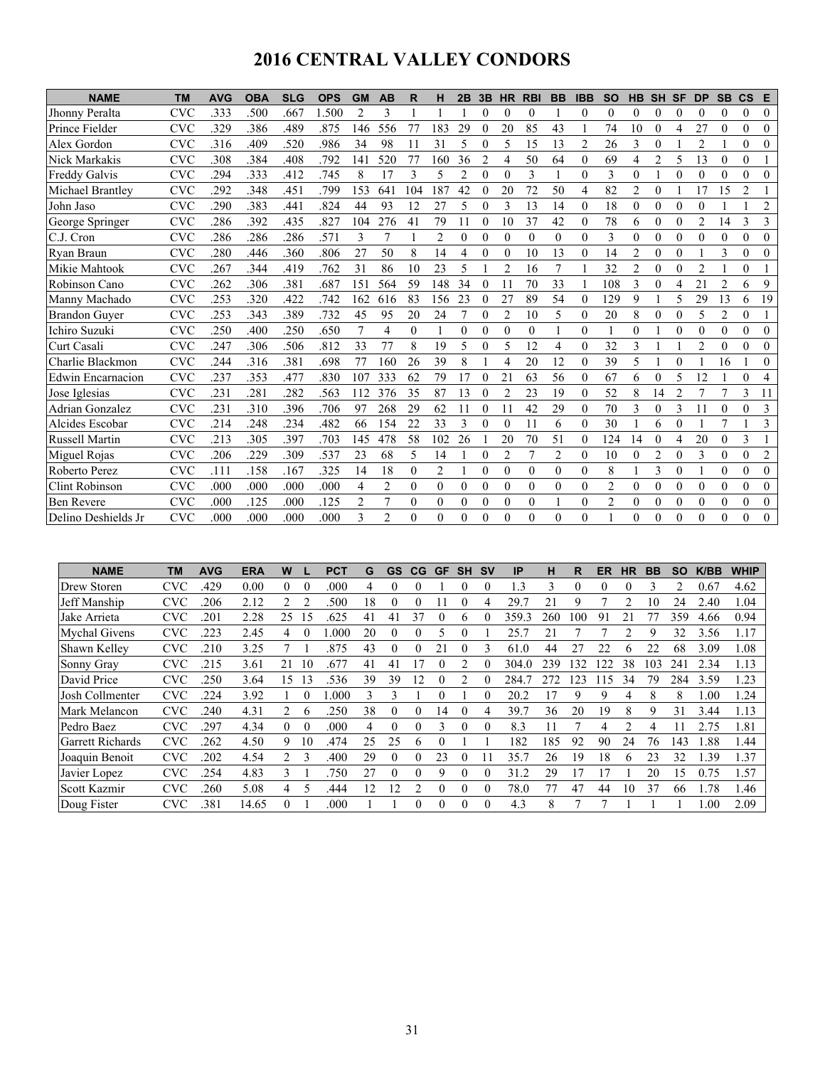# 2016 CENTRAL VALLEY CONDORS

| NAME | TM | AVG | OBA | SLG | OPS | GM | AB | R | H | 2B | 3B | HR | RBI | BB | IBB | SO | HB | SH | SF | DP | SB | CS | E |
|---|---|---|---|---|---|---|---|---|---|---|---|---|---|---|---|---|---|---|---|---|---|---|---|
| Jhonny Peralta | CVC | .333 | .500 | .667 | 1.500 | 2 | 3 | 1 | 1 | 1 | 0 | 0 | 0 | 1 | 0 | 0 | 0 | 0 | 0 | 0 | 0 | 0 | 0 |
| Prince Fielder | CVC | .329 | .386 | .489 | .875 | 146 | 556 | 77 | 183 | 29 | 0 | 20 | 85 | 43 | 1 | 74 | 10 | 0 | 4 | 27 | 0 | 0 | 0 |
| Alex Gordon | CVC | .316 | .409 | .520 | .986 | 34 | 98 | 11 | 31 | 5 | 0 | 5 | 15 | 13 | 2 | 26 | 3 | 0 | 1 | 2 | 1 | 0 | 0 |
| Nick Markakis | CVC | .308 | .384 | .408 | .792 | 141 | 520 | 77 | 160 | 36 | 2 | 4 | 50 | 64 | 0 | 69 | 4 | 2 | 5 | 13 | 0 | 0 | 1 |
| Freddy Galvis | CVC | .294 | .333 | .412 | .745 | 8 | 17 | 3 | 5 | 2 | 0 | 0 | 3 | 1 | 0 | 3 | 0 | 1 | 0 | 0 | 0 | 0 | 0 |
| Michael Brantley | CVC | .292 | .348 | .451 | .799 | 153 | 641 | 104 | 187 | 42 | 0 | 20 | 72 | 50 | 4 | 82 | 2 | 0 | 1 | 17 | 15 | 2 | 1 |
| John Jaso | CVC | .290 | .383 | .441 | .824 | 44 | 93 | 12 | 27 | 5 | 0 | 3 | 13 | 14 | 0 | 18 | 0 | 0 | 0 | 0 | 1 | 1 | 2 |
| George Springer | CVC | .286 | .392 | .435 | .827 | 104 | 276 | 41 | 79 | 11 | 0 | 10 | 37 | 42 | 0 | 78 | 6 | 0 | 0 | 2 | 14 | 3 | 3 |
| C.J. Cron | CVC | .286 | .286 | .286 | .571 | 3 | 7 | 1 | 2 | 0 | 0 | 0 | 0 | 0 | 0 | 3 | 0 | 0 | 0 | 0 | 0 | 0 | 0 |
| Ryan Braun | CVC | .280 | .446 | .360 | .806 | 27 | 50 | 8 | 14 | 4 | 0 | 0 | 10 | 13 | 0 | 14 | 2 | 0 | 0 | 1 | 3 | 0 | 0 |
| Mikie Mahtook | CVC | .267 | .344 | .419 | .762 | 31 | 86 | 10 | 23 | 5 | 1 | 2 | 16 | 7 | 1 | 32 | 2 | 0 | 0 | 2 | 1 | 0 | 1 |
| Robinson Cano | CVC | .262 | .306 | .381 | .687 | 151 | 564 | 59 | 148 | 34 | 0 | 11 | 70 | 33 | 1 | 108 | 3 | 0 | 4 | 21 | 2 | 6 | 9 |
| Manny Machado | CVC | .253 | .320 | .422 | .742 | 162 | 616 | 83 | 156 | 23 | 0 | 27 | 89 | 54 | 0 | 129 | 9 | 1 | 5 | 29 | 13 | 6 | 19 |
| Brandon Guyer | CVC | .253 | .343 | .389 | .732 | 45 | 95 | 20 | 24 | 7 | 0 | 2 | 10 | 5 | 0 | 20 | 8 | 0 | 0 | 5 | 2 | 0 | 1 |
| Ichiro Suzuki | CVC | .250 | .400 | .250 | .650 | 7 | 4 | 0 | 1 | 0 | 0 | 0 | 0 | 1 | 0 | 1 | 0 | 1 | 0 | 0 | 0 | 0 | 0 |
| Curt Casali | CVC | .247 | .306 | .506 | .812 | 33 | 77 | 8 | 19 | 5 | 0 | 5 | 12 | 4 | 0 | 32 | 3 | 1 | 1 | 2 | 0 | 0 | 0 |
| Charlie Blackmon | CVC | .244 | .316 | .381 | .698 | 77 | 160 | 26 | 39 | 8 | 1 | 4 | 20 | 12 | 0 | 39 | 5 | 1 | 0 | 1 | 16 | 1 | 0 |
| Edwin Encarnacion | CVC | .237 | .353 | .477 | .830 | 107 | 333 | 62 | 79 | 17 | 0 | 21 | 63 | 56 | 0 | 67 | 6 | 0 | 5 | 12 | 1 | 0 | 4 |
| Jose Iglesias | CVC | .231 | .281 | .282 | .563 | 112 | 376 | 35 | 87 | 13 | 0 | 2 | 23 | 19 | 0 | 52 | 8 | 14 | 2 | 7 | 7 | 3 | 11 |
| Adrian Gonzalez | CVC | .231 | .310 | .396 | .706 | 97 | 268 | 29 | 62 | 11 | 0 | 11 | 42 | 29 | 0 | 70 | 3 | 0 | 3 | 11 | 0 | 0 | 3 |
| Alcides Escobar | CVC | .214 | .248 | .234 | .482 | 66 | 154 | 22 | 33 | 3 | 0 | 0 | 11 | 6 | 0 | 30 | 1 | 6 | 0 | 1 | 7 | 1 | 3 |
| Russell Martin | CVC | .213 | .305 | .397 | .703 | 145 | 478 | 58 | 102 | 26 | 1 | 20 | 70 | 51 | 0 | 124 | 14 | 0 | 4 | 20 | 0 | 3 | 1 |
| Miguel Rojas | CVC | .206 | .229 | .309 | .537 | 23 | 68 | 5 | 14 | 1 | 0 | 2 | 7 | 2 | 0 | 10 | 0 | 2 | 0 | 3 | 0 | 0 | 2 |
| Roberto Perez | CVC | .111 | .158 | .167 | .325 | 14 | 18 | 0 | 2 | 1 | 0 | 0 | 0 | 0 | 0 | 8 | 1 | 3 | 0 | 1 | 0 | 0 | 0 |
| Clint Robinson | CVC | .000 | .000 | .000 | .000 | 4 | 2 | 0 | 0 | 0 | 0 | 0 | 0 | 0 | 0 | 2 | 0 | 0 | 0 | 0 | 0 | 0 | 0 |
| Ben Revere | CVC | .000 | .125 | .000 | .125 | 2 | 7 | 0 | 0 | 0 | 0 | 0 | 0 | 1 | 0 | 2 | 0 | 0 | 0 | 0 | 0 | 0 | 0 |
| Delino Deshields Jr | CVC | .000 | .000 | .000 | .000 | 3 | 2 | 0 | 0 | 0 | 0 | 0 | 0 | 0 | 0 | 1 | 0 | 0 | 0 | 0 | 0 | 0 | 0 |

| NAME | TM | AVG | ERA | W | L | PCT | G | GS | CG | GF | SH | SV | IP | H | R | ER | HR | BB | SO | K/BB | WHIP |
|---|---|---|---|---|---|---|---|---|---|---|---|---|---|---|---|---|---|---|---|---|---|
| Drew Storen | CVC | .429 | 0.00 | 0 | 0 | .000 | 4 | 0 | 0 | 1 | 0 | 0 | 1.3 | 3 | 0 | 0 | 0 | 3 | 2 | 0.67 | 4.62 |
| Jeff Manship | CVC | .206 | 2.12 | 2 | 2 | .500 | 18 | 0 | 0 | 11 | 0 | 4 | 29.7 | 21 | 9 | 7 | 2 | 10 | 24 | 2.40 | 1.04 |
| Jake Arrieta | CVC | .201 | 2.28 | 25 | 15 | .625 | 41 | 41 | 37 | 0 | 6 | 0 | 359.3 | 260 | 100 | 91 | 21 | 77 | 359 | 4.66 | 0.94 |
| Mychal Givens | CVC | .223 | 2.45 | 4 | 0 | 1.000 | 20 | 0 | 0 | 5 | 0 | 1 | 25.7 | 21 | 7 | 7 | 2 | 9 | 32 | 3.56 | 1.17 |
| Shawn Kelley | CVC | .210 | 3.25 | 7 | 1 | .875 | 43 | 0 | 0 | 21 | 0 | 3 | 61.0 | 44 | 27 | 22 | 6 | 22 | 68 | 3.09 | 1.08 |
| Sonny Gray | CVC | .215 | 3.61 | 21 | 10 | .677 | 41 | 41 | 17 | 0 | 2 | 0 | 304.0 | 239 | 132 | 122 | 38 | 103 | 241 | 2.34 | 1.13 |
| David Price | CVC | .250 | 3.64 | 15 | 13 | .536 | 39 | 39 | 12 | 0 | 2 | 0 | 284.7 | 272 | 123 | 115 | 34 | 79 | 284 | 3.59 | 1.23 |
| Josh Collmenter | CVC | .224 | 3.92 | 1 | 0 | 1.000 | 3 | 3 | 1 | 0 | 1 | 0 | 20.2 | 17 | 9 | 9 | 4 | 8 | 8 | 1.00 | 1.24 |
| Mark Melancon | CVC | .240 | 4.31 | 2 | 6 | .250 | 38 | 0 | 0 | 14 | 0 | 4 | 39.7 | 36 | 20 | 19 | 8 | 9 | 31 | 3.44 | 1.13 |
| Pedro Baez | CVC | .297 | 4.34 | 0 | 0 | .000 | 4 | 0 | 0 | 3 | 0 | 0 | 8.3 | 11 | 7 | 4 | 2 | 4 | 11 | 2.75 | 1.81 |
| Garrett Richards | CVC | .262 | 4.50 | 9 | 10 | .474 | 25 | 25 | 6 | 0 | 1 | 1 | 182 | 185 | 92 | 90 | 24 | 76 | 143 | 1.88 | 1.44 |
| Joaquin Benoit | CVC | .202 | 4.54 | 2 | 3 | .400 | 29 | 0 | 0 | 23 | 0 | 11 | 35.7 | 26 | 19 | 18 | 6 | 23 | 32 | 1.39 | 1.37 |
| Javier Lopez | CVC | .254 | 4.83 | 3 | 1 | .750 | 27 | 0 | 0 | 9 | 0 | 0 | 31.2 | 29 | 17 | 17 | 1 | 20 | 15 | 0.75 | 1.57 |
| Scott Kazmir | CVC | .260 | 5.08 | 4 | 5 | .444 | 12 | 12 | 2 | 0 | 0 | 0 | 78.0 | 77 | 47 | 44 | 10 | 37 | 66 | 1.78 | 1.46 |
| Doug Fister | CVC | .381 | 14.65 | 0 | 1 | .000 | 1 | 1 | 0 | 0 | 0 | 0 | 4.3 | 8 | 7 | 7 | 1 | 1 | 1 | 1.00 | 2.09 |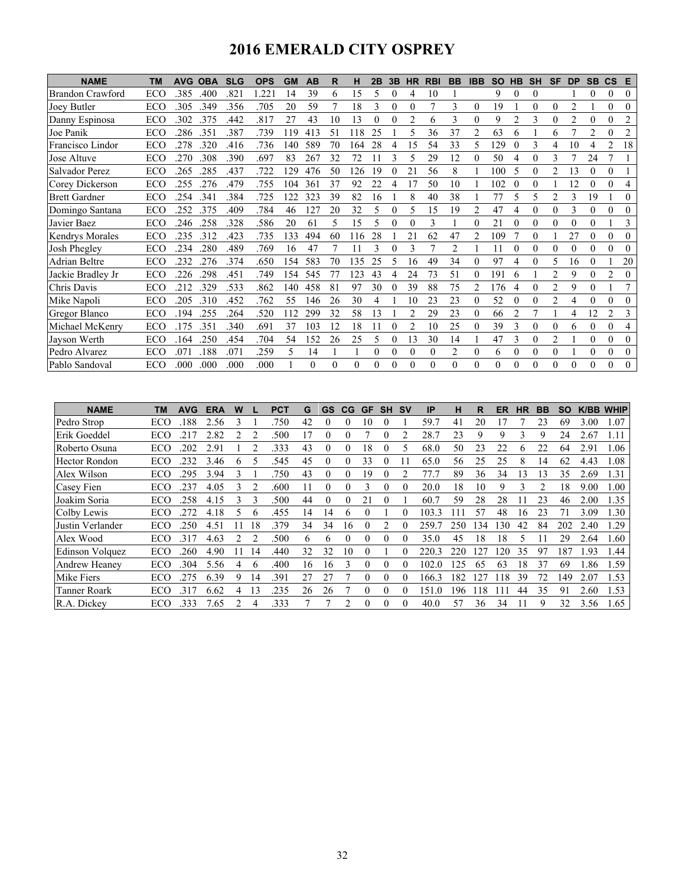# 2016 EMERALD CITY OSPREY

| NAME | TM | AVG | OBA | SLG | OPS | GM | AB | R | H | 2B | 3B | HR | RBI | BB | IBB | SO | HB | SH | SF | DP | SB | CS | E |
|---|---|---|---|---|---|---|---|---|---|---|---|---|---|---|---|---|---|---|---|---|---|---|---|
| Brandon Crawford | ECO | .385 | .400 | .821 | 1.221 | 14 | 39 | 6 | 15 | 5 | 0 | 4 | 10 | 1 | | 9 | 0 | 0 | | 1 | 0 | 0 | 0 |
| Joey Butler | ECO | .305 | .349 | .356 | .705 | 20 | 59 | 7 | 18 | 3 | 0 | 0 | 7 | 3 | 0 | 19 | 1 | 0 | 0 | 2 | 1 | 0 | 0 |
| Danny Espinosa | ECO | .302 | .375 | .442 | .817 | 27 | 43 | 10 | 13 | 0 | 0 | 2 | 6 | 3 | 0 | 9 | 2 | 3 | 0 | 2 | 0 | 0 | 2 |
| Joe Panik | ECO | .286 | .351 | .387 | .739 | 119 | 413 | 51 | 118 | 25 | 1 | 5 | 36 | 37 | 2 | 63 | 6 | 1 | 6 | 7 | 2 | 0 | 2 |
| Francisco Lindor | ECO | .278 | .320 | .416 | .736 | 140 | 589 | 70 | 164 | 28 | 4 | 15 | 54 | 33 | 5 | 129 | 0 | 3 | 4 | 10 | 4 | 2 | 18 |
| Jose Altuve | ECO | .270 | .308 | .390 | .697 | 83 | 267 | 32 | 72 | 11 | 3 | 5 | 29 | 12 | 0 | 50 | 4 | 0 | 3 | 7 | 24 | 7 | 1 |
| Salvador Perez | ECO | .265 | .285 | .437 | .722 | 129 | 476 | 50 | 126 | 19 | 0 | 21 | 56 | 8 | 1 | 100 | 5 | 0 | 2 | 13 | 0 | 0 | 1 |
| Corey Dickerson | ECO | .255 | .276 | .479 | .755 | 104 | 361 | 37 | 92 | 22 | 4 | 17 | 50 | 10 | 1 | 102 | 0 | 0 | 1 | 12 | 0 | 0 | 4 |
| Brett Gardner | ECO | .254 | .341 | .384 | .725 | 122 | 323 | 39 | 82 | 16 | 1 | 8 | 40 | 38 | 1 | 77 | 5 | 5 | 2 | 3 | 19 | 1 | 0 |
| Domingo Santana | ECO | .252 | .375 | .409 | .784 | 46 | 127 | 20 | 32 | 5 | 0 | 5 | 15 | 19 | 2 | 47 | 4 | 0 | 0 | 3 | 0 | 0 | 0 |
| Javier Baez | ECO | .246 | .258 | .328 | .586 | 20 | 61 | 5 | 15 | 5 | 0 | 0 | 3 | 1 | 0 | 21 | 0 | 0 | 0 | 0 | 0 | 1 | 3 |
| Kendrys Morales | ECO | .235 | .312 | .423 | .735 | 133 | 494 | 60 | 116 | 28 | 1 | 21 | 62 | 47 | 2 | 109 | 7 | 0 | 1 | 27 | 0 | 0 | 0 |
| Josh Phegley | ECO | .234 | .280 | .489 | .769 | 16 | 47 | 7 | 11 | 3 | 0 | 3 | 7 | 2 | 1 | 11 | 0 | 0 | 0 | 0 | 0 | 0 | 0 |
| Adrian Beltre | ECO | .232 | .276 | .374 | .650 | 154 | 583 | 70 | 135 | 25 | 5 | 16 | 49 | 34 | 0 | 97 | 4 | 0 | 5 | 16 | 0 | 1 | 20 |
| Jackie Bradley Jr | ECO | .226 | .298 | .451 | .749 | 154 | 545 | 77 | 123 | 43 | 4 | 24 | 73 | 51 | 0 | 191 | 6 | 1 | 2 | 9 | 0 | 2 | 0 |
| Chris Davis | ECO | .212 | .329 | .533 | .862 | 140 | 458 | 81 | 97 | 30 | 0 | 39 | 88 | 75 | 2 | 176 | 4 | 0 | 2 | 9 | 0 | 1 | 7 |
| Mike Napoli | ECO | .205 | .310 | .452 | .762 | 55 | 146 | 26 | 30 | 4 | 1 | 10 | 23 | 23 | 0 | 52 | 0 | 0 | 2 | 4 | 0 | 0 | 0 |
| Gregor Blanco | ECO | .194 | .255 | .264 | .520 | 112 | 299 | 32 | 58 | 13 | 1 | 2 | 29 | 23 | 0 | 66 | 2 | 7 | 1 | 4 | 12 | 2 | 3 |
| Michael McKenry | ECO | .175 | .351 | .340 | .691 | 37 | 103 | 12 | 18 | 11 | 0 | 2 | 10 | 25 | 0 | 39 | 3 | 0 | 0 | 6 | 0 | 0 | 4 |
| Jayson Werth | ECO | .164 | .250 | .454 | .704 | 54 | 152 | 26 | 25 | 5 | 0 | 13 | 30 | 14 | 1 | 47 | 3 | 0 | 2 | 1 | 0 | 0 | 0 |
| Pedro Alvarez | ECO | .071 | .188 | .071 | .259 | 5 | 14 | 1 | 1 | 0 | 0 | 0 | 0 | 2 | 0 | 6 | 0 | 0 | 0 | 1 | 0 | 0 | 0 |
| Pablo Sandoval | ECO | .000 | .000 | .000 | .000 | 1 | 0 | 0 | 0 | 0 | 0 | 0 | 0 | 0 | 0 | 0 | 0 | 0 | 0 | 0 | 0 | 0 | 0 |

| NAME | TM | AVG | ERA | W | L | PCT | G | GS | CG | GF | SH | SV | IP | H | R | ER | HR | BB | SO | K/BB | WHIP |
|---|---|---|---|---|---|---|---|---|---|---|---|---|---|---|---|---|---|---|---|---|---|
| Pedro Strop | ECO | .188 | 2.56 | 3 | 1 | .750 | 42 | 0 | 0 | 10 | 0 | 1 | 59.7 | 41 | 20 | 17 | 7 | 23 | 69 | 3.00 | 1.07 |
| Erik Goeddel | ECO | .217 | 2.82 | 2 | 2 | .500 | 17 | 0 | 0 | 7 | 0 | 2 | 28.7 | 23 | 9 | 9 | 3 | 9 | 24 | 2.67 | 1.11 |
| Roberto Osuna | ECO | .202 | 2.91 | 1 | 2 | .333 | 43 | 0 | 0 | 18 | 0 | 5 | 68.0 | 50 | 23 | 22 | 6 | 22 | 64 | 2.91 | 1.06 |
| Hector Rondon | ECO | .232 | 3.46 | 6 | 5 | .545 | 45 | 0 | 0 | 33 | 0 | 11 | 65.0 | 56 | 25 | 25 | 8 | 14 | 62 | 4.43 | 1.08 |
| Alex Wilson | ECO | .295 | 3.94 | 3 | 1 | .750 | 43 | 0 | 0 | 19 | 0 | 2 | 77.7 | 89 | 36 | 34 | 13 | 13 | 35 | 2.69 | 1.31 |
| Casey Fien | ECO | .237 | 4.05 | 3 | 2 | .600 | 11 | 0 | 0 | 3 | 0 | 0 | 20.0 | 18 | 10 | 9 | 3 | 2 | 18 | 9.00 | 1.00 |
| Joakim Soria | ECO | .258 | 4.15 | 3 | 3 | .500 | 44 | 0 | 0 | 21 | 0 | 1 | 60.7 | 59 | 28 | 28 | 11 | 23 | 46 | 2.00 | 1.35 |
| Colby Lewis | ECO | .272 | 4.18 | 5 | 6 | .455 | 14 | 14 | 6 | 0 | 1 | 0 | 103.3 | 111 | 57 | 48 | 16 | 23 | 71 | 3.09 | 1.30 |
| Justin Verlander | ECO | .250 | 4.51 | 11 | 18 | .379 | 34 | 34 | 16 | 0 | 2 | 0 | 259.7 | 250 | 134 | 130 | 42 | 84 | 202 | 2.40 | 1.29 |
| Alex Wood | ECO | .317 | 4.63 | 2 | 2 | .500 | 6 | 6 | 0 | 0 | 0 | 0 | 35.0 | 45 | 18 | 18 | 5 | 11 | 29 | 2.64 | 1.60 |
| Edinson Volquez | ECO | .260 | 4.90 | 11 | 14 | .440 | 32 | 32 | 10 | 0 | 1 | 0 | 220.3 | 220 | 127 | 120 | 35 | 97 | 187 | 1.93 | 1.44 |
| Andrew Heaney | ECO | .304 | 5.56 | 4 | 6 | .400 | 16 | 16 | 3 | 0 | 0 | 0 | 102.0 | 125 | 65 | 63 | 18 | 37 | 69 | 1.86 | 1.59 |
| Mike Fiers | ECO | .275 | 6.39 | 9 | 14 | .391 | 27 | 27 | 7 | 0 | 0 | 0 | 166.3 | 182 | 127 | 118 | 39 | 72 | 149 | 2.07 | 1.53 |
| Tanner Roark | ECO | .317 | 6.62 | 4 | 13 | .235 | 26 | 26 | 7 | 0 | 0 | 0 | 151.0 | 196 | 118 | 111 | 44 | 35 | 91 | 2.60 | 1.53 |
| R.A. Dickey | ECO | .333 | 7.65 | 2 | 4 | .333 | 7 | 7 | 2 | 0 | 0 | 0 | 40.0 | 57 | 36 | 34 | 11 | 9 | 32 | 3.56 | 1.65 |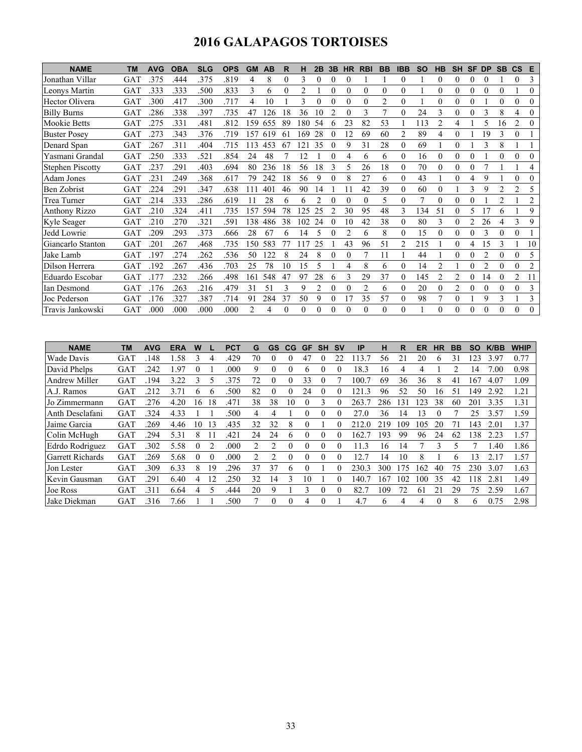# 2016 GALAPAGOS TORTOISES

| NAME | TM | AVG | OBA | SLG | OPS | GM | AB | R | H | 2B | 3B | HR | RBI | BB | IBB | SO | HB | SH | SF | DP | SB | CS | E |
|---|---|---|---|---|---|---|---|---|---|---|---|---|---|---|---|---|---|---|---|---|---|---|---|
| Jonathan Villar | GAT | .375 | .444 | .375 | .819 | 4 | 8 | 0 | 3 | 0 | 0 | 0 | 1 | 1 | 0 | 1 | 0 | 0 | 0 | 0 | 1 | 0 | 3 |
| Leonys Martin | GAT | .333 | .333 | .500 | .833 | 3 | 6 | 0 | 2 | 1 | 0 | 0 | 0 | 0 | 0 | 1 | 0 | 0 | 0 | 0 | 0 | 1 | 0 |
| Hector Olivera | GAT | .300 | .417 | .300 | .717 | 4 | 10 | 1 | 3 | 0 | 0 | 0 | 0 | 2 | 0 | 1 | 0 | 0 | 0 | 1 | 0 | 0 | 0 |
| Billy Burns | GAT | .286 | .338 | .397 | .735 | 47 | 126 | 18 | 36 | 10 | 2 | 0 | 3 | 7 | 0 | 24 | 3 | 0 | 0 | 3 | 8 | 4 | 0 |
| Mookie Betts | GAT | .275 | .331 | .481 | .812 | 159 | 655 | 89 | 180 | 54 | 6 | 23 | 82 | 53 | 1 | 113 | 2 | 4 | 1 | 5 | 16 | 2 | 0 |
| Buster Posey | GAT | .273 | .343 | .376 | .719 | 157 | 619 | 61 | 169 | 28 | 0 | 12 | 69 | 60 | 2 | 89 | 4 | 0 | 1 | 19 | 3 | 0 | 1 |
| Denard Span | GAT | .267 | .311 | .404 | .715 | 113 | 453 | 67 | 121 | 35 | 0 | 9 | 31 | 28 | 0 | 69 | 1 | 0 | 1 | 3 | 8 | 1 | 1 |
| Yasmani Grandal | GAT | .250 | .333 | .521 | .854 | 24 | 48 | 7 | 12 | 1 | 0 | 4 | 6 | 6 | 0 | 16 | 0 | 0 | 0 | 1 | 0 | 0 | 0 |
| Stephen Piscotty | GAT | .237 | .291 | .403 | .694 | 80 | 236 | 18 | 56 | 18 | 3 | 5 | 26 | 18 | 0 | 70 | 0 | 0 | 0 | 7 | 1 | 1 | 4 |
| Adam Jones | GAT | .231 | .249 | .368 | .617 | 79 | 242 | 18 | 56 | 9 | 0 | 8 | 27 | 6 | 0 | 43 | 1 | 0 | 4 | 9 | 1 | 0 | 0 |
| Ben Zobrist | GAT | .224 | .291 | .347 | .638 | 111 | 401 | 46 | 90 | 14 | 1 | 11 | 42 | 39 | 0 | 60 | 0 | 1 | 3 | 9 | 2 | 2 | 5 |
| Trea Turner | GAT | .214 | .333 | .286 | .619 | 11 | 28 | 6 | 6 | 2 | 0 | 0 | 0 | 5 | 0 | 7 | 0 | 0 | 0 | 1 | 2 | 1 | 2 |
| Anthony Rizzo | GAT | .210 | .324 | .411 | .735 | 157 | 594 | 78 | 125 | 25 | 2 | 30 | 95 | 48 | 3 | 134 | 51 | 0 | 5 | 17 | 6 | 1 | 9 |
| Kyle Seager | GAT | .210 | .270 | .321 | .591 | 138 | 486 | 38 | 102 | 24 | 0 | 10 | 42 | 38 | 0 | 80 | 3 | 0 | 2 | 26 | 4 | 3 | 9 |
| Jedd Lowrie | GAT | .209 | .293 | .373 | .666 | 28 | 67 | 6 | 14 | 5 | 0 | 2 | 6 | 8 | 0 | 15 | 0 | 0 | 0 | 3 | 0 | 0 | 1 |
| Giancarlo Stanton | GAT | .201 | .267 | .468 | .735 | 150 | 583 | 77 | 117 | 25 | 1 | 43 | 96 | 51 | 2 | 215 | 1 | 0 | 4 | 15 | 3 | 1 | 10 |
| Jake Lamb | GAT | .197 | .274 | .262 | .536 | 50 | 122 | 8 | 24 | 8 | 0 | 0 | 7 | 11 | 1 | 44 | 1 | 0 | 0 | 2 | 0 | 0 | 5 |
| Dilson Herrera | GAT | .192 | .267 | .436 | .703 | 25 | 78 | 10 | 15 | 5 | 1 | 4 | 8 | 6 | 0 | 14 | 2 | 1 | 0 | 2 | 0 | 0 | 2 |
| Eduardo Escobar | GAT | .177 | .232 | .266 | .498 | 161 | 548 | 47 | 97 | 28 | 6 | 3 | 29 | 37 | 0 | 145 | 2 | 2 | 0 | 14 | 0 | 2 | 11 |
| Ian Desmond | GAT | .176 | .263 | .216 | .479 | 31 | 51 | 3 | 9 | 2 | 0 | 0 | 2 | 6 | 0 | 20 | 0 | 2 | 0 | 0 | 0 | 0 | 3 |
| Joc Pederson | GAT | .176 | .327 | .387 | .714 | 91 | 284 | 37 | 50 | 9 | 0 | 17 | 35 | 57 | 0 | 98 | 7 | 0 | 1 | 9 | 3 | 1 | 3 |
| Travis Jankowski | GAT | .000 | .000 | .000 | .000 | 2 | 4 | 0 | 0 | 0 | 0 | 0 | 0 | 0 | 0 | 1 | 0 | 0 | 0 | 0 | 0 | 0 | 0 |

| NAME | TM | AVG | ERA | W | L | PCT | G | GS | CG | GF | SH | SV | IP | H | R | ER | HR | BB | SO | K/BB | WHIP |
|---|---|---|---|---|---|---|---|---|---|---|---|---|---|---|---|---|---|---|---|---|---|
| Wade Davis | GAT | .148 | 1.58 | 3 | 4 | .429 | 70 | 0 | 0 | 47 | 0 | 22 | 113.7 | 56 | 21 | 20 | 6 | 31 | 123 | 3.97 | 0.77 |
| David Phelps | GAT | .242 | 1.97 | 0 | 1 | .000 | 9 | 0 | 0 | 6 | 0 | 0 | 18.3 | 16 | 4 | 4 | 1 | 2 | 14 | 7.00 | 0.98 |
| Andrew Miller | GAT | .194 | 3.22 | 3 | 5 | .375 | 72 | 0 | 0 | 33 | 0 | 7 | 100.7 | 69 | 36 | 36 | 8 | 41 | 167 | 4.07 | 1.09 |
| A.J. Ramos | GAT | .212 | 3.71 | 6 | 6 | .500 | 82 | 0 | 0 | 24 | 0 | 0 | 121.3 | 96 | 52 | 50 | 16 | 51 | 149 | 2.92 | 1.21 |
| Jo Zimmermann | GAT | .276 | 4.20 | 16 | 18 | .471 | 38 | 38 | 10 | 0 | 3 | 0 | 263.7 | 286 | 131 | 123 | 38 | 60 | 201 | 3.35 | 1.31 |
| Anth Desclafani | GAT | .324 | 4.33 | 1 | 1 | .500 | 4 | 4 | 1 | 0 | 0 | 0 | 27.0 | 36 | 14 | 13 | 0 | 7 | 25 | 3.57 | 1.59 |
| Jaime Garcia | GAT | .269 | 4.46 | 10 | 13 | .435 | 32 | 32 | 8 | 0 | 1 | 0 | 212.0 | 219 | 109 | 105 | 20 | 71 | 143 | 2.01 | 1.37 |
| Colin McHugh | GAT | .294 | 5.31 | 8 | 11 | .421 | 24 | 24 | 6 | 0 | 0 | 0 | 162.7 | 193 | 99 | 96 | 24 | 62 | 138 | 2.23 | 1.57 |
| Edrdo Rodriguez | GAT | .302 | 5.58 | 0 | 2 | .000 | 2 | 2 | 0 | 0 | 0 | 0 | 11.3 | 16 | 14 | 7 | 3 | 5 | 7 | 1.40 | 1.86 |
| Garrett Richards | GAT | .269 | 5.68 | 0 | 0 | .000 | 2 | 2 | 0 | 0 | 0 | 0 | 12.7 | 14 | 10 | 8 | 1 | 6 | 13 | 2.17 | 1.57 |
| Jon Lester | GAT | .309 | 6.33 | 8 | 19 | .296 | 37 | 37 | 6 | 0 | 1 | 0 | 230.3 | 300 | 175 | 162 | 40 | 75 | 230 | 3.07 | 1.63 |
| Kevin Gausman | GAT | .291 | 6.40 | 4 | 12 | .250 | 32 | 14 | 3 | 10 | 1 | 0 | 140.7 | 167 | 102 | 100 | 35 | 42 | 118 | 2.81 | 1.49 |
| Joe Ross | GAT | .311 | 6.64 | 4 | 5 | .444 | 20 | 9 | 1 | 3 | 0 | 0 | 82.7 | 109 | 72 | 61 | 21 | 29 | 75 | 2.59 | 1.67 |
| Jake Diekman | GAT | .316 | 7.66 | 1 | 1 | .500 | 7 | 0 | 0 | 4 | 0 | 1 | 4.7 | 6 | 4 | 4 | 0 | 8 | 6 | 0.75 | 2.98 |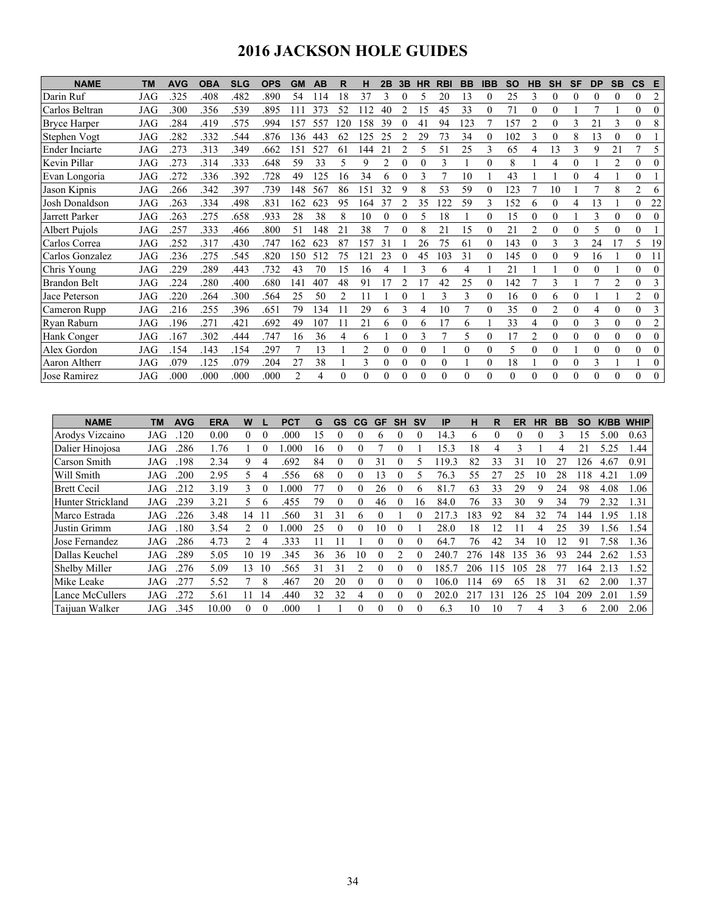# 2016 JACKSON HOLE GUIDES

| NAME | TM | AVG | OBA | SLG | OPS | GM | AB | R | H | 2B | 3B | HR | RBI | BB | IBB | SO | HB | SH | SF | DP | SB | CS | E |
|---|---|---|---|---|---|---|---|---|---|---|---|---|---|---|---|---|---|---|---|---|---|---|---|
| Darin Ruf | JAG | .325 | .408 | .482 | .890 | 54 | 114 | 18 | 37 | 3 | 0 | 5 | 20 | 13 | 0 | 25 | 3 | 0 | 0 | 0 | 0 | 0 | 2 |
| Carlos Beltran | JAG | .300 | .356 | .539 | .895 | 111 | 373 | 52 | 112 | 40 | 2 | 15 | 45 | 33 | 0 | 71 | 0 | 0 | 1 | 7 | 1 | 0 | 0 |
| Bryce Harper | JAG | .284 | .419 | .575 | .994 | 157 | 557 | 120 | 158 | 39 | 0 | 41 | 94 | 123 | 7 | 157 | 2 | 0 | 3 | 21 | 3 | 0 | 8 |
| Stephen Vogt | JAG | .282 | .332 | .544 | .876 | 136 | 443 | 62 | 125 | 25 | 2 | 29 | 73 | 34 | 0 | 102 | 3 | 0 | 8 | 13 | 0 | 0 | 1 |
| Ender Inciarte | JAG | .273 | .313 | .349 | .662 | 151 | 527 | 61 | 144 | 21 | 2 | 5 | 51 | 25 | 3 | 65 | 4 | 13 | 3 | 9 | 21 | 7 | 5 |
| Kevin Pillar | JAG | .273 | .314 | .333 | .648 | 59 | 33 | 5 | 9 | 2 | 0 | 0 | 3 | 1 | 0 | 8 | 1 | 4 | 0 | 1 | 2 | 0 | 0 |
| Evan Longoria | JAG | .272 | .336 | .392 | .728 | 49 | 125 | 16 | 34 | 6 | 0 | 3 | 7 | 10 | 1 | 43 | 1 | 1 | 0 | 4 | 1 | 0 | 1 |
| Jason Kipnis | JAG | .266 | .342 | .397 | .739 | 148 | 567 | 86 | 151 | 32 | 9 | 8 | 53 | 59 | 0 | 123 | 7 | 10 | 1 | 7 | 8 | 2 | 6 |
| Josh Donaldson | JAG | .263 | .334 | .498 | .831 | 162 | 623 | 95 | 164 | 37 | 2 | 35 | 122 | 59 | 3 | 152 | 6 | 0 | 4 | 13 | 1 | 0 | 22 |
| Jarrett Parker | JAG | .263 | .275 | .658 | .933 | 28 | 38 | 8 | 10 | 0 | 0 | 5 | 18 | 1 | 0 | 15 | 0 | 0 | 1 | 3 | 0 | 0 | 0 |
| Albert Pujols | JAG | .257 | .333 | .466 | .800 | 51 | 148 | 21 | 38 | 7 | 0 | 8 | 21 | 15 | 0 | 21 | 2 | 0 | 0 | 5 | 0 | 0 | 1 |
| Carlos Correa | JAG | .252 | .317 | .430 | .747 | 162 | 623 | 87 | 157 | 31 | 1 | 26 | 75 | 61 | 0 | 143 | 0 | 3 | 3 | 24 | 17 | 5 | 19 |
| Carlos Gonzalez | JAG | .236 | .275 | .545 | .820 | 150 | 512 | 75 | 121 | 23 | 0 | 45 | 103 | 31 | 0 | 145 | 0 | 0 | 9 | 16 | 1 | 0 | 11 |
| Chris Young | JAG | .229 | .289 | .443 | .732 | 43 | 70 | 15 | 16 | 4 | 1 | 3 | 6 | 4 | 1 | 21 | 1 | 1 | 0 | 0 | 1 | 0 | 0 |
| Brandon Belt | JAG | .224 | .280 | .400 | .680 | 141 | 407 | 48 | 91 | 17 | 2 | 17 | 42 | 25 | 0 | 142 | 7 | 3 | 1 | 7 | 2 | 0 | 3 |
| Jace Peterson | JAG | .220 | .264 | .300 | .564 | 25 | 50 | 2 | 11 | 1 | 0 | 1 | 3 | 3 | 0 | 16 | 0 | 6 | 0 | 1 | 1 | 2 | 0 |
| Cameron Rupp | JAG | .216 | .255 | .396 | .651 | 79 | 134 | 11 | 29 | 6 | 3 | 4 | 10 | 7 | 0 | 35 | 0 | 2 | 0 | 4 | 0 | 0 | 3 |
| Ryan Raburn | JAG | .196 | .271 | .421 | .692 | 49 | 107 | 11 | 21 | 6 | 0 | 6 | 17 | 6 | 1 | 33 | 4 | 0 | 0 | 3 | 0 | 0 | 2 |
| Hank Conger | JAG | .167 | .302 | .444 | .747 | 16 | 36 | 4 | 6 | 1 | 0 | 3 | 7 | 5 | 0 | 17 | 2 | 0 | 0 | 0 | 0 | 0 | 0 |
| Alex Gordon | JAG | .154 | .143 | .154 | .297 | 7 | 13 | 1 | 2 | 0 | 0 | 0 | 1 | 0 | 0 | 5 | 0 | 0 | 1 | 0 | 0 | 0 | 0 |
| Aaron Altherr | JAG | .079 | .125 | .079 | .204 | 27 | 38 | 1 | 3 | 0 | 0 | 0 | 0 | 1 | 0 | 18 | 1 | 0 | 0 | 3 | 1 | 1 | 0 |
| Jose Ramirez | JAG | .000 | .000 | .000 | .000 | 2 | 4 | 0 | 0 | 0 | 0 | 0 | 0 | 0 | 0 | 0 | 0 | 0 | 0 | 0 | 0 | 0 | 0 |

| NAME | TM | AVG | ERA | W | L | PCT | G | GS | CG | GF | SH | SV | IP | H | R | ER | HR | BB | SO | K/BB | WHIP |
|---|---|---|---|---|---|---|---|---|---|---|---|---|---|---|---|---|---|---|---|---|---|
| Arodys Vizcaino | JAG | .120 | 0.00 | 0 | 0 | .000 | 15 | 0 | 0 | 6 | 0 | 0 | 14.3 | 6 | 0 | 0 | 0 | 3 | 15 | 5.00 | 0.63 |
| Dalier Hinojosa | JAG | .286 | 1.76 | 1 | 0 | 1.000 | 16 | 0 | 0 | 7 | 0 | 1 | 15.3 | 18 | 4 | 3 | 1 | 4 | 21 | 5.25 | 1.44 |
| Carson Smith | JAG | .198 | 2.34 | 9 | 4 | .692 | 84 | 0 | 0 | 31 | 0 | 5 | 119.3 | 82 | 33 | 31 | 10 | 27 | 126 | 4.67 | 0.91 |
| Will Smith | JAG | .200 | 2.95 | 5 | 4 | .556 | 68 | 0 | 0 | 13 | 0 | 5 | 76.3 | 55 | 27 | 25 | 10 | 28 | 118 | 4.21 | 1.09 |
| Brett Cecil | JAG | .212 | 3.19 | 3 | 0 | 1.000 | 77 | 0 | 0 | 26 | 0 | 6 | 81.7 | 63 | 33 | 29 | 9 | 24 | 98 | 4.08 | 1.06 |
| Hunter Strickland | JAG | .239 | 3.21 | 5 | 6 | .455 | 79 | 0 | 0 | 46 | 0 | 16 | 84.0 | 76 | 33 | 30 | 9 | 34 | 79 | 2.32 | 1.31 |
| Marco Estrada | JAG | .226 | 3.48 | 14 | 11 | .560 | 31 | 31 | 6 | 0 | 1 | 0 | 217.3 | 183 | 92 | 84 | 32 | 74 | 144 | 1.95 | 1.18 |
| Justin Grimm | JAG | .180 | 3.54 | 2 | 0 | 1.000 | 25 | 0 | 0 | 10 | 0 | 1 | 28.0 | 18 | 12 | 11 | 4 | 25 | 39 | 1.56 | 1.54 |
| Jose Fernandez | JAG | .286 | 4.73 | 2 | 4 | .333 | 11 | 11 | 1 | 0 | 0 | 0 | 64.7 | 76 | 42 | 34 | 10 | 12 | 91 | 7.58 | 1.36 |
| Dallas Keuchel | JAG | .289 | 5.05 | 10 | 19 | .345 | 36 | 36 | 10 | 0 | 2 | 0 | 240.7 | 276 | 148 | 135 | 36 | 93 | 244 | 2.62 | 1.53 |
| Shelby Miller | JAG | .276 | 5.09 | 13 | 10 | .565 | 31 | 31 | 2 | 0 | 0 | 0 | 185.7 | 206 | 115 | 105 | 28 | 77 | 164 | 2.13 | 1.52 |
| Mike Leake | JAG | .277 | 5.52 | 7 | 8 | .467 | 20 | 20 | 0 | 0 | 0 | 0 | 106.0 | 114 | 69 | 65 | 18 | 31 | 62 | 2.00 | 1.37 |
| Lance McCullers | JAG | .272 | 5.61 | 11 | 14 | .440 | 32 | 32 | 4 | 0 | 0 | 0 | 202.0 | 217 | 131 | 126 | 25 | 104 | 209 | 2.01 | 1.59 |
| Taijuan Walker | JAG | .345 | 10.00 | 0 | 0 | .000 | 1 | 1 | 0 | 0 | 0 | 0 | 6.3 | 10 | 10 | 7 | 4 | 3 | 6 | 2.00 | 2.06 |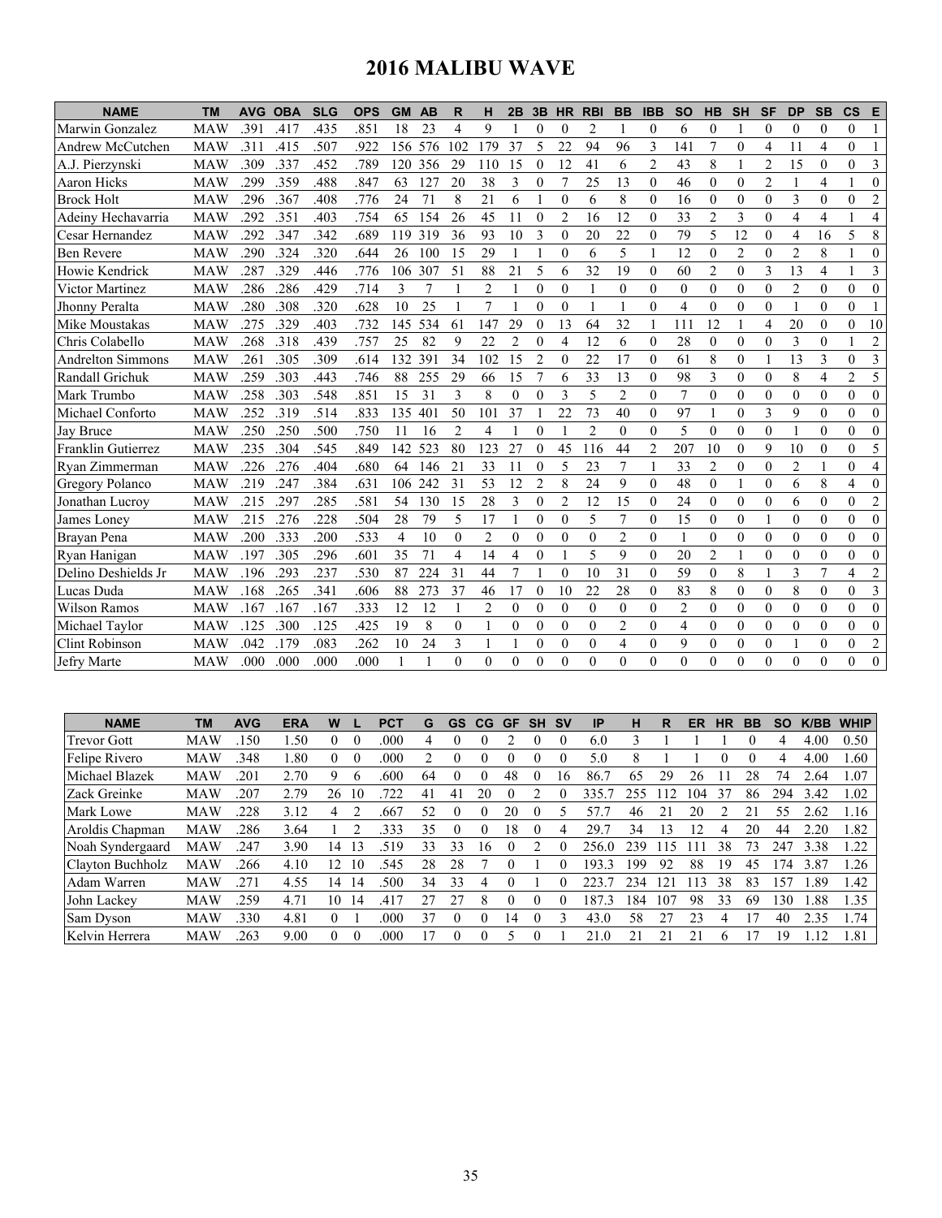# 2016 MALIBU WAVE

| NAME | TM | AVG | OBA | SLG | OPS | GM | AB | R | H | 2B | 3B | HR | RBI | BB | IBB | SO | HB | SH | SF | DP | SB | CS | E |
|---|---|---|---|---|---|---|---|---|---|---|---|---|---|---|---|---|---|---|---|---|---|---|---|
| Marwin Gonzalez | MAW | .391 | .417 | .435 | .851 | 18 | 23 | 4 | 9 | 1 | 0 | 0 | 2 | 1 | 0 | 6 | 0 | 1 | 0 | 0 | 0 | 0 | 1 |
| Andrew McCutchen | MAW | .311 | .415 | .507 | .922 | 156 | 576 | 102 | 179 | 37 | 5 | 22 | 94 | 96 | 3 | 141 | 7 | 0 | 4 | 11 | 4 | 0 | 1 |
| A.J. Pierzynski | MAW | .309 | .337 | .452 | .789 | 120 | 356 | 29 | 110 | 15 | 0 | 12 | 41 | 6 | 2 | 43 | 8 | 1 | 2 | 15 | 0 | 0 | 3 |
| Aaron Hicks | MAW | .299 | .359 | .488 | .847 | 63 | 127 | 20 | 38 | 3 | 0 | 7 | 25 | 13 | 0 | 46 | 0 | 0 | 2 | 1 | 4 | 1 | 0 |
| Brock Holt | MAW | .296 | .367 | .408 | .776 | 24 | 71 | 8 | 21 | 6 | 1 | 0 | 6 | 8 | 0 | 16 | 0 | 0 | 0 | 3 | 0 | 0 | 2 |
| Adeiny Hechavarria | MAW | .292 | .351 | .403 | .754 | 65 | 154 | 26 | 45 | 11 | 0 | 2 | 16 | 12 | 0 | 33 | 2 | 3 | 0 | 4 | 4 | 1 | 4 |
| Cesar Hernandez | MAW | .292 | .347 | .342 | .689 | 119 | 319 | 36 | 93 | 10 | 3 | 0 | 20 | 22 | 0 | 79 | 5 | 12 | 0 | 4 | 16 | 5 | 8 |
| Ben Revere | MAW | .290 | .324 | .320 | .644 | 26 | 100 | 15 | 29 | 1 | 1 | 0 | 6 | 5 | 1 | 12 | 0 | 2 | 0 | 2 | 8 | 1 | 0 |
| Howie Kendrick | MAW | .287 | .329 | .446 | .776 | 106 | 307 | 51 | 88 | 21 | 5 | 6 | 32 | 19 | 0 | 60 | 2 | 0 | 3 | 13 | 4 | 1 | 3 |
| Victor Martinez | MAW | .286 | .286 | .429 | .714 | 3 | 7 | 1 | 2 | 1 | 0 | 0 | 1 | 0 | 0 | 0 | 0 | 0 | 0 | 2 | 0 | 0 | 0 |
| Jhonny Peralta | MAW | .280 | .308 | .320 | .628 | 10 | 25 | 1 | 7 | 1 | 0 | 0 | 1 | 1 | 0 | 4 | 0 | 0 | 0 | 1 | 0 | 0 | 1 |
| Mike Moustakas | MAW | .275 | .329 | .403 | .732 | 145 | 534 | 61 | 147 | 29 | 0 | 13 | 64 | 32 | 1 | 111 | 12 | 1 | 4 | 20 | 0 | 0 | 10 |
| Chris Colabello | MAW | .268 | .318 | .439 | .757 | 25 | 82 | 9 | 22 | 2 | 0 | 4 | 12 | 6 | 0 | 28 | 0 | 0 | 0 | 3 | 0 | 1 | 2 |
| Andrelton Simmons | MAW | .261 | .305 | .309 | .614 | 132 | 391 | 34 | 102 | 15 | 2 | 0 | 22 | 17 | 0 | 61 | 8 | 0 | 1 | 13 | 3 | 0 | 3 |
| Randall Grichuk | MAW | .259 | .303 | .443 | .746 | 88 | 255 | 29 | 66 | 15 | 7 | 6 | 33 | 13 | 0 | 98 | 3 | 0 | 0 | 8 | 4 | 2 | 5 |
| Mark Trumbo | MAW | .258 | .303 | .548 | .851 | 15 | 31 | 3 | 8 | 0 | 0 | 3 | 5 | 2 | 0 | 7 | 0 | 0 | 0 | 0 | 0 | 0 | 0 |
| Michael Conforto | MAW | .252 | .319 | .514 | .833 | 135 | 401 | 50 | 101 | 37 | 1 | 22 | 73 | 40 | 0 | 97 | 1 | 0 | 3 | 9 | 0 | 0 | 0 |
| Jay Bruce | MAW | .250 | .250 | .500 | .750 | 11 | 16 | 2 | 4 | 1 | 0 | 1 | 2 | 0 | 0 | 5 | 0 | 0 | 0 | 1 | 0 | 0 | 0 |
| Franklin Gutierrez | MAW | .235 | .304 | .545 | .849 | 142 | 523 | 80 | 123 | 27 | 0 | 45 | 116 | 44 | 2 | 207 | 10 | 0 | 9 | 10 | 0 | 0 | 5 |
| Ryan Zimmerman | MAW | .226 | .276 | .404 | .680 | 64 | 146 | 21 | 33 | 11 | 0 | 5 | 23 | 7 | 1 | 33 | 2 | 0 | 0 | 2 | 1 | 0 | 4 |
| Gregory Polanco | MAW | .219 | .247 | .384 | .631 | 106 | 242 | 31 | 53 | 12 | 2 | 8 | 24 | 9 | 0 | 48 | 0 | 1 | 0 | 6 | 8 | 4 | 0 |
| Jonathan Lucroy | MAW | .215 | .297 | .285 | .581 | 54 | 130 | 15 | 28 | 3 | 0 | 2 | 12 | 15 | 0 | 24 | 0 | 0 | 0 | 6 | 0 | 0 | 2 |
| James Loney | MAW | .215 | .276 | .228 | .504 | 28 | 79 | 5 | 17 | 1 | 0 | 0 | 5 | 7 | 0 | 15 | 0 | 0 | 1 | 0 | 0 | 0 | 0 |
| Brayan Pena | MAW | .200 | .333 | .200 | .533 | 4 | 10 | 0 | 2 | 0 | 0 | 0 | 0 | 2 | 0 | 1 | 0 | 0 | 0 | 0 | 0 | 0 | 0 |
| Ryan Hanigan | MAW | .197 | .305 | .296 | .601 | 35 | 71 | 4 | 14 | 4 | 0 | 1 | 5 | 9 | 0 | 20 | 2 | 1 | 0 | 0 | 0 | 0 | 0 |
| Delino Deshields Jr | MAW | .196 | .293 | .237 | .530 | 87 | 224 | 31 | 44 | 7 | 1 | 0 | 10 | 31 | 0 | 59 | 0 | 8 | 1 | 3 | 7 | 4 | 2 |
| Lucas Duda | MAW | .168 | .265 | .341 | .606 | 88 | 273 | 37 | 46 | 17 | 0 | 10 | 22 | 28 | 0 | 83 | 8 | 0 | 0 | 8 | 0 | 0 | 3 |
| Wilson Ramos | MAW | .167 | .167 | .167 | .333 | 12 | 12 | 1 | 2 | 0 | 0 | 0 | 0 | 0 | 0 | 2 | 0 | 0 | 0 | 0 | 0 | 0 | 0 |
| Michael Taylor | MAW | .125 | .300 | .125 | .425 | 19 | 8 | 0 | 1 | 0 | 0 | 0 | 0 | 2 | 0 | 4 | 0 | 0 | 0 | 0 | 0 | 0 | 0 |
| Clint Robinson | MAW | .042 | .179 | .083 | .262 | 10 | 24 | 3 | 1 | 1 | 0 | 0 | 0 | 4 | 0 | 9 | 0 | 0 | 0 | 1 | 0 | 0 | 2 |
| Jefry Marte | MAW | .000 | .000 | .000 | .000 | 1 | 1 | 0 | 0 | 0 | 0 | 0 | 0 | 0 | 0 | 0 | 0 | 0 | 0 | 0 | 0 | 0 | 0 |

| NAME | TM | AVG | ERA | W | L | PCT | G | GS | CG | GF | SH | SV | IP | H | R | ER | HR | BB | SO | K/BB | WHIP |
|---|---|---|---|---|---|---|---|---|---|---|---|---|---|---|---|---|---|---|---|---|---|
| Trevor Gott | MAW | .150 | 1.50 | 0 | 0 | .000 | 4 | 0 | 0 | 2 | 0 | 0 | 6.0 | 3 | 1 | 1 | 1 | 0 | 4 | 4.00 | 0.50 |
| Felipe Rivero | MAW | .348 | 1.80 | 0 | 0 | .000 | 2 | 0 | 0 | 0 | 0 | 0 | 5.0 | 8 | 1 | 1 | 0 | 0 | 4 | 4.00 | 1.60 |
| Michael Blazek | MAW | .201 | 2.70 | 9 | 6 | .600 | 64 | 0 | 0 | 48 | 0 | 16 | 86.7 | 65 | 29 | 26 | 11 | 28 | 74 | 2.64 | 1.07 |
| Zack Greinke | MAW | .207 | 2.79 | 26 | 10 | .722 | 41 | 41 | 20 | 0 | 2 | 0 | 335.7 | 255 | 112 | 104 | 37 | 86 | 294 | 3.42 | 1.02 |
| Mark Lowe | MAW | .228 | 3.12 | 4 | 2 | .667 | 52 | 0 | 0 | 20 | 0 | 5 | 57.7 | 46 | 21 | 20 | 2 | 21 | 55 | 2.62 | 1.16 |
| Aroldis Chapman | MAW | .286 | 3.64 | 1 | 2 | .333 | 35 | 0 | 0 | 18 | 0 | 4 | 29.7 | 34 | 13 | 12 | 4 | 20 | 44 | 2.20 | 1.82 |
| Noah Syndergaard | MAW | .247 | 3.90 | 14 | 13 | .519 | 33 | 33 | 16 | 0 | 2 | 0 | 256.0 | 239 | 115 | 111 | 38 | 73 | 247 | 3.38 | 1.22 |
| Clayton Buchholz | MAW | .266 | 4.10 | 12 | 10 | .545 | 28 | 28 | 7 | 0 | 1 | 0 | 193.3 | 199 | 92 | 88 | 19 | 45 | 174 | 3.87 | 1.26 |
| Adam Warren | MAW | .271 | 4.55 | 14 | 14 | .500 | 34 | 33 | 4 | 0 | 1 | 0 | 223.7 | 234 | 121 | 113 | 38 | 83 | 157 | 1.89 | 1.42 |
| John Lackey | MAW | .259 | 4.71 | 10 | 14 | .417 | 27 | 27 | 8 | 0 | 0 | 0 | 187.3 | 184 | 107 | 98 | 33 | 69 | 130 | 1.88 | 1.35 |
| Sam Dyson | MAW | .330 | 4.81 | 0 | 1 | .000 | 37 | 0 | 0 | 14 | 0 | 3 | 43.0 | 58 | 27 | 23 | 4 | 17 | 40 | 2.35 | 1.74 |
| Kelvin Herrera | MAW | .263 | 9.00 | 0 | 0 | .000 | 17 | 0 | 0 | 5 | 0 | 1 | 21.0 | 21 | 21 | 21 | 6 | 17 | 19 | 1.12 | 1.81 |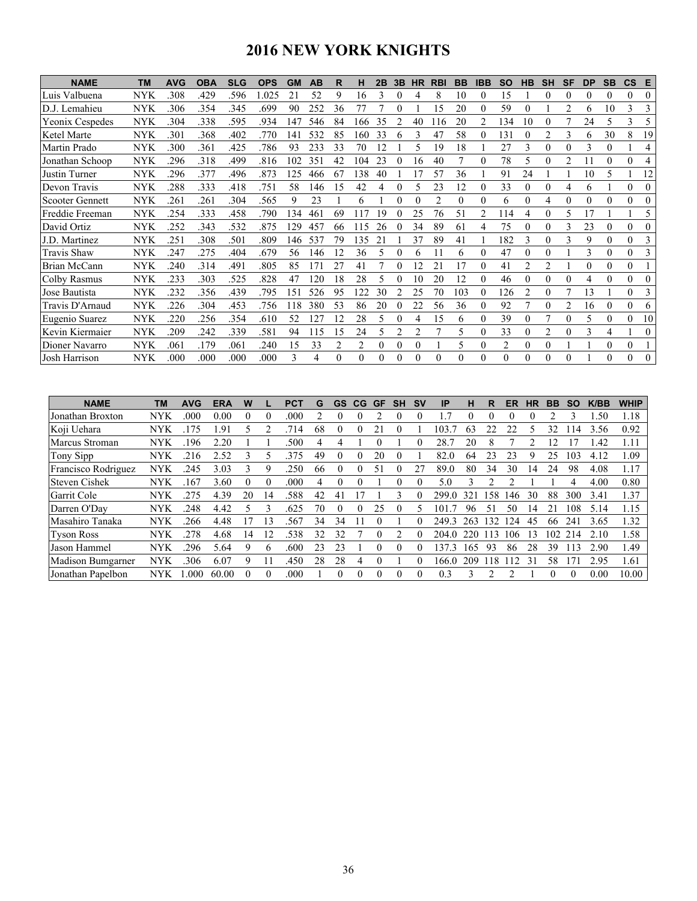# 2016 NEW YORK KNIGHTS

| NAME | TM | AVG | OBA | SLG | OPS | GM | AB | R | H | 2B | 3B | HR | RBI | BB | IBB | SO | HB | SH | SF | DP | SB | CS | E |
|---|---|---|---|---|---|---|---|---|---|---|---|---|---|---|---|---|---|---|---|---|---|---|---|
| Luis Valbuena | NYK | .308 | .429 | .596 | 1.025 | 21 | 52 | 9 | 16 | 3 | 0 | 4 | 8 | 10 | 0 | 15 | 1 | 0 | 0 | 0 | 0 | 0 | 0 |
| D.J. Lemahieu | NYK | .306 | .354 | .345 | .699 | 90 | 252 | 36 | 77 | 7 | 0 | 1 | 15 | 20 | 0 | 59 | 0 | 1 | 2 | 6 | 10 | 3 | 3 |
| Yeonix Cespedes | NYK | .304 | .338 | .595 | .934 | 147 | 546 | 84 | 166 | 35 | 2 | 40 | 116 | 20 | 2 | 134 | 10 | 0 | 7 | 24 | 5 | 3 | 5 |
| Ketel Marte | NYK | .301 | .368 | .402 | .770 | 141 | 532 | 85 | 160 | 33 | 6 | 3 | 47 | 58 | 0 | 131 | 0 | 2 | 3 | 6 | 30 | 8 | 19 |
| Martin Prado | NYK | .300 | .361 | .425 | .786 | 93 | 233 | 33 | 70 | 12 | 1 | 5 | 19 | 18 | 1 | 27 | 3 | 0 | 0 | 3 | 0 | 1 | 4 |
| Jonathan Schoop | NYK | .296 | .318 | .499 | .816 | 102 | 351 | 42 | 104 | 23 | 0 | 16 | 40 | 7 | 0 | 78 | 5 | 0 | 2 | 11 | 0 | 0 | 4 |
| Justin Turner | NYK | .296 | .377 | .496 | .873 | 125 | 466 | 67 | 138 | 40 | 1 | 17 | 57 | 36 | 1 | 91 | 24 | 1 | 1 | 10 | 5 | 1 | 12 |
| Devon Travis | NYK | .288 | .333 | .418 | .751 | 58 | 146 | 15 | 42 | 4 | 0 | 5 | 23 | 12 | 0 | 33 | 0 | 0 | 4 | 6 | 1 | 0 | 0 |
| Scooter Gennett | NYK | .261 | .261 | .304 | .565 | 9 | 23 | 1 | 6 | 1 | 0 | 0 | 2 | 0 | 0 | 6 | 0 | 4 | 0 | 0 | 0 | 0 | 0 |
| Freddie Freeman | NYK | .254 | .333 | .458 | .790 | 134 | 461 | 69 | 117 | 19 | 0 | 25 | 76 | 51 | 2 | 114 | 4 | 0 | 5 | 17 | 1 | 1 | 5 |
| David Ortiz | NYK | .252 | .343 | .532 | .875 | 129 | 457 | 66 | 115 | 26 | 0 | 34 | 89 | 61 | 4 | 75 | 0 | 0 | 3 | 23 | 0 | 0 | 0 |
| J.D. Martinez | NYK | .251 | .308 | .501 | .809 | 146 | 537 | 79 | 135 | 21 | 1 | 37 | 89 | 41 | 1 | 182 | 3 | 0 | 3 | 9 | 0 | 0 | 3 |
| Travis Shaw | NYK | .247 | .275 | .404 | .679 | 56 | 146 | 12 | 36 | 5 | 0 | 6 | 11 | 6 | 0 | 47 | 0 | 0 | 1 | 3 | 0 | 0 | 3 |
| Brian McCann | NYK | .240 | .314 | .491 | .805 | 85 | 171 | 27 | 41 | 7 | 0 | 12 | 21 | 17 | 0 | 41 | 2 | 2 | 1 | 0 | 0 | 0 | 1 |
| Colby Rasmus | NYK | .233 | .303 | .525 | .828 | 47 | 120 | 18 | 28 | 5 | 0 | 10 | 20 | 12 | 0 | 46 | 0 | 0 | 0 | 4 | 0 | 0 | 0 |
| Jose Bautista | NYK | .232 | .356 | .439 | .795 | 151 | 526 | 95 | 122 | 30 | 2 | 25 | 70 | 103 | 0 | 126 | 2 | 0 | 7 | 13 | 1 | 0 | 3 |
| Travis D'Arnaud | NYK | .226 | .304 | .453 | .756 | 118 | 380 | 53 | 86 | 20 | 0 | 22 | 56 | 36 | 0 | 92 | 7 | 0 | 2 | 16 | 0 | 0 | 6 |
| Eugenio Suarez | NYK | .220 | .256 | .354 | .610 | 52 | 127 | 12 | 28 | 5 | 0 | 4 | 15 | 6 | 0 | 39 | 0 | 7 | 0 | 5 | 0 | 0 | 10 |
| Kevin Kiermaier | NYK | .209 | .242 | .339 | .581 | 94 | 115 | 15 | 24 | 5 | 2 | 2 | 7 | 5 | 0 | 33 | 0 | 2 | 0 | 3 | 4 | 1 | 0 |
| Dioner Navarro | NYK | .061 | .179 | .061 | .240 | 15 | 33 | 2 | 2 | 0 | 0 | 0 | 1 | 5 | 0 | 2 | 0 | 0 | 1 | 1 | 0 | 0 | 1 |
| Josh Harrison | NYK | .000 | .000 | .000 | .000 | 3 | 4 | 0 | 0 | 0 | 0 | 0 | 0 | 0 | 0 | 0 | 0 | 0 | 0 | 1 | 0 | 0 | 0 |

| NAME | TM | AVG | ERA | W | L | PCT | G | GS | CG | GF | SH | SV | IP | H | R | ER | HR | BB | SO | K/BB | WHIP |
|---|---|---|---|---|---|---|---|---|---|---|---|---|---|---|---|---|---|---|---|---|---|
| Jonathan Broxton | NYK | .000 | 0.00 | 0 | 0 | .000 | 2 | 0 | 0 | 2 | 0 | 0 | 1.7 | 0 | 0 | 0 | 0 | 2 | 3 | 1.50 | 1.18 |
| Koji Uehara | NYK | .175 | 1.91 | 5 | 2 | .714 | 68 | 0 | 0 | 21 | 0 | 1 | 103.7 | 63 | 22 | 22 | 5 | 32 | 114 | 3.56 | 0.92 |
| Marcus Stroman | NYK | .196 | 2.20 | 1 | 1 | .500 | 4 | 4 | 1 | 0 | 1 | 0 | 28.7 | 20 | 8 | 7 | 2 | 12 | 17 | 1.42 | 1.11 |
| Tony Sipp | NYK | .216 | 2.52 | 3 | 5 | .375 | 49 | 0 | 0 | 20 | 0 | 1 | 82.0 | 64 | 23 | 23 | 9 | 25 | 103 | 4.12 | 1.09 |
| Francisco Rodriguez | NYK | .245 | 3.03 | 3 | 9 | .250 | 66 | 0 | 0 | 51 | 0 | 27 | 89.0 | 80 | 34 | 30 | 14 | 24 | 98 | 4.08 | 1.17 |
| Steven Cishek | NYK | .167 | 3.60 | 0 | 0 | .000 | 4 | 0 | 0 | 1 | 0 | 0 | 5.0 | 3 | 2 | 2 | 1 | 1 | 4 | 4.00 | 0.80 |
| Garrit Cole | NYK | .275 | 4.39 | 20 | 14 | .588 | 42 | 41 | 17 | 1 | 3 | 0 | 299.0 | 321 | 158 | 146 | 30 | 88 | 300 | 3.41 | 1.37 |
| Darren O'Day | NYK | .248 | 4.42 | 5 | 3 | .625 | 70 | 0 | 0 | 25 | 0 | 5 | 101.7 | 96 | 51 | 50 | 14 | 21 | 108 | 5.14 | 1.15 |
| Masahiro Tanaka | NYK | .266 | 4.48 | 17 | 13 | .567 | 34 | 34 | 11 | 0 | 1 | 0 | 249.3 | 263 | 132 | 124 | 45 | 66 | 241 | 3.65 | 1.32 |
| Tyson Ross | NYK | .278 | 4.68 | 14 | 12 | .538 | 32 | 32 | 7 | 0 | 2 | 0 | 204.0 | 220 | 113 | 106 | 13 | 102 | 214 | 2.10 | 1.58 |
| Jason Hammel | NYK | .296 | 5.64 | 9 | 6 | .600 | 23 | 23 | 1 | 0 | 0 | 0 | 137.3 | 165 | 93 | 86 | 28 | 39 | 113 | 2.90 | 1.49 |
| Madison Bumgarner | NYK | .306 | 6.07 | 9 | 11 | .450 | 28 | 28 | 4 | 0 | 1 | 0 | 166.0 | 209 | 118 | 112 | 31 | 58 | 171 | 2.95 | 1.61 |
| Jonathan Papelbon | NYK | 1.000 | 60.00 | 0 | 0 | .000 | 1 | 0 | 0 | 0 | 0 | 0 | 0.3 | 3 | 2 | 2 | 1 | 0 | 0 | 0.00 | 10.00 |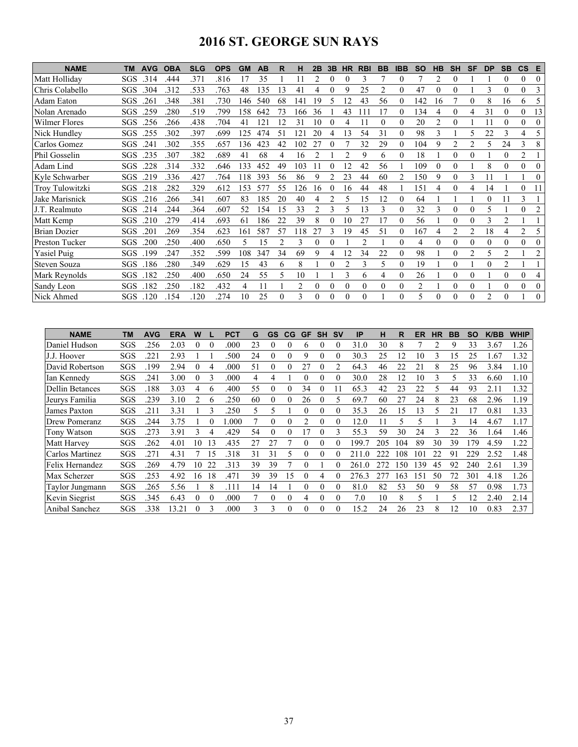# 2016 ST. GEORGE SUN RAYS

| NAME | TM | AVG | OBA | SLG | OPS | GM | AB | R | H | 2B | 3B | HR | RBI | BB | IBB | SO | HB | SH | SF | DP | SB | CS | E |
|---|---|---|---|---|---|---|---|---|---|---|---|---|---|---|---|---|---|---|---|---|---|---|---|
| Matt Holliday | SGS | .314 | .444 | .371 | .816 | 17 | 35 | 1 | 11 | 2 | 0 | 0 | 3 | 7 | 0 | 7 | 2 | 0 | 1 | 1 | 0 | 0 | 0 |
| Chris Colabello | SGS | .304 | .312 | .533 | .763 | 48 | 135 | 13 | 41 | 4 | 0 | 9 | 25 | 2 | 0 | 47 | 0 | 0 | 1 | 3 | 0 | 0 | 3 |
| Adam Eaton | SGS | .261 | .348 | .381 | .730 | 146 | 540 | 68 | 141 | 19 | 5 | 12 | 43 | 56 | 0 | 142 | 16 | 7 | 0 | 8 | 16 | 6 | 5 |
| Nolan Arenado | SGS | .259 | .280 | .519 | .799 | 158 | 642 | 73 | 166 | 36 | 1 | 43 | 111 | 17 | 0 | 134 | 4 | 0 | 4 | 31 | 0 | 0 | 13 |
| Wilmer Flores | SGS | .256 | .266 | .438 | .704 | 41 | 121 | 12 | 31 | 10 | 0 | 4 | 11 | 0 | 0 | 20 | 2 | 0 | 1 | 11 | 0 | 0 | 0 |
| Nick Hundley | SGS | .255 | .302 | .397 | .699 | 125 | 474 | 51 | 121 | 20 | 4 | 13 | 54 | 31 | 0 | 98 | 3 | 1 | 5 | 22 | 3 | 4 | 5 |
| Carlos Gomez | SGS | .241 | .302 | .355 | .657 | 136 | 423 | 42 | 102 | 27 | 0 | 7 | 32 | 29 | 0 | 104 | 9 | 2 | 2 | 5 | 24 | 3 | 8 |
| Phil Gosselin | SGS | .235 | .307 | .382 | .689 | 41 | 68 | 4 | 16 | 2 | 1 | 2 | 9 | 6 | 0 | 18 | 1 | 0 | 0 | 1 | 0 | 2 | 1 |
| Adam Lind | SGS | .228 | .314 | .332 | .646 | 133 | 452 | 49 | 103 | 11 | 0 | 12 | 42 | 56 | 1 | 109 | 0 | 0 | 1 | 8 | 0 | 0 | 0 |
| Kyle Schwarber | SGS | .219 | .336 | .427 | .764 | 118 | 393 | 56 | 86 | 9 | 2 | 23 | 44 | 60 | 2 | 150 | 9 | 0 | 3 | 11 | 1 | 1 | 0 |
| Troy Tulowitzki | SGS | .218 | .282 | .329 | .612 | 153 | 577 | 55 | 126 | 16 | 0 | 16 | 44 | 48 | 1 | 151 | 4 | 0 | 4 | 14 | 1 | 0 | 11 |
| Jake Marisnick | SGS | .216 | .266 | .341 | .607 | 83 | 185 | 20 | 40 | 4 | 2 | 5 | 15 | 12 | 0 | 64 | 1 | 1 | 1 | 0 | 11 | 3 | 1 |
| J.T. Realmuto | SGS | .214 | .244 | .364 | .607 | 52 | 154 | 15 | 33 | 2 | 3 | 5 | 13 | 3 | 0 | 32 | 3 | 0 | 0 | 5 | 1 | 0 | 2 |
| Matt Kemp | SGS | .210 | .279 | .414 | .693 | 61 | 186 | 22 | 39 | 8 | 0 | 10 | 27 | 17 | 0 | 56 | 1 | 0 | 0 | 3 | 2 | 1 | 1 |
| Brian Dozier | SGS | .201 | .269 | .354 | .623 | 161 | 587 | 57 | 118 | 27 | 3 | 19 | 45 | 51 | 0 | 167 | 4 | 2 | 2 | 18 | 4 | 2 | 5 |
| Preston Tucker | SGS | .200 | .250 | .400 | .650 | 5 | 15 | 2 | 3 | 0 | 0 | 1 | 2 | 1 | 0 | 4 | 0 | 0 | 0 | 0 | 0 | 0 | 0 |
| Yasiel Puig | SGS | .199 | .247 | .352 | .599 | 108 | 347 | 34 | 69 | 9 | 4 | 12 | 34 | 22 | 0 | 98 | 1 | 0 | 2 | 5 | 2 | 1 | 2 |
| Steven Souza | SGS | .186 | .280 | .349 | .629 | 15 | 43 | 6 | 8 | 1 | 0 | 2 | 3 | 5 | 0 | 19 | 1 | 0 | 1 | 0 | 2 | 1 | 1 |
| Mark Reynolds | SGS | .182 | .250 | .400 | .650 | 24 | 55 | 5 | 10 | 1 | 1 | 3 | 6 | 4 | 0 | 26 | 1 | 0 | 0 | 1 | 0 | 0 | 4 |
| Sandy Leon | SGS | .182 | .250 | .182 | .432 | 4 | 11 | 1 | 2 | 0 | 0 | 0 | 0 | 0 | 0 | 2 | 1 | 0 | 0 | 1 | 0 | 0 | 0 |
| Nick Ahmed | SGS | .120 | .154 | .120 | .274 | 10 | 25 | 0 | 3 | 0 | 0 | 0 | 0 | 1 | 0 | 5 | 0 | 0 | 0 | 2 | 0 | 1 | 0 |

| NAME | TM | AVG | ERA | W | L | PCT | G | GS | CG | GF | SH | SV | IP | H | R | ER | HR | BB | SO | K/BB | WHIP |
|---|---|---|---|---|---|---|---|---|---|---|---|---|---|---|---|---|---|---|---|---|---|
| Daniel Hudson | SGS | .256 | 2.03 | 0 | 0 | .000 | 23 | 0 | 0 | 6 | 0 | 0 | 31.0 | 30 | 8 | 7 | 2 | 9 | 33 | 3.67 | 1.26 |
| J.J. Hoover | SGS | .221 | 2.93 | 1 | 1 | .500 | 24 | 0 | 0 | 9 | 0 | 0 | 30.3 | 25 | 12 | 10 | 3 | 15 | 25 | 1.67 | 1.32 |
| David Robertson | SGS | .199 | 2.94 | 0 | 4 | .000 | 51 | 0 | 0 | 27 | 0 | 2 | 64.3 | 46 | 22 | 21 | 8 | 25 | 96 | 3.84 | 1.10 |
| Ian Kennedy | SGS | .241 | 3.00 | 0 | 3 | .000 | 4 | 4 | 1 | 0 | 0 | 0 | 30.0 | 28 | 12 | 10 | 3 | 5 | 33 | 6.60 | 1.10 |
| Dellin Betances | SGS | .188 | 3.03 | 4 | 6 | .400 | 55 | 0 | 0 | 34 | 0 | 11 | 65.3 | 42 | 23 | 22 | 5 | 44 | 93 | 2.11 | 1.32 |
| Jeurys Familia | SGS | .239 | 3.10 | 2 | 6 | .250 | 60 | 0 | 0 | 26 | 0 | 5 | 69.7 | 60 | 27 | 24 | 8 | 23 | 68 | 2.96 | 1.19 |
| James Paxton | SGS | .211 | 3.31 | 1 | 3 | .250 | 5 | 5 | 1 | 0 | 0 | 0 | 35.3 | 26 | 15 | 13 | 5 | 21 | 17 | 0.81 | 1.33 |
| Drew Pomeranz | SGS | .244 | 3.75 | 1 | 0 | 1.000 | 7 | 0 | 0 | 2 | 0 | 0 | 12.0 | 11 | 5 | 5 | 1 | 3 | 14 | 4.67 | 1.17 |
| Tony Watson | SGS | .273 | 3.91 | 3 | 4 | .429 | 54 | 0 | 0 | 17 | 0 | 3 | 55.3 | 59 | 30 | 24 | 3 | 22 | 36 | 1.64 | 1.46 |
| Matt Harvey | SGS | .262 | 4.01 | 10 | 13 | .435 | 27 | 27 | 7 | 0 | 0 | 0 | 199.7 | 205 | 104 | 89 | 30 | 39 | 179 | 4.59 | 1.22 |
| Carlos Martinez | SGS | .271 | 4.31 | 7 | 15 | .318 | 31 | 31 | 5 | 0 | 0 | 0 | 211.0 | 222 | 108 | 101 | 22 | 91 | 229 | 2.52 | 1.48 |
| Felix Hernandez | SGS | .269 | 4.79 | 10 | 22 | .313 | 39 | 39 | 7 | 0 | 1 | 0 | 261.0 | 272 | 150 | 139 | 45 | 92 | 240 | 2.61 | 1.39 |
| Max Scherzer | SGS | .253 | 4.92 | 16 | 18 | .471 | 39 | 39 | 15 | 0 | 4 | 0 | 276.3 | 277 | 163 | 151 | 50 | 72 | 301 | 4.18 | 1.26 |
| Taylor Jungmann | SGS | .265 | 5.56 | 1 | 8 | .111 | 14 | 14 | 1 | 0 | 0 | 0 | 81.0 | 82 | 53 | 50 | 9 | 58 | 57 | 0.98 | 1.73 |
| Kevin Siegrist | SGS | .345 | 6.43 | 0 | 0 | .000 | 7 | 0 | 0 | 4 | 0 | 0 | 7.0 | 10 | 8 | 5 | 1 | 5 | 12 | 2.40 | 2.14 |
| Anibal Sanchez | SGS | .338 | 13.21 | 0 | 3 | .000 | 3 | 3 | 0 | 0 | 0 | 0 | 15.2 | 24 | 26 | 23 | 8 | 12 | 10 | 0.83 | 2.37 |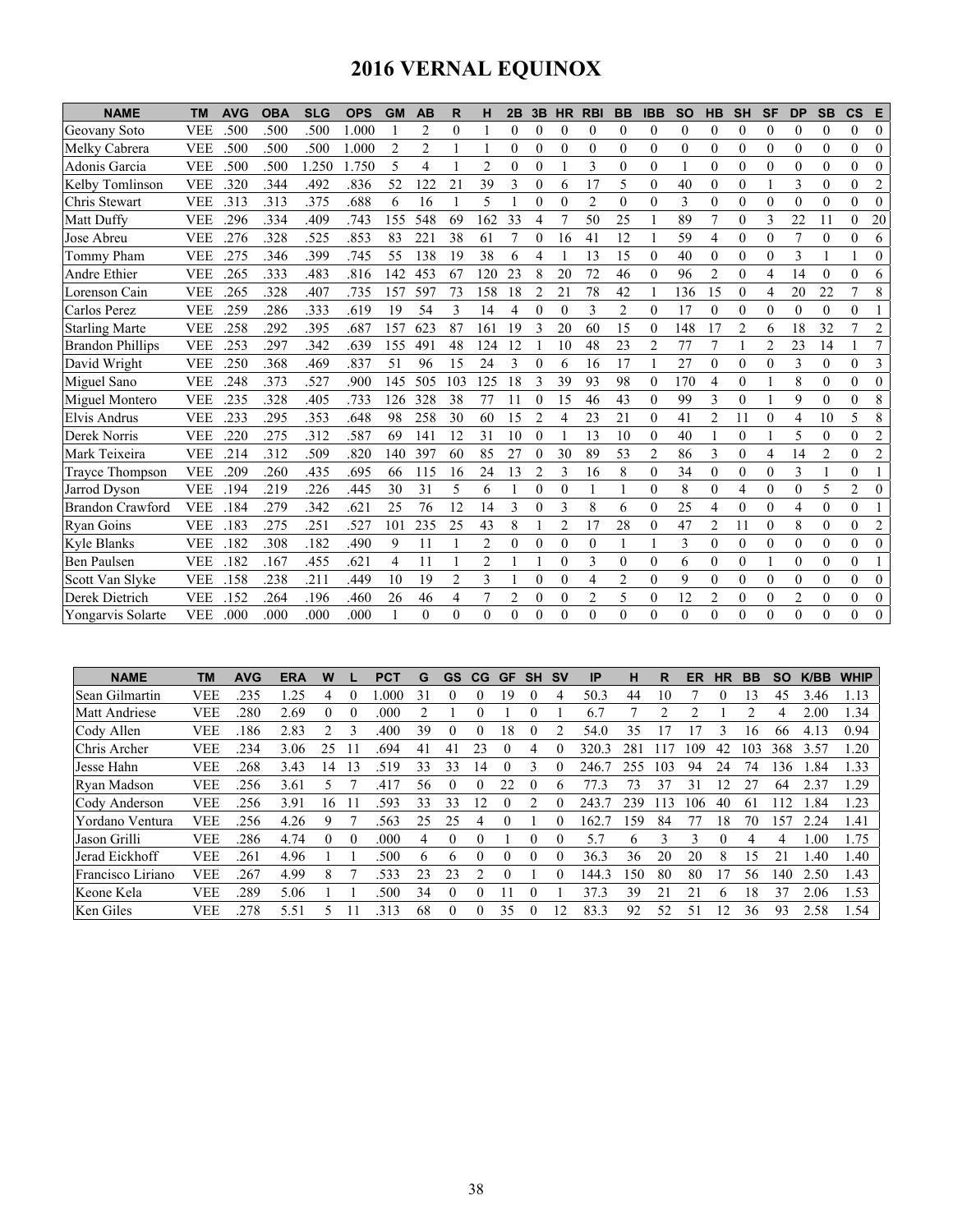# 2016 VERNAL EQUINOX

| NAME | TM | AVG | OBA | SLG | OPS | GM | AB | R | H | 2B | 3B | HR | RBI | BB | IBB | SO | HB | SH | SF | DP | SB | CS | E |
|---|---|---|---|---|---|---|---|---|---|---|---|---|---|---|---|---|---|---|---|---|---|---|---|
| Geovany Soto | VEE | .500 | .500 | .500 | 1.000 | 1 | 2 | 0 | 1 | 0 | 0 | 0 | 0 | 0 | 0 | 0 | 0 | 0 | 0 | 0 | 0 | 0 | 0 |
| Melky Cabrera | VEE | .500 | .500 | .500 | 1.000 | 2 | 2 | 1 | 1 | 0 | 0 | 0 | 0 | 0 | 0 | 0 | 0 | 0 | 0 | 0 | 0 | 0 | 0 |
| Adonis Garcia | VEE | .500 | .500 | 1.250 | 1.750 | 5 | 4 | 1 | 2 | 0 | 0 | 1 | 3 | 0 | 0 | 1 | 0 | 0 | 0 | 0 | 0 | 0 | 0 |
| Kelby Tomlinson | VEE | .320 | .344 | .492 | .836 | 52 | 122 | 21 | 39 | 3 | 0 | 6 | 17 | 5 | 0 | 40 | 0 | 0 | 1 | 3 | 0 | 0 | 2 |
| Chris Stewart | VEE | .313 | .313 | .375 | .688 | 6 | 16 | 1 | 5 | 1 | 0 | 0 | 2 | 0 | 0 | 3 | 0 | 0 | 0 | 0 | 0 | 0 | 0 |
| Matt Duffy | VEE | .296 | .334 | .409 | .743 | 155 | 548 | 69 | 162 | 33 | 4 | 7 | 50 | 25 | 1 | 89 | 7 | 0 | 3 | 22 | 11 | 0 | 20 |
| Jose Abreu | VEE | .276 | .328 | .525 | .853 | 83 | 221 | 38 | 61 | 7 | 0 | 16 | 41 | 12 | 1 | 59 | 4 | 0 | 0 | 7 | 0 | 0 | 6 |
| Tommy Pham | VEE | .275 | .346 | .399 | .745 | 55 | 138 | 19 | 38 | 6 | 4 | 1 | 13 | 15 | 0 | 40 | 0 | 0 | 0 | 3 | 1 | 1 | 0 |
| Andre Ethier | VEE | .265 | .333 | .483 | .816 | 142 | 453 | 67 | 120 | 23 | 8 | 20 | 72 | 46 | 0 | 96 | 2 | 0 | 4 | 14 | 0 | 0 | 6 |
| Lorenson Cain | VEE | .265 | .328 | .407 | .735 | 157 | 597 | 73 | 158 | 18 | 2 | 21 | 78 | 42 | 1 | 136 | 15 | 0 | 4 | 20 | 22 | 7 | 8 |
| Carlos Perez | VEE | .259 | .286 | .333 | .619 | 19 | 54 | 3 | 14 | 4 | 0 | 0 | 3 | 2 | 0 | 17 | 0 | 0 | 0 | 0 | 0 | 0 | 1 |
| Starling Marte | VEE | .258 | .292 | .395 | .687 | 157 | 623 | 87 | 161 | 19 | 3 | 20 | 60 | 15 | 0 | 148 | 17 | 2 | 6 | 18 | 32 | 7 | 2 |
| Brandon Phillips | VEE | .253 | .297 | .342 | .639 | 155 | 491 | 48 | 124 | 12 | 1 | 10 | 48 | 23 | 2 | 77 | 7 | 1 | 2 | 23 | 14 | 1 | 7 |
| David Wright | VEE | .250 | .368 | .469 | .837 | 51 | 96 | 15 | 24 | 3 | 0 | 6 | 16 | 17 | 1 | 27 | 0 | 0 | 0 | 3 | 0 | 0 | 3 |
| Miguel Sano | VEE | .248 | .373 | .527 | .900 | 145 | 505 | 103 | 125 | 18 | 3 | 39 | 93 | 98 | 0 | 170 | 4 | 0 | 1 | 8 | 0 | 0 | 0 |
| Miguel Montero | VEE | .235 | .328 | .405 | .733 | 126 | 328 | 38 | 77 | 11 | 0 | 15 | 46 | 43 | 0 | 99 | 3 | 0 | 1 | 9 | 0 | 0 | 8 |
| Elvis Andrus | VEE | .233 | .295 | .353 | .648 | 98 | 258 | 30 | 60 | 15 | 2 | 4 | 23 | 21 | 0 | 41 | 2 | 11 | 0 | 4 | 10 | 5 | 8 |
| Derek Norris | VEE | .220 | .275 | .312 | .587 | 69 | 141 | 12 | 31 | 10 | 0 | 1 | 13 | 10 | 0 | 40 | 1 | 0 | 1 | 5 | 0 | 0 | 2 |
| Mark Teixeira | VEE | .214 | .312 | .509 | .820 | 140 | 397 | 60 | 85 | 27 | 0 | 30 | 89 | 53 | 2 | 86 | 3 | 0 | 4 | 14 | 2 | 0 | 2 |
| Trayce Thompson | VEE | .209 | .260 | .435 | .695 | 66 | 115 | 16 | 24 | 13 | 2 | 3 | 16 | 8 | 0 | 34 | 0 | 0 | 0 | 3 | 1 | 0 | 1 |
| Jarrod Dyson | VEE | .194 | .219 | .226 | .445 | 30 | 31 | 5 | 6 | 1 | 0 | 0 | 1 | 1 | 0 | 8 | 0 | 4 | 0 | 0 | 5 | 2 | 0 |
| Brandon Crawford | VEE | .184 | .279 | .342 | .621 | 25 | 76 | 12 | 14 | 3 | 0 | 3 | 8 | 6 | 0 | 25 | 4 | 0 | 0 | 4 | 0 | 0 | 1 |
| Ryan Goins | VEE | .183 | .275 | .251 | .527 | 101 | 235 | 25 | 43 | 8 | 1 | 2 | 17 | 28 | 0 | 47 | 2 | 11 | 0 | 8 | 0 | 0 | 2 |
| Kyle Blanks | VEE | .182 | .308 | .182 | .490 | 9 | 11 | 1 | 2 | 0 | 0 | 0 | 0 | 1 | 1 | 3 | 0 | 0 | 0 | 0 | 0 | 0 | 0 |
| Ben Paulsen | VEE | .182 | .167 | .455 | .621 | 4 | 11 | 1 | 2 | 1 | 1 | 0 | 3 | 0 | 0 | 6 | 0 | 0 | 1 | 0 | 0 | 0 | 1 |
| Scott Van Slyke | VEE | .158 | .238 | .211 | .449 | 10 | 19 | 2 | 3 | 1 | 0 | 0 | 4 | 2 | 0 | 9 | 0 | 0 | 0 | 0 | 0 | 0 | 0 |
| Derek Dietrich | VEE | .152 | .264 | .196 | .460 | 26 | 46 | 4 | 7 | 2 | 0 | 0 | 2 | 5 | 0 | 12 | 2 | 0 | 0 | 2 | 0 | 0 | 0 |
| Yongarvis Solarte | VEE | .000 | .000 | .000 | .000 | 1 | 0 | 0 | 0 | 0 | 0 | 0 | 0 | 0 | 0 | 0 | 0 | 0 | 0 | 0 | 0 | 0 | 0 |

| NAME | TM | AVG | ERA | W | L | PCT | G | GS | CG | GF | SH | SV | IP | H | R | ER | HR | BB | SO | K/BB | WHIP |
|---|---|---|---|---|---|---|---|---|---|---|---|---|---|---|---|---|---|---|---|---|---|
| Sean Gilmartin | VEE | .235 | 1.25 | 4 | 0 | 1.000 | 31 | 0 | 0 | 19 | 0 | 4 | 50.3 | 44 | 10 | 7 | 0 | 13 | 45 | 3.46 | 1.13 |
| Matt Andriese | VEE | .280 | 2.69 | 0 | 0 | .000 | 2 | 1 | 0 | 1 | 0 | 1 | 6.7 | 7 | 2 | 2 | 1 | 2 | 4 | 2.00 | 1.34 |
| Cody Allen | VEE | .186 | 2.83 | 2 | 3 | .400 | 39 | 0 | 0 | 18 | 0 | 2 | 54.0 | 35 | 17 | 17 | 3 | 16 | 66 | 4.13 | 0.94 |
| Chris Archer | VEE | .234 | 3.06 | 25 | 11 | .694 | 41 | 41 | 23 | 0 | 4 | 0 | 320.3 | 281 | 117 | 109 | 42 | 103 | 368 | 3.57 | 1.20 |
| Jesse Hahn | VEE | .268 | 3.43 | 14 | 13 | .519 | 33 | 33 | 14 | 0 | 3 | 0 | 246.7 | 255 | 103 | 94 | 24 | 74 | 136 | 1.84 | 1.33 |
| Ryan Madson | VEE | .256 | 3.61 | 5 | 7 | .417 | 56 | 0 | 0 | 22 | 0 | 6 | 77.3 | 73 | 37 | 31 | 12 | 27 | 64 | 2.37 | 1.29 |
| Cody Anderson | VEE | .256 | 3.91 | 16 | 11 | .593 | 33 | 33 | 12 | 0 | 2 | 0 | 243.7 | 239 | 113 | 106 | 40 | 61 | 112 | 1.84 | 1.23 |
| Yordano Ventura | VEE | .256 | 4.26 | 9 | 7 | .563 | 25 | 25 | 4 | 0 | 1 | 0 | 162.7 | 159 | 84 | 77 | 18 | 70 | 157 | 2.24 | 1.41 |
| Jason Grilli | VEE | .286 | 4.74 | 0 | 0 | .000 | 4 | 0 | 0 | 1 | 0 | 0 | 5.7 | 6 | 3 | 3 | 0 | 4 | 4 | 1.00 | 1.75 |
| Jerad Eickhoff | VEE | .261 | 4.96 | 1 | 1 | .500 | 6 | 6 | 0 | 0 | 0 | 0 | 36.3 | 36 | 20 | 20 | 8 | 15 | 21 | 1.40 | 1.40 |
| Francisco Liriano | VEE | .267 | 4.99 | 8 | 7 | .533 | 23 | 23 | 2 | 0 | 1 | 0 | 144.3 | 150 | 80 | 80 | 17 | 56 | 140 | 2.50 | 1.43 |
| Keone Kela | VEE | .289 | 5.06 | 1 | 1 | .500 | 34 | 0 | 0 | 11 | 0 | 1 | 37.3 | 39 | 21 | 21 | 6 | 18 | 37 | 2.06 | 1.53 |
| Ken Giles | VEE | .278 | 5.51 | 5 | 11 | .313 | 68 | 0 | 0 | 35 | 0 | 12 | 83.3 | 92 | 52 | 51 | 12 | 36 | 93 | 2.58 | 1.54 |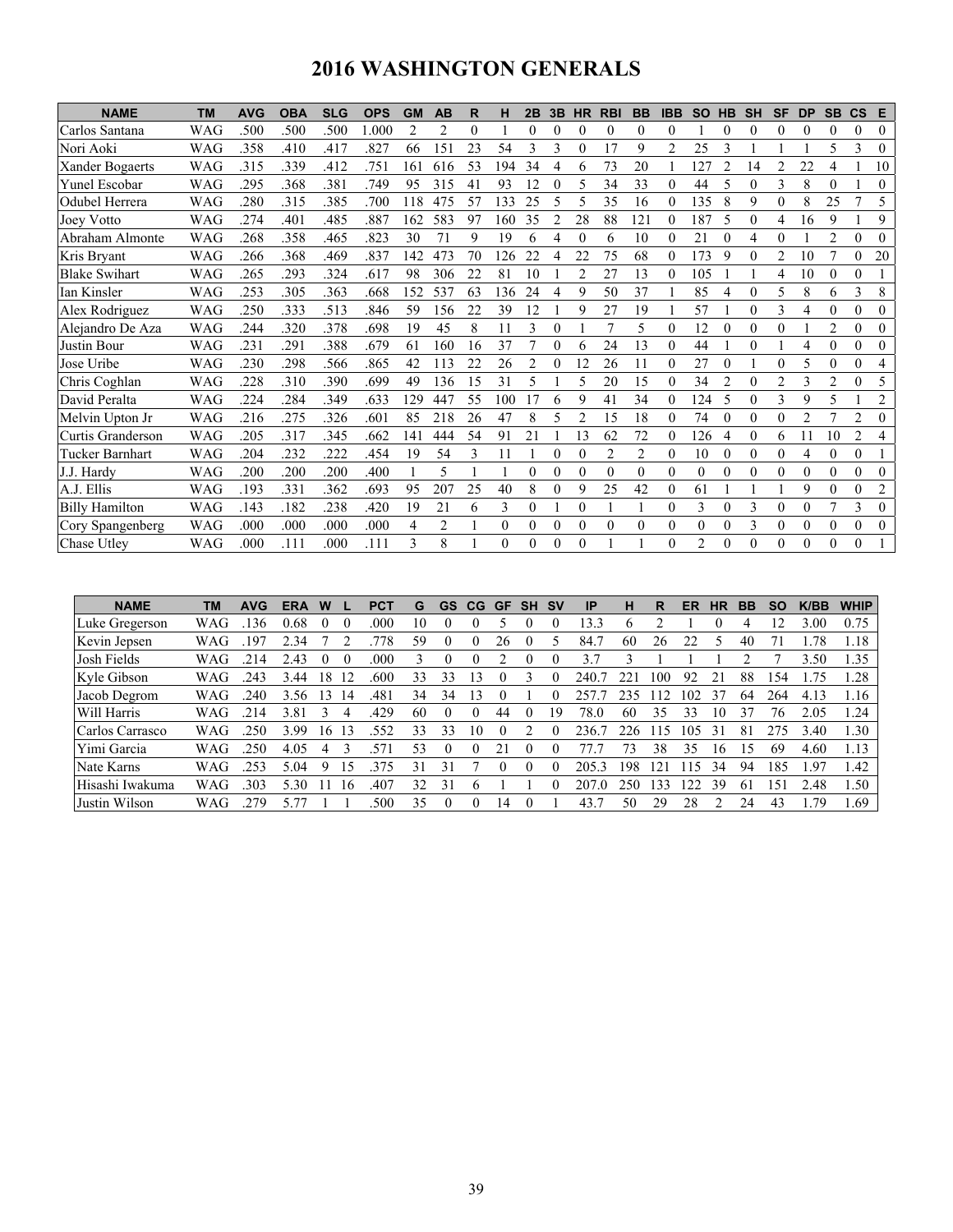# 2016 WASHINGTON GENERALS

| NAME | TM | AVG | OBA | SLG | OPS | GM | AB | R | H | 2B | 3B | HR | RBI | BB | IBB | SO | HB | SH | SF | DP | SB | CS | E |
|---|---|---|---|---|---|---|---|---|---|---|---|---|---|---|---|---|---|---|---|---|---|---|---|
| Carlos Santana | WAG | .500 | .500 | .500 | 1.000 | 2 | 2 | 0 | 1 | 0 | 0 | 0 | 0 | 0 | 0 | 1 | 0 | 0 | 0 | 0 | 0 | 0 | 0 |
| Nori Aoki | WAG | .358 | .410 | .417 | .827 | 66 | 151 | 23 | 54 | 3 | 3 | 0 | 17 | 9 | 2 | 25 | 3 | 1 | 1 | 1 | 5 | 3 | 0 |
| Xander Bogaerts | WAG | .315 | .339 | .412 | .751 | 161 | 616 | 53 | 194 | 34 | 4 | 6 | 73 | 20 | 1 | 127 | 2 | 14 | 2 | 22 | 4 | 1 | 10 |
| Yunel Escobar | WAG | .295 | .368 | .381 | .749 | 95 | 315 | 41 | 93 | 12 | 0 | 5 | 34 | 33 | 0 | 44 | 5 | 0 | 3 | 8 | 0 | 1 | 0 |
| Odubel Herrera | WAG | .280 | .315 | .385 | .700 | 118 | 475 | 57 | 133 | 25 | 5 | 5 | 35 | 16 | 0 | 135 | 8 | 9 | 0 | 8 | 25 | 7 | 5 |
| Joey Votto | WAG | .274 | .401 | .485 | .887 | 162 | 583 | 97 | 160 | 35 | 2 | 28 | 88 | 121 | 0 | 187 | 5 | 0 | 4 | 16 | 9 | 1 | 9 |
| Abraham Almonte | WAG | .268 | .358 | .465 | .823 | 30 | 71 | 9 | 19 | 6 | 4 | 0 | 6 | 10 | 0 | 21 | 0 | 4 | 0 | 1 | 2 | 0 | 0 |
| Kris Bryant | WAG | .266 | .368 | .469 | .837 | 142 | 473 | 70 | 126 | 22 | 4 | 22 | 75 | 68 | 0 | 173 | 9 | 0 | 2 | 10 | 7 | 0 | 20 |
| Blake Swihart | WAG | .265 | .293 | .324 | .617 | 98 | 306 | 22 | 81 | 10 | 1 | 2 | 27 | 13 | 0 | 105 | 1 | 1 | 4 | 10 | 0 | 0 | 1 |
| Ian Kinsler | WAG | .253 | .305 | .363 | .668 | 152 | 537 | 63 | 136 | 24 | 4 | 9 | 50 | 37 | 1 | 85 | 4 | 0 | 5 | 8 | 6 | 3 | 8 |
| Alex Rodriguez | WAG | .250 | .333 | .513 | .846 | 59 | 156 | 22 | 39 | 12 | 1 | 9 | 27 | 19 | 1 | 57 | 1 | 0 | 3 | 4 | 0 | 0 | 0 |
| Alejandro De Aza | WAG | .244 | .320 | .378 | .698 | 19 | 45 | 8 | 11 | 3 | 0 | 1 | 7 | 5 | 0 | 12 | 0 | 0 | 0 | 1 | 2 | 0 | 0 |
| Justin Bour | WAG | .231 | .291 | .388 | .679 | 61 | 160 | 16 | 37 | 7 | 0 | 6 | 24 | 13 | 0 | 44 | 1 | 0 | 1 | 4 | 0 | 0 | 0 |
| Jose Uribe | WAG | .230 | .298 | .566 | .865 | 42 | 113 | 22 | 26 | 2 | 0 | 12 | 26 | 11 | 0 | 27 | 0 | 1 | 0 | 5 | 0 | 0 | 4 |
| Chris Coghlan | WAG | .228 | .310 | .390 | .699 | 49 | 136 | 15 | 31 | 5 | 1 | 5 | 20 | 15 | 0 | 34 | 2 | 0 | 2 | 3 | 2 | 0 | 5 |
| David Peralta | WAG | .224 | .284 | .349 | .633 | 129 | 447 | 55 | 100 | 17 | 6 | 9 | 41 | 34 | 0 | 124 | 5 | 0 | 3 | 9 | 5 | 1 | 2 |
| Melvin Upton Jr | WAG | .216 | .275 | .326 | .601 | 85 | 218 | 26 | 47 | 8 | 5 | 2 | 15 | 18 | 0 | 74 | 0 | 0 | 0 | 2 | 7 | 2 | 0 |
| Curtis Granderson | WAG | .205 | .317 | .345 | .662 | 141 | 444 | 54 | 91 | 21 | 1 | 13 | 62 | 72 | 0 | 126 | 4 | 0 | 6 | 11 | 10 | 2 | 4 |
| Tucker Barnhart | WAG | .204 | .232 | .222 | .454 | 19 | 54 | 3 | 11 | 1 | 0 | 0 | 2 | 2 | 0 | 10 | 0 | 0 | 0 | 4 | 0 | 0 | 1 |
| J.J. Hardy | WAG | .200 | .200 | .200 | .400 | 1 | 5 | 1 | 1 | 0 | 0 | 0 | 0 | 0 | 0 | 0 | 0 | 0 | 0 | 0 | 0 | 0 | 0 |
| A.J. Ellis | WAG | .193 | .331 | .362 | .693 | 95 | 207 | 25 | 40 | 8 | 0 | 9 | 25 | 42 | 0 | 61 | 1 | 1 | 1 | 9 | 0 | 0 | 2 |
| Billy Hamilton | WAG | .143 | .182 | .238 | .420 | 19 | 21 | 6 | 3 | 0 | 1 | 0 | 1 | 1 | 0 | 3 | 0 | 3 | 0 | 0 | 7 | 3 | 0 |
| Cory Spangenberg | WAG | .000 | .000 | .000 | .000 | 4 | 2 | 1 | 0 | 0 | 0 | 0 | 0 | 0 | 0 | 0 | 0 | 3 | 0 | 0 | 0 | 0 | 0 |
| Chase Utley | WAG | .000 | .111 | .000 | .111 | 3 | 8 | 1 | 0 | 0 | 0 | 0 | 1 | 1 | 0 | 2 | 0 | 0 | 0 | 0 | 0 | 0 | 1 |

| NAME | TM | AVG | ERA | W | L | PCT | G | GS | CG | GF | SH | SV | IP | H | R | ER | HR | BB | SO | K/BB | WHIP |
|---|---|---|---|---|---|---|---|---|---|---|---|---|---|---|---|---|---|---|---|---|---|
| Luke Gregerson | WAG | .136 | 0.68 | 0 | 0 | .000 | 10 | 0 | 0 | 5 | 0 | 0 | 13.3 | 6 | 2 | 1 | 0 | 4 | 12 | 3.00 | 0.75 |
| Kevin Jepsen | WAG | .197 | 2.34 | 7 | 2 | .778 | 59 | 0 | 0 | 26 | 0 | 5 | 84.7 | 60 | 26 | 22 | 5 | 40 | 71 | 1.78 | 1.18 |
| Josh Fields | WAG | .214 | 2.43 | 0 | 0 | .000 | 3 | 0 | 0 | 2 | 0 | 0 | 3.7 | 3 | 1 | 1 | 1 | 2 | 7 | 3.50 | 1.35 |
| Kyle Gibson | WAG | .243 | 3.44 | 18 | 12 | .600 | 33 | 33 | 13 | 0 | 3 | 0 | 240.7 | 221 | 100 | 92 | 21 | 88 | 154 | 1.75 | 1.28 |
| Jacob Degrom | WAG | .240 | 3.56 | 13 | 14 | .481 | 34 | 34 | 13 | 0 | 1 | 0 | 257.7 | 235 | 112 | 102 | 37 | 64 | 264 | 4.13 | 1.16 |
| Will Harris | WAG | .214 | 3.81 | 3 | 4 | .429 | 60 | 0 | 0 | 44 | 0 | 19 | 78.0 | 60 | 35 | 33 | 10 | 37 | 76 | 2.05 | 1.24 |
| Carlos Carrasco | WAG | .250 | 3.99 | 16 | 13 | .552 | 33 | 33 | 10 | 0 | 2 | 0 | 236.7 | 226 | 115 | 105 | 31 | 81 | 275 | 3.40 | 1.30 |
| Yimi Garcia | WAG | .250 | 4.05 | 4 | 3 | .571 | 53 | 0 | 0 | 21 | 0 | 0 | 77.7 | 73 | 38 | 35 | 16 | 15 | 69 | 4.60 | 1.13 |
| Nate Karns | WAG | .253 | 5.04 | 9 | 15 | .375 | 31 | 31 | 7 | 0 | 0 | 0 | 205.3 | 198 | 121 | 115 | 34 | 94 | 185 | 1.97 | 1.42 |
| Hisashi Iwakuma | WAG | .303 | 5.30 | 11 | 16 | .407 | 32 | 31 | 6 | 1 | 1 | 0 | 207.0 | 250 | 133 | 122 | 39 | 61 | 151 | 2.48 | 1.50 |
| Justin Wilson | WAG | .279 | 5.77 | 1 | 1 | .500 | 35 | 0 | 0 | 14 | 0 | 1 | 43.7 | 50 | 29 | 28 | 2 | 24 | 43 | 1.79 | 1.69 |